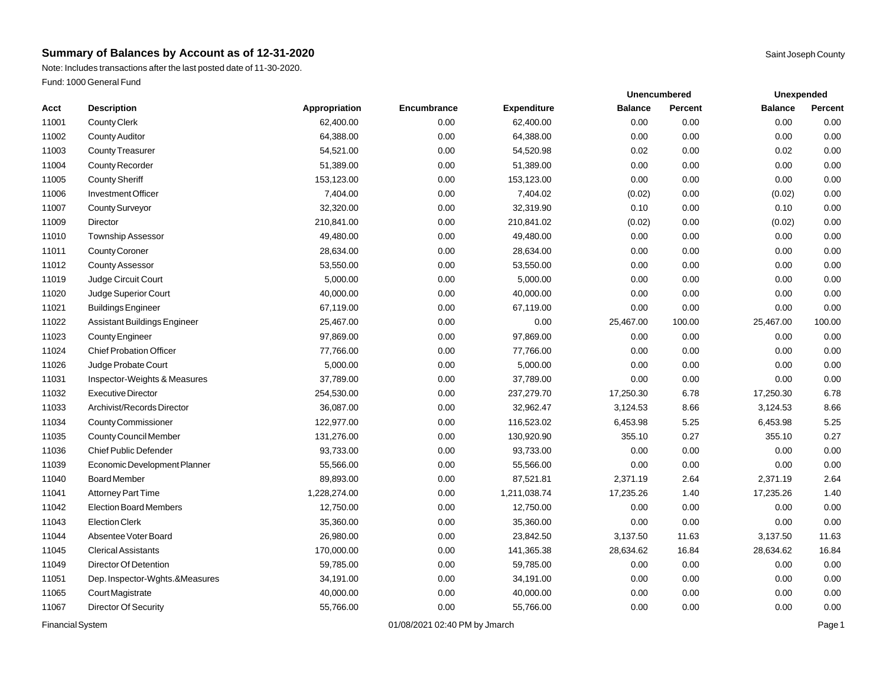# Summary of Balances by Account as of 12-31-2020

Saint Joseph County

Note: Includes transactions after the last posted date of 11-30-2020.

Fund: 1000 General Fund

| Acct | Description | Appropriation | Encumbrance | Expenditure | Unencumbered Balance | Unencumbered Percent | Unexpended Balance | Unexpended Percent |
|---|---|---|---|---|---|---|---|---|
| 11001 | County Clerk | 62,400.00 | 0.00 | 62,400.00 | 0.00 | 0.00 | 0.00 | 0.00 |
| 11002 | County Auditor | 64,388.00 | 0.00 | 64,388.00 | 0.00 | 0.00 | 0.00 | 0.00 |
| 11003 | County Treasurer | 54,521.00 | 0.00 | 54,520.98 | 0.02 | 0.00 | 0.02 | 0.00 |
| 11004 | County Recorder | 51,389.00 | 0.00 | 51,389.00 | 0.00 | 0.00 | 0.00 | 0.00 |
| 11005 | County Sheriff | 153,123.00 | 0.00 | 153,123.00 | 0.00 | 0.00 | 0.00 | 0.00 |
| 11006 | Investment Officer | 7,404.00 | 0.00 | 7,404.02 | (0.02) | 0.00 | (0.02) | 0.00 |
| 11007 | County Surveyor | 32,320.00 | 0.00 | 32,319.90 | 0.10 | 0.00 | 0.10 | 0.00 |
| 11009 | Director | 210,841.00 | 0.00 | 210,841.02 | (0.02) | 0.00 | (0.02) | 0.00 |
| 11010 | Township Assessor | 49,480.00 | 0.00 | 49,480.00 | 0.00 | 0.00 | 0.00 | 0.00 |
| 11011 | County Coroner | 28,634.00 | 0.00 | 28,634.00 | 0.00 | 0.00 | 0.00 | 0.00 |
| 11012 | County Assessor | 53,550.00 | 0.00 | 53,550.00 | 0.00 | 0.00 | 0.00 | 0.00 |
| 11019 | Judge Circuit Court | 5,000.00 | 0.00 | 5,000.00 | 0.00 | 0.00 | 0.00 | 0.00 |
| 11020 | Judge Superior Court | 40,000.00 | 0.00 | 40,000.00 | 0.00 | 0.00 | 0.00 | 0.00 |
| 11021 | Buildings Engineer | 67,119.00 | 0.00 | 67,119.00 | 0.00 | 0.00 | 0.00 | 0.00 |
| 11022 | Assistant Buildings Engineer | 25,467.00 | 0.00 | 0.00 | 25,467.00 | 100.00 | 25,467.00 | 100.00 |
| 11023 | County Engineer | 97,869.00 | 0.00 | 97,869.00 | 0.00 | 0.00 | 0.00 | 0.00 |
| 11024 | Chief Probation Officer | 77,766.00 | 0.00 | 77,766.00 | 0.00 | 0.00 | 0.00 | 0.00 |
| 11026 | Judge Probate Court | 5,000.00 | 0.00 | 5,000.00 | 0.00 | 0.00 | 0.00 | 0.00 |
| 11031 | Inspector-Weights & Measures | 37,789.00 | 0.00 | 37,789.00 | 0.00 | 0.00 | 0.00 | 0.00 |
| 11032 | Executive Director | 254,530.00 | 0.00 | 237,279.70 | 17,250.30 | 6.78 | 17,250.30 | 6.78 |
| 11033 | Archivist/Records Director | 36,087.00 | 0.00 | 32,962.47 | 3,124.53 | 8.66 | 3,124.53 | 8.66 |
| 11034 | County Commissioner | 122,977.00 | 0.00 | 116,523.02 | 6,453.98 | 5.25 | 6,453.98 | 5.25 |
| 11035 | County Council Member | 131,276.00 | 0.00 | 130,920.90 | 355.10 | 0.27 | 355.10 | 0.27 |
| 11036 | Chief Public Defender | 93,733.00 | 0.00 | 93,733.00 | 0.00 | 0.00 | 0.00 | 0.00 |
| 11039 | Economic Development Planner | 55,566.00 | 0.00 | 55,566.00 | 0.00 | 0.00 | 0.00 | 0.00 |
| 11040 | Board Member | 89,893.00 | 0.00 | 87,521.81 | 2,371.19 | 2.64 | 2,371.19 | 2.64 |
| 11041 | Attorney Part Time | 1,228,274.00 | 0.00 | 1,211,038.74 | 17,235.26 | 1.40 | 17,235.26 | 1.40 |
| 11042 | Election Board Members | 12,750.00 | 0.00 | 12,750.00 | 0.00 | 0.00 | 0.00 | 0.00 |
| 11043 | Election Clerk | 35,360.00 | 0.00 | 35,360.00 | 0.00 | 0.00 | 0.00 | 0.00 |
| 11044 | Absentee Voter Board | 26,980.00 | 0.00 | 23,842.50 | 3,137.50 | 11.63 | 3,137.50 | 11.63 |
| 11045 | Clerical Assistants | 170,000.00 | 0.00 | 141,365.38 | 28,634.62 | 16.84 | 28,634.62 | 16.84 |
| 11049 | Director Of Detention | 59,785.00 | 0.00 | 59,785.00 | 0.00 | 0.00 | 0.00 | 0.00 |
| 11051 | Dep. Inspector-Wghts.&Measures | 34,191.00 | 0.00 | 34,191.00 | 0.00 | 0.00 | 0.00 | 0.00 |
| 11065 | Court Magistrate | 40,000.00 | 0.00 | 40,000.00 | 0.00 | 0.00 | 0.00 | 0.00 |
| 11067 | Director Of Security | 55,766.00 | 0.00 | 55,766.00 | 0.00 | 0.00 | 0.00 | 0.00 |

Financial System — 01/08/2021 02:40 PM by Jmarch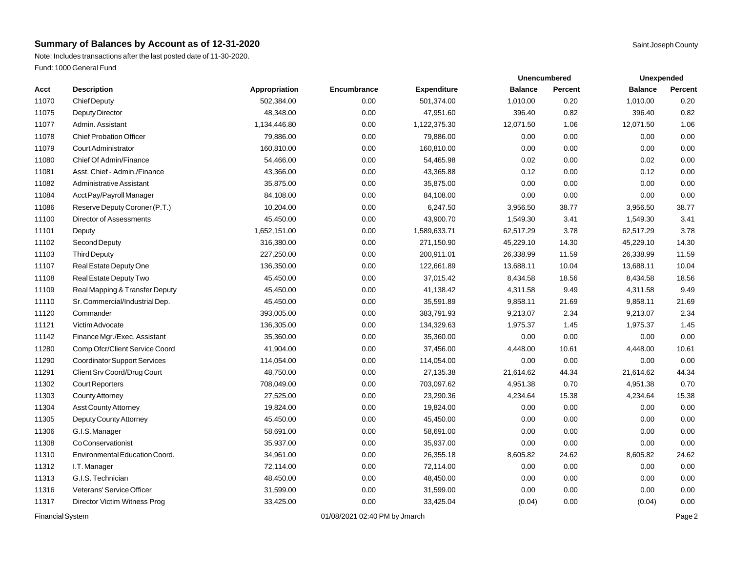# Summary of Balances by Account as of 12-31-2020

Saint Joseph County

Note: Includes transactions after the last posted date of 11-30-2020.

Fund: 1000 General Fund

| Acct | Description | Appropriation | Encumbrance | Expenditure | Unencumbered | | Unexpended | |
|---|---|---|---|---|---|---|---|---|
| | | | | | Balance | Percent | Balance | Percent |
| 11070 | Chief Deputy | 502,384.00 | 0.00 | 501,374.00 | 1,010.00 | 0.20 | 1,010.00 | 0.20 |
| 11075 | Deputy Director | 48,348.00 | 0.00 | 47,951.60 | 396.40 | 0.82 | 396.40 | 0.82 |
| 11077 | Admin. Assistant | 1,134,446.80 | 0.00 | 1,122,375.30 | 12,071.50 | 1.06 | 12,071.50 | 1.06 |
| 11078 | Chief Probation Officer | 79,886.00 | 0.00 | 79,886.00 | 0.00 | 0.00 | 0.00 | 0.00 |
| 11079 | Court Administrator | 160,810.00 | 0.00 | 160,810.00 | 0.00 | 0.00 | 0.00 | 0.00 |
| 11080 | Chief Of Admin/Finance | 54,466.00 | 0.00 | 54,465.98 | 0.02 | 0.00 | 0.02 | 0.00 |
| 11081 | Asst. Chief - Admin./Finance | 43,366.00 | 0.00 | 43,365.88 | 0.12 | 0.00 | 0.12 | 0.00 |
| 11082 | Administrative Assistant | 35,875.00 | 0.00 | 35,875.00 | 0.00 | 0.00 | 0.00 | 0.00 |
| 11084 | Acct Pay/Payroll Manager | 84,108.00 | 0.00 | 84,108.00 | 0.00 | 0.00 | 0.00 | 0.00 |
| 11086 | Reserve Deputy Coroner (P.T.) | 10,204.00 | 0.00 | 6,247.50 | 3,956.50 | 38.77 | 3,956.50 | 38.77 |
| 11100 | Director of Assessments | 45,450.00 | 0.00 | 43,900.70 | 1,549.30 | 3.41 | 1,549.30 | 3.41 |
| 11101 | Deputy | 1,652,151.00 | 0.00 | 1,589,633.71 | 62,517.29 | 3.78 | 62,517.29 | 3.78 |
| 11102 | Second Deputy | 316,380.00 | 0.00 | 271,150.90 | 45,229.10 | 14.30 | 45,229.10 | 14.30 |
| 11103 | Third Deputy | 227,250.00 | 0.00 | 200,911.01 | 26,338.99 | 11.59 | 26,338.99 | 11.59 |
| 11107 | Real Estate Deputy One | 136,350.00 | 0.00 | 122,661.89 | 13,688.11 | 10.04 | 13,688.11 | 10.04 |
| 11108 | Real Estate Deputy Two | 45,450.00 | 0.00 | 37,015.42 | 8,434.58 | 18.56 | 8,434.58 | 18.56 |
| 11109 | Real Mapping & Transfer Deputy | 45,450.00 | 0.00 | 41,138.42 | 4,311.58 | 9.49 | 4,311.58 | 9.49 |
| 11110 | Sr. Commercial/Industrial Dep. | 45,450.00 | 0.00 | 35,591.89 | 9,858.11 | 21.69 | 9,858.11 | 21.69 |
| 11120 | Commander | 393,005.00 | 0.00 | 383,791.93 | 9,213.07 | 2.34 | 9,213.07 | 2.34 |
| 11121 | Victim Advocate | 136,305.00 | 0.00 | 134,329.63 | 1,975.37 | 1.45 | 1,975.37 | 1.45 |
| 11142 | Finance Mgr./Exec. Assistant | 35,360.00 | 0.00 | 35,360.00 | 0.00 | 0.00 | 0.00 | 0.00 |
| 11280 | Comp Ofcr/Client Service Coord | 41,904.00 | 0.00 | 37,456.00 | 4,448.00 | 10.61 | 4,448.00 | 10.61 |
| 11290 | Coordinator Support Services | 114,054.00 | 0.00 | 114,054.00 | 0.00 | 0.00 | 0.00 | 0.00 |
| 11291 | Client Srv Coord/Drug Court | 48,750.00 | 0.00 | 27,135.38 | 21,614.62 | 44.34 | 21,614.62 | 44.34 |
| 11302 | Court Reporters | 708,049.00 | 0.00 | 703,097.62 | 4,951.38 | 0.70 | 4,951.38 | 0.70 |
| 11303 | County Attorney | 27,525.00 | 0.00 | 23,290.36 | 4,234.64 | 15.38 | 4,234.64 | 15.38 |
| 11304 | Asst County Attorney | 19,824.00 | 0.00 | 19,824.00 | 0.00 | 0.00 | 0.00 | 0.00 |
| 11305 | Deputy County Attorney | 45,450.00 | 0.00 | 45,450.00 | 0.00 | 0.00 | 0.00 | 0.00 |
| 11306 | G.I.S. Manager | 58,691.00 | 0.00 | 58,691.00 | 0.00 | 0.00 | 0.00 | 0.00 |
| 11308 | Co Conservationist | 35,937.00 | 0.00 | 35,937.00 | 0.00 | 0.00 | 0.00 | 0.00 |
| 11310 | Environmental Education Coord. | 34,961.00 | 0.00 | 26,355.18 | 8,605.82 | 24.62 | 8,605.82 | 24.62 |
| 11312 | I.T. Manager | 72,114.00 | 0.00 | 72,114.00 | 0.00 | 0.00 | 0.00 | 0.00 |
| 11313 | G.I.S. Technician | 48,450.00 | 0.00 | 48,450.00 | 0.00 | 0.00 | 0.00 | 0.00 |
| 11316 | Veterans' Service Officer | 31,599.00 | 0.00 | 31,599.00 | 0.00 | 0.00 | 0.00 | 0.00 |
| 11317 | Director Victim Witness Prog | 33,425.00 | 0.00 | 33,425.04 | (0.04) | 0.00 | (0.04) | 0.00 |

Financial System 01/08/2021 02:40 PM by Jmarch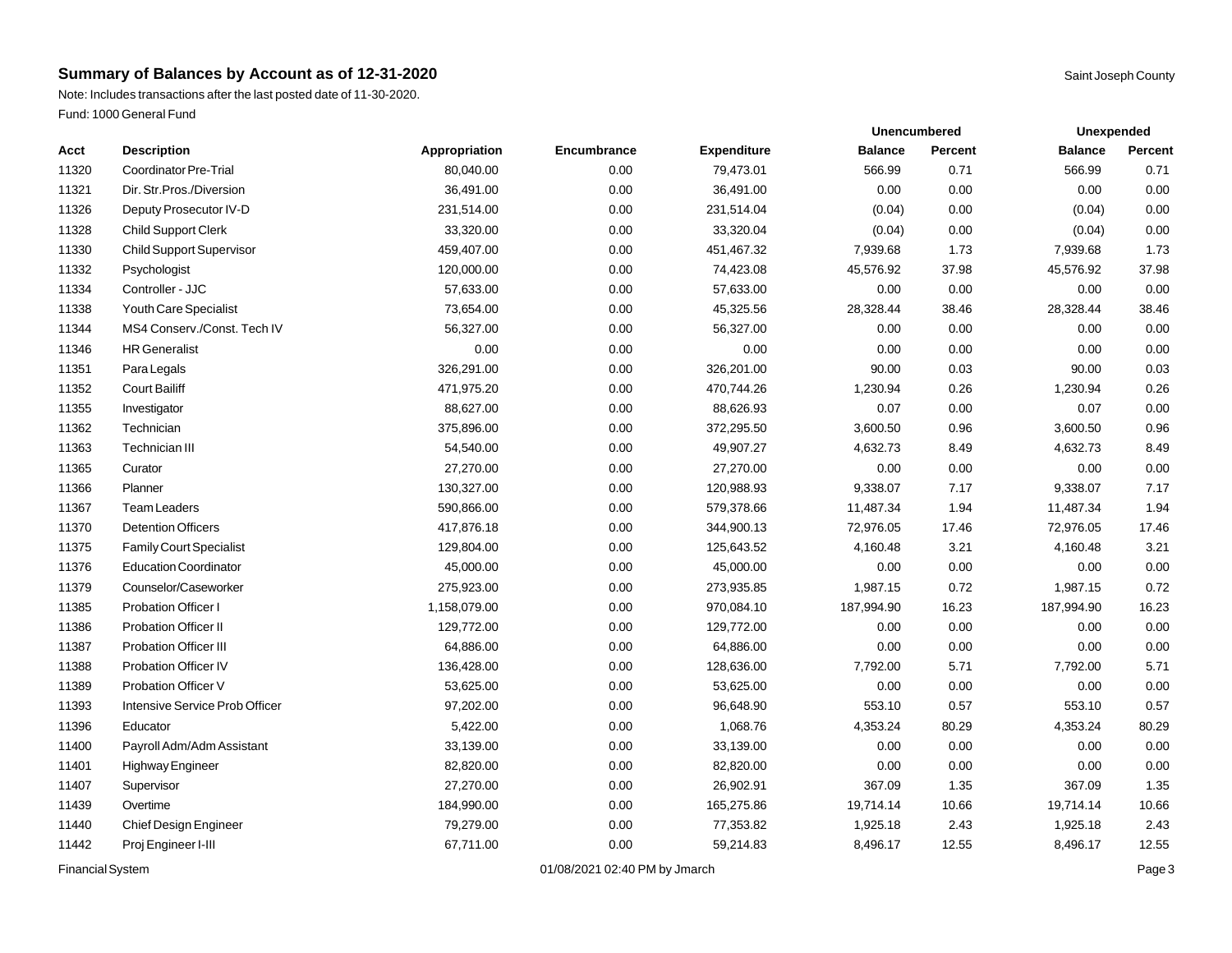## Summary of Balances by Account as of 12-31-2020

Saint Joseph County

Note: Includes transactions after the last posted date of 11-30-2020.

Fund: 1000 General Fund

| Acct | Description | Appropriation | Encumbrance | Expenditure | Unencumbered | | Unexpended | |
|---|---|---|---|---|---|---|---|---|
| | | | | | Balance | Percent | Balance | Percent |
| 11320 | Coordinator Pre-Trial | 80,040.00 | 0.00 | 79,473.01 | 566.99 | 0.71 | 566.99 | 0.71 |
| 11321 | Dir. Str.Pros./Diversion | 36,491.00 | 0.00 | 36,491.00 | 0.00 | 0.00 | 0.00 | 0.00 |
| 11326 | Deputy Prosecutor IV-D | 231,514.00 | 0.00 | 231,514.04 | (0.04) | 0.00 | (0.04) | 0.00 |
| 11328 | Child Support Clerk | 33,320.00 | 0.00 | 33,320.04 | (0.04) | 0.00 | (0.04) | 0.00 |
| 11330 | Child Support Supervisor | 459,407.00 | 0.00 | 451,467.32 | 7,939.68 | 1.73 | 7,939.68 | 1.73 |
| 11332 | Psychologist | 120,000.00 | 0.00 | 74,423.08 | 45,576.92 | 37.98 | 45,576.92 | 37.98 |
| 11334 | Controller - JJC | 57,633.00 | 0.00 | 57,633.00 | 0.00 | 0.00 | 0.00 | 0.00 |
| 11338 | Youth Care Specialist | 73,654.00 | 0.00 | 45,325.56 | 28,328.44 | 38.46 | 28,328.44 | 38.46 |
| 11344 | MS4 Conserv./Const. Tech IV | 56,327.00 | 0.00 | 56,327.00 | 0.00 | 0.00 | 0.00 | 0.00 |
| 11346 | HR Generalist | 0.00 | 0.00 | 0.00 | 0.00 | 0.00 | 0.00 | 0.00 |
| 11351 | Para Legals | 326,291.00 | 0.00 | 326,201.00 | 90.00 | 0.03 | 90.00 | 0.03 |
| 11352 | Court Bailiff | 471,975.20 | 0.00 | 470,744.26 | 1,230.94 | 0.26 | 1,230.94 | 0.26 |
| 11355 | Investigator | 88,627.00 | 0.00 | 88,626.93 | 0.07 | 0.00 | 0.07 | 0.00 |
| 11362 | Technician | 375,896.00 | 0.00 | 372,295.50 | 3,600.50 | 0.96 | 3,600.50 | 0.96 |
| 11363 | Technician III | 54,540.00 | 0.00 | 49,907.27 | 4,632.73 | 8.49 | 4,632.73 | 8.49 |
| 11365 | Curator | 27,270.00 | 0.00 | 27,270.00 | 0.00 | 0.00 | 0.00 | 0.00 |
| 11366 | Planner | 130,327.00 | 0.00 | 120,988.93 | 9,338.07 | 7.17 | 9,338.07 | 7.17 |
| 11367 | Team Leaders | 590,866.00 | 0.00 | 579,378.66 | 11,487.34 | 1.94 | 11,487.34 | 1.94 |
| 11370 | Detention Officers | 417,876.18 | 0.00 | 344,900.13 | 72,976.05 | 17.46 | 72,976.05 | 17.46 |
| 11375 | Family Court Specialist | 129,804.00 | 0.00 | 125,643.52 | 4,160.48 | 3.21 | 4,160.48 | 3.21 |
| 11376 | Education Coordinator | 45,000.00 | 0.00 | 45,000.00 | 0.00 | 0.00 | 0.00 | 0.00 |
| 11379 | Counselor/Caseworker | 275,923.00 | 0.00 | 273,935.85 | 1,987.15 | 0.72 | 1,987.15 | 0.72 |
| 11385 | Probation Officer I | 1,158,079.00 | 0.00 | 970,084.10 | 187,994.90 | 16.23 | 187,994.90 | 16.23 |
| 11386 | Probation Officer II | 129,772.00 | 0.00 | 129,772.00 | 0.00 | 0.00 | 0.00 | 0.00 |
| 11387 | Probation Officer III | 64,886.00 | 0.00 | 64,886.00 | 0.00 | 0.00 | 0.00 | 0.00 |
| 11388 | Probation Officer IV | 136,428.00 | 0.00 | 128,636.00 | 7,792.00 | 5.71 | 7,792.00 | 5.71 |
| 11389 | Probation Officer V | 53,625.00 | 0.00 | 53,625.00 | 0.00 | 0.00 | 0.00 | 0.00 |
| 11393 | Intensive Service Prob Officer | 97,202.00 | 0.00 | 96,648.90 | 553.10 | 0.57 | 553.10 | 0.57 |
| 11396 | Educator | 5,422.00 | 0.00 | 1,068.76 | 4,353.24 | 80.29 | 4,353.24 | 80.29 |
| 11400 | Payroll Adm/Adm Assistant | 33,139.00 | 0.00 | 33,139.00 | 0.00 | 0.00 | 0.00 | 0.00 |
| 11401 | Highway Engineer | 82,820.00 | 0.00 | 82,820.00 | 0.00 | 0.00 | 0.00 | 0.00 |
| 11407 | Supervisor | 27,270.00 | 0.00 | 26,902.91 | 367.09 | 1.35 | 367.09 | 1.35 |
| 11439 | Overtime | 184,990.00 | 0.00 | 165,275.86 | 19,714.14 | 10.66 | 19,714.14 | 10.66 |
| 11440 | Chief Design Engineer | 79,279.00 | 0.00 | 77,353.82 | 1,925.18 | 2.43 | 1,925.18 | 2.43 |
| 11442 | Proj Engineer I-III | 67,711.00 | 0.00 | 59,214.83 | 8,496.17 | 12.55 | 8,496.17 | 12.55 |

Financial System 01/08/2021 02:40 PM by Jmarch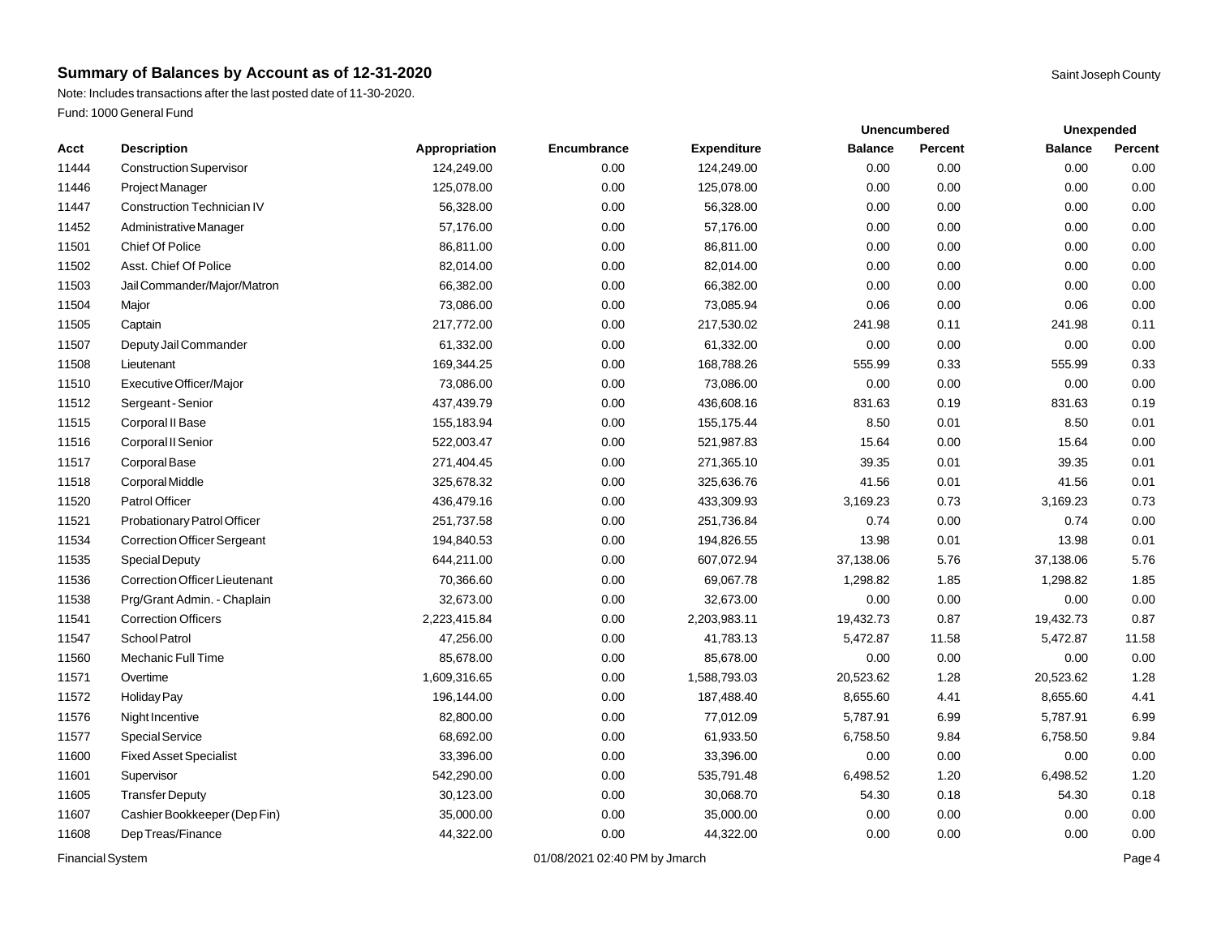## Summary of Balances by Account as of 12-31-2020

Saint Joseph County

Note: Includes transactions after the last posted date of 11-30-2020.

Fund: 1000 General Fund

| | | | | | Unencumbered | | Unexpended | |
|---|---|---|---|---|---|---|---|---|
| Acct | Description | Appropriation | Encumbrance | Expenditure | Balance | Percent | Balance | Percent |
| 11444 | Construction Supervisor | 124,249.00 | 0.00 | 124,249.00 | 0.00 | 0.00 | 0.00 | 0.00 |
| 11446 | Project Manager | 125,078.00 | 0.00 | 125,078.00 | 0.00 | 0.00 | 0.00 | 0.00 |
| 11447 | Construction Technician IV | 56,328.00 | 0.00 | 56,328.00 | 0.00 | 0.00 | 0.00 | 0.00 |
| 11452 | Administrative Manager | 57,176.00 | 0.00 | 57,176.00 | 0.00 | 0.00 | 0.00 | 0.00 |
| 11501 | Chief Of Police | 86,811.00 | 0.00 | 86,811.00 | 0.00 | 0.00 | 0.00 | 0.00 |
| 11502 | Asst. Chief Of Police | 82,014.00 | 0.00 | 82,014.00 | 0.00 | 0.00 | 0.00 | 0.00 |
| 11503 | Jail Commander/Major/Matron | 66,382.00 | 0.00 | 66,382.00 | 0.00 | 0.00 | 0.00 | 0.00 |
| 11504 | Major | 73,086.00 | 0.00 | 73,085.94 | 0.06 | 0.00 | 0.06 | 0.00 |
| 11505 | Captain | 217,772.00 | 0.00 | 217,530.02 | 241.98 | 0.11 | 241.98 | 0.11 |
| 11507 | Deputy Jail Commander | 61,332.00 | 0.00 | 61,332.00 | 0.00 | 0.00 | 0.00 | 0.00 |
| 11508 | Lieutenant | 169,344.25 | 0.00 | 168,788.26 | 555.99 | 0.33 | 555.99 | 0.33 |
| 11510 | Executive Officer/Major | 73,086.00 | 0.00 | 73,086.00 | 0.00 | 0.00 | 0.00 | 0.00 |
| 11512 | Sergeant - Senior | 437,439.79 | 0.00 | 436,608.16 | 831.63 | 0.19 | 831.63 | 0.19 |
| 11515 | Corporal II Base | 155,183.94 | 0.00 | 155,175.44 | 8.50 | 0.01 | 8.50 | 0.01 |
| 11516 | Corporal II Senior | 522,003.47 | 0.00 | 521,987.83 | 15.64 | 0.00 | 15.64 | 0.00 |
| 11517 | Corporal Base | 271,404.45 | 0.00 | 271,365.10 | 39.35 | 0.01 | 39.35 | 0.01 |
| 11518 | Corporal Middle | 325,678.32 | 0.00 | 325,636.76 | 41.56 | 0.01 | 41.56 | 0.01 |
| 11520 | Patrol Officer | 436,479.16 | 0.00 | 433,309.93 | 3,169.23 | 0.73 | 3,169.23 | 0.73 |
| 11521 | Probationary Patrol Officer | 251,737.58 | 0.00 | 251,736.84 | 0.74 | 0.00 | 0.74 | 0.00 |
| 11534 | Correction Officer Sergeant | 194,840.53 | 0.00 | 194,826.55 | 13.98 | 0.01 | 13.98 | 0.01 |
| 11535 | Special Deputy | 644,211.00 | 0.00 | 607,072.94 | 37,138.06 | 5.76 | 37,138.06 | 5.76 |
| 11536 | Correction Officer Lieutenant | 70,366.60 | 0.00 | 69,067.78 | 1,298.82 | 1.85 | 1,298.82 | 1.85 |
| 11538 | Prg/Grant Admin. - Chaplain | 32,673.00 | 0.00 | 32,673.00 | 0.00 | 0.00 | 0.00 | 0.00 |
| 11541 | Correction Officers | 2,223,415.84 | 0.00 | 2,203,983.11 | 19,432.73 | 0.87 | 19,432.73 | 0.87 |
| 11547 | School Patrol | 47,256.00 | 0.00 | 41,783.13 | 5,472.87 | 11.58 | 5,472.87 | 11.58 |
| 11560 | Mechanic Full Time | 85,678.00 | 0.00 | 85,678.00 | 0.00 | 0.00 | 0.00 | 0.00 |
| 11571 | Overtime | 1,609,316.65 | 0.00 | 1,588,793.03 | 20,523.62 | 1.28 | 20,523.62 | 1.28 |
| 11572 | Holiday Pay | 196,144.00 | 0.00 | 187,488.40 | 8,655.60 | 4.41 | 8,655.60 | 4.41 |
| 11576 | Night Incentive | 82,800.00 | 0.00 | 77,012.09 | 5,787.91 | 6.99 | 5,787.91 | 6.99 |
| 11577 | Special Service | 68,692.00 | 0.00 | 61,933.50 | 6,758.50 | 9.84 | 6,758.50 | 9.84 |
| 11600 | Fixed Asset Specialist | 33,396.00 | 0.00 | 33,396.00 | 0.00 | 0.00 | 0.00 | 0.00 |
| 11601 | Supervisor | 542,290.00 | 0.00 | 535,791.48 | 6,498.52 | 1.20 | 6,498.52 | 1.20 |
| 11605 | Transfer Deputy | 30,123.00 | 0.00 | 30,068.70 | 54.30 | 0.18 | 54.30 | 0.18 |
| 11607 | Cashier Bookkeeper (Dep Fin) | 35,000.00 | 0.00 | 35,000.00 | 0.00 | 0.00 | 0.00 | 0.00 |
| 11608 | Dep Treas/Finance | 44,322.00 | 0.00 | 44,322.00 | 0.00 | 0.00 | 0.00 | 0.00 |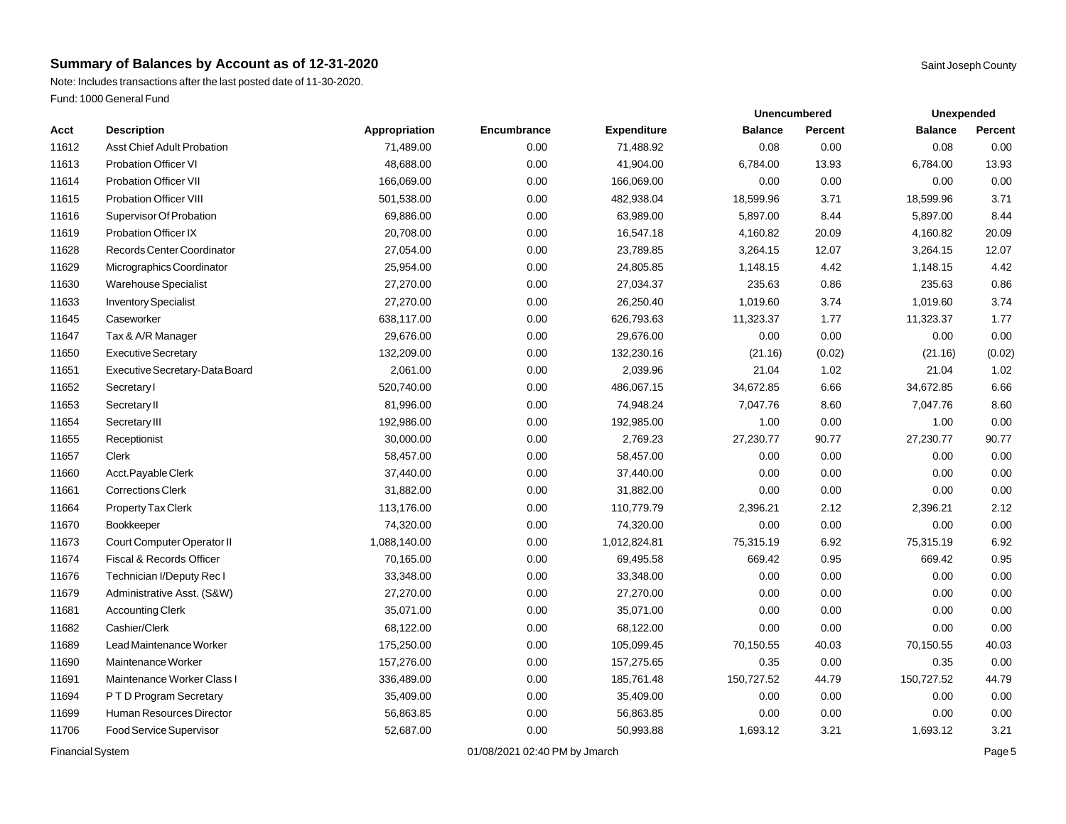## Summary of Balances by Account as of 12-31-2020

Saint Joseph County

Note: Includes transactions after the last posted date of 11-30-2020.

Fund: 1000 General Fund

| Acct | Description | Appropriation | Encumbrance | Expenditure | Unencumbered Balance | Unencumbered Percent | Unexpended Balance | Unexpended Percent |
|---|---|---|---|---|---|---|---|---|
| 11612 | Asst Chief Adult Probation | 71,489.00 | 0.00 | 71,488.92 | 0.08 | 0.00 | 0.08 | 0.00 |
| 11613 | Probation Officer VI | 48,688.00 | 0.00 | 41,904.00 | 6,784.00 | 13.93 | 6,784.00 | 13.93 |
| 11614 | Probation Officer VII | 166,069.00 | 0.00 | 166,069.00 | 0.00 | 0.00 | 0.00 | 0.00 |
| 11615 | Probation Officer VIII | 501,538.00 | 0.00 | 482,938.04 | 18,599.96 | 3.71 | 18,599.96 | 3.71 |
| 11616 | Supervisor Of Probation | 69,886.00 | 0.00 | 63,989.00 | 5,897.00 | 8.44 | 5,897.00 | 8.44 |
| 11619 | Probation Officer IX | 20,708.00 | 0.00 | 16,547.18 | 4,160.82 | 20.09 | 4,160.82 | 20.09 |
| 11628 | Records Center Coordinator | 27,054.00 | 0.00 | 23,789.85 | 3,264.15 | 12.07 | 3,264.15 | 12.07 |
| 11629 | Micrographics Coordinator | 25,954.00 | 0.00 | 24,805.85 | 1,148.15 | 4.42 | 1,148.15 | 4.42 |
| 11630 | Warehouse Specialist | 27,270.00 | 0.00 | 27,034.37 | 235.63 | 0.86 | 235.63 | 0.86 |
| 11633 | Inventory Specialist | 27,270.00 | 0.00 | 26,250.40 | 1,019.60 | 3.74 | 1,019.60 | 3.74 |
| 11645 | Caseworker | 638,117.00 | 0.00 | 626,793.63 | 11,323.37 | 1.77 | 11,323.37 | 1.77 |
| 11647 | Tax & A/R Manager | 29,676.00 | 0.00 | 29,676.00 | 0.00 | 0.00 | 0.00 | 0.00 |
| 11650 | Executive Secretary | 132,209.00 | 0.00 | 132,230.16 | (21.16) | (0.02) | (21.16) | (0.02) |
| 11651 | Executive Secretary-Data Board | 2,061.00 | 0.00 | 2,039.96 | 21.04 | 1.02 | 21.04 | 1.02 |
| 11652 | Secretary I | 520,740.00 | 0.00 | 486,067.15 | 34,672.85 | 6.66 | 34,672.85 | 6.66 |
| 11653 | Secretary II | 81,996.00 | 0.00 | 74,948.24 | 7,047.76 | 8.60 | 7,047.76 | 8.60 |
| 11654 | Secretary III | 192,986.00 | 0.00 | 192,985.00 | 1.00 | 0.00 | 1.00 | 0.00 |
| 11655 | Receptionist | 30,000.00 | 0.00 | 2,769.23 | 27,230.77 | 90.77 | 27,230.77 | 90.77 |
| 11657 | Clerk | 58,457.00 | 0.00 | 58,457.00 | 0.00 | 0.00 | 0.00 | 0.00 |
| 11660 | Acct.Payable Clerk | 37,440.00 | 0.00 | 37,440.00 | 0.00 | 0.00 | 0.00 | 0.00 |
| 11661 | Corrections Clerk | 31,882.00 | 0.00 | 31,882.00 | 0.00 | 0.00 | 0.00 | 0.00 |
| 11664 | Property Tax Clerk | 113,176.00 | 0.00 | 110,779.79 | 2,396.21 | 2.12 | 2,396.21 | 2.12 |
| 11670 | Bookkeeper | 74,320.00 | 0.00 | 74,320.00 | 0.00 | 0.00 | 0.00 | 0.00 |
| 11673 | Court Computer Operator II | 1,088,140.00 | 0.00 | 1,012,824.81 | 75,315.19 | 6.92 | 75,315.19 | 6.92 |
| 11674 | Fiscal & Records Officer | 70,165.00 | 0.00 | 69,495.58 | 669.42 | 0.95 | 669.42 | 0.95 |
| 11676 | Technician I/Deputy Rec I | 33,348.00 | 0.00 | 33,348.00 | 0.00 | 0.00 | 0.00 | 0.00 |
| 11679 | Administrative Asst. (S&W) | 27,270.00 | 0.00 | 27,270.00 | 0.00 | 0.00 | 0.00 | 0.00 |
| 11681 | Accounting Clerk | 35,071.00 | 0.00 | 35,071.00 | 0.00 | 0.00 | 0.00 | 0.00 |
| 11682 | Cashier/Clerk | 68,122.00 | 0.00 | 68,122.00 | 0.00 | 0.00 | 0.00 | 0.00 |
| 11689 | Lead Maintenance Worker | 175,250.00 | 0.00 | 105,099.45 | 70,150.55 | 40.03 | 70,150.55 | 40.03 |
| 11690 | Maintenance Worker | 157,276.00 | 0.00 | 157,275.65 | 0.35 | 0.00 | 0.35 | 0.00 |
| 11691 | Maintenance Worker Class I | 336,489.00 | 0.00 | 185,761.48 | 150,727.52 | 44.79 | 150,727.52 | 44.79 |
| 11694 | P T D Program Secretary | 35,409.00 | 0.00 | 35,409.00 | 0.00 | 0.00 | 0.00 | 0.00 |
| 11699 | Human Resources Director | 56,863.85 | 0.00 | 56,863.85 | 0.00 | 0.00 | 0.00 | 0.00 |
| 11706 | Food Service Supervisor | 52,687.00 | 0.00 | 50,993.88 | 1,693.12 | 3.21 | 1,693.12 | 3.21 |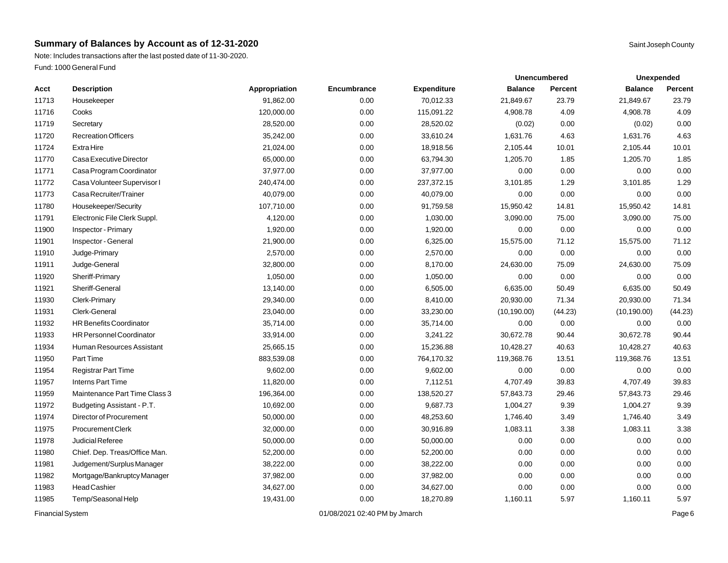## Summary of Balances by Account as of 12-31-2020

Saint Joseph County

Note: Includes transactions after the last posted date of 11-30-2020.

Fund: 1000 General Fund

| Acct | Description | Appropriation | Encumbrance | Expenditure | Unencumbered | | Unexpended | |
|---|---|---|---|---|---|---|---|---|
| | | | | | Balance | Percent | Balance | Percent |
| 11713 | Housekeeper | 91,862.00 | 0.00 | 70,012.33 | 21,849.67 | 23.79 | 21,849.67 | 23.79 |
| 11716 | Cooks | 120,000.00 | 0.00 | 115,091.22 | 4,908.78 | 4.09 | 4,908.78 | 4.09 |
| 11719 | Secretary | 28,520.00 | 0.00 | 28,520.02 | (0.02) | 0.00 | (0.02) | 0.00 |
| 11720 | Recreation Officers | 35,242.00 | 0.00 | 33,610.24 | 1,631.76 | 4.63 | 1,631.76 | 4.63 |
| 11724 | Extra Hire | 21,024.00 | 0.00 | 18,918.56 | 2,105.44 | 10.01 | 2,105.44 | 10.01 |
| 11770 | Casa Executive Director | 65,000.00 | 0.00 | 63,794.30 | 1,205.70 | 1.85 | 1,205.70 | 1.85 |
| 11771 | Casa Program Coordinator | 37,977.00 | 0.00 | 37,977.00 | 0.00 | 0.00 | 0.00 | 0.00 |
| 11772 | Casa Volunteer Supervisor I | 240,474.00 | 0.00 | 237,372.15 | 3,101.85 | 1.29 | 3,101.85 | 1.29 |
| 11773 | Casa Recruiter/Trainer | 40,079.00 | 0.00 | 40,079.00 | 0.00 | 0.00 | 0.00 | 0.00 |
| 11780 | Housekeeper/Security | 107,710.00 | 0.00 | 91,759.58 | 15,950.42 | 14.81 | 15,950.42 | 14.81 |
| 11791 | Electronic File Clerk Suppl. | 4,120.00 | 0.00 | 1,030.00 | 3,090.00 | 75.00 | 3,090.00 | 75.00 |
| 11900 | Inspector - Primary | 1,920.00 | 0.00 | 1,920.00 | 0.00 | 0.00 | 0.00 | 0.00 |
| 11901 | Inspector - General | 21,900.00 | 0.00 | 6,325.00 | 15,575.00 | 71.12 | 15,575.00 | 71.12 |
| 11910 | Judge-Primary | 2,570.00 | 0.00 | 2,570.00 | 0.00 | 0.00 | 0.00 | 0.00 |
| 11911 | Judge-General | 32,800.00 | 0.00 | 8,170.00 | 24,630.00 | 75.09 | 24,630.00 | 75.09 |
| 11920 | Sheriff-Primary | 1,050.00 | 0.00 | 1,050.00 | 0.00 | 0.00 | 0.00 | 0.00 |
| 11921 | Sheriff-General | 13,140.00 | 0.00 | 6,505.00 | 6,635.00 | 50.49 | 6,635.00 | 50.49 |
| 11930 | Clerk-Primary | 29,340.00 | 0.00 | 8,410.00 | 20,930.00 | 71.34 | 20,930.00 | 71.34 |
| 11931 | Clerk-General | 23,040.00 | 0.00 | 33,230.00 | (10,190.00) | (44.23) | (10,190.00) | (44.23) |
| 11932 | HR Benefits Coordinator | 35,714.00 | 0.00 | 35,714.00 | 0.00 | 0.00 | 0.00 | 0.00 |
| 11933 | HR Personnel Coordinator | 33,914.00 | 0.00 | 3,241.22 | 30,672.78 | 90.44 | 30,672.78 | 90.44 |
| 11934 | Human Resources Assistant | 25,665.15 | 0.00 | 15,236.88 | 10,428.27 | 40.63 | 10,428.27 | 40.63 |
| 11950 | Part Time | 883,539.08 | 0.00 | 764,170.32 | 119,368.76 | 13.51 | 119,368.76 | 13.51 |
| 11954 | Registrar Part Time | 9,602.00 | 0.00 | 9,602.00 | 0.00 | 0.00 | 0.00 | 0.00 |
| 11957 | Interns Part Time | 11,820.00 | 0.00 | 7,112.51 | 4,707.49 | 39.83 | 4,707.49 | 39.83 |
| 11959 | Maintenance Part Time Class 3 | 196,364.00 | 0.00 | 138,520.27 | 57,843.73 | 29.46 | 57,843.73 | 29.46 |
| 11972 | Budgeting Assistant - P.T. | 10,692.00 | 0.00 | 9,687.73 | 1,004.27 | 9.39 | 1,004.27 | 9.39 |
| 11974 | Director of Procurement | 50,000.00 | 0.00 | 48,253.60 | 1,746.40 | 3.49 | 1,746.40 | 3.49 |
| 11975 | Procurement Clerk | 32,000.00 | 0.00 | 30,916.89 | 1,083.11 | 3.38 | 1,083.11 | 3.38 |
| 11978 | Judicial Referee | 50,000.00 | 0.00 | 50,000.00 | 0.00 | 0.00 | 0.00 | 0.00 |
| 11980 | Chief. Dep. Treas/Office Man. | 52,200.00 | 0.00 | 52,200.00 | 0.00 | 0.00 | 0.00 | 0.00 |
| 11981 | Judgement/Surplus Manager | 38,222.00 | 0.00 | 38,222.00 | 0.00 | 0.00 | 0.00 | 0.00 |
| 11982 | Mortgage/Bankruptcy Manager | 37,982.00 | 0.00 | 37,982.00 | 0.00 | 0.00 | 0.00 | 0.00 |
| 11983 | Head Cashier | 34,627.00 | 0.00 | 34,627.00 | 0.00 | 0.00 | 0.00 | 0.00 |
| 11985 | Temp/Seasonal Help | 19,431.00 | 0.00 | 18,270.89 | 1,160.11 | 5.97 | 1,160.11 | 5.97 |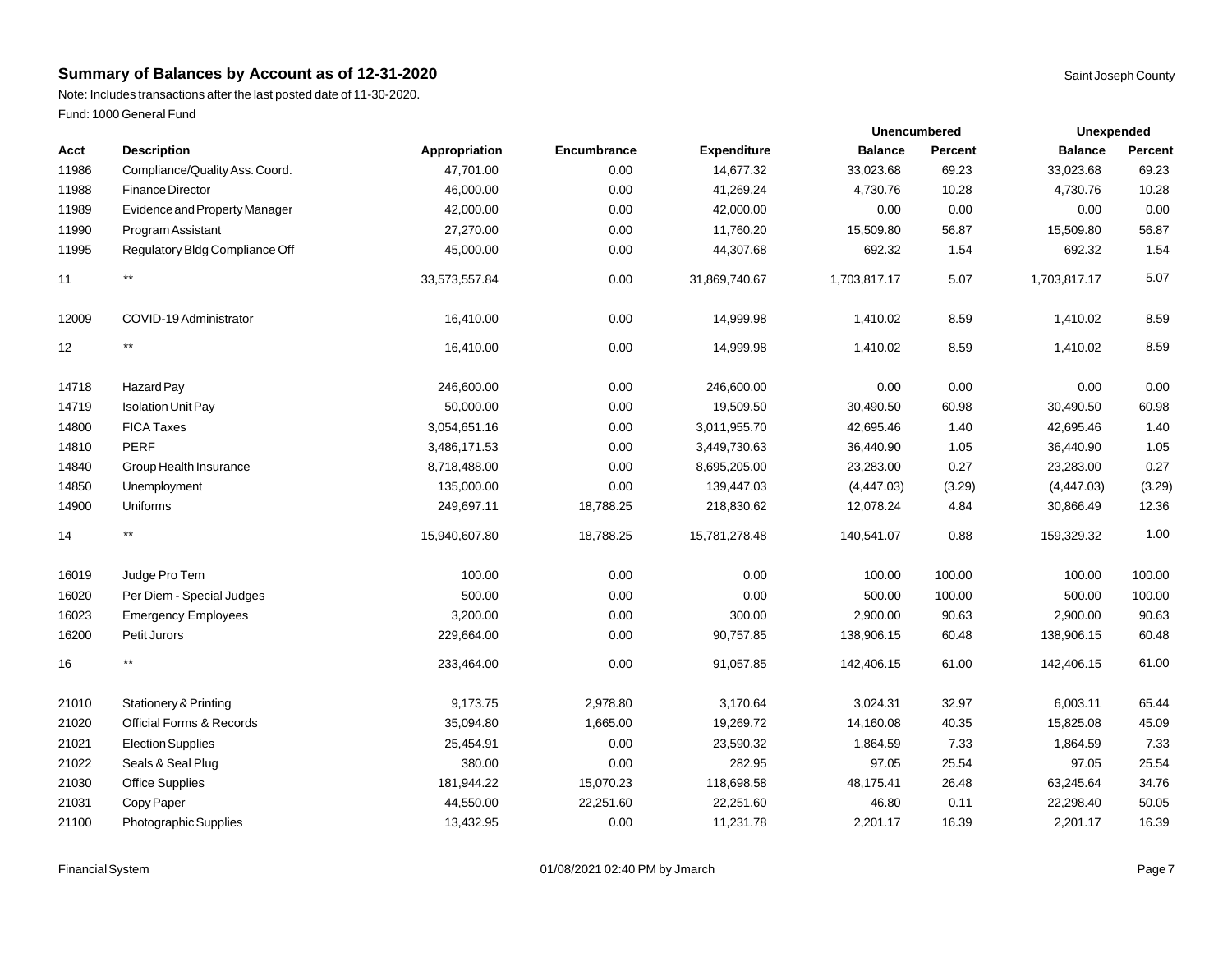## Summary of Balances by Account as of 12-31-2020

Saint Joseph County

Note: Includes transactions after the last posted date of 11-30-2020.

Fund: 1000 General Fund

| | | | | | Unencumbered | | Unexpended | |
|---|---|---|---|---|---|---|---|---|
| Acct | Description | Appropriation | Encumbrance | Expenditure | Balance | Percent | Balance | Percent |
| 11986 | Compliance/Quality Ass. Coord. | 47,701.00 | 0.00 | 14,677.32 | 33,023.68 | 69.23 | 33,023.68 | 69.23 |
| 11988 | Finance Director | 46,000.00 | 0.00 | 41,269.24 | 4,730.76 | 10.28 | 4,730.76 | 10.28 |
| 11989 | Evidence and Property Manager | 42,000.00 | 0.00 | 42,000.00 | 0.00 | 0.00 | 0.00 | 0.00 |
| 11990 | Program Assistant | 27,270.00 | 0.00 | 11,760.20 | 15,509.80 | 56.87 | 15,509.80 | 56.87 |
| 11995 | Regulatory Bldg Compliance Off | 45,000.00 | 0.00 | 44,307.68 | 692.32 | 1.54 | 692.32 | 1.54 |
| 11 | ** | 33,573,557.84 | 0.00 | 31,869,740.67 | 1,703,817.17 | 5.07 | 1,703,817.17 | 5.07 |
| 12009 | COVID-19 Administrator | 16,410.00 | 0.00 | 14,999.98 | 1,410.02 | 8.59 | 1,410.02 | 8.59 |
| 12 | ** | 16,410.00 | 0.00 | 14,999.98 | 1,410.02 | 8.59 | 1,410.02 | 8.59 |
| 14718 | Hazard Pay | 246,600.00 | 0.00 | 246,600.00 | 0.00 | 0.00 | 0.00 | 0.00 |
| 14719 | Isolation Unit Pay | 50,000.00 | 0.00 | 19,509.50 | 30,490.50 | 60.98 | 30,490.50 | 60.98 |
| 14800 | FICA Taxes | 3,054,651.16 | 0.00 | 3,011,955.70 | 42,695.46 | 1.40 | 42,695.46 | 1.40 |
| 14810 | PERF | 3,486,171.53 | 0.00 | 3,449,730.63 | 36,440.90 | 1.05 | 36,440.90 | 1.05 |
| 14840 | Group Health Insurance | 8,718,488.00 | 0.00 | 8,695,205.00 | 23,283.00 | 0.27 | 23,283.00 | 0.27 |
| 14850 | Unemployment | 135,000.00 | 0.00 | 139,447.03 | (4,447.03) | (3.29) | (4,447.03) | (3.29) |
| 14900 | Uniforms | 249,697.11 | 18,788.25 | 218,830.62 | 12,078.24 | 4.84 | 30,866.49 | 12.36 |
| 14 | ** | 15,940,607.80 | 18,788.25 | 15,781,278.48 | 140,541.07 | 0.88 | 159,329.32 | 1.00 |
| 16019 | Judge Pro Tem | 100.00 | 0.00 | 0.00 | 100.00 | 100.00 | 100.00 | 100.00 |
| 16020 | Per Diem - Special Judges | 500.00 | 0.00 | 0.00 | 500.00 | 100.00 | 500.00 | 100.00 |
| 16023 | Emergency Employees | 3,200.00 | 0.00 | 300.00 | 2,900.00 | 90.63 | 2,900.00 | 90.63 |
| 16200 | Petit Jurors | 229,664.00 | 0.00 | 90,757.85 | 138,906.15 | 60.48 | 138,906.15 | 60.48 |
| 16 | ** | 233,464.00 | 0.00 | 91,057.85 | 142,406.15 | 61.00 | 142,406.15 | 61.00 |
| 21010 | Stationery & Printing | 9,173.75 | 2,978.80 | 3,170.64 | 3,024.31 | 32.97 | 6,003.11 | 65.44 |
| 21020 | Official Forms & Records | 35,094.80 | 1,665.00 | 19,269.72 | 14,160.08 | 40.35 | 15,825.08 | 45.09 |
| 21021 | Election Supplies | 25,454.91 | 0.00 | 23,590.32 | 1,864.59 | 7.33 | 1,864.59 | 7.33 |
| 21022 | Seals & Seal Plug | 380.00 | 0.00 | 282.95 | 97.05 | 25.54 | 97.05 | 25.54 |
| 21030 | Office Supplies | 181,944.22 | 15,070.23 | 118,698.58 | 48,175.41 | 26.48 | 63,245.64 | 34.76 |
| 21031 | Copy Paper | 44,550.00 | 22,251.60 | 22,251.60 | 46.80 | 0.11 | 22,298.40 | 50.05 |
| 21100 | Photographic Supplies | 13,432.95 | 0.00 | 11,231.78 | 2,201.17 | 16.39 | 2,201.17 | 16.39 |

Financial System 01/08/2021 02:40 PM by Jmarch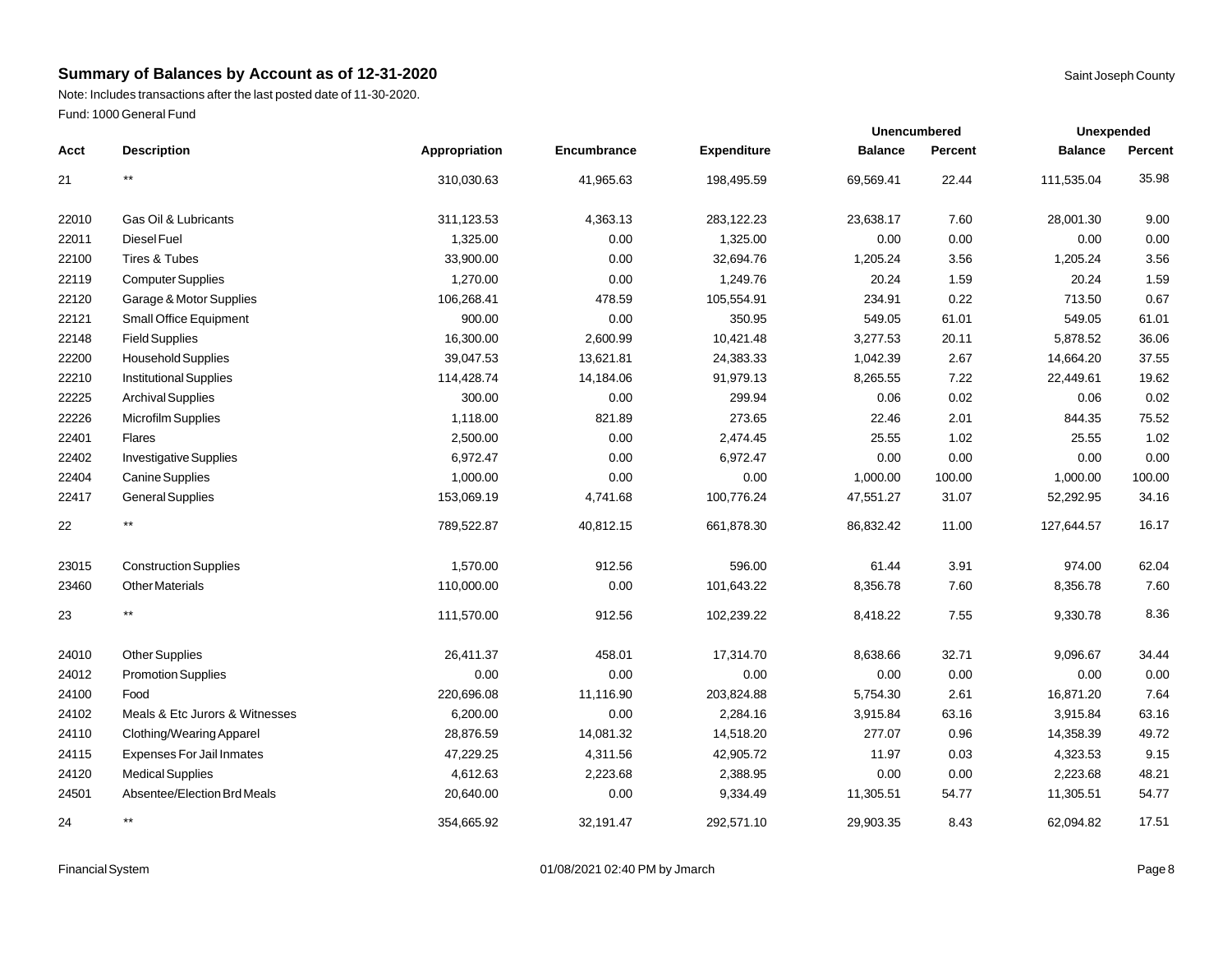## Summary of Balances by Account as of 12-31-2020

Saint Joseph County

Note: Includes transactions after the last posted date of 11-30-2020.

Fund: 1000 General Fund

| Acct | Description | Appropriation | Encumbrance | Expenditure | Unencumbered Balance | Unencumbered Percent | Unexpended Balance | Unexpended Percent |
|---|---|---|---|---|---|---|---|---|
| 21 | ** | 310,030.63 | 41,965.63 | 198,495.59 | 69,569.41 | 22.44 | 111,535.04 | 35.98 |
| 22010 | Gas Oil & Lubricants | 311,123.53 | 4,363.13 | 283,122.23 | 23,638.17 | 7.60 | 28,001.30 | 9.00 |
| 22011 | Diesel Fuel | 1,325.00 | 0.00 | 1,325.00 | 0.00 | 0.00 | 0.00 | 0.00 |
| 22100 | Tires & Tubes | 33,900.00 | 0.00 | 32,694.76 | 1,205.24 | 3.56 | 1,205.24 | 3.56 |
| 22119 | Computer Supplies | 1,270.00 | 0.00 | 1,249.76 | 20.24 | 1.59 | 20.24 | 1.59 |
| 22120 | Garage & Motor Supplies | 106,268.41 | 478.59 | 105,554.91 | 234.91 | 0.22 | 713.50 | 0.67 |
| 22121 | Small Office Equipment | 900.00 | 0.00 | 350.95 | 549.05 | 61.01 | 549.05 | 61.01 |
| 22148 | Field Supplies | 16,300.00 | 2,600.99 | 10,421.48 | 3,277.53 | 20.11 | 5,878.52 | 36.06 |
| 22200 | Household Supplies | 39,047.53 | 13,621.81 | 24,383.33 | 1,042.39 | 2.67 | 14,664.20 | 37.55 |
| 22210 | Institutional Supplies | 114,428.74 | 14,184.06 | 91,979.13 | 8,265.55 | 7.22 | 22,449.61 | 19.62 |
| 22225 | Archival Supplies | 300.00 | 0.00 | 299.94 | 0.06 | 0.02 | 0.06 | 0.02 |
| 22226 | Microfilm Supplies | 1,118.00 | 821.89 | 273.65 | 22.46 | 2.01 | 844.35 | 75.52 |
| 22401 | Flares | 2,500.00 | 0.00 | 2,474.45 | 25.55 | 1.02 | 25.55 | 1.02 |
| 22402 | Investigative Supplies | 6,972.47 | 0.00 | 6,972.47 | 0.00 | 0.00 | 0.00 | 0.00 |
| 22404 | Canine Supplies | 1,000.00 | 0.00 | 0.00 | 1,000.00 | 100.00 | 1,000.00 | 100.00 |
| 22417 | General Supplies | 153,069.19 | 4,741.68 | 100,776.24 | 47,551.27 | 31.07 | 52,292.95 | 34.16 |
| 22 | ** | 789,522.87 | 40,812.15 | 661,878.30 | 86,832.42 | 11.00 | 127,644.57 | 16.17 |
| 23015 | Construction Supplies | 1,570.00 | 912.56 | 596.00 | 61.44 | 3.91 | 974.00 | 62.04 |
| 23460 | Other Materials | 110,000.00 | 0.00 | 101,643.22 | 8,356.78 | 7.60 | 8,356.78 | 7.60 |
| 23 | ** | 111,570.00 | 912.56 | 102,239.22 | 8,418.22 | 7.55 | 9,330.78 | 8.36 |
| 24010 | Other Supplies | 26,411.37 | 458.01 | 17,314.70 | 8,638.66 | 32.71 | 9,096.67 | 34.44 |
| 24012 | Promotion Supplies | 0.00 | 0.00 | 0.00 | 0.00 | 0.00 | 0.00 | 0.00 |
| 24100 | Food | 220,696.08 | 11,116.90 | 203,824.88 | 5,754.30 | 2.61 | 16,871.20 | 7.64 |
| 24102 | Meals & Etc Jurors & Witnesses | 6,200.00 | 0.00 | 2,284.16 | 3,915.84 | 63.16 | 3,915.84 | 63.16 |
| 24110 | Clothing/Wearing Apparel | 28,876.59 | 14,081.32 | 14,518.20 | 277.07 | 0.96 | 14,358.39 | 49.72 |
| 24115 | Expenses For Jail Inmates | 47,229.25 | 4,311.56 | 42,905.72 | 11.97 | 0.03 | 4,323.53 | 9.15 |
| 24120 | Medical Supplies | 4,612.63 | 2,223.68 | 2,388.95 | 0.00 | 0.00 | 2,223.68 | 48.21 |
| 24501 | Absentee/Election Brd Meals | 20,640.00 | 0.00 | 9,334.49 | 11,305.51 | 54.77 | 11,305.51 | 54.77 |
| 24 | ** | 354,665.92 | 32,191.47 | 292,571.10 | 29,903.35 | 8.43 | 62,094.82 | 17.51 |

Financial System — 01/08/2021 02:40 PM by Jmarch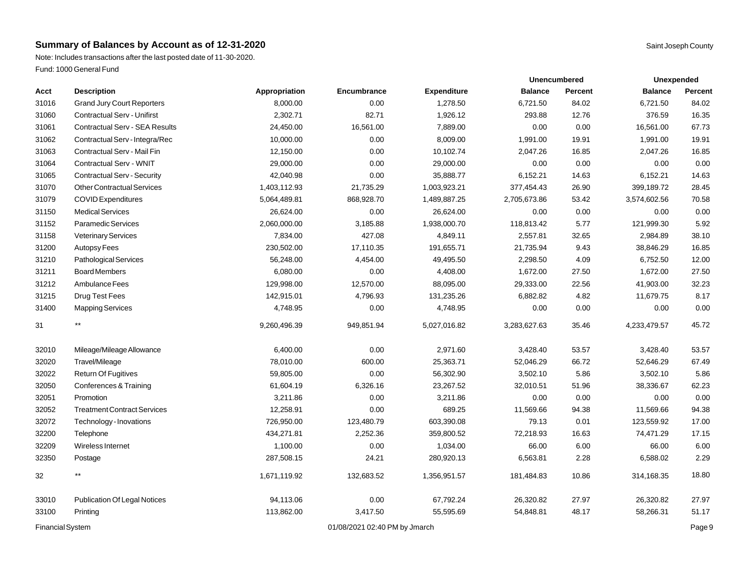## Summary of Balances by Account as of 12-31-2020

Saint Joseph County

Note: Includes transactions after the last posted date of 11-30-2020.

Fund: 1000 General Fund

| | | | | | Unencumbered | | Unexpended | |
|---|---|---|---|---|---|---|---|---|
| Acct | Description | Appropriation | Encumbrance | Expenditure | Balance | Percent | Balance | Percent |
| 31016 | Grand Jury Court Reporters | 8,000.00 | 0.00 | 1,278.50 | 6,721.50 | 84.02 | 6,721.50 | 84.02 |
| 31060 | Contractual Serv - Unifirst | 2,302.71 | 82.71 | 1,926.12 | 293.88 | 12.76 | 376.59 | 16.35 |
| 31061 | Contractual Serv - SEA Results | 24,450.00 | 16,561.00 | 7,889.00 | 0.00 | 0.00 | 16,561.00 | 67.73 |
| 31062 | Contractual Serv - Integra/Rec | 10,000.00 | 0.00 | 8,009.00 | 1,991.00 | 19.91 | 1,991.00 | 19.91 |
| 31063 | Contractual Serv - Mail Fin | 12,150.00 | 0.00 | 10,102.74 | 2,047.26 | 16.85 | 2,047.26 | 16.85 |
| 31064 | Contractual Serv - WNIT | 29,000.00 | 0.00 | 29,000.00 | 0.00 | 0.00 | 0.00 | 0.00 |
| 31065 | Contractual Serv - Security | 42,040.98 | 0.00 | 35,888.77 | 6,152.21 | 14.63 | 6,152.21 | 14.63 |
| 31070 | Other Contractual Services | 1,403,112.93 | 21,735.29 | 1,003,923.21 | 377,454.43 | 26.90 | 399,189.72 | 28.45 |
| 31079 | COVID Expenditures | 5,064,489.81 | 868,928.70 | 1,489,887.25 | 2,705,673.86 | 53.42 | 3,574,602.56 | 70.58 |
| 31150 | Medical Services | 26,624.00 | 0.00 | 26,624.00 | 0.00 | 0.00 | 0.00 | 0.00 |
| 31152 | Paramedic Services | 2,060,000.00 | 3,185.88 | 1,938,000.70 | 118,813.42 | 5.77 | 121,999.30 | 5.92 |
| 31158 | Veterinary Services | 7,834.00 | 427.08 | 4,849.11 | 2,557.81 | 32.65 | 2,984.89 | 38.10 |
| 31200 | Autopsy Fees | 230,502.00 | 17,110.35 | 191,655.71 | 21,735.94 | 9.43 | 38,846.29 | 16.85 |
| 31210 | Pathological Services | 56,248.00 | 4,454.00 | 49,495.50 | 2,298.50 | 4.09 | 6,752.50 | 12.00 |
| 31211 | Board Members | 6,080.00 | 0.00 | 4,408.00 | 1,672.00 | 27.50 | 1,672.00 | 27.50 |
| 31212 | Ambulance Fees | 129,998.00 | 12,570.00 | 88,095.00 | 29,333.00 | 22.56 | 41,903.00 | 32.23 |
| 31215 | Drug Test Fees | 142,915.01 | 4,796.93 | 131,235.26 | 6,882.82 | 4.82 | 11,679.75 | 8.17 |
| 31400 | Mapping Services | 4,748.95 | 0.00 | 4,748.95 | 0.00 | 0.00 | 0.00 | 0.00 |
| 31 | ** | 9,260,496.39 | 949,851.94 | 5,027,016.82 | 3,283,627.63 | 35.46 | 4,233,479.57 | 45.72 |
| 32010 | Mileage/Mileage Allowance | 6,400.00 | 0.00 | 2,971.60 | 3,428.40 | 53.57 | 3,428.40 | 53.57 |
| 32020 | Travel/Mileage | 78,010.00 | 600.00 | 25,363.71 | 52,046.29 | 66.72 | 52,646.29 | 67.49 |
| 32022 | Return Of Fugitives | 59,805.00 | 0.00 | 56,302.90 | 3,502.10 | 5.86 | 3,502.10 | 5.86 |
| 32050 | Conferences & Training | 61,604.19 | 6,326.16 | 23,267.52 | 32,010.51 | 51.96 | 38,336.67 | 62.23 |
| 32051 | Promotion | 3,211.86 | 0.00 | 3,211.86 | 0.00 | 0.00 | 0.00 | 0.00 |
| 32052 | Treatment Contract Services | 12,258.91 | 0.00 | 689.25 | 11,569.66 | 94.38 | 11,569.66 | 94.38 |
| 32072 | Technology - Inovations | 726,950.00 | 123,480.79 | 603,390.08 | 79.13 | 0.01 | 123,559.92 | 17.00 |
| 32200 | Telephone | 434,271.81 | 2,252.36 | 359,800.52 | 72,218.93 | 16.63 | 74,471.29 | 17.15 |
| 32209 | Wireless Internet | 1,100.00 | 0.00 | 1,034.00 | 66.00 | 6.00 | 66.00 | 6.00 |
| 32350 | Postage | 287,508.15 | 24.21 | 280,920.13 | 6,563.81 | 2.28 | 6,588.02 | 2.29 |
| 32 | ** | 1,671,119.92 | 132,683.52 | 1,356,951.57 | 181,484.83 | 10.86 | 314,168.35 | 18.80 |
| 33010 | Publication Of Legal Notices | 94,113.06 | 0.00 | 67,792.24 | 26,320.82 | 27.97 | 26,320.82 | 27.97 |
| 33100 | Printing | 113,862.00 | 3,417.50 | 55,595.69 | 54,848.81 | 48.17 | 58,266.31 | 51.17 |

Financial System 01/08/2021 02:40 PM by Jmarch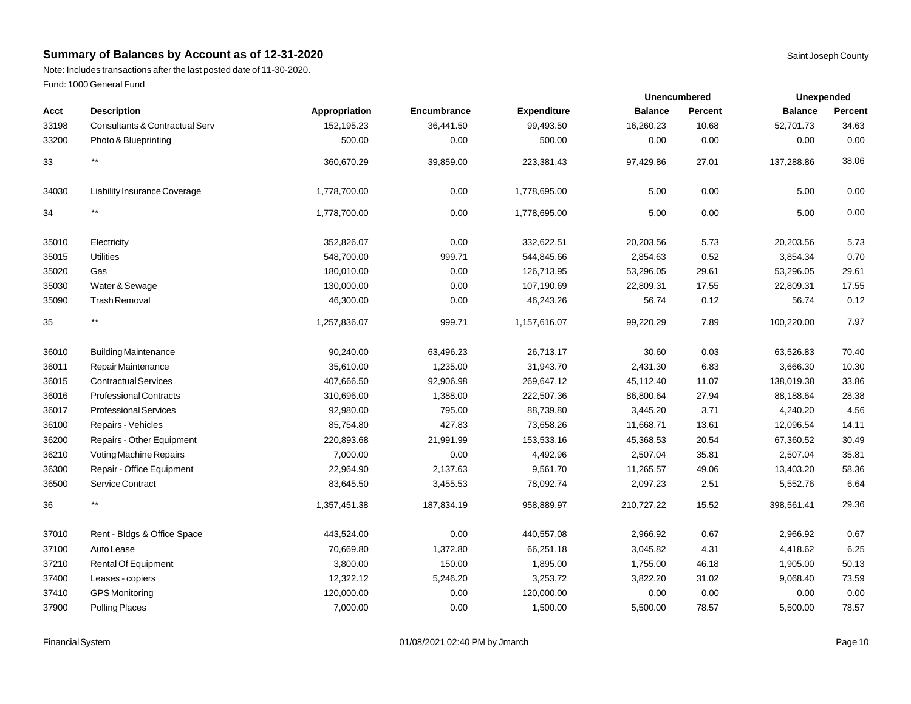## Summary of Balances by Account as of 12-31-2020

Saint Joseph County

Note: Includes transactions after the last posted date of 11-30-2020.

Fund: 1000 General Fund

| | | | | | Unencumbered | | Unexpended | |
|---|---|---|---|---|---|---|---|---|
| Acct | Description | Appropriation | Encumbrance | Expenditure | Balance | Percent | Balance | Percent |
| 33198 | Consultants & Contractual Serv | 152,195.23 | 36,441.50 | 99,493.50 | 16,260.23 | 10.68 | 52,701.73 | 34.63 |
| 33200 | Photo & Blueprinting | 500.00 | 0.00 | 500.00 | 0.00 | 0.00 | 0.00 | 0.00 |
| 33 | ** | 360,670.29 | 39,859.00 | 223,381.43 | 97,429.86 | 27.01 | 137,288.86 | 38.06 |
| 34030 | Liability Insurance Coverage | 1,778,700.00 | 0.00 | 1,778,695.00 | 5.00 | 0.00 | 5.00 | 0.00 |
| 34 | ** | 1,778,700.00 | 0.00 | 1,778,695.00 | 5.00 | 0.00 | 5.00 | 0.00 |
| 35010 | Electricity | 352,826.07 | 0.00 | 332,622.51 | 20,203.56 | 5.73 | 20,203.56 | 5.73 |
| 35015 | Utilities | 548,700.00 | 999.71 | 544,845.66 | 2,854.63 | 0.52 | 3,854.34 | 0.70 |
| 35020 | Gas | 180,010.00 | 0.00 | 126,713.95 | 53,296.05 | 29.61 | 53,296.05 | 29.61 |
| 35030 | Water & Sewage | 130,000.00 | 0.00 | 107,190.69 | 22,809.31 | 17.55 | 22,809.31 | 17.55 |
| 35090 | Trash Removal | 46,300.00 | 0.00 | 46,243.26 | 56.74 | 0.12 | 56.74 | 0.12 |
| 35 | ** | 1,257,836.07 | 999.71 | 1,157,616.07 | 99,220.29 | 7.89 | 100,220.00 | 7.97 |
| 36010 | Building Maintenance | 90,240.00 | 63,496.23 | 26,713.17 | 30.60 | 0.03 | 63,526.83 | 70.40 |
| 36011 | Repair Maintenance | 35,610.00 | 1,235.00 | 31,943.70 | 2,431.30 | 6.83 | 3,666.30 | 10.30 |
| 36015 | Contractual Services | 407,666.50 | 92,906.98 | 269,647.12 | 45,112.40 | 11.07 | 138,019.38 | 33.86 |
| 36016 | Professional Contracts | 310,696.00 | 1,388.00 | 222,507.36 | 86,800.64 | 27.94 | 88,188.64 | 28.38 |
| 36017 | Professional Services | 92,980.00 | 795.00 | 88,739.80 | 3,445.20 | 3.71 | 4,240.20 | 4.56 |
| 36100 | Repairs - Vehicles | 85,754.80 | 427.83 | 73,658.26 | 11,668.71 | 13.61 | 12,096.54 | 14.11 |
| 36200 | Repairs - Other Equipment | 220,893.68 | 21,991.99 | 153,533.16 | 45,368.53 | 20.54 | 67,360.52 | 30.49 |
| 36210 | Voting Machine Repairs | 7,000.00 | 0.00 | 4,492.96 | 2,507.04 | 35.81 | 2,507.04 | 35.81 |
| 36300 | Repair - Office Equipment | 22,964.90 | 2,137.63 | 9,561.70 | 11,265.57 | 49.06 | 13,403.20 | 58.36 |
| 36500 | Service Contract | 83,645.50 | 3,455.53 | 78,092.74 | 2,097.23 | 2.51 | 5,552.76 | 6.64 |
| 36 | ** | 1,357,451.38 | 187,834.19 | 958,889.97 | 210,727.22 | 15.52 | 398,561.41 | 29.36 |
| 37010 | Rent - Bldgs & Office Space | 443,524.00 | 0.00 | 440,557.08 | 2,966.92 | 0.67 | 2,966.92 | 0.67 |
| 37100 | Auto Lease | 70,669.80 | 1,372.80 | 66,251.18 | 3,045.82 | 4.31 | 4,418.62 | 6.25 |
| 37210 | Rental Of Equipment | 3,800.00 | 150.00 | 1,895.00 | 1,755.00 | 46.18 | 1,905.00 | 50.13 |
| 37400 | Leases - copiers | 12,322.12 | 5,246.20 | 3,253.72 | 3,822.20 | 31.02 | 9,068.40 | 73.59 |
| 37410 | GPS Monitoring | 120,000.00 | 0.00 | 120,000.00 | 0.00 | 0.00 | 0.00 | 0.00 |
| 37900 | Polling Places | 7,000.00 | 0.00 | 1,500.00 | 5,500.00 | 78.57 | 5,500.00 | 78.57 |

Financial System 01/08/2021 02:40 PM by Jmarch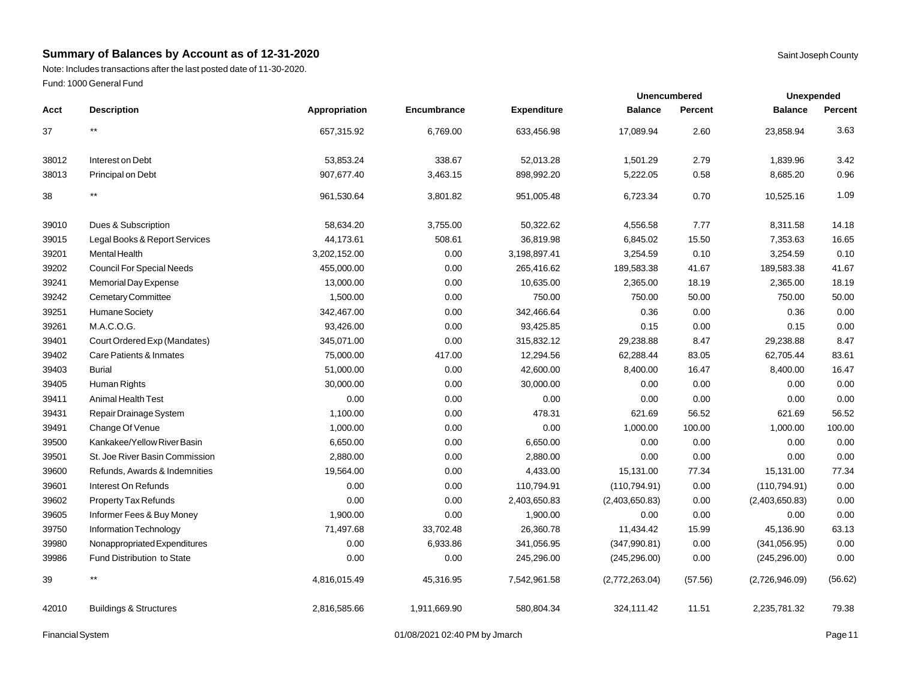# Summary of Balances by Account as of 12-31-2020

Saint Joseph County

Note: Includes transactions after the last posted date of 11-30-2020.

Fund: 1000 General Fund

| Acct | Description | Appropriation | Encumbrance | Expenditure | Unencumbered Balance | Unencumbered Percent | Unexpended Balance | Unexpended Percent |
|---|---|---|---|---|---|---|---|---|
| 37 | ** | 657,315.92 | 6,769.00 | 633,456.98 | 17,089.94 | 2.60 | 23,858.94 | 3.63 |
| 38012 | Interest on Debt | 53,853.24 | 338.67 | 52,013.28 | 1,501.29 | 2.79 | 1,839.96 | 3.42 |
| 38013 | Principal on Debt | 907,677.40 | 3,463.15 | 898,992.20 | 5,222.05 | 0.58 | 8,685.20 | 0.96 |
| 38 | ** | 961,530.64 | 3,801.82 | 951,005.48 | 6,723.34 | 0.70 | 10,525.16 | 1.09 |
| 39010 | Dues & Subscription | 58,634.20 | 3,755.00 | 50,322.62 | 4,556.58 | 7.77 | 8,311.58 | 14.18 |
| 39015 | Legal Books & Report Services | 44,173.61 | 508.61 | 36,819.98 | 6,845.02 | 15.50 | 7,353.63 | 16.65 |
| 39201 | Mental Health | 3,202,152.00 | 0.00 | 3,198,897.41 | 3,254.59 | 0.10 | 3,254.59 | 0.10 |
| 39202 | Council For Special Needs | 455,000.00 | 0.00 | 265,416.62 | 189,583.38 | 41.67 | 189,583.38 | 41.67 |
| 39241 | Memorial Day Expense | 13,000.00 | 0.00 | 10,635.00 | 2,365.00 | 18.19 | 2,365.00 | 18.19 |
| 39242 | Cemetary Committee | 1,500.00 | 0.00 | 750.00 | 750.00 | 50.00 | 750.00 | 50.00 |
| 39251 | Humane Society | 342,467.00 | 0.00 | 342,466.64 | 0.36 | 0.00 | 0.36 | 0.00 |
| 39261 | M.A.C.O.G. | 93,426.00 | 0.00 | 93,425.85 | 0.15 | 0.00 | 0.15 | 0.00 |
| 39401 | Court Ordered Exp (Mandates) | 345,071.00 | 0.00 | 315,832.12 | 29,238.88 | 8.47 | 29,238.88 | 8.47 |
| 39402 | Care Patients & Inmates | 75,000.00 | 417.00 | 12,294.56 | 62,288.44 | 83.05 | 62,705.44 | 83.61 |
| 39403 | Burial | 51,000.00 | 0.00 | 42,600.00 | 8,400.00 | 16.47 | 8,400.00 | 16.47 |
| 39405 | Human Rights | 30,000.00 | 0.00 | 30,000.00 | 0.00 | 0.00 | 0.00 | 0.00 |
| 39411 | Animal Health Test | 0.00 | 0.00 | 0.00 | 0.00 | 0.00 | 0.00 | 0.00 |
| 39431 | Repair Drainage System | 1,100.00 | 0.00 | 478.31 | 621.69 | 56.52 | 621.69 | 56.52 |
| 39491 | Change Of Venue | 1,000.00 | 0.00 | 0.00 | 1,000.00 | 100.00 | 1,000.00 | 100.00 |
| 39500 | Kankakee/Yellow River Basin | 6,650.00 | 0.00 | 6,650.00 | 0.00 | 0.00 | 0.00 | 0.00 |
| 39501 | St. Joe River Basin Commission | 2,880.00 | 0.00 | 2,880.00 | 0.00 | 0.00 | 0.00 | 0.00 |
| 39600 | Refunds, Awards & Indemnities | 19,564.00 | 0.00 | 4,433.00 | 15,131.00 | 77.34 | 15,131.00 | 77.34 |
| 39601 | Interest On Refunds | 0.00 | 0.00 | 110,794.91 | (110,794.91) | 0.00 | (110,794.91) | 0.00 |
| 39602 | Property Tax Refunds | 0.00 | 0.00 | 2,403,650.83 | (2,403,650.83) | 0.00 | (2,403,650.83) | 0.00 |
| 39605 | Informer Fees & Buy Money | 1,900.00 | 0.00 | 1,900.00 | 0.00 | 0.00 | 0.00 | 0.00 |
| 39750 | Information Technology | 71,497.68 | 33,702.48 | 26,360.78 | 11,434.42 | 15.99 | 45,136.90 | 63.13 |
| 39980 | Nonappropriated Expenditures | 0.00 | 6,933.86 | 341,056.95 | (347,990.81) | 0.00 | (341,056.95) | 0.00 |
| 39986 | Fund Distribution to State | 0.00 | 0.00 | 245,296.00 | (245,296.00) | 0.00 | (245,296.00) | 0.00 |
| 39 | ** | 4,816,015.49 | 45,316.95 | 7,542,961.58 | (2,772,263.04) | (57.56) | (2,726,946.09) | (56.62) |
| 42010 | Buildings & Structures | 2,816,585.66 | 1,911,669.90 | 580,804.34 | 324,111.42 | 11.51 | 2,235,781.32 | 79.38 |

Financial System 01/08/2021 02:40 PM by Jmarch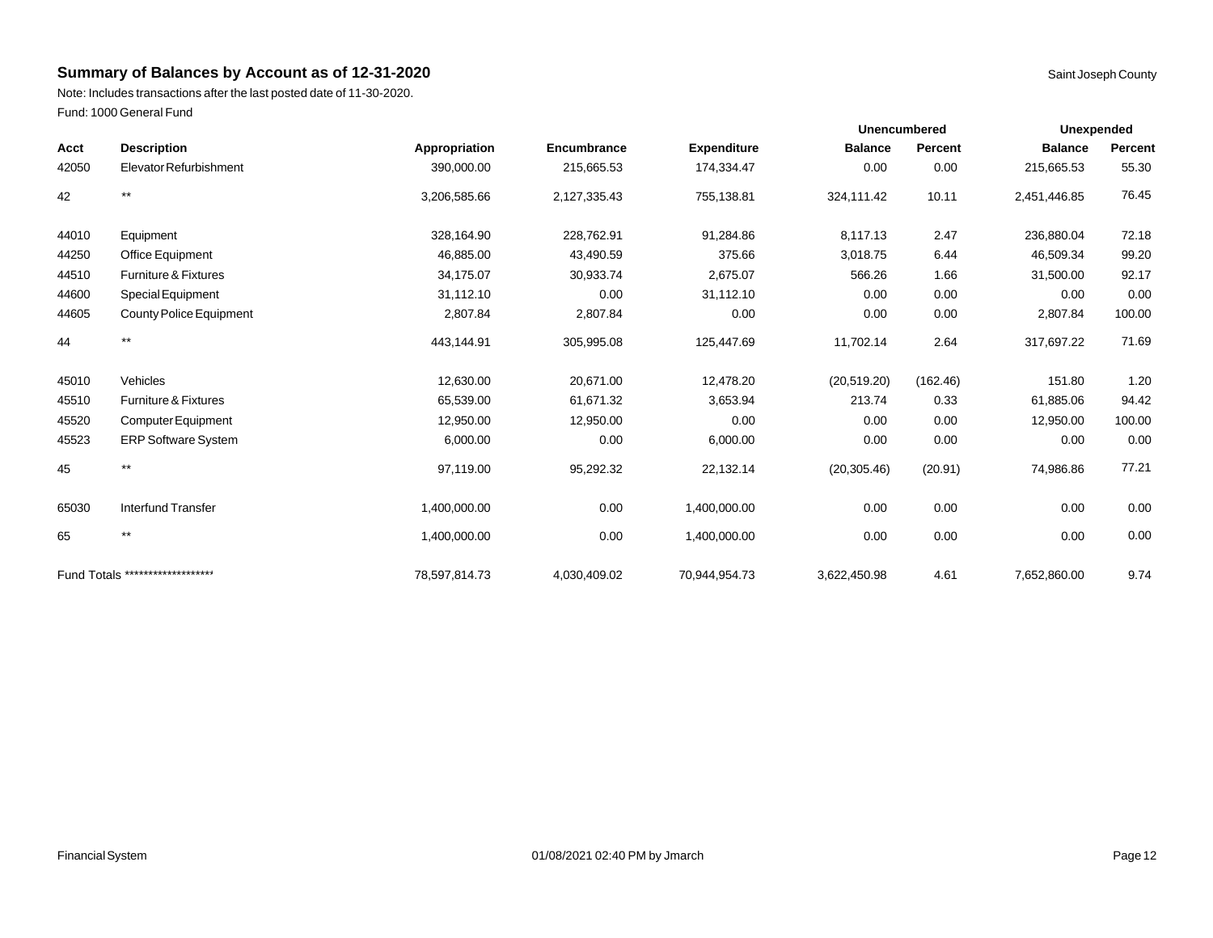## Summary of Balances by Account as of 12-31-2020

Saint Joseph County

Note: Includes transactions after the last posted date of 11-30-2020.

Fund: 1000 General Fund

| | | | | | Unencumbered | | Unexpended | |
|---|---|---|---|---|---|---|---|---|
| **Acct** | **Description** | **Appropriation** | **Encumbrance** | **Expenditure** | **Balance** | **Percent** | **Balance** | **Percent** |
| 42050 | Elevator Refurbishment | 390,000.00 | 215,665.53 | 174,334.47 | 0.00 | 0.00 | 215,665.53 | 55.30 |
| 42 | ** | 3,206,585.66 | 2,127,335.43 | 755,138.81 | 324,111.42 | 10.11 | 2,451,446.85 | 76.45 |
| 44010 | Equipment | 328,164.90 | 228,762.91 | 91,284.86 | 8,117.13 | 2.47 | 236,880.04 | 72.18 |
| 44250 | Office Equipment | 46,885.00 | 43,490.59 | 375.66 | 3,018.75 | 6.44 | 46,509.34 | 99.20 |
| 44510 | Furniture & Fixtures | 34,175.07 | 30,933.74 | 2,675.07 | 566.26 | 1.66 | 31,500.00 | 92.17 |
| 44600 | Special Equipment | 31,112.10 | 0.00 | 31,112.10 | 0.00 | 0.00 | 0.00 | 0.00 |
| 44605 | County Police Equipment | 2,807.84 | 2,807.84 | 0.00 | 0.00 | 0.00 | 2,807.84 | 100.00 |
| 44 | ** | 443,144.91 | 305,995.08 | 125,447.69 | 11,702.14 | 2.64 | 317,697.22 | 71.69 |
| 45010 | Vehicles | 12,630.00 | 20,671.00 | 12,478.20 | (20,519.20) | (162.46) | 151.80 | 1.20 |
| 45510 | Furniture & Fixtures | 65,539.00 | 61,671.32 | 3,653.94 | 213.74 | 0.33 | 61,885.06 | 94.42 |
| 45520 | Computer Equipment | 12,950.00 | 12,950.00 | 0.00 | 0.00 | 0.00 | 12,950.00 | 100.00 |
| 45523 | ERP Software System | 6,000.00 | 0.00 | 6,000.00 | 0.00 | 0.00 | 0.00 | 0.00 |
| 45 | ** | 97,119.00 | 95,292.32 | 22,132.14 | (20,305.46) | (20.91) | 74,986.86 | 77.21 |
| 65030 | Interfund Transfer | 1,400,000.00 | 0.00 | 1,400,000.00 | 0.00 | 0.00 | 0.00 | 0.00 |
| 65 | ** | 1,400,000.00 | 0.00 | 1,400,000.00 | 0.00 | 0.00 | 0.00 | 0.00 |
| Fund Totals ******************* | | 78,597,814.73 | 4,030,409.02 | 70,944,954.73 | 3,622,450.98 | 4.61 | 7,652,860.00 | 9.74 |

Financial System 01/08/2021 02:40 PM by Jmarch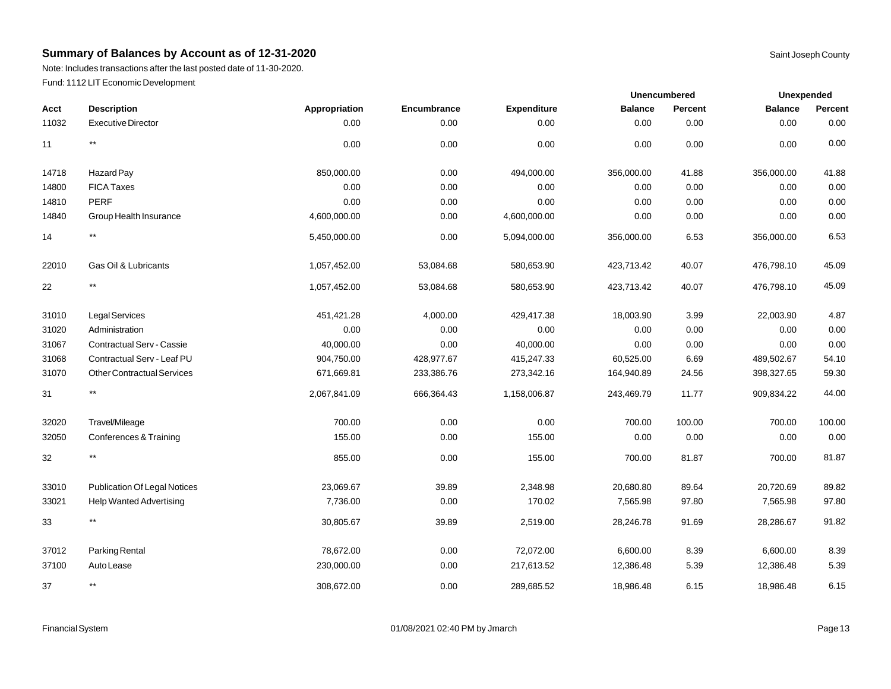# Summary of Balances by Account as of 12-31-2020

Saint Joseph County

Note: Includes transactions after the last posted date of 11-30-2020.

Fund: 1112 LIT Economic Development

| Acct | Description | Appropriation | Encumbrance | Expenditure | Unencumbered | | Unexpended | |
|---|---|---|---|---|---|---|---|---|
| | | | | | Balance | Percent | Balance | Percent |
| 11032 | Executive Director | 0.00 | 0.00 | 0.00 | 0.00 | 0.00 | 0.00 | 0.00 |
| 11 | ** | 0.00 | 0.00 | 0.00 | 0.00 | 0.00 | 0.00 | 0.00 |
| 14718 | Hazard Pay | 850,000.00 | 0.00 | 494,000.00 | 356,000.00 | 41.88 | 356,000.00 | 41.88 |
| 14800 | FICA Taxes | 0.00 | 0.00 | 0.00 | 0.00 | 0.00 | 0.00 | 0.00 |
| 14810 | PERF | 0.00 | 0.00 | 0.00 | 0.00 | 0.00 | 0.00 | 0.00 |
| 14840 | Group Health Insurance | 4,600,000.00 | 0.00 | 4,600,000.00 | 0.00 | 0.00 | 0.00 | 0.00 |
| 14 | ** | 5,450,000.00 | 0.00 | 5,094,000.00 | 356,000.00 | 6.53 | 356,000.00 | 6.53 |
| 22010 | Gas Oil & Lubricants | 1,057,452.00 | 53,084.68 | 580,653.90 | 423,713.42 | 40.07 | 476,798.10 | 45.09 |
| 22 | ** | 1,057,452.00 | 53,084.68 | 580,653.90 | 423,713.42 | 40.07 | 476,798.10 | 45.09 |
| 31010 | Legal Services | 451,421.28 | 4,000.00 | 429,417.38 | 18,003.90 | 3.99 | 22,003.90 | 4.87 |
| 31020 | Administration | 0.00 | 0.00 | 0.00 | 0.00 | 0.00 | 0.00 | 0.00 |
| 31067 | Contractual Serv - Cassie | 40,000.00 | 0.00 | 40,000.00 | 0.00 | 0.00 | 0.00 | 0.00 |
| 31068 | Contractual Serv - Leaf PU | 904,750.00 | 428,977.67 | 415,247.33 | 60,525.00 | 6.69 | 489,502.67 | 54.10 |
| 31070 | Other Contractual Services | 671,669.81 | 233,386.76 | 273,342.16 | 164,940.89 | 24.56 | 398,327.65 | 59.30 |
| 31 | ** | 2,067,841.09 | 666,364.43 | 1,158,006.87 | 243,469.79 | 11.77 | 909,834.22 | 44.00 |
| 32020 | Travel/Mileage | 700.00 | 0.00 | 0.00 | 700.00 | 100.00 | 700.00 | 100.00 |
| 32050 | Conferences & Training | 155.00 | 0.00 | 155.00 | 0.00 | 0.00 | 0.00 | 0.00 |
| 32 | ** | 855.00 | 0.00 | 155.00 | 700.00 | 81.87 | 700.00 | 81.87 |
| 33010 | Publication Of Legal Notices | 23,069.67 | 39.89 | 2,348.98 | 20,680.80 | 89.64 | 20,720.69 | 89.82 |
| 33021 | Help Wanted Advertising | 7,736.00 | 0.00 | 170.02 | 7,565.98 | 97.80 | 7,565.98 | 97.80 |
| 33 | ** | 30,805.67 | 39.89 | 2,519.00 | 28,246.78 | 91.69 | 28,286.67 | 91.82 |
| 37012 | Parking Rental | 78,672.00 | 0.00 | 72,072.00 | 6,600.00 | 8.39 | 6,600.00 | 8.39 |
| 37100 | Auto Lease | 230,000.00 | 0.00 | 217,613.52 | 12,386.48 | 5.39 | 12,386.48 | 5.39 |
| 37 | ** | 308,672.00 | 0.00 | 289,685.52 | 18,986.48 | 6.15 | 18,986.48 | 6.15 |

Financial System 01/08/2021 02:40 PM by Jmarch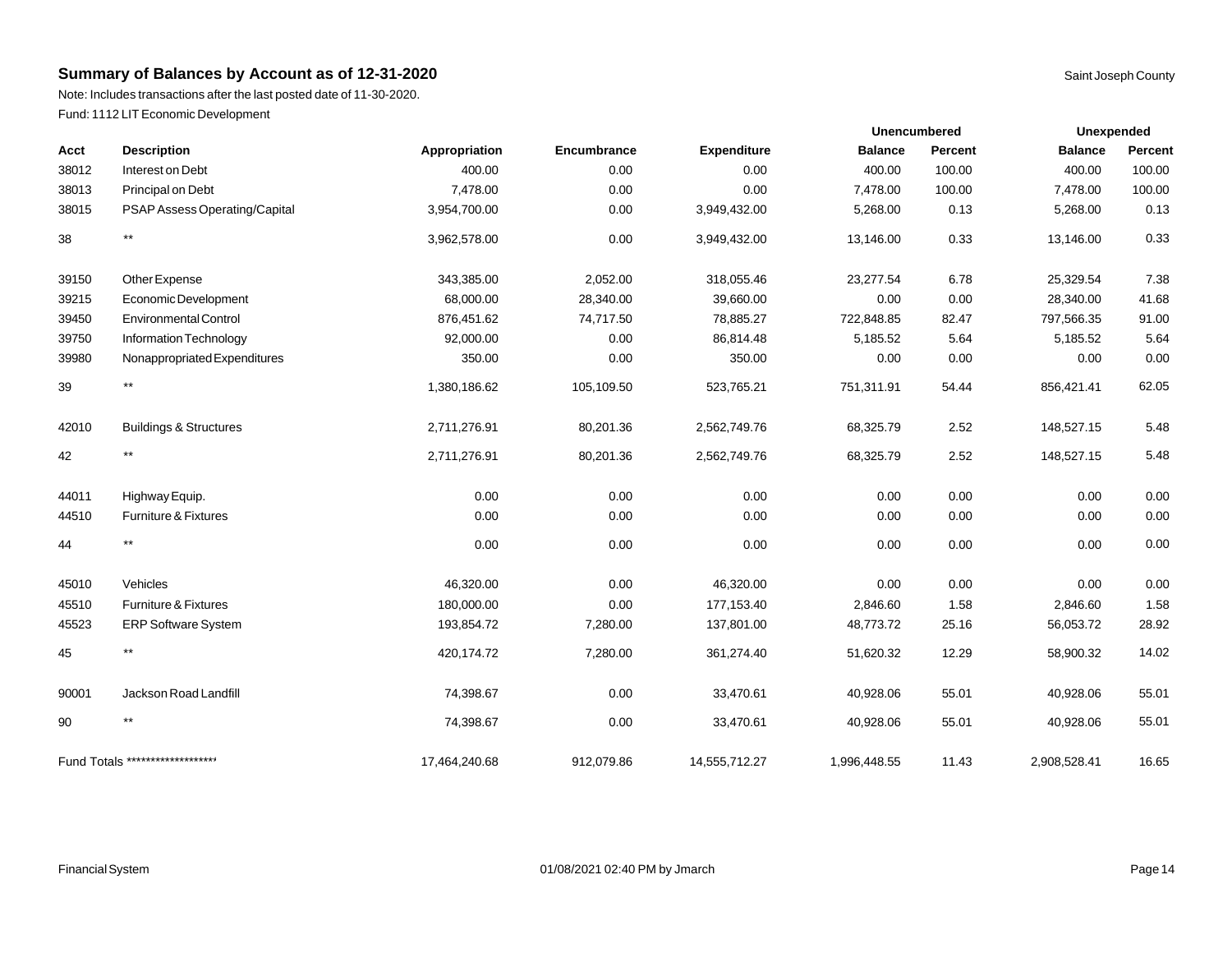## Summary of Balances by Account as of 12-31-2020

Saint Joseph County

Note: Includes transactions after the last posted date of 11-30-2020.

Fund: 1112 LIT Economic Development

| Acct | Description | Appropriation | Encumbrance | Expenditure | Unencumbered | | Unexpended | |
|---|---|---|---|---|---|---|---|---|
| | | | | | Balance | Percent | Balance | Percent |
| 38012 | Interest on Debt | 400.00 | 0.00 | 0.00 | 400.00 | 100.00 | 400.00 | 100.00 |
| 38013 | Principal on Debt | 7,478.00 | 0.00 | 0.00 | 7,478.00 | 100.00 | 7,478.00 | 100.00 |
| 38015 | PSAP Assess Operating/Capital | 3,954,700.00 | 0.00 | 3,949,432.00 | 5,268.00 | 0.13 | 5,268.00 | 0.13 |
| 38 | ** | 3,962,578.00 | 0.00 | 3,949,432.00 | 13,146.00 | 0.33 | 13,146.00 | 0.33 |
| 39150 | Other Expense | 343,385.00 | 2,052.00 | 318,055.46 | 23,277.54 | 6.78 | 25,329.54 | 7.38 |
| 39215 | Economic Development | 68,000.00 | 28,340.00 | 39,660.00 | 0.00 | 0.00 | 28,340.00 | 41.68 |
| 39450 | Environmental Control | 876,451.62 | 74,717.50 | 78,885.27 | 722,848.85 | 82.47 | 797,566.35 | 91.00 |
| 39750 | Information Technology | 92,000.00 | 0.00 | 86,814.48 | 5,185.52 | 5.64 | 5,185.52 | 5.64 |
| 39980 | Nonappropriated Expenditures | 350.00 | 0.00 | 350.00 | 0.00 | 0.00 | 0.00 | 0.00 |
| 39 | ** | 1,380,186.62 | 105,109.50 | 523,765.21 | 751,311.91 | 54.44 | 856,421.41 | 62.05 |
| 42010 | Buildings & Structures | 2,711,276.91 | 80,201.36 | 2,562,749.76 | 68,325.79 | 2.52 | 148,527.15 | 5.48 |
| 42 | ** | 2,711,276.91 | 80,201.36 | 2,562,749.76 | 68,325.79 | 2.52 | 148,527.15 | 5.48 |
| 44011 | Highway Equip. | 0.00 | 0.00 | 0.00 | 0.00 | 0.00 | 0.00 | 0.00 |
| 44510 | Furniture & Fixtures | 0.00 | 0.00 | 0.00 | 0.00 | 0.00 | 0.00 | 0.00 |
| 44 | ** | 0.00 | 0.00 | 0.00 | 0.00 | 0.00 | 0.00 | 0.00 |
| 45010 | Vehicles | 46,320.00 | 0.00 | 46,320.00 | 0.00 | 0.00 | 0.00 | 0.00 |
| 45510 | Furniture & Fixtures | 180,000.00 | 0.00 | 177,153.40 | 2,846.60 | 1.58 | 2,846.60 | 1.58 |
| 45523 | ERP Software System | 193,854.72 | 7,280.00 | 137,801.00 | 48,773.72 | 25.16 | 56,053.72 | 28.92 |
| 45 | ** | 420,174.72 | 7,280.00 | 361,274.40 | 51,620.32 | 12.29 | 58,900.32 | 14.02 |
| 90001 | Jackson Road Landfill | 74,398.67 | 0.00 | 33,470.61 | 40,928.06 | 55.01 | 40,928.06 | 55.01 |
| 90 | ** | 74,398.67 | 0.00 | 33,470.61 | 40,928.06 | 55.01 | 40,928.06 | 55.01 |
| Fund Totals ******************* | | 17,464,240.68 | 912,079.86 | 14,555,712.27 | 1,996,448.55 | 11.43 | 2,908,528.41 | 16.65 |

Financial System 01/08/2021 02:40 PM by Jmarch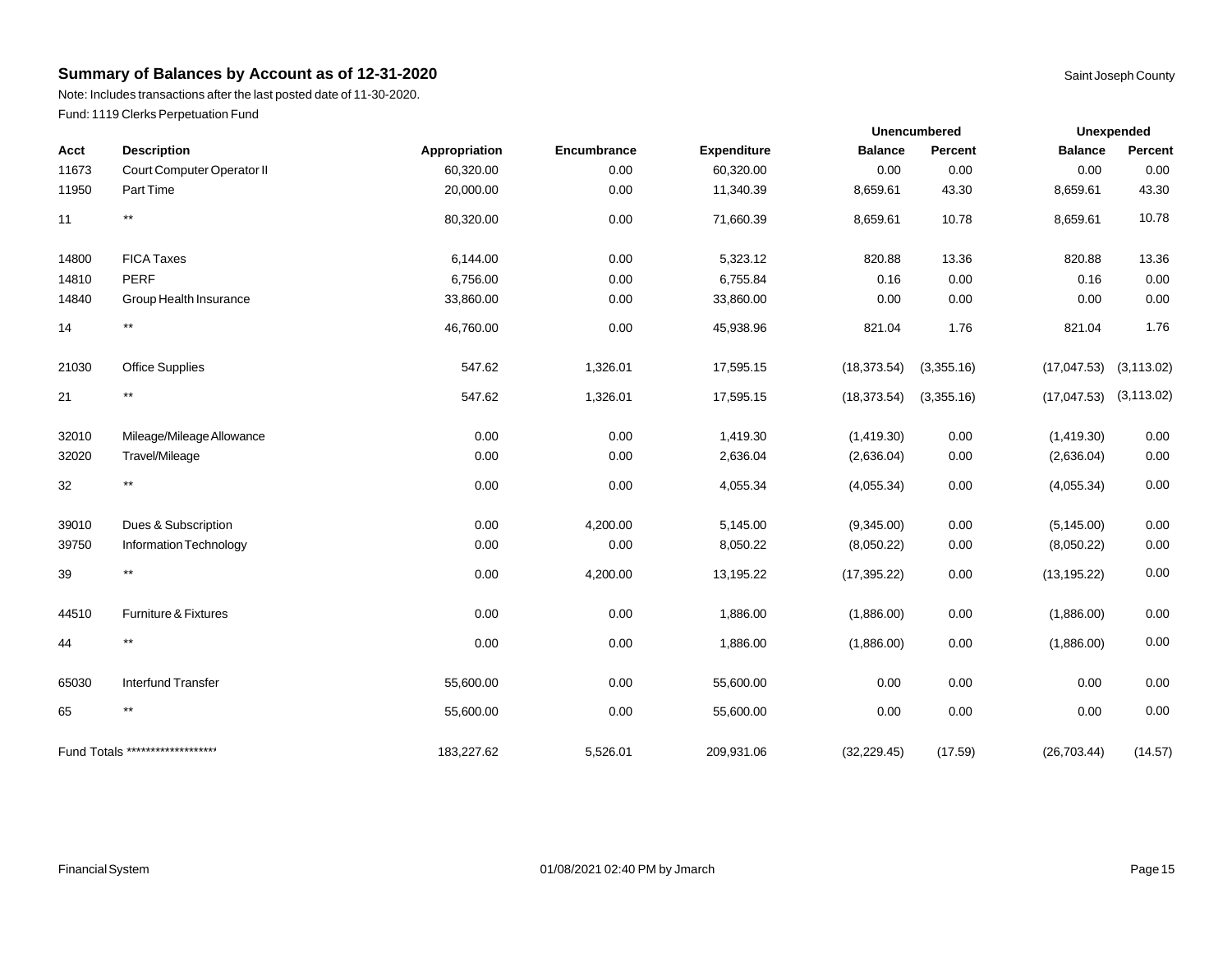## Summary of Balances by Account as of 12-31-2020

Saint Joseph County

Note: Includes transactions after the last posted date of 11-30-2020.

Fund: 1119 Clerks Perpetuation Fund

| | | | | | Unencumbered | | Unexpended | |
|---|---|---|---|---|---|---|---|---|
| Acct | Description | Appropriation | Encumbrance | Expenditure | Balance | Percent | Balance | Percent |
| 11673 | Court Computer Operator II | 60,320.00 | 0.00 | 60,320.00 | 0.00 | 0.00 | 0.00 | 0.00 |
| 11950 | Part Time | 20,000.00 | 0.00 | 11,340.39 | 8,659.61 | 43.30 | 8,659.61 | 43.30 |
| 11 | ** | 80,320.00 | 0.00 | 71,660.39 | 8,659.61 | 10.78 | 8,659.61 | 10.78 |
| 14800 | FICA Taxes | 6,144.00 | 0.00 | 5,323.12 | 820.88 | 13.36 | 820.88 | 13.36 |
| 14810 | PERF | 6,756.00 | 0.00 | 6,755.84 | 0.16 | 0.00 | 0.16 | 0.00 |
| 14840 | Group Health Insurance | 33,860.00 | 0.00 | 33,860.00 | 0.00 | 0.00 | 0.00 | 0.00 |
| 14 | ** | 46,760.00 | 0.00 | 45,938.96 | 821.04 | 1.76 | 821.04 | 1.76 |
| 21030 | Office Supplies | 547.62 | 1,326.01 | 17,595.15 | (18,373.54) | (3,355.16) | (17,047.53) | (3,113.02) |
| 21 | ** | 547.62 | 1,326.01 | 17,595.15 | (18,373.54) | (3,355.16) | (17,047.53) | (3,113.02) |
| 32010 | Mileage/Mileage Allowance | 0.00 | 0.00 | 1,419.30 | (1,419.30) | 0.00 | (1,419.30) | 0.00 |
| 32020 | Travel/Mileage | 0.00 | 0.00 | 2,636.04 | (2,636.04) | 0.00 | (2,636.04) | 0.00 |
| 32 | ** | 0.00 | 0.00 | 4,055.34 | (4,055.34) | 0.00 | (4,055.34) | 0.00 |
| 39010 | Dues & Subscription | 0.00 | 4,200.00 | 5,145.00 | (9,345.00) | 0.00 | (5,145.00) | 0.00 |
| 39750 | Information Technology | 0.00 | 0.00 | 8,050.22 | (8,050.22) | 0.00 | (8,050.22) | 0.00 |
| 39 | ** | 0.00 | 4,200.00 | 13,195.22 | (17,395.22) | 0.00 | (13,195.22) | 0.00 |
| 44510 | Furniture & Fixtures | 0.00 | 0.00 | 1,886.00 | (1,886.00) | 0.00 | (1,886.00) | 0.00 |
| 44 | ** | 0.00 | 0.00 | 1,886.00 | (1,886.00) | 0.00 | (1,886.00) | 0.00 |
| 65030 | Interfund Transfer | 55,600.00 | 0.00 | 55,600.00 | 0.00 | 0.00 | 0.00 | 0.00 |
| 65 | ** | 55,600.00 | 0.00 | 55,600.00 | 0.00 | 0.00 | 0.00 | 0.00 |
| Fund Totals ******************* | | 183,227.62 | 5,526.01 | 209,931.06 | (32,229.45) | (17.59) | (26,703.44) | (14.57) |

Financial System 01/08/2021 02:40 PM by Jmarch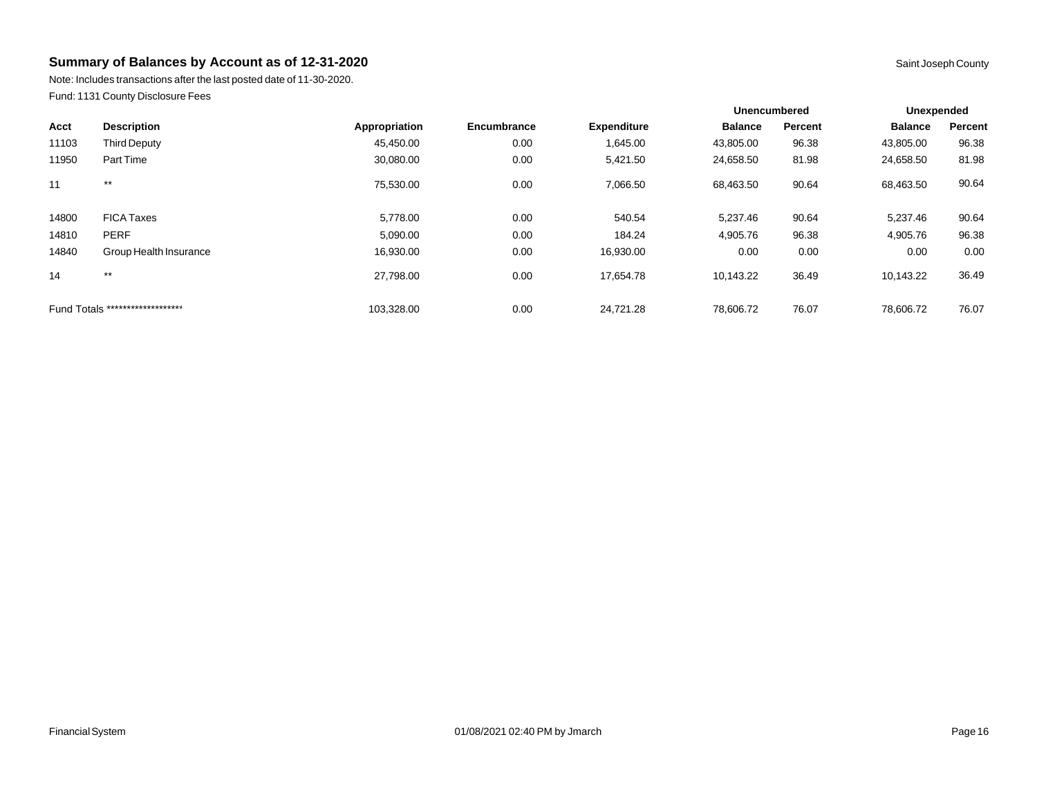## Summary of Balances by Account as of 12-31-2020

Saint Joseph County

Note: Includes transactions after the last posted date of 11-30-2020.

Fund: 1131 County Disclosure Fees

| | | | | | Unencumbered | | Unexpended | |
|---|---|---|---|---|---|---|---|---|
| **Acct** | **Description** | **Appropriation** | **Encumbrance** | **Expenditure** | **Balance** | **Percent** | **Balance** | **Percent** |
| 11103 | Third Deputy | 45,450.00 | 0.00 | 1,645.00 | 43,805.00 | 96.38 | 43,805.00 | 96.38 |
| 11950 | Part Time | 30,080.00 | 0.00 | 5,421.50 | 24,658.50 | 81.98 | 24,658.50 | 81.98 |
| 11 | ** | 75,530.00 | 0.00 | 7,066.50 | 68,463.50 | 90.64 | 68,463.50 | 90.64 |
| 14800 | FICA Taxes | 5,778.00 | 0.00 | 540.54 | 5,237.46 | 90.64 | 5,237.46 | 90.64 |
| 14810 | PERF | 5,090.00 | 0.00 | 184.24 | 4,905.76 | 96.38 | 4,905.76 | 96.38 |
| 14840 | Group Health Insurance | 16,930.00 | 0.00 | 16,930.00 | 0.00 | 0.00 | 0.00 | 0.00 |
| 14 | ** | 27,798.00 | 0.00 | 17,654.78 | 10,143.22 | 36.49 | 10,143.22 | 36.49 |
| Fund Totals ******************* | | 103,328.00 | 0.00 | 24,721.28 | 78,606.72 | 76.07 | 78,606.72 | 76.07 |

Financial System 01/08/2021 02:40 PM by Jmarch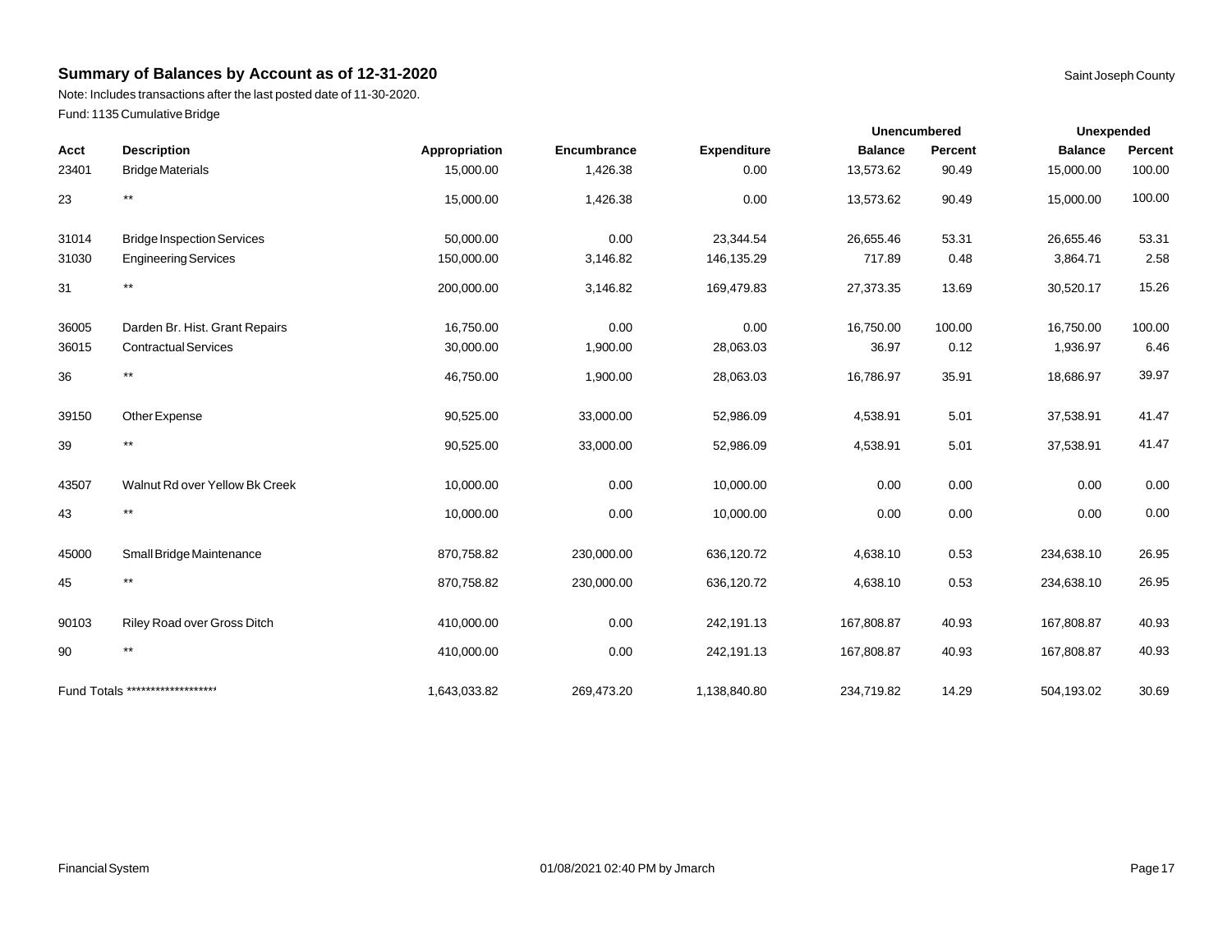## Summary of Balances by Account as of 12-31-2020

Saint Joseph County

Note: Includes transactions after the last posted date of 11-30-2020.

Fund: 1135 Cumulative Bridge

| | | | | | Unencumbered | | Unexpended | |
|---|---|---|---|---|---|---|---|---|
| **Acct** | **Description** | **Appropriation** | **Encumbrance** | **Expenditure** | **Balance** | **Percent** | **Balance** | **Percent** |
| 23401 | Bridge Materials | 15,000.00 | 1,426.38 | 0.00 | 13,573.62 | 90.49 | 15,000.00 | 100.00 |
| 23 | ** | 15,000.00 | 1,426.38 | 0.00 | 13,573.62 | 90.49 | 15,000.00 | 100.00 |
| 31014 | Bridge Inspection Services | 50,000.00 | 0.00 | 23,344.54 | 26,655.46 | 53.31 | 26,655.46 | 53.31 |
| 31030 | Engineering Services | 150,000.00 | 3,146.82 | 146,135.29 | 717.89 | 0.48 | 3,864.71 | 2.58 |
| 31 | ** | 200,000.00 | 3,146.82 | 169,479.83 | 27,373.35 | 13.69 | 30,520.17 | 15.26 |
| 36005 | Darden Br. Hist. Grant Repairs | 16,750.00 | 0.00 | 0.00 | 16,750.00 | 100.00 | 16,750.00 | 100.00 |
| 36015 | Contractual Services | 30,000.00 | 1,900.00 | 28,063.03 | 36.97 | 0.12 | 1,936.97 | 6.46 |
| 36 | ** | 46,750.00 | 1,900.00 | 28,063.03 | 16,786.97 | 35.91 | 18,686.97 | 39.97 |
| 39150 | Other Expense | 90,525.00 | 33,000.00 | 52,986.09 | 4,538.91 | 5.01 | 37,538.91 | 41.47 |
| 39 | ** | 90,525.00 | 33,000.00 | 52,986.09 | 4,538.91 | 5.01 | 37,538.91 | 41.47 |
| 43507 | Walnut Rd over Yellow Bk Creek | 10,000.00 | 0.00 | 10,000.00 | 0.00 | 0.00 | 0.00 | 0.00 |
| 43 | ** | 10,000.00 | 0.00 | 10,000.00 | 0.00 | 0.00 | 0.00 | 0.00 |
| 45000 | Small Bridge Maintenance | 870,758.82 | 230,000.00 | 636,120.72 | 4,638.10 | 0.53 | 234,638.10 | 26.95 |
| 45 | ** | 870,758.82 | 230,000.00 | 636,120.72 | 4,638.10 | 0.53 | 234,638.10 | 26.95 |
| 90103 | Riley Road over Gross Ditch | 410,000.00 | 0.00 | 242,191.13 | 167,808.87 | 40.93 | 167,808.87 | 40.93 |
| 90 | ** | 410,000.00 | 0.00 | 242,191.13 | 167,808.87 | 40.93 | 167,808.87 | 40.93 |
| Fund Totals ******************* | | 1,643,033.82 | 269,473.20 | 1,138,840.80 | 234,719.82 | 14.29 | 504,193.02 | 30.69 |

Financial System 01/08/2021 02:40 PM by Jmarch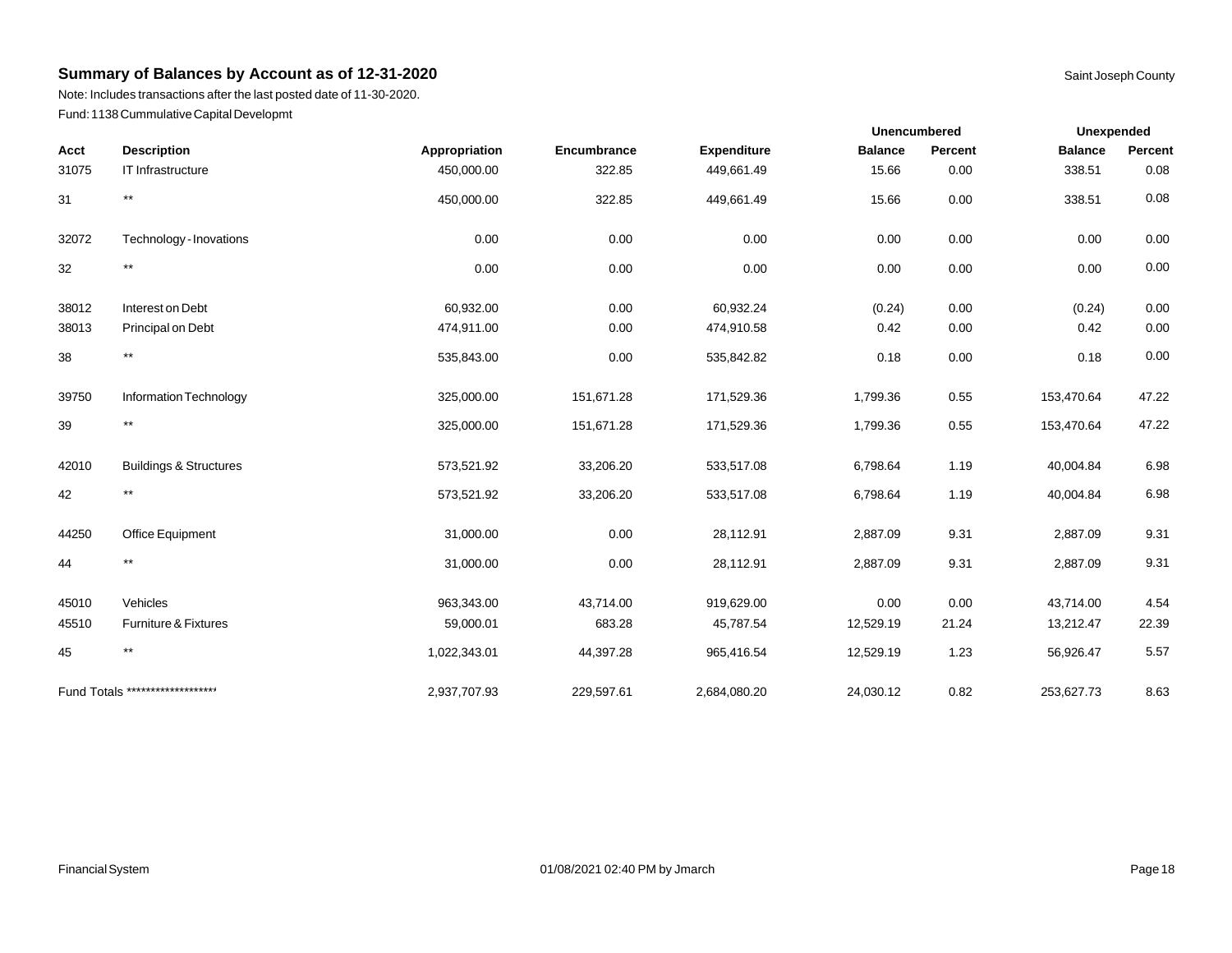## Summary of Balances by Account as of 12-31-2020

Saint Joseph County

Note: Includes transactions after the last posted date of 11-30-2020.

Fund: 1138 Cummulative Capital Developmt

| | | | | | Unencumbered | | Unexpended | |
|---|---|---|---|---|---|---|---|---|
| Acct | Description | Appropriation | Encumbrance | Expenditure | Balance | Percent | Balance | Percent |
| 31075 | IT Infrastructure | 450,000.00 | 322.85 | 449,661.49 | 15.66 | 0.00 | 338.51 | 0.08 |
| 31 | ** | 450,000.00 | 322.85 | 449,661.49 | 15.66 | 0.00 | 338.51 | 0.08 |
| 32072 | Technology - Inovations | 0.00 | 0.00 | 0.00 | 0.00 | 0.00 | 0.00 | 0.00 |
| 32 | ** | 0.00 | 0.00 | 0.00 | 0.00 | 0.00 | 0.00 | 0.00 |
| 38012 | Interest on Debt | 60,932.00 | 0.00 | 60,932.24 | (0.24) | 0.00 | (0.24) | 0.00 |
| 38013 | Principal on Debt | 474,911.00 | 0.00 | 474,910.58 | 0.42 | 0.00 | 0.42 | 0.00 |
| 38 | ** | 535,843.00 | 0.00 | 535,842.82 | 0.18 | 0.00 | 0.18 | 0.00 |
| 39750 | Information Technology | 325,000.00 | 151,671.28 | 171,529.36 | 1,799.36 | 0.55 | 153,470.64 | 47.22 |
| 39 | ** | 325,000.00 | 151,671.28 | 171,529.36 | 1,799.36 | 0.55 | 153,470.64 | 47.22 |
| 42010 | Buildings & Structures | 573,521.92 | 33,206.20 | 533,517.08 | 6,798.64 | 1.19 | 40,004.84 | 6.98 |
| 42 | ** | 573,521.92 | 33,206.20 | 533,517.08 | 6,798.64 | 1.19 | 40,004.84 | 6.98 |
| 44250 | Office Equipment | 31,000.00 | 0.00 | 28,112.91 | 2,887.09 | 9.31 | 2,887.09 | 9.31 |
| 44 | ** | 31,000.00 | 0.00 | 28,112.91 | 2,887.09 | 9.31 | 2,887.09 | 9.31 |
| 45010 | Vehicles | 963,343.00 | 43,714.00 | 919,629.00 | 0.00 | 0.00 | 43,714.00 | 4.54 |
| 45510 | Furniture & Fixtures | 59,000.01 | 683.28 | 45,787.54 | 12,529.19 | 21.24 | 13,212.47 | 22.39 |
| 45 | ** | 1,022,343.01 | 44,397.28 | 965,416.54 | 12,529.19 | 1.23 | 56,926.47 | 5.57 |
| Fund Totals ******************** | | 2,937,707.93 | 229,597.61 | 2,684,080.20 | 24,030.12 | 0.82 | 253,627.73 | 8.63 |

Financial System 01/08/2021 02:40 PM by Jmarch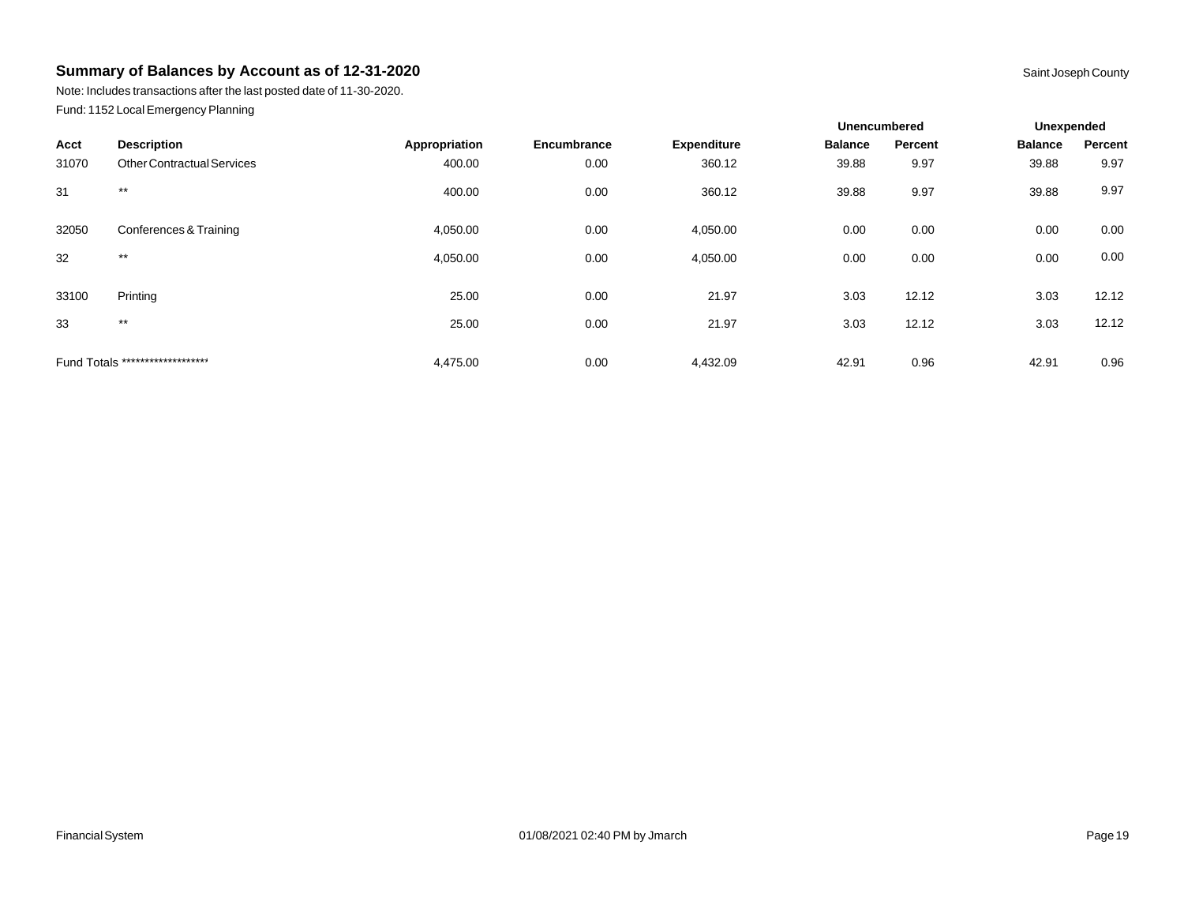## Summary of Balances by Account as of 12-31-2020

Saint Joseph County

Note: Includes transactions after the last posted date of 11-30-2020.

Fund: 1152 Local Emergency Planning

| | | | | | Unencumbered | | Unexpended | |
|---|---|---|---|---|---|---|---|---|
| **Acct** | **Description** | **Appropriation** | **Encumbrance** | **Expenditure** | **Balance** | **Percent** | **Balance** | **Percent** |
| 31070 | Other Contractual Services | 400.00 | 0.00 | 360.12 | 39.88 | 9.97 | 39.88 | 9.97 |
| 31 | ** | 400.00 | 0.00 | 360.12 | 39.88 | 9.97 | 39.88 | 9.97 |
| 32050 | Conferences & Training | 4,050.00 | 0.00 | 4,050.00 | 0.00 | 0.00 | 0.00 | 0.00 |
| 32 | ** | 4,050.00 | 0.00 | 4,050.00 | 0.00 | 0.00 | 0.00 | 0.00 |
| 33100 | Printing | 25.00 | 0.00 | 21.97 | 3.03 | 12.12 | 3.03 | 12.12 |
| 33 | ** | 25.00 | 0.00 | 21.97 | 3.03 | 12.12 | 3.03 | 12.12 |
| Fund Totals ******************* | | 4,475.00 | 0.00 | 4,432.09 | 42.91 | 0.96 | 42.91 | 0.96 |

Financial System

01/08/2021 02:40 PM by Jmarch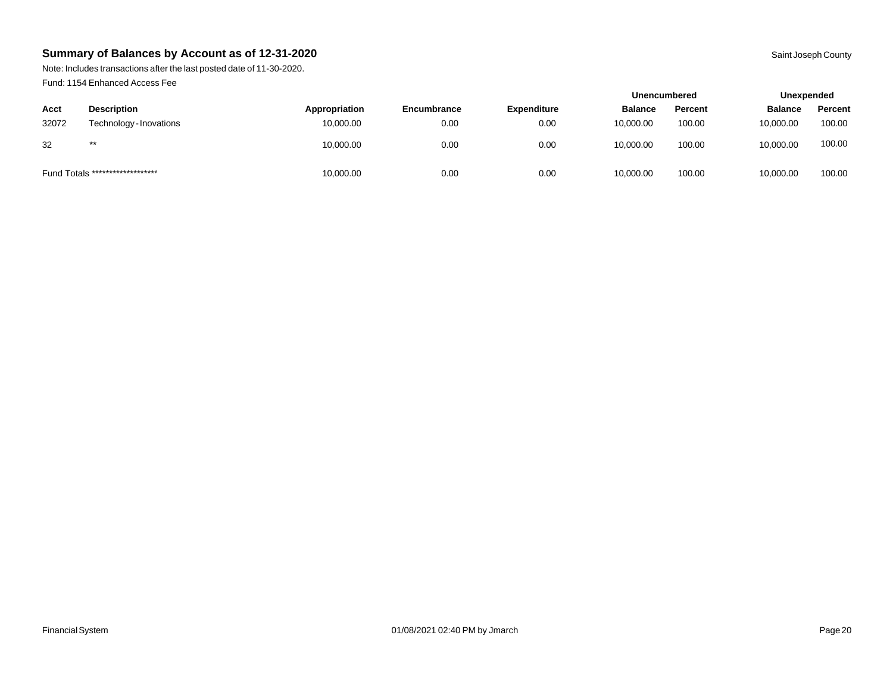## Summary of Balances by Account as of 12-31-2020

Saint Joseph County

Note: Includes transactions after the last posted date of 11-30-2020.

Fund: 1154 Enhanced Access Fee

| | | | | | Unencumbered | | Unexpended | |
|---|---|---|---|---|---|---|---|---|
| **Acct** | **Description** | **Appropriation** | **Encumbrance** | **Expenditure** | **Balance** | **Percent** | **Balance** | **Percent** |
| 32072 | Technology - Inovations | 10,000.00 | 0.00 | 0.00 | 10,000.00 | 100.00 | 10,000.00 | 100.00 |
| 32 | ** | 10,000.00 | 0.00 | 0.00 | 10,000.00 | 100.00 | 10,000.00 | 100.00 |
| Fund Totals ******************* | | 10,000.00 | 0.00 | 0.00 | 10,000.00 | 100.00 | 10,000.00 | 100.00 |

Financial System 01/08/2021 02:40 PM by Jmarch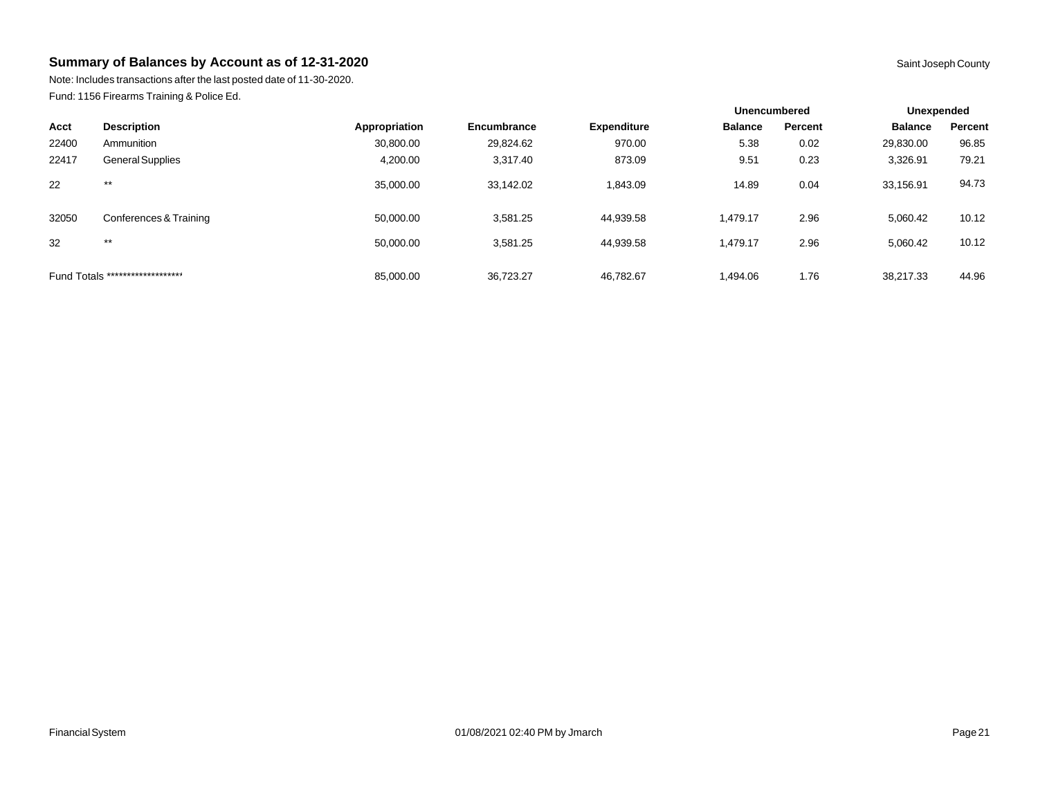## Summary of Balances by Account as of 12-31-2020

Saint Joseph County

Note: Includes transactions after the last posted date of 11-30-2020.

Fund: 1156 Firearms Training & Police Ed.

| | | | | | Unencumbered | | Unexpended | |
|---|---|---|---|---|---|---|---|---|
| Acct | Description | Appropriation | Encumbrance | Expenditure | Balance | Percent | Balance | Percent |
| 22400 | Ammunition | 30,800.00 | 29,824.62 | 970.00 | 5.38 | 0.02 | 29,830.00 | 96.85 |
| 22417 | General Supplies | 4,200.00 | 3,317.40 | 873.09 | 9.51 | 0.23 | 3,326.91 | 79.21 |
| 22 | ** | 35,000.00 | 33,142.02 | 1,843.09 | 14.89 | 0.04 | 33,156.91 | 94.73 |
| 32050 | Conferences & Training | 50,000.00 | 3,581.25 | 44,939.58 | 1,479.17 | 2.96 | 5,060.42 | 10.12 |
| 32 | ** | 50,000.00 | 3,581.25 | 44,939.58 | 1,479.17 | 2.96 | 5,060.42 | 10.12 |
| Fund Totals ******************* | | 85,000.00 | 36,723.27 | 46,782.67 | 1,494.06 | 1.76 | 38,217.33 | 44.96 |

Financial System 01/08/2021 02:40 PM by Jmarch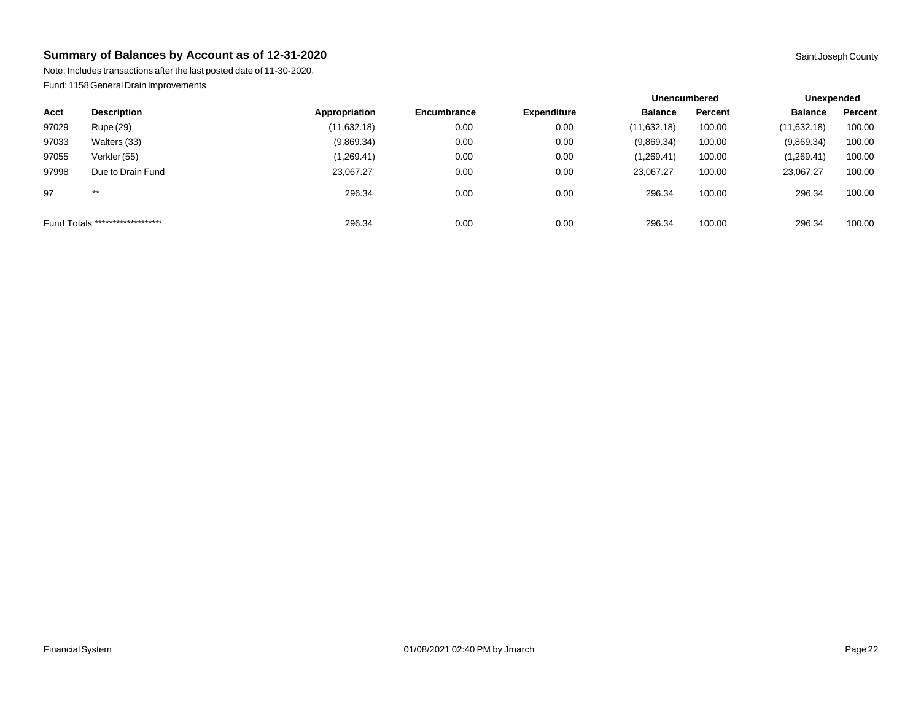## Summary of Balances by Account as of 12-31-2020

Saint Joseph County

Note: Includes transactions after the last posted date of 11-30-2020.

Fund: 1158 General Drain Improvements

| | | | | | Unencumbered | | Unexpended | |
|---|---|---|---|---|---|---|---|---|
| **Acct** | **Description** | **Appropriation** | **Encumbrance** | **Expenditure** | **Balance** | **Percent** | **Balance** | **Percent** |
| 97029 | Rupe (29) | (11,632.18) | 0.00 | 0.00 | (11,632.18) | 100.00 | (11,632.18) | 100.00 |
| 97033 | Walters (33) | (9,869.34) | 0.00 | 0.00 | (9,869.34) | 100.00 | (9,869.34) | 100.00 |
| 97055 | Verkler (55) | (1,269.41) | 0.00 | 0.00 | (1,269.41) | 100.00 | (1,269.41) | 100.00 |
| 97998 | Due to Drain Fund | 23,067.27 | 0.00 | 0.00 | 23,067.27 | 100.00 | 23,067.27 | 100.00 |
| 97 | ** | 296.34 | 0.00 | 0.00 | 296.34 | 100.00 | 296.34 | 100.00 |
| Fund Totals | ******************* | 296.34 | 0.00 | 0.00 | 296.34 | 100.00 | 296.34 | 100.00 |

Financial System 01/08/2021 02:40 PM by Jmarch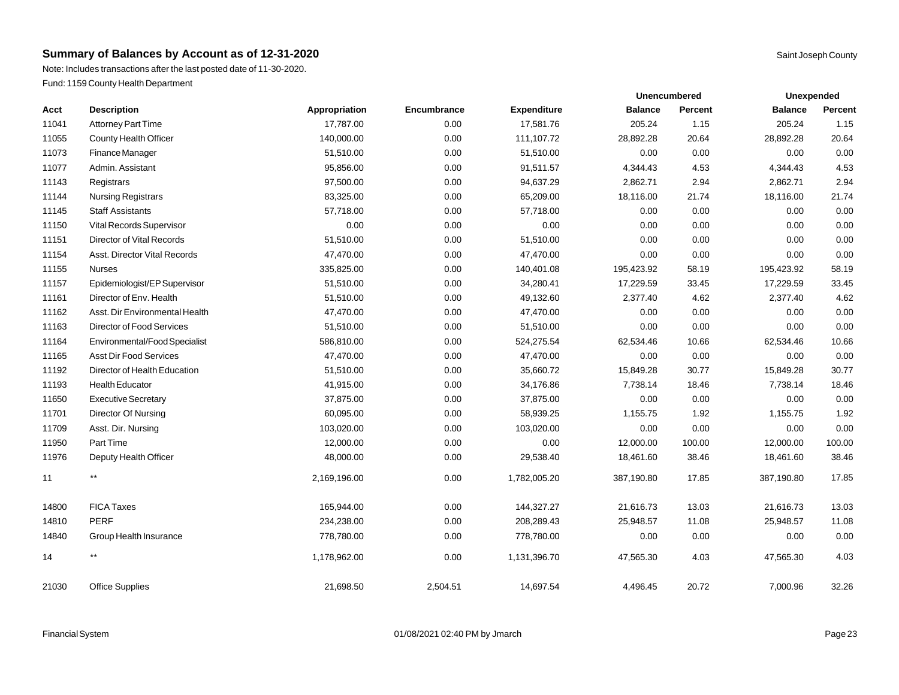## Summary of Balances by Account as of 12-31-2020

Saint Joseph County

Note: Includes transactions after the last posted date of 11-30-2020.

Fund: 1159 County Health Department

| Acct | Description | Appropriation | Encumbrance | Expenditure | Unencumbered | | Unexpended | |
|---|---|---|---|---|---|---|---|---|
| | | | | | Balance | Percent | Balance | Percent |
| 11041 | Attorney Part Time | 17,787.00 | 0.00 | 17,581.76 | 205.24 | 1.15 | 205.24 | 1.15 |
| 11055 | County Health Officer | 140,000.00 | 0.00 | 111,107.72 | 28,892.28 | 20.64 | 28,892.28 | 20.64 |
| 11073 | Finance Manager | 51,510.00 | 0.00 | 51,510.00 | 0.00 | 0.00 | 0.00 | 0.00 |
| 11077 | Admin. Assistant | 95,856.00 | 0.00 | 91,511.57 | 4,344.43 | 4.53 | 4,344.43 | 4.53 |
| 11143 | Registrars | 97,500.00 | 0.00 | 94,637.29 | 2,862.71 | 2.94 | 2,862.71 | 2.94 |
| 11144 | Nursing Registrars | 83,325.00 | 0.00 | 65,209.00 | 18,116.00 | 21.74 | 18,116.00 | 21.74 |
| 11145 | Staff Assistants | 57,718.00 | 0.00 | 57,718.00 | 0.00 | 0.00 | 0.00 | 0.00 |
| 11150 | Vital Records Supervisor | 0.00 | 0.00 | 0.00 | 0.00 | 0.00 | 0.00 | 0.00 |
| 11151 | Director of Vital Records | 51,510.00 | 0.00 | 51,510.00 | 0.00 | 0.00 | 0.00 | 0.00 |
| 11154 | Asst. Director Vital Records | 47,470.00 | 0.00 | 47,470.00 | 0.00 | 0.00 | 0.00 | 0.00 |
| 11155 | Nurses | 335,825.00 | 0.00 | 140,401.08 | 195,423.92 | 58.19 | 195,423.92 | 58.19 |
| 11157 | Epidemiologist/EP Supervisor | 51,510.00 | 0.00 | 34,280.41 | 17,229.59 | 33.45 | 17,229.59 | 33.45 |
| 11161 | Director of Env. Health | 51,510.00 | 0.00 | 49,132.60 | 2,377.40 | 4.62 | 2,377.40 | 4.62 |
| 11162 | Asst. Dir Environmental Health | 47,470.00 | 0.00 | 47,470.00 | 0.00 | 0.00 | 0.00 | 0.00 |
| 11163 | Director of Food Services | 51,510.00 | 0.00 | 51,510.00 | 0.00 | 0.00 | 0.00 | 0.00 |
| 11164 | Environmental/Food Specialist | 586,810.00 | 0.00 | 524,275.54 | 62,534.46 | 10.66 | 62,534.46 | 10.66 |
| 11165 | Asst Dir Food Services | 47,470.00 | 0.00 | 47,470.00 | 0.00 | 0.00 | 0.00 | 0.00 |
| 11192 | Director of Health Education | 51,510.00 | 0.00 | 35,660.72 | 15,849.28 | 30.77 | 15,849.28 | 30.77 |
| 11193 | Health Educator | 41,915.00 | 0.00 | 34,176.86 | 7,738.14 | 18.46 | 7,738.14 | 18.46 |
| 11650 | Executive Secretary | 37,875.00 | 0.00 | 37,875.00 | 0.00 | 0.00 | 0.00 | 0.00 |
| 11701 | Director Of Nursing | 60,095.00 | 0.00 | 58,939.25 | 1,155.75 | 1.92 | 1,155.75 | 1.92 |
| 11709 | Asst. Dir. Nursing | 103,020.00 | 0.00 | 103,020.00 | 0.00 | 0.00 | 0.00 | 0.00 |
| 11950 | Part Time | 12,000.00 | 0.00 | 0.00 | 12,000.00 | 100.00 | 12,000.00 | 100.00 |
| 11976 | Deputy Health Officer | 48,000.00 | 0.00 | 29,538.40 | 18,461.60 | 38.46 | 18,461.60 | 38.46 |
| 11 | ** | 2,169,196.00 | 0.00 | 1,782,005.20 | 387,190.80 | 17.85 | 387,190.80 | 17.85 |
| 14800 | FICA Taxes | 165,944.00 | 0.00 | 144,327.27 | 21,616.73 | 13.03 | 21,616.73 | 13.03 |
| 14810 | PERF | 234,238.00 | 0.00 | 208,289.43 | 25,948.57 | 11.08 | 25,948.57 | 11.08 |
| 14840 | Group Health Insurance | 778,780.00 | 0.00 | 778,780.00 | 0.00 | 0.00 | 0.00 | 0.00 |
| 14 | ** | 1,178,962.00 | 0.00 | 1,131,396.70 | 47,565.30 | 4.03 | 47,565.30 | 4.03 |
| 21030 | Office Supplies | 21,698.50 | 2,504.51 | 14,697.54 | 4,496.45 | 20.72 | 7,000.96 | 32.26 |

Financial System 01/08/2021 02:40 PM by Jmarch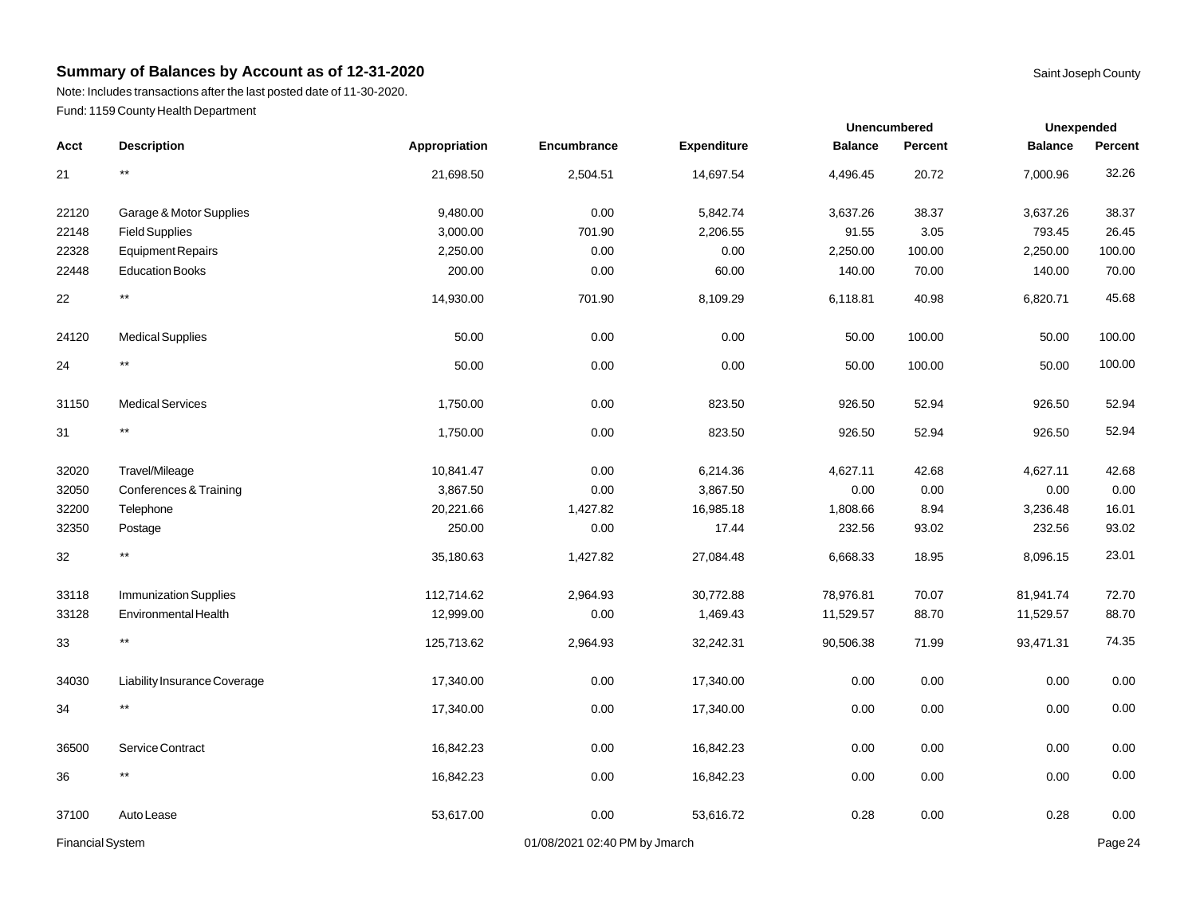## Summary of Balances by Account as of 12-31-2020

Saint Joseph County

Note: Includes transactions after the last posted date of 11-30-2020.

Fund: 1159 County Health Department

| Acct | Description | Appropriation | Encumbrance | Expenditure | Unencumbered Balance | Unencumbered Percent | Unexpended Balance | Unexpended Percent |
|---|---|---|---|---|---|---|---|---|
| 21 | ** | 21,698.50 | 2,504.51 | 14,697.54 | 4,496.45 | 20.72 | 7,000.96 | 32.26 |
| 22120 | Garage & Motor Supplies | 9,480.00 | 0.00 | 5,842.74 | 3,637.26 | 38.37 | 3,637.26 | 38.37 |
| 22148 | Field Supplies | 3,000.00 | 701.90 | 2,206.55 | 91.55 | 3.05 | 793.45 | 26.45 |
| 22328 | Equipment Repairs | 2,250.00 | 0.00 | 0.00 | 2,250.00 | 100.00 | 2,250.00 | 100.00 |
| 22448 | Education Books | 200.00 | 0.00 | 60.00 | 140.00 | 70.00 | 140.00 | 70.00 |
| 22 | ** | 14,930.00 | 701.90 | 8,109.29 | 6,118.81 | 40.98 | 6,820.71 | 45.68 |
| 24120 | Medical Supplies | 50.00 | 0.00 | 0.00 | 50.00 | 100.00 | 50.00 | 100.00 |
| 24 | ** | 50.00 | 0.00 | 0.00 | 50.00 | 100.00 | 50.00 | 100.00 |
| 31150 | Medical Services | 1,750.00 | 0.00 | 823.50 | 926.50 | 52.94 | 926.50 | 52.94 |
| 31 | ** | 1,750.00 | 0.00 | 823.50 | 926.50 | 52.94 | 926.50 | 52.94 |
| 32020 | Travel/Mileage | 10,841.47 | 0.00 | 6,214.36 | 4,627.11 | 42.68 | 4,627.11 | 42.68 |
| 32050 | Conferences & Training | 3,867.50 | 0.00 | 3,867.50 | 0.00 | 0.00 | 0.00 | 0.00 |
| 32200 | Telephone | 20,221.66 | 1,427.82 | 16,985.18 | 1,808.66 | 8.94 | 3,236.48 | 16.01 |
| 32350 | Postage | 250.00 | 0.00 | 17.44 | 232.56 | 93.02 | 232.56 | 93.02 |
| 32 | ** | 35,180.63 | 1,427.82 | 27,084.48 | 6,668.33 | 18.95 | 8,096.15 | 23.01 |
| 33118 | Immunization Supplies | 112,714.62 | 2,964.93 | 30,772.88 | 78,976.81 | 70.07 | 81,941.74 | 72.70 |
| 33128 | Environmental Health | 12,999.00 | 0.00 | 1,469.43 | 11,529.57 | 88.70 | 11,529.57 | 88.70 |
| 33 | ** | 125,713.62 | 2,964.93 | 32,242.31 | 90,506.38 | 71.99 | 93,471.31 | 74.35 |
| 34030 | Liability Insurance Coverage | 17,340.00 | 0.00 | 17,340.00 | 0.00 | 0.00 | 0.00 | 0.00 |
| 34 | ** | 17,340.00 | 0.00 | 17,340.00 | 0.00 | 0.00 | 0.00 | 0.00 |
| 36500 | Service Contract | 16,842.23 | 0.00 | 16,842.23 | 0.00 | 0.00 | 0.00 | 0.00 |
| 36 | ** | 16,842.23 | 0.00 | 16,842.23 | 0.00 | 0.00 | 0.00 | 0.00 |
| 37100 | Auto Lease | 53,617.00 | 0.00 | 53,616.72 | 0.28 | 0.00 | 0.28 | 0.00 |

Financial System 01/08/2021 02:40 PM by Jmarch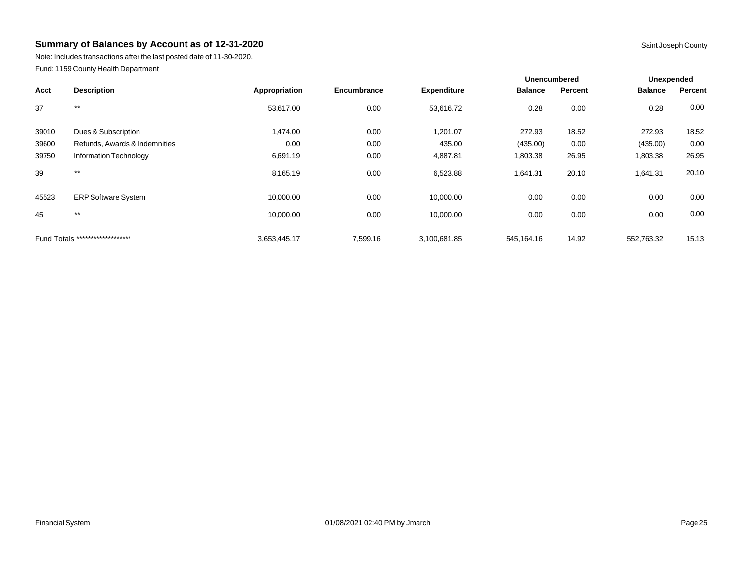## Summary of Balances by Account as of 12-31-2020

Saint Joseph County

Note: Includes transactions after the last posted date of 11-30-2020.

Fund: 1159 County Health Department

| Acct | Description | Appropriation | Encumbrance | Expenditure | Unencumbered Balance | Unencumbered Percent | Unexpended Balance | Unexpended Percent |
|---|---|---|---|---|---|---|---|---|
| 37 | ** | 53,617.00 | 0.00 | 53,616.72 | 0.28 | 0.00 | 0.28 | 0.00 |
| 39010 | Dues & Subscription | 1,474.00 | 0.00 | 1,201.07 | 272.93 | 18.52 | 272.93 | 18.52 |
| 39600 | Refunds, Awards & Indemnities | 0.00 | 0.00 | 435.00 | (435.00) | 0.00 | (435.00) | 0.00 |
| 39750 | Information Technology | 6,691.19 | 0.00 | 4,887.81 | 1,803.38 | 26.95 | 1,803.38 | 26.95 |
| 39 | ** | 8,165.19 | 0.00 | 6,523.88 | 1,641.31 | 20.10 | 1,641.31 | 20.10 |
| 45523 | ERP Software System | 10,000.00 | 0.00 | 10,000.00 | 0.00 | 0.00 | 0.00 | 0.00 |
| 45 | ** | 10,000.00 | 0.00 | 10,000.00 | 0.00 | 0.00 | 0.00 | 0.00 |
| Fund Totals ******************* | | 3,653,445.17 | 7,599.16 | 3,100,681.85 | 545,164.16 | 14.92 | 552,763.32 | 15.13 |

Financial System 01/08/2021 02:40 PM by Jmarch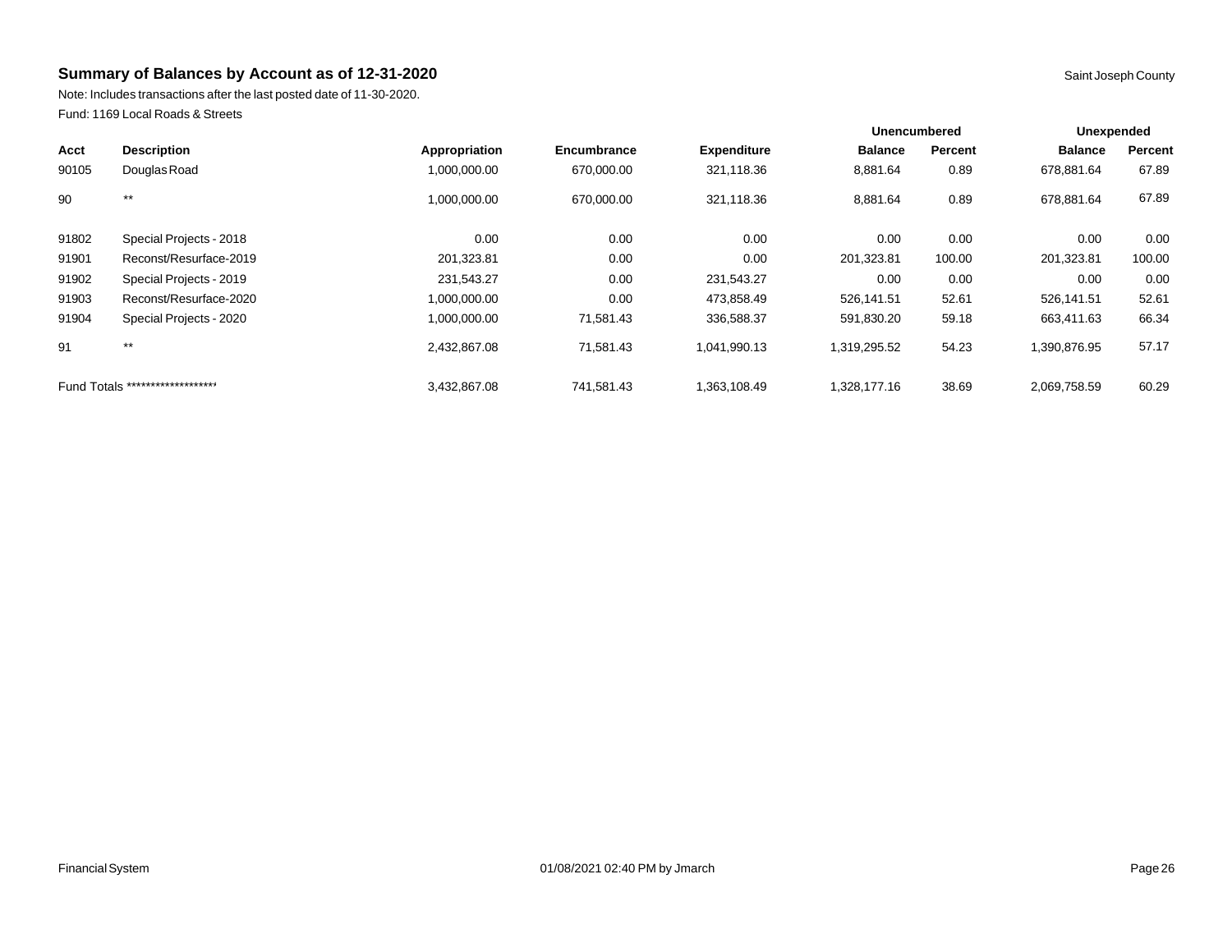## Summary of Balances by Account as of 12-31-2020

Saint Joseph County

Note: Includes transactions after the last posted date of 11-30-2020.

Fund: 1169 Local Roads & Streets

| | | | | | Unencumbered | | Unexpended | |
|---|---|---|---|---|---|---|---|---|
| **Acct** | **Description** | **Appropriation** | **Encumbrance** | **Expenditure** | **Balance** | **Percent** | **Balance** | **Percent** |
| 90105 | Douglas Road | 1,000,000.00 | 670,000.00 | 321,118.36 | 8,881.64 | 0.89 | 678,881.64 | 67.89 |
| 90 | ** | 1,000,000.00 | 670,000.00 | 321,118.36 | 8,881.64 | 0.89 | 678,881.64 | 67.89 |
| 91802 | Special Projects - 2018 | 0.00 | 0.00 | 0.00 | 0.00 | 0.00 | 0.00 | 0.00 |
| 91901 | Reconst/Resurface-2019 | 201,323.81 | 0.00 | 0.00 | 201,323.81 | 100.00 | 201,323.81 | 100.00 |
| 91902 | Special Projects - 2019 | 231,543.27 | 0.00 | 231,543.27 | 0.00 | 0.00 | 0.00 | 0.00 |
| 91903 | Reconst/Resurface-2020 | 1,000,000.00 | 0.00 | 473,858.49 | 526,141.51 | 52.61 | 526,141.51 | 52.61 |
| 91904 | Special Projects - 2020 | 1,000,000.00 | 71,581.43 | 336,588.37 | 591,830.20 | 59.18 | 663,411.63 | 66.34 |
| 91 | ** | 2,432,867.08 | 71,581.43 | 1,041,990.13 | 1,319,295.52 | 54.23 | 1,390,876.95 | 57.17 |
| Fund Totals ******************** | | 3,432,867.08 | 741,581.43 | 1,363,108.49 | 1,328,177.16 | 38.69 | 2,069,758.59 | 60.29 |

Financial System 01/08/2021 02:40 PM by Jmarch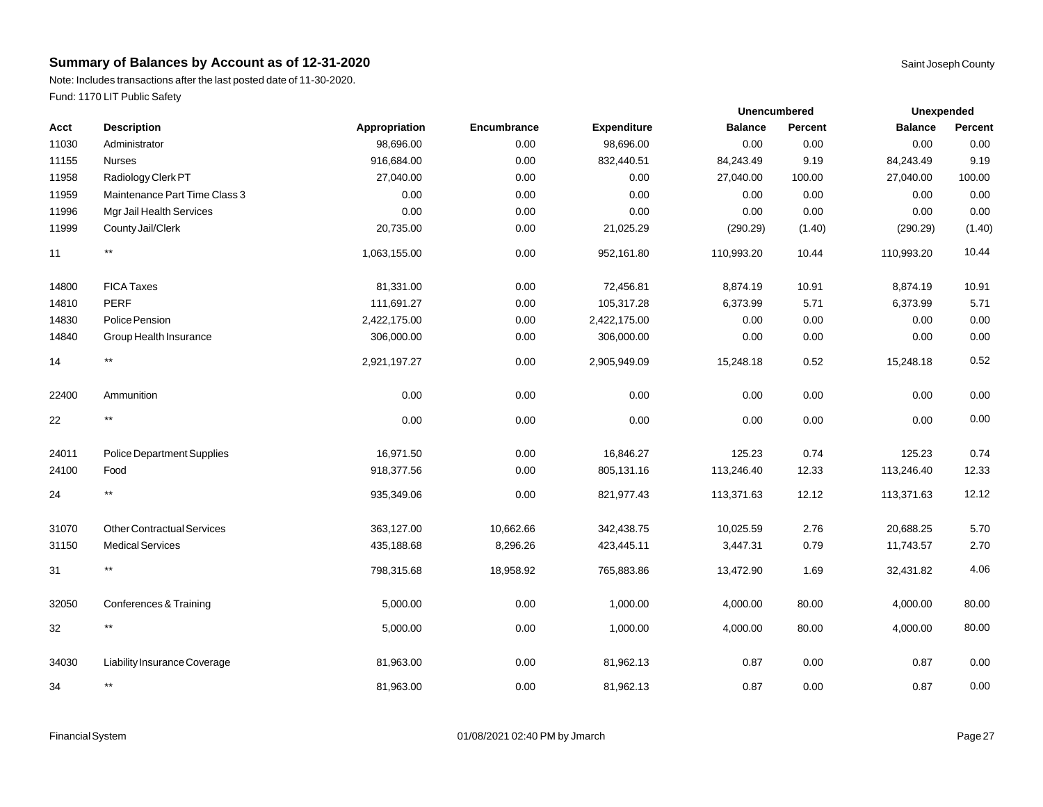# Summary of Balances by Account as of 12-31-2020

Saint Joseph County

Note: Includes transactions after the last posted date of 11-30-2020.

Fund: 1170 LIT Public Safety

| | | | | | Unencumbered | | Unexpended | |
|---|---|---|---|---|---|---|---|---|
| Acct | Description | Appropriation | Encumbrance | Expenditure | Balance | Percent | Balance | Percent |
| 11030 | Administrator | 98,696.00 | 0.00 | 98,696.00 | 0.00 | 0.00 | 0.00 | 0.00 |
| 11155 | Nurses | 916,684.00 | 0.00 | 832,440.51 | 84,243.49 | 9.19 | 84,243.49 | 9.19 |
| 11958 | Radiology Clerk PT | 27,040.00 | 0.00 | 0.00 | 27,040.00 | 100.00 | 27,040.00 | 100.00 |
| 11959 | Maintenance Part Time Class 3 | 0.00 | 0.00 | 0.00 | 0.00 | 0.00 | 0.00 | 0.00 |
| 11996 | Mgr Jail Health Services | 0.00 | 0.00 | 0.00 | 0.00 | 0.00 | 0.00 | 0.00 |
| 11999 | County Jail/Clerk | 20,735.00 | 0.00 | 21,025.29 | (290.29) | (1.40) | (290.29) | (1.40) |
| 11 | ** | 1,063,155.00 | 0.00 | 952,161.80 | 110,993.20 | 10.44 | 110,993.20 | 10.44 |
| 14800 | FICA Taxes | 81,331.00 | 0.00 | 72,456.81 | 8,874.19 | 10.91 | 8,874.19 | 10.91 |
| 14810 | PERF | 111,691.27 | 0.00 | 105,317.28 | 6,373.99 | 5.71 | 6,373.99 | 5.71 |
| 14830 | Police Pension | 2,422,175.00 | 0.00 | 2,422,175.00 | 0.00 | 0.00 | 0.00 | 0.00 |
| 14840 | Group Health Insurance | 306,000.00 | 0.00 | 306,000.00 | 0.00 | 0.00 | 0.00 | 0.00 |
| 14 | ** | 2,921,197.27 | 0.00 | 2,905,949.09 | 15,248.18 | 0.52 | 15,248.18 | 0.52 |
| 22400 | Ammunition | 0.00 | 0.00 | 0.00 | 0.00 | 0.00 | 0.00 | 0.00 |
| 22 | ** | 0.00 | 0.00 | 0.00 | 0.00 | 0.00 | 0.00 | 0.00 |
| 24011 | Police Department Supplies | 16,971.50 | 0.00 | 16,846.27 | 125.23 | 0.74 | 125.23 | 0.74 |
| 24100 | Food | 918,377.56 | 0.00 | 805,131.16 | 113,246.40 | 12.33 | 113,246.40 | 12.33 |
| 24 | ** | 935,349.06 | 0.00 | 821,977.43 | 113,371.63 | 12.12 | 113,371.63 | 12.12 |
| 31070 | Other Contractual Services | 363,127.00 | 10,662.66 | 342,438.75 | 10,025.59 | 2.76 | 20,688.25 | 5.70 |
| 31150 | Medical Services | 435,188.68 | 8,296.26 | 423,445.11 | 3,447.31 | 0.79 | 11,743.57 | 2.70 |
| 31 | ** | 798,315.68 | 18,958.92 | 765,883.86 | 13,472.90 | 1.69 | 32,431.82 | 4.06 |
| 32050 | Conferences & Training | 5,000.00 | 0.00 | 1,000.00 | 4,000.00 | 80.00 | 4,000.00 | 80.00 |
| 32 | ** | 5,000.00 | 0.00 | 1,000.00 | 4,000.00 | 80.00 | 4,000.00 | 80.00 |
| 34030 | Liability Insurance Coverage | 81,963.00 | 0.00 | 81,962.13 | 0.87 | 0.00 | 0.87 | 0.00 |
| 34 | ** | 81,963.00 | 0.00 | 81,962.13 | 0.87 | 0.00 | 0.87 | 0.00 |

Financial System 01/08/2021 02:40 PM by Jmarch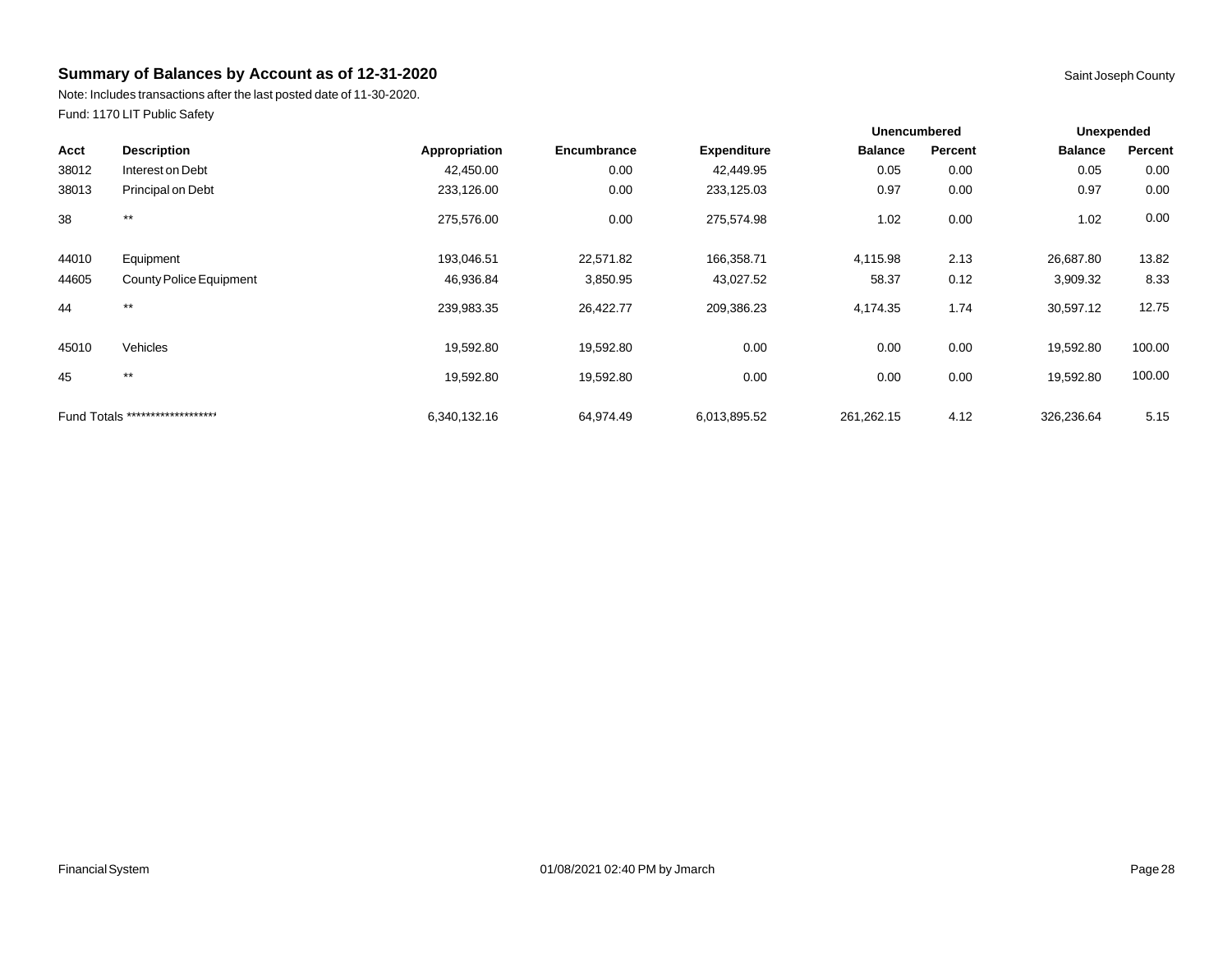## Summary of Balances by Account as of 12-31-2020

Saint Joseph County

Note: Includes transactions after the last posted date of 11-30-2020.

Fund: 1170 LIT Public Safety

| | | | | | Unencumbered | | Unexpended | |
|---|---|---|---|---|---|---|---|---|
| Acct | Description | Appropriation | Encumbrance | Expenditure | Balance | Percent | Balance | Percent |
| 38012 | Interest on Debt | 42,450.00 | 0.00 | 42,449.95 | 0.05 | 0.00 | 0.05 | 0.00 |
| 38013 | Principal on Debt | 233,126.00 | 0.00 | 233,125.03 | 0.97 | 0.00 | 0.97 | 0.00 |
| 38 | ** | 275,576.00 | 0.00 | 275,574.98 | 1.02 | 0.00 | 1.02 | 0.00 |
| 44010 | Equipment | 193,046.51 | 22,571.82 | 166,358.71 | 4,115.98 | 2.13 | 26,687.80 | 13.82 |
| 44605 | County Police Equipment | 46,936.84 | 3,850.95 | 43,027.52 | 58.37 | 0.12 | 3,909.32 | 8.33 |
| 44 | ** | 239,983.35 | 26,422.77 | 209,386.23 | 4,174.35 | 1.74 | 30,597.12 | 12.75 |
| 45010 | Vehicles | 19,592.80 | 19,592.80 | 0.00 | 0.00 | 0.00 | 19,592.80 | 100.00 |
| 45 | ** | 19,592.80 | 19,592.80 | 0.00 | 0.00 | 0.00 | 19,592.80 | 100.00 |
| Fund Totals | ******************* | 6,340,132.16 | 64,974.49 | 6,013,895.52 | 261,262.15 | 4.12 | 326,236.64 | 5.15 |

Financial System 01/08/2021 02:40 PM by Jmarch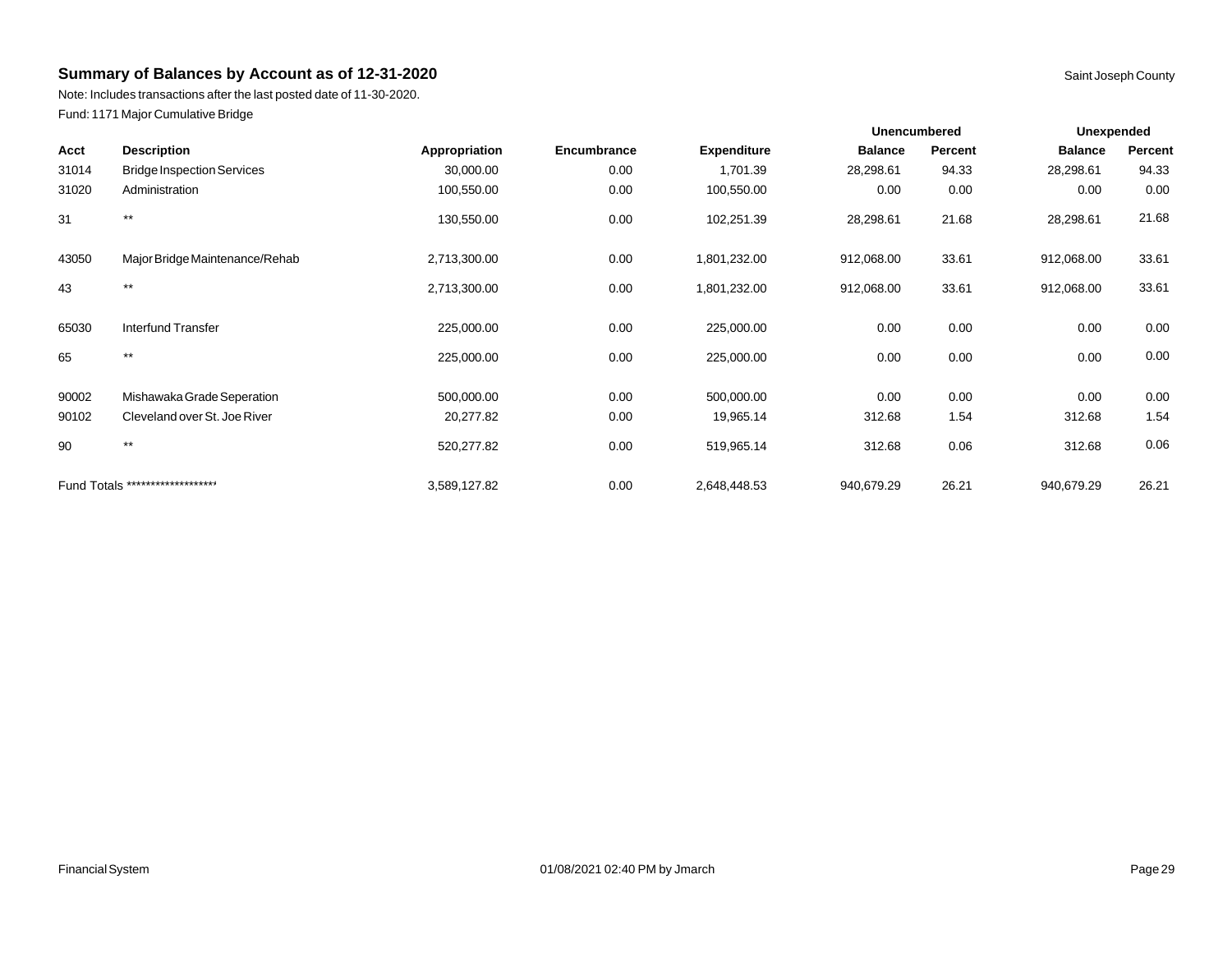## Summary of Balances by Account as of 12-31-2020

Saint Joseph County

Note: Includes transactions after the last posted date of 11-30-2020.

Fund: 1171 Major Cumulative Bridge

| | | | | | Unencumbered | | Unexpended | |
|---|---|---|---|---|---|---|---|---|
| Acct | Description | Appropriation | Encumbrance | Expenditure | Balance | Percent | Balance | Percent |
| 31014 | Bridge Inspection Services | 30,000.00 | 0.00 | 1,701.39 | 28,298.61 | 94.33 | 28,298.61 | 94.33 |
| 31020 | Administration | 100,550.00 | 0.00 | 100,550.00 | 0.00 | 0.00 | 0.00 | 0.00 |
| 31 | ** | 130,550.00 | 0.00 | 102,251.39 | 28,298.61 | 21.68 | 28,298.61 | 21.68 |
| 43050 | Major Bridge Maintenance/Rehab | 2,713,300.00 | 0.00 | 1,801,232.00 | 912,068.00 | 33.61 | 912,068.00 | 33.61 |
| 43 | ** | 2,713,300.00 | 0.00 | 1,801,232.00 | 912,068.00 | 33.61 | 912,068.00 | 33.61 |
| 65030 | Interfund Transfer | 225,000.00 | 0.00 | 225,000.00 | 0.00 | 0.00 | 0.00 | 0.00 |
| 65 | ** | 225,000.00 | 0.00 | 225,000.00 | 0.00 | 0.00 | 0.00 | 0.00 |
| 90002 | Mishawaka Grade Seperation | 500,000.00 | 0.00 | 500,000.00 | 0.00 | 0.00 | 0.00 | 0.00 |
| 90102 | Cleveland over St. Joe River | 20,277.82 | 0.00 | 19,965.14 | 312.68 | 1.54 | 312.68 | 1.54 |
| 90 | ** | 520,277.82 | 0.00 | 519,965.14 | 312.68 | 0.06 | 312.68 | 0.06 |
| Fund Totals | ******************* | 3,589,127.82 | 0.00 | 2,648,448.53 | 940,679.29 | 26.21 | 940,679.29 | 26.21 |

Financial System 01/08/2021 02:40 PM by Jmarch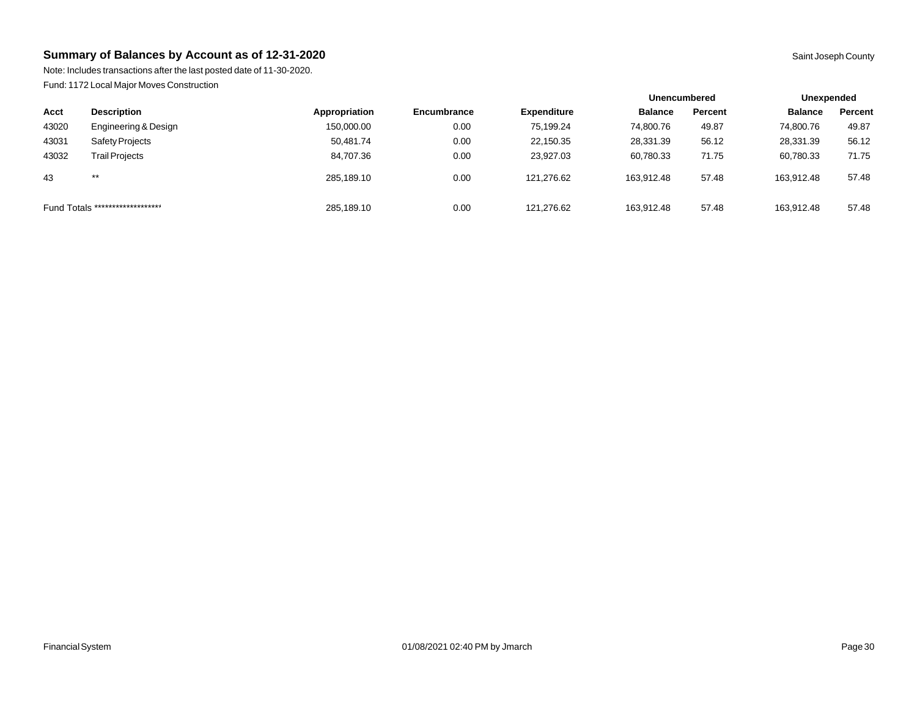## Summary of Balances by Account as of 12-31-2020

Saint Joseph County

Note: Includes transactions after the last posted date of 11-30-2020.

Fund: 1172 Local Major Moves Construction

| | | | | | Unencumbered | | Unexpended | |
|---|---|---|---|---|---|---|---|---|
| Acct | Description | Appropriation | Encumbrance | Expenditure | Balance | Percent | Balance | Percent |
| 43020 | Engineering & Design | 150,000.00 | 0.00 | 75,199.24 | 74,800.76 | 49.87 | 74,800.76 | 49.87 |
| 43031 | Safety Projects | 50,481.74 | 0.00 | 22,150.35 | 28,331.39 | 56.12 | 28,331.39 | 56.12 |
| 43032 | Trail Projects | 84,707.36 | 0.00 | 23,927.03 | 60,780.33 | 71.75 | 60,780.33 | 71.75 |
| 43 | ** | 285,189.10 | 0.00 | 121,276.62 | 163,912.48 | 57.48 | 163,912.48 | 57.48 |
| Fund Totals ******************* | | 285,189.10 | 0.00 | 121,276.62 | 163,912.48 | 57.48 | 163,912.48 | 57.48 |

Financial System 01/08/2021 02:40 PM by Jmarch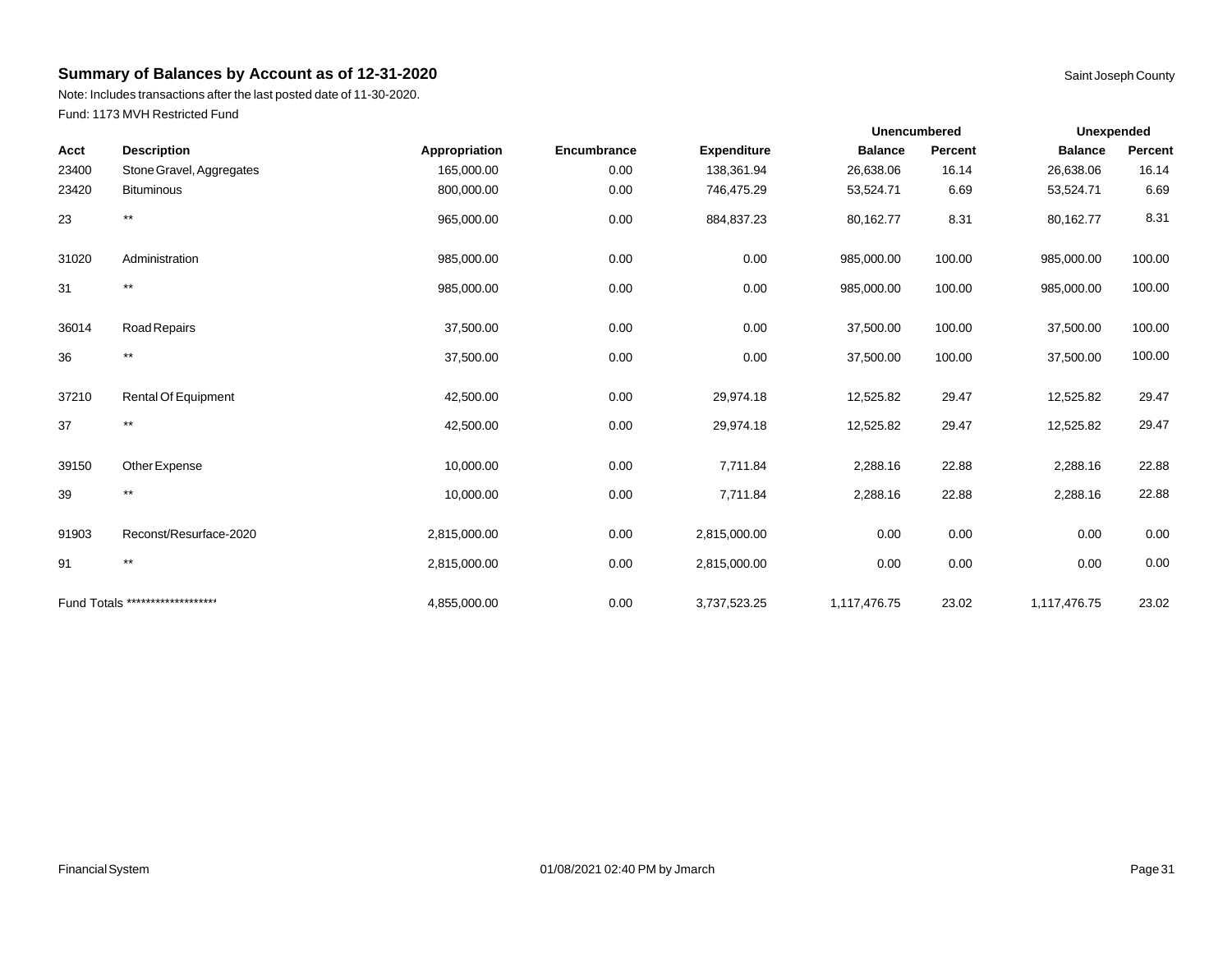## Summary of Balances by Account as of 12-31-2020

Saint Joseph County

Note: Includes transactions after the last posted date of 11-30-2020.

Fund: 1173 MVH Restricted Fund

| | | | | | Unencumbered | | Unexpended | |
|---|---|---|---|---|---|---|---|---|
| Acct | Description | Appropriation | Encumbrance | Expenditure | Balance | Percent | Balance | Percent |
| 23400 | Stone Gravel, Aggregates | 165,000.00 | 0.00 | 138,361.94 | 26,638.06 | 16.14 | 26,638.06 | 16.14 |
| 23420 | Bituminous | 800,000.00 | 0.00 | 746,475.29 | 53,524.71 | 6.69 | 53,524.71 | 6.69 |
| 23 | ** | 965,000.00 | 0.00 | 884,837.23 | 80,162.77 | 8.31 | 80,162.77 | 8.31 |
| 31020 | Administration | 985,000.00 | 0.00 | 0.00 | 985,000.00 | 100.00 | 985,000.00 | 100.00 |
| 31 | ** | 985,000.00 | 0.00 | 0.00 | 985,000.00 | 100.00 | 985,000.00 | 100.00 |
| 36014 | Road Repairs | 37,500.00 | 0.00 | 0.00 | 37,500.00 | 100.00 | 37,500.00 | 100.00 |
| 36 | ** | 37,500.00 | 0.00 | 0.00 | 37,500.00 | 100.00 | 37,500.00 | 100.00 |
| 37210 | Rental Of Equipment | 42,500.00 | 0.00 | 29,974.18 | 12,525.82 | 29.47 | 12,525.82 | 29.47 |
| 37 | ** | 42,500.00 | 0.00 | 29,974.18 | 12,525.82 | 29.47 | 12,525.82 | 29.47 |
| 39150 | Other Expense | 10,000.00 | 0.00 | 7,711.84 | 2,288.16 | 22.88 | 2,288.16 | 22.88 |
| 39 | ** | 10,000.00 | 0.00 | 7,711.84 | 2,288.16 | 22.88 | 2,288.16 | 22.88 |
| 91903 | Reconst/Resurface-2020 | 2,815,000.00 | 0.00 | 2,815,000.00 | 0.00 | 0.00 | 0.00 | 0.00 |
| 91 | ** | 2,815,000.00 | 0.00 | 2,815,000.00 | 0.00 | 0.00 | 0.00 | 0.00 |
| Fund Totals ******************** | | 4,855,000.00 | 0.00 | 3,737,523.25 | 1,117,476.75 | 23.02 | 1,117,476.75 | 23.02 |

Financial System 01/08/2021 02:40 PM by Jmarch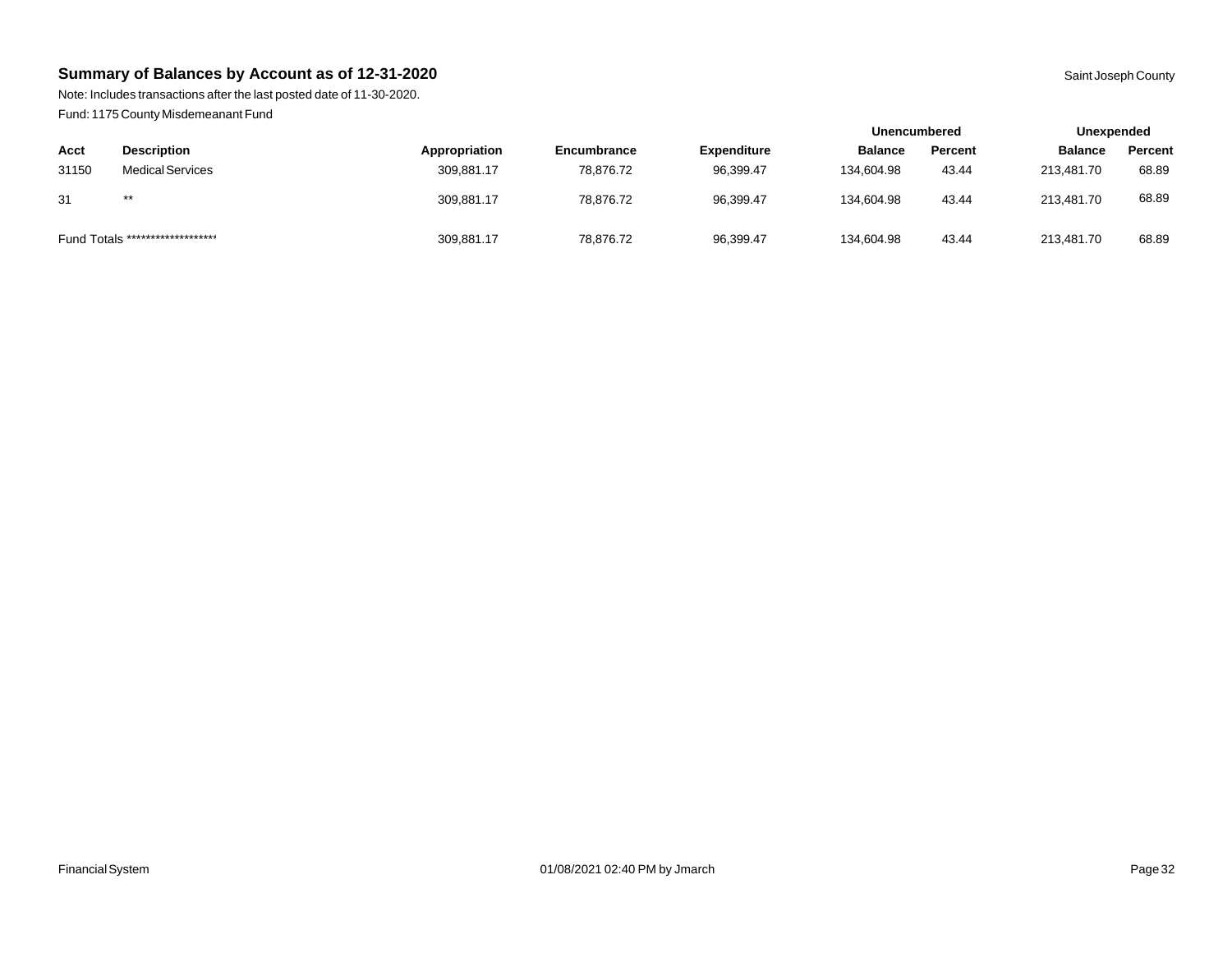## Summary of Balances by Account as of 12-31-2020

Saint Joseph County

Note: Includes transactions after the last posted date of 11-30-2020.

Fund: 1175 County Misdemeanant Fund

| | | | | | Unencumbered | | Unexpended | |
|---|---|---|---|---|---|---|---|---|
| Acct | Description | Appropriation | Encumbrance | Expenditure | Balance | Percent | Balance | Percent |
| 31150 | Medical Services | 309,881.17 | 78,876.72 | 96,399.47 | 134,604.98 | 43.44 | 213,481.70 | 68.89 |
| 31 | ** | 309,881.17 | 78,876.72 | 96,399.47 | 134,604.98 | 43.44 | 213,481.70 | 68.89 |
| Fund Totals ******************* | | 309,881.17 | 78,876.72 | 96,399.47 | 134,604.98 | 43.44 | 213,481.70 | 68.89 |

Financial System

01/08/2021 02:40 PM by Jmarch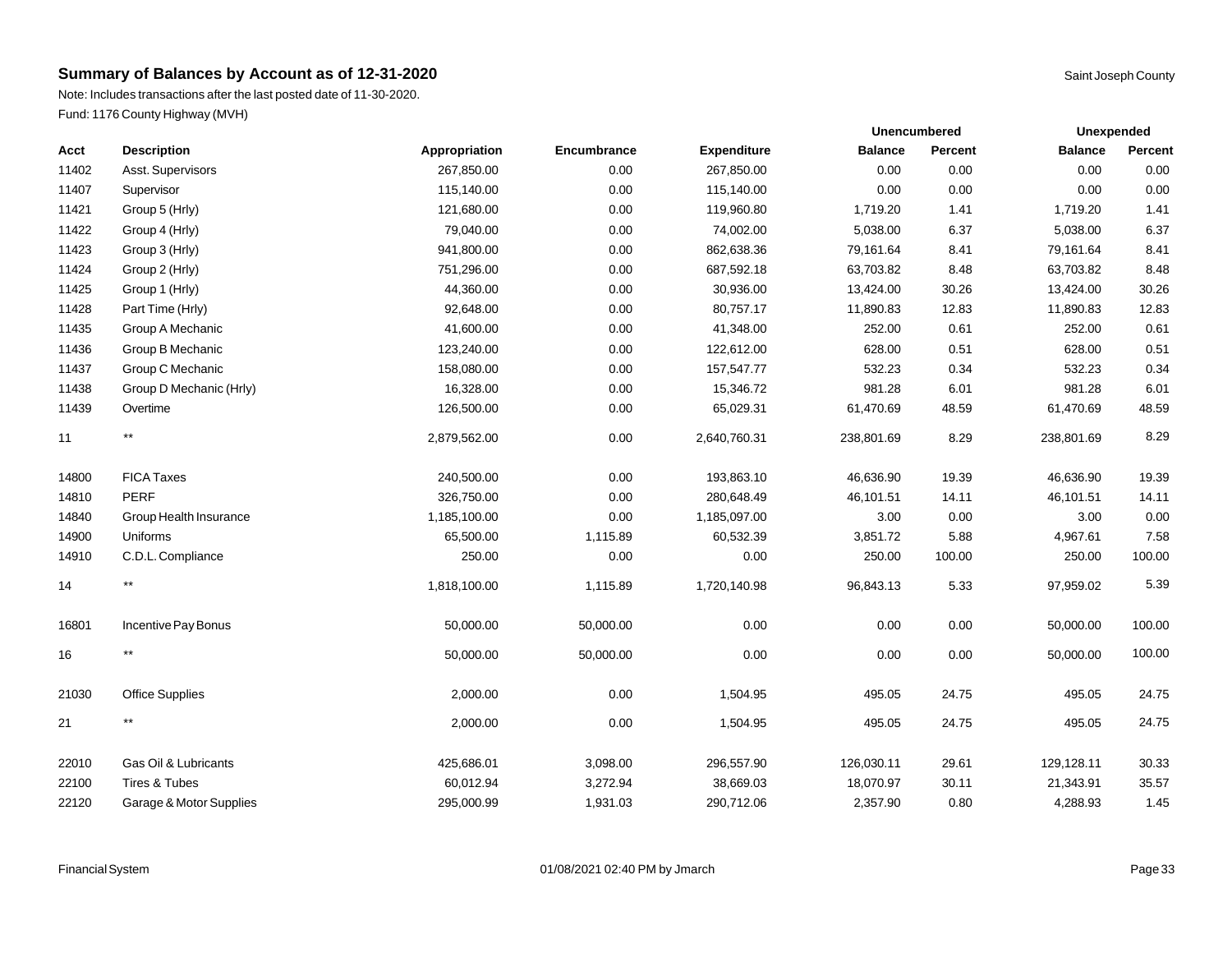## Summary of Balances by Account as of 12-31-2020

Saint Joseph County

Note: Includes transactions after the last posted date of 11-30-2020.

Fund: 1176 County Highway (MVH)

| | | | | | Unencumbered | | Unexpended | |
|---|---|---|---|---|---|---|---|---|
| Acct | Description | Appropriation | Encumbrance | Expenditure | Balance | Percent | Balance | Percent |
| 11402 | Asst. Supervisors | 267,850.00 | 0.00 | 267,850.00 | 0.00 | 0.00 | 0.00 | 0.00 |
| 11407 | Supervisor | 115,140.00 | 0.00 | 115,140.00 | 0.00 | 0.00 | 0.00 | 0.00 |
| 11421 | Group 5 (Hrly) | 121,680.00 | 0.00 | 119,960.80 | 1,719.20 | 1.41 | 1,719.20 | 1.41 |
| 11422 | Group 4 (Hrly) | 79,040.00 | 0.00 | 74,002.00 | 5,038.00 | 6.37 | 5,038.00 | 6.37 |
| 11423 | Group 3 (Hrly) | 941,800.00 | 0.00 | 862,638.36 | 79,161.64 | 8.41 | 79,161.64 | 8.41 |
| 11424 | Group 2 (Hrly) | 751,296.00 | 0.00 | 687,592.18 | 63,703.82 | 8.48 | 63,703.82 | 8.48 |
| 11425 | Group 1 (Hrly) | 44,360.00 | 0.00 | 30,936.00 | 13,424.00 | 30.26 | 13,424.00 | 30.26 |
| 11428 | Part Time (Hrly) | 92,648.00 | 0.00 | 80,757.17 | 11,890.83 | 12.83 | 11,890.83 | 12.83 |
| 11435 | Group A Mechanic | 41,600.00 | 0.00 | 41,348.00 | 252.00 | 0.61 | 252.00 | 0.61 |
| 11436 | Group B Mechanic | 123,240.00 | 0.00 | 122,612.00 | 628.00 | 0.51 | 628.00 | 0.51 |
| 11437 | Group C Mechanic | 158,080.00 | 0.00 | 157,547.77 | 532.23 | 0.34 | 532.23 | 0.34 |
| 11438 | Group D Mechanic (Hrly) | 16,328.00 | 0.00 | 15,346.72 | 981.28 | 6.01 | 981.28 | 6.01 |
| 11439 | Overtime | 126,500.00 | 0.00 | 65,029.31 | 61,470.69 | 48.59 | 61,470.69 | 48.59 |
| 11 | ** | 2,879,562.00 | 0.00 | 2,640,760.31 | 238,801.69 | 8.29 | 238,801.69 | 8.29 |
| 14800 | FICA Taxes | 240,500.00 | 0.00 | 193,863.10 | 46,636.90 | 19.39 | 46,636.90 | 19.39 |
| 14810 | PERF | 326,750.00 | 0.00 | 280,648.49 | 46,101.51 | 14.11 | 46,101.51 | 14.11 |
| 14840 | Group Health Insurance | 1,185,100.00 | 0.00 | 1,185,097.00 | 3.00 | 0.00 | 3.00 | 0.00 |
| 14900 | Uniforms | 65,500.00 | 1,115.89 | 60,532.39 | 3,851.72 | 5.88 | 4,967.61 | 7.58 |
| 14910 | C.D.L. Compliance | 250.00 | 0.00 | 0.00 | 250.00 | 100.00 | 250.00 | 100.00 |
| 14 | ** | 1,818,100.00 | 1,115.89 | 1,720,140.98 | 96,843.13 | 5.33 | 97,959.02 | 5.39 |
| 16801 | Incentive Pay Bonus | 50,000.00 | 50,000.00 | 0.00 | 0.00 | 0.00 | 50,000.00 | 100.00 |
| 16 | ** | 50,000.00 | 50,000.00 | 0.00 | 0.00 | 0.00 | 50,000.00 | 100.00 |
| 21030 | Office Supplies | 2,000.00 | 0.00 | 1,504.95 | 495.05 | 24.75 | 495.05 | 24.75 |
| 21 | ** | 2,000.00 | 0.00 | 1,504.95 | 495.05 | 24.75 | 495.05 | 24.75 |
| 22010 | Gas Oil & Lubricants | 425,686.01 | 3,098.00 | 296,557.90 | 126,030.11 | 29.61 | 129,128.11 | 30.33 |
| 22100 | Tires & Tubes | 60,012.94 | 3,272.94 | 38,669.03 | 18,070.97 | 30.11 | 21,343.91 | 35.57 |
| 22120 | Garage & Motor Supplies | 295,000.99 | 1,931.03 | 290,712.06 | 2,357.90 | 0.80 | 4,288.93 | 1.45 |

Financial System 01/08/2021 02:40 PM by Jmarch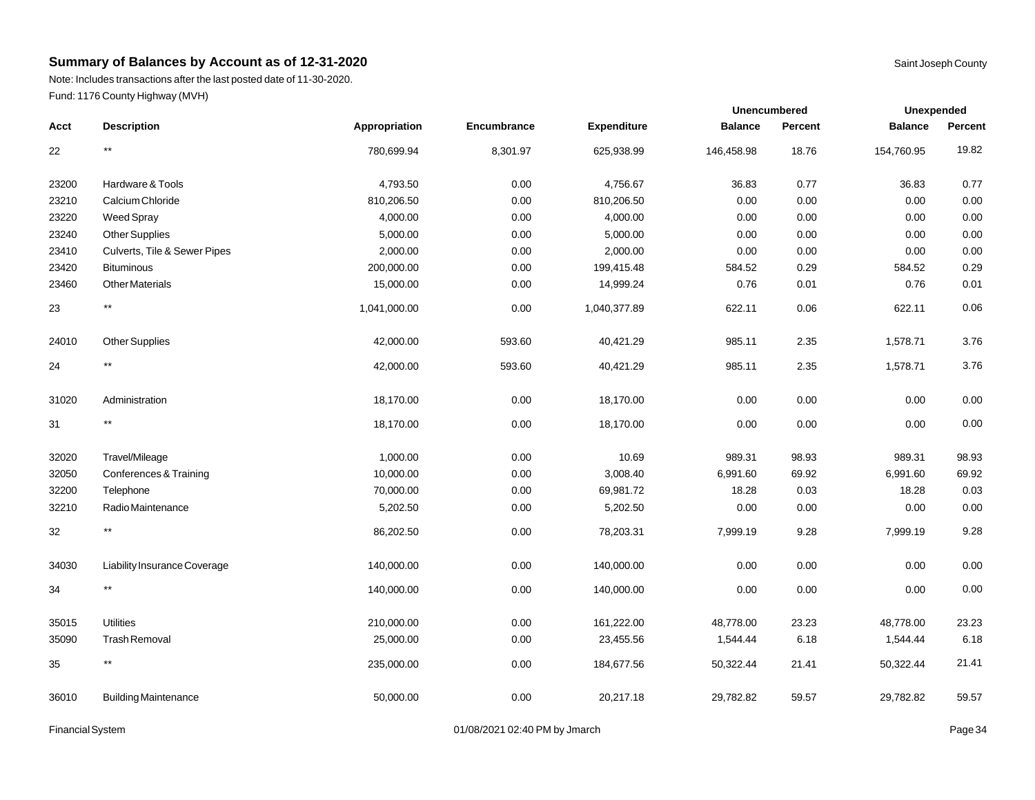## Summary of Balances by Account as of 12-31-2020

Saint Joseph County

Note: Includes transactions after the last posted date of 11-30-2020.

Fund: 1176 County Highway (MVH)

| | | | | | Unencumbered | | Unexpended | |
|---|---|---|---|---|---|---|---|---|
| **Acct** | **Description** | **Appropriation** | **Encumbrance** | **Expenditure** | **Balance** | **Percent** | **Balance** | **Percent** |
| 22 | ** | 780,699.94 | 8,301.97 | 625,938.99 | 146,458.98 | 18.76 | 154,760.95 | 19.82 |
| 23200 | Hardware & Tools | 4,793.50 | 0.00 | 4,756.67 | 36.83 | 0.77 | 36.83 | 0.77 |
| 23210 | Calcium Chloride | 810,206.50 | 0.00 | 810,206.50 | 0.00 | 0.00 | 0.00 | 0.00 |
| 23220 | Weed Spray | 4,000.00 | 0.00 | 4,000.00 | 0.00 | 0.00 | 0.00 | 0.00 |
| 23240 | Other Supplies | 5,000.00 | 0.00 | 5,000.00 | 0.00 | 0.00 | 0.00 | 0.00 |
| 23410 | Culverts, Tile & Sewer Pipes | 2,000.00 | 0.00 | 2,000.00 | 0.00 | 0.00 | 0.00 | 0.00 |
| 23420 | Bituminous | 200,000.00 | 0.00 | 199,415.48 | 584.52 | 0.29 | 584.52 | 0.29 |
| 23460 | Other Materials | 15,000.00 | 0.00 | 14,999.24 | 0.76 | 0.01 | 0.76 | 0.01 |
| 23 | ** | 1,041,000.00 | 0.00 | 1,040,377.89 | 622.11 | 0.06 | 622.11 | 0.06 |
| 24010 | Other Supplies | 42,000.00 | 593.60 | 40,421.29 | 985.11 | 2.35 | 1,578.71 | 3.76 |
| 24 | ** | 42,000.00 | 593.60 | 40,421.29 | 985.11 | 2.35 | 1,578.71 | 3.76 |
| 31020 | Administration | 18,170.00 | 0.00 | 18,170.00 | 0.00 | 0.00 | 0.00 | 0.00 |
| 31 | ** | 18,170.00 | 0.00 | 18,170.00 | 0.00 | 0.00 | 0.00 | 0.00 |
| 32020 | Travel/Mileage | 1,000.00 | 0.00 | 10.69 | 989.31 | 98.93 | 989.31 | 98.93 |
| 32050 | Conferences & Training | 10,000.00 | 0.00 | 3,008.40 | 6,991.60 | 69.92 | 6,991.60 | 69.92 |
| 32200 | Telephone | 70,000.00 | 0.00 | 69,981.72 | 18.28 | 0.03 | 18.28 | 0.03 |
| 32210 | Radio Maintenance | 5,202.50 | 0.00 | 5,202.50 | 0.00 | 0.00 | 0.00 | 0.00 |
| 32 | ** | 86,202.50 | 0.00 | 78,203.31 | 7,999.19 | 9.28 | 7,999.19 | 9.28 |
| 34030 | Liability Insurance Coverage | 140,000.00 | 0.00 | 140,000.00 | 0.00 | 0.00 | 0.00 | 0.00 |
| 34 | ** | 140,000.00 | 0.00 | 140,000.00 | 0.00 | 0.00 | 0.00 | 0.00 |
| 35015 | Utilities | 210,000.00 | 0.00 | 161,222.00 | 48,778.00 | 23.23 | 48,778.00 | 23.23 |
| 35090 | Trash Removal | 25,000.00 | 0.00 | 23,455.56 | 1,544.44 | 6.18 | 1,544.44 | 6.18 |
| 35 | ** | 235,000.00 | 0.00 | 184,677.56 | 50,322.44 | 21.41 | 50,322.44 | 21.41 |
| 36010 | Building Maintenance | 50,000.00 | 0.00 | 20,217.18 | 29,782.82 | 59.57 | 29,782.82 | 59.57 |

Financial System — 01/08/2021 02:40 PM by Jmarch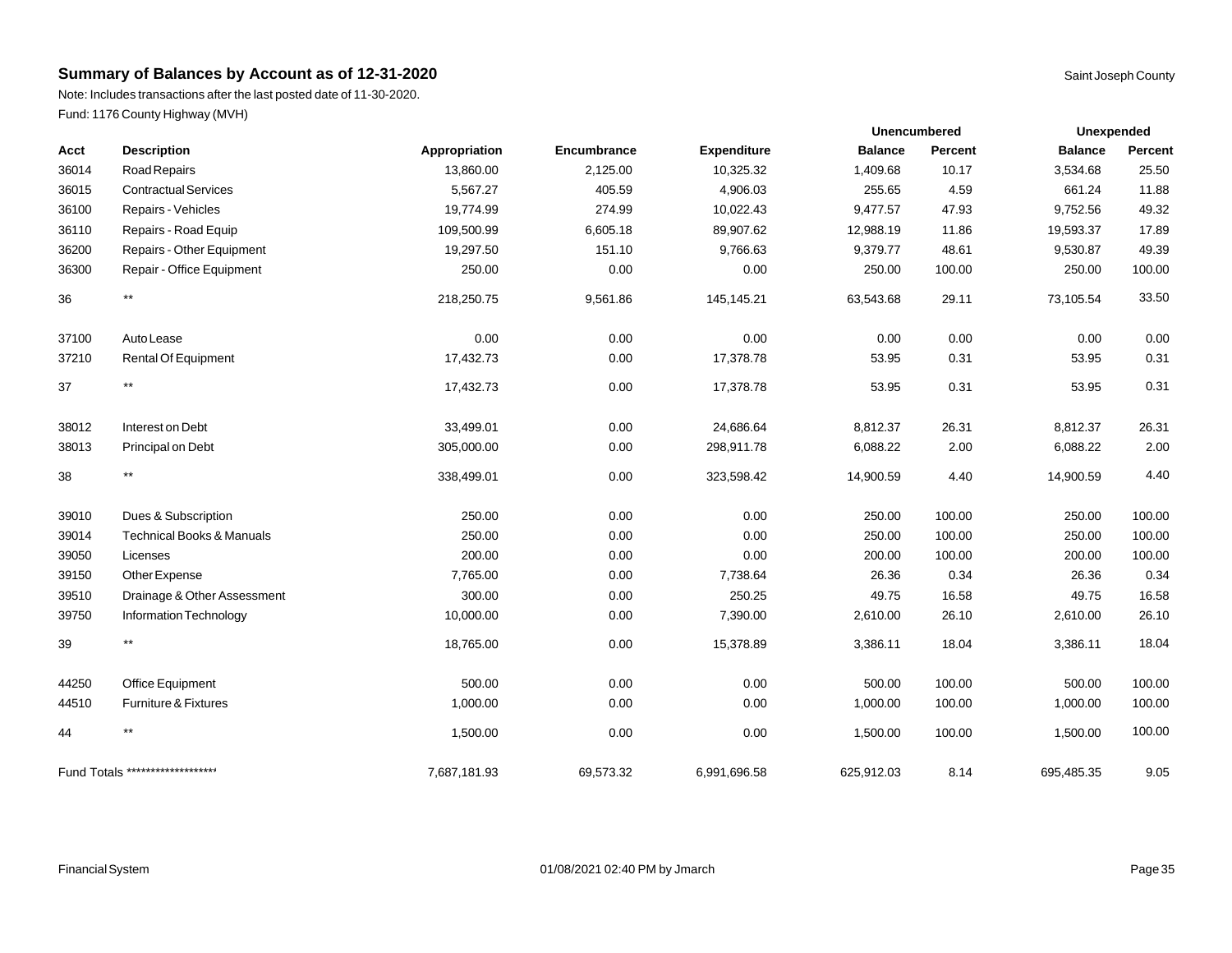## Summary of Balances by Account as of 12-31-2020

Saint Joseph County

Note: Includes transactions after the last posted date of 11-30-2020.

Fund: 1176 County Highway (MVH)

| | | | | | Unencumbered | | Unexpended | |
|---|---|---|---|---|---|---|---|---|
| Acct | Description | Appropriation | Encumbrance | Expenditure | Balance | Percent | Balance | Percent |
| 36014 | Road Repairs | 13,860.00 | 2,125.00 | 10,325.32 | 1,409.68 | 10.17 | 3,534.68 | 25.50 |
| 36015 | Contractual Services | 5,567.27 | 405.59 | 4,906.03 | 255.65 | 4.59 | 661.24 | 11.88 |
| 36100 | Repairs - Vehicles | 19,774.99 | 274.99 | 10,022.43 | 9,477.57 | 47.93 | 9,752.56 | 49.32 |
| 36110 | Repairs - Road Equip | 109,500.99 | 6,605.18 | 89,907.62 | 12,988.19 | 11.86 | 19,593.37 | 17.89 |
| 36200 | Repairs - Other Equipment | 19,297.50 | 151.10 | 9,766.63 | 9,379.77 | 48.61 | 9,530.87 | 49.39 |
| 36300 | Repair - Office Equipment | 250.00 | 0.00 | 0.00 | 250.00 | 100.00 | 250.00 | 100.00 |
| 36 | ** | 218,250.75 | 9,561.86 | 145,145.21 | 63,543.68 | 29.11 | 73,105.54 | 33.50 |
| 37100 | Auto Lease | 0.00 | 0.00 | 0.00 | 0.00 | 0.00 | 0.00 | 0.00 |
| 37210 | Rental Of Equipment | 17,432.73 | 0.00 | 17,378.78 | 53.95 | 0.31 | 53.95 | 0.31 |
| 37 | ** | 17,432.73 | 0.00 | 17,378.78 | 53.95 | 0.31 | 53.95 | 0.31 |
| 38012 | Interest on Debt | 33,499.01 | 0.00 | 24,686.64 | 8,812.37 | 26.31 | 8,812.37 | 26.31 |
| 38013 | Principal on Debt | 305,000.00 | 0.00 | 298,911.78 | 6,088.22 | 2.00 | 6,088.22 | 2.00 |
| 38 | ** | 338,499.01 | 0.00 | 323,598.42 | 14,900.59 | 4.40 | 14,900.59 | 4.40 |
| 39010 | Dues & Subscription | 250.00 | 0.00 | 0.00 | 250.00 | 100.00 | 250.00 | 100.00 |
| 39014 | Technical Books & Manuals | 250.00 | 0.00 | 0.00 | 250.00 | 100.00 | 250.00 | 100.00 |
| 39050 | Licenses | 200.00 | 0.00 | 0.00 | 200.00 | 100.00 | 200.00 | 100.00 |
| 39150 | Other Expense | 7,765.00 | 0.00 | 7,738.64 | 26.36 | 0.34 | 26.36 | 0.34 |
| 39510 | Drainage & Other Assessment | 300.00 | 0.00 | 250.25 | 49.75 | 16.58 | 49.75 | 16.58 |
| 39750 | Information Technology | 10,000.00 | 0.00 | 7,390.00 | 2,610.00 | 26.10 | 2,610.00 | 26.10 |
| 39 | ** | 18,765.00 | 0.00 | 15,378.89 | 3,386.11 | 18.04 | 3,386.11 | 18.04 |
| 44250 | Office Equipment | 500.00 | 0.00 | 0.00 | 500.00 | 100.00 | 500.00 | 100.00 |
| 44510 | Furniture & Fixtures | 1,000.00 | 0.00 | 0.00 | 1,000.00 | 100.00 | 1,000.00 | 100.00 |
| 44 | ** | 1,500.00 | 0.00 | 0.00 | 1,500.00 | 100.00 | 1,500.00 | 100.00 |
| Fund Totals ******************* | | 7,687,181.93 | 69,573.32 | 6,991,696.58 | 625,912.03 | 8.14 | 695,485.35 | 9.05 |

Financial System 01/08/2021 02:40 PM by Jmarch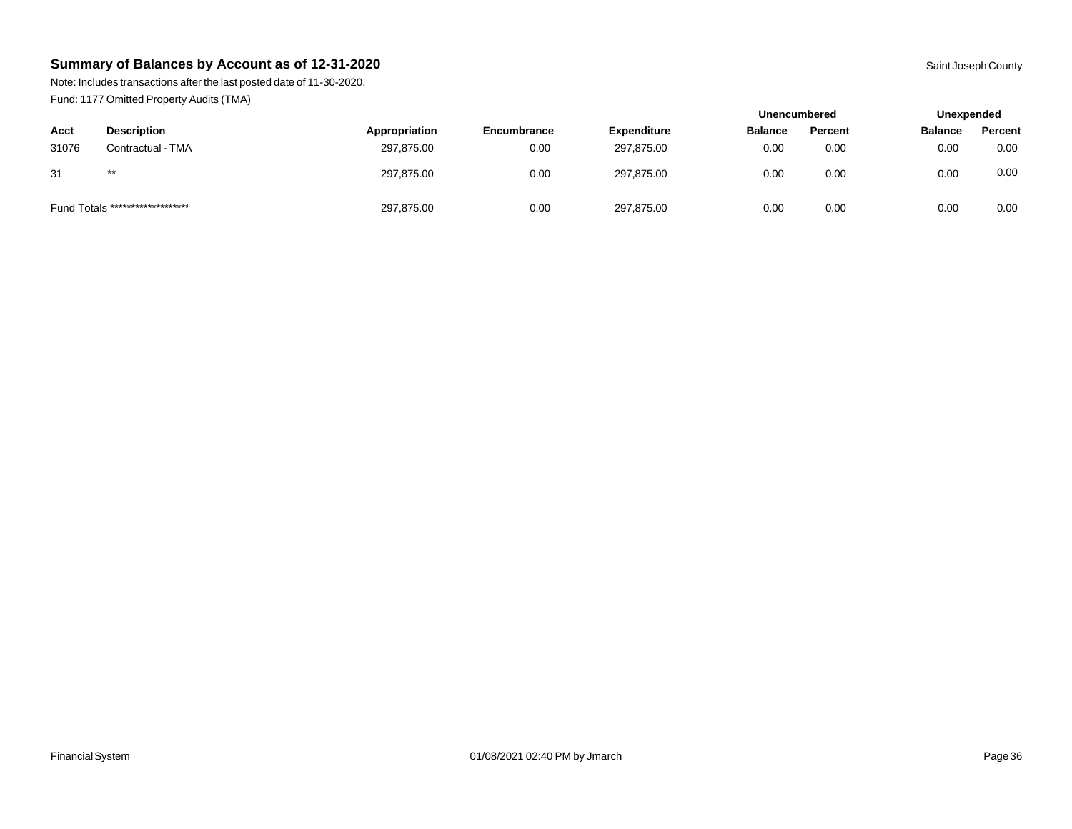## Summary of Balances by Account as of 12-31-2020

Saint Joseph County

Note: Includes transactions after the last posted date of 11-30-2020.

Fund: 1177 Omitted Property Audits (TMA)

| | | | | | Unencumbered | | Unexpended | |
|---|---|---|---|---|---|---|---|---|
| **Acct** | **Description** | **Appropriation** | **Encumbrance** | **Expenditure** | **Balance** | **Percent** | **Balance** | **Percent** |
| 31076 | Contractual - TMA | 297,875.00 | 0.00 | 297,875.00 | 0.00 | 0.00 | 0.00 | 0.00 |
| 31 | ** | 297,875.00 | 0.00 | 297,875.00 | 0.00 | 0.00 | 0.00 | 0.00 |
| Fund Totals ******************* | | 297,875.00 | 0.00 | 297,875.00 | 0.00 | 0.00 | 0.00 | 0.00 |

Financial System 01/08/2021 02:40 PM by Jmarch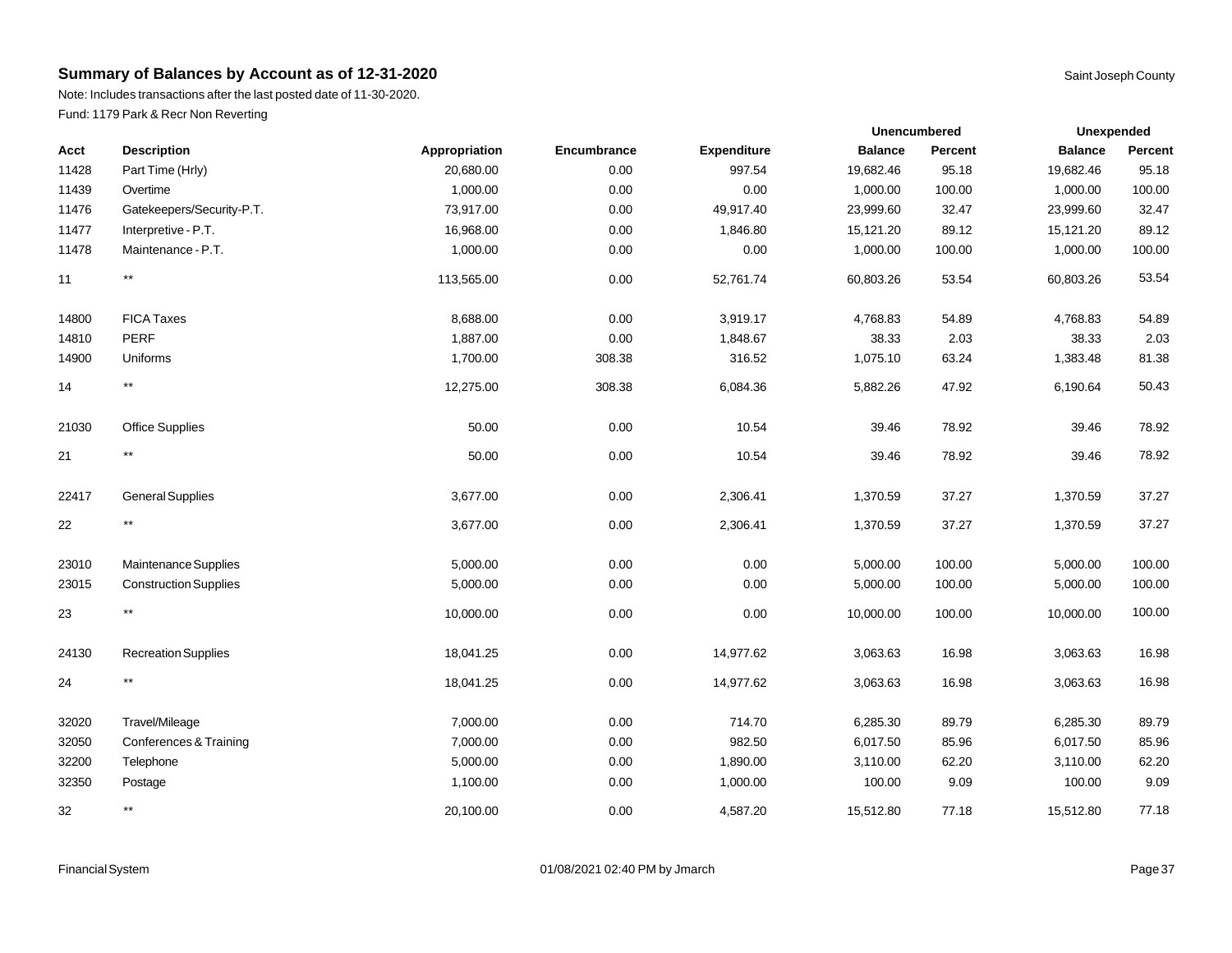## Summary of Balances by Account as of 12-31-2020

Saint Joseph County

Note: Includes transactions after the last posted date of 11-30-2020.

Fund: 1179 Park & Recr Non Reverting

| | | | | | Unencumbered | | Unexpended | |
|---|---|---|---|---|---|---|---|---|
| Acct | Description | Appropriation | Encumbrance | Expenditure | Balance | Percent | Balance | Percent |
| 11428 | Part Time (Hrly) | 20,680.00 | 0.00 | 997.54 | 19,682.46 | 95.18 | 19,682.46 | 95.18 |
| 11439 | Overtime | 1,000.00 | 0.00 | 0.00 | 1,000.00 | 100.00 | 1,000.00 | 100.00 |
| 11476 | Gatekeepers/Security-P.T. | 73,917.00 | 0.00 | 49,917.40 | 23,999.60 | 32.47 | 23,999.60 | 32.47 |
| 11477 | Interpretive - P.T. | 16,968.00 | 0.00 | 1,846.80 | 15,121.20 | 89.12 | 15,121.20 | 89.12 |
| 11478 | Maintenance - P.T. | 1,000.00 | 0.00 | 0.00 | 1,000.00 | 100.00 | 1,000.00 | 100.00 |
| 11 | ** | 113,565.00 | 0.00 | 52,761.74 | 60,803.26 | 53.54 | 60,803.26 | 53.54 |
| 14800 | FICA Taxes | 8,688.00 | 0.00 | 3,919.17 | 4,768.83 | 54.89 | 4,768.83 | 54.89 |
| 14810 | PERF | 1,887.00 | 0.00 | 1,848.67 | 38.33 | 2.03 | 38.33 | 2.03 |
| 14900 | Uniforms | 1,700.00 | 308.38 | 316.52 | 1,075.10 | 63.24 | 1,383.48 | 81.38 |
| 14 | ** | 12,275.00 | 308.38 | 6,084.36 | 5,882.26 | 47.92 | 6,190.64 | 50.43 |
| 21030 | Office Supplies | 50.00 | 0.00 | 10.54 | 39.46 | 78.92 | 39.46 | 78.92 |
| 21 | ** | 50.00 | 0.00 | 10.54 | 39.46 | 78.92 | 39.46 | 78.92 |
| 22417 | General Supplies | 3,677.00 | 0.00 | 2,306.41 | 1,370.59 | 37.27 | 1,370.59 | 37.27 |
| 22 | ** | 3,677.00 | 0.00 | 2,306.41 | 1,370.59 | 37.27 | 1,370.59 | 37.27 |
| 23010 | Maintenance Supplies | 5,000.00 | 0.00 | 0.00 | 5,000.00 | 100.00 | 5,000.00 | 100.00 |
| 23015 | Construction Supplies | 5,000.00 | 0.00 | 0.00 | 5,000.00 | 100.00 | 5,000.00 | 100.00 |
| 23 | ** | 10,000.00 | 0.00 | 0.00 | 10,000.00 | 100.00 | 10,000.00 | 100.00 |
| 24130 | Recreation Supplies | 18,041.25 | 0.00 | 14,977.62 | 3,063.63 | 16.98 | 3,063.63 | 16.98 |
| 24 | ** | 18,041.25 | 0.00 | 14,977.62 | 3,063.63 | 16.98 | 3,063.63 | 16.98 |
| 32020 | Travel/Mileage | 7,000.00 | 0.00 | 714.70 | 6,285.30 | 89.79 | 6,285.30 | 89.79 |
| 32050 | Conferences & Training | 7,000.00 | 0.00 | 982.50 | 6,017.50 | 85.96 | 6,017.50 | 85.96 |
| 32200 | Telephone | 5,000.00 | 0.00 | 1,890.00 | 3,110.00 | 62.20 | 3,110.00 | 62.20 |
| 32350 | Postage | 1,100.00 | 0.00 | 1,000.00 | 100.00 | 9.09 | 100.00 | 9.09 |
| 32 | ** | 20,100.00 | 0.00 | 4,587.20 | 15,512.80 | 77.18 | 15,512.80 | 77.18 |

Financial System 01/08/2021 02:40 PM by Jmarch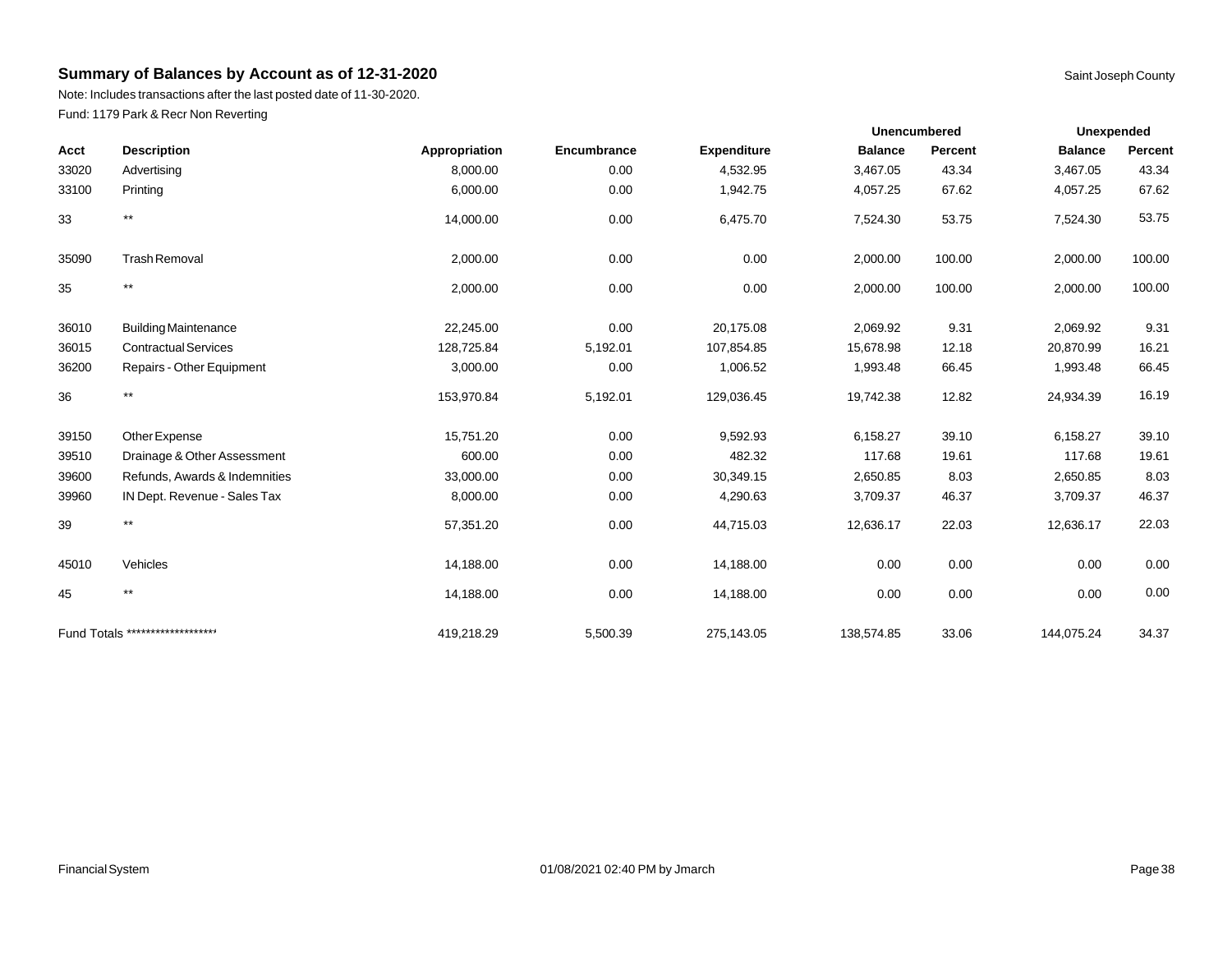## Summary of Balances by Account as of 12-31-2020

Saint Joseph County

Note: Includes transactions after the last posted date of 11-30-2020.

Fund: 1179 Park & Recr Non Reverting

| | | | | | Unencumbered | | Unexpended | |
|---|---|---|---|---|---|---|---|---|
| **Acct** | **Description** | **Appropriation** | **Encumbrance** | **Expenditure** | **Balance** | **Percent** | **Balance** | **Percent** |
| 33020 | Advertising | 8,000.00 | 0.00 | 4,532.95 | 3,467.05 | 43.34 | 3,467.05 | 43.34 |
| 33100 | Printing | 6,000.00 | 0.00 | 1,942.75 | 4,057.25 | 67.62 | 4,057.25 | 67.62 |
| 33 | ** | 14,000.00 | 0.00 | 6,475.70 | 7,524.30 | 53.75 | 7,524.30 | 53.75 |
| 35090 | Trash Removal | 2,000.00 | 0.00 | 0.00 | 2,000.00 | 100.00 | 2,000.00 | 100.00 |
| 35 | ** | 2,000.00 | 0.00 | 0.00 | 2,000.00 | 100.00 | 2,000.00 | 100.00 |
| 36010 | Building Maintenance | 22,245.00 | 0.00 | 20,175.08 | 2,069.92 | 9.31 | 2,069.92 | 9.31 |
| 36015 | Contractual Services | 128,725.84 | 5,192.01 | 107,854.85 | 15,678.98 | 12.18 | 20,870.99 | 16.21 |
| 36200 | Repairs - Other Equipment | 3,000.00 | 0.00 | 1,006.52 | 1,993.48 | 66.45 | 1,993.48 | 66.45 |
| 36 | ** | 153,970.84 | 5,192.01 | 129,036.45 | 19,742.38 | 12.82 | 24,934.39 | 16.19 |
| 39150 | Other Expense | 15,751.20 | 0.00 | 9,592.93 | 6,158.27 | 39.10 | 6,158.27 | 39.10 |
| 39510 | Drainage & Other Assessment | 600.00 | 0.00 | 482.32 | 117.68 | 19.61 | 117.68 | 19.61 |
| 39600 | Refunds, Awards & Indemnities | 33,000.00 | 0.00 | 30,349.15 | 2,650.85 | 8.03 | 2,650.85 | 8.03 |
| 39960 | IN Dept. Revenue - Sales Tax | 8,000.00 | 0.00 | 4,290.63 | 3,709.37 | 46.37 | 3,709.37 | 46.37 |
| 39 | ** | 57,351.20 | 0.00 | 44,715.03 | 12,636.17 | 22.03 | 12,636.17 | 22.03 |
| 45010 | Vehicles | 14,188.00 | 0.00 | 14,188.00 | 0.00 | 0.00 | 0.00 | 0.00 |
| 45 | ** | 14,188.00 | 0.00 | 14,188.00 | 0.00 | 0.00 | 0.00 | 0.00 |
| Fund Totals ******************* | | 419,218.29 | 5,500.39 | 275,143.05 | 138,574.85 | 33.06 | 144,075.24 | 34.37 |

Financial System 01/08/2021 02:40 PM by Jmarch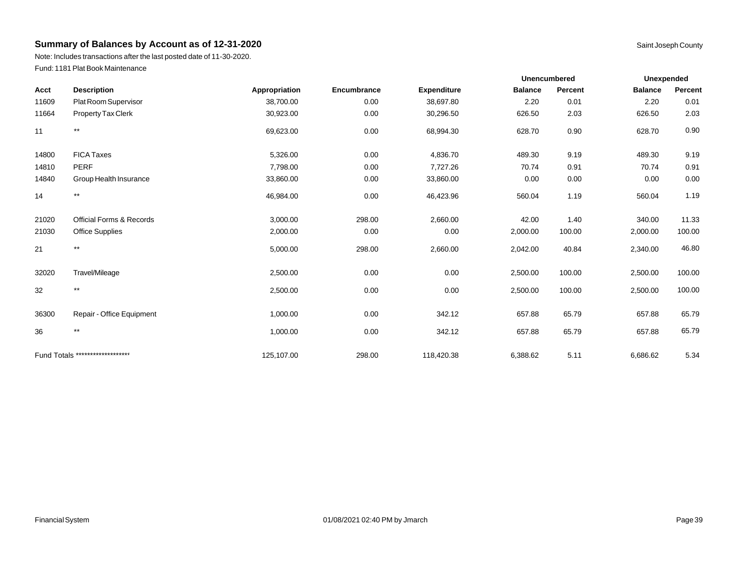## Summary of Balances by Account as of 12-31-2020

Saint Joseph County

Note: Includes transactions after the last posted date of 11-30-2020.

Fund: 1181 Plat Book Maintenance

| | | | | | Unencumbered | | Unexpended | |
|---|---|---|---|---|---|---|---|---|
| **Acct** | **Description** | **Appropriation** | **Encumbrance** | **Expenditure** | **Balance** | **Percent** | **Balance** | **Percent** |
| 11609 | Plat Room Supervisor | 38,700.00 | 0.00 | 38,697.80 | 2.20 | 0.01 | 2.20 | 0.01 |
| 11664 | Property Tax Clerk | 30,923.00 | 0.00 | 30,296.50 | 626.50 | 2.03 | 626.50 | 2.03 |
| 11 | ** | 69,623.00 | 0.00 | 68,994.30 | 628.70 | 0.90 | 628.70 | 0.90 |
| 14800 | FICA Taxes | 5,326.00 | 0.00 | 4,836.70 | 489.30 | 9.19 | 489.30 | 9.19 |
| 14810 | PERF | 7,798.00 | 0.00 | 7,727.26 | 70.74 | 0.91 | 70.74 | 0.91 |
| 14840 | Group Health Insurance | 33,860.00 | 0.00 | 33,860.00 | 0.00 | 0.00 | 0.00 | 0.00 |
| 14 | ** | 46,984.00 | 0.00 | 46,423.96 | 560.04 | 1.19 | 560.04 | 1.19 |
| 21020 | Official Forms & Records | 3,000.00 | 298.00 | 2,660.00 | 42.00 | 1.40 | 340.00 | 11.33 |
| 21030 | Office Supplies | 2,000.00 | 0.00 | 0.00 | 2,000.00 | 100.00 | 2,000.00 | 100.00 |
| 21 | ** | 5,000.00 | 298.00 | 2,660.00 | 2,042.00 | 40.84 | 2,340.00 | 46.80 |
| 32020 | Travel/Mileage | 2,500.00 | 0.00 | 0.00 | 2,500.00 | 100.00 | 2,500.00 | 100.00 |
| 32 | ** | 2,500.00 | 0.00 | 0.00 | 2,500.00 | 100.00 | 2,500.00 | 100.00 |
| 36300 | Repair - Office Equipment | 1,000.00 | 0.00 | 342.12 | 657.88 | 65.79 | 657.88 | 65.79 |
| 36 | ** | 1,000.00 | 0.00 | 342.12 | 657.88 | 65.79 | 657.88 | 65.79 |
| Fund Totals ******************* | | 125,107.00 | 298.00 | 118,420.38 | 6,388.62 | 5.11 | 6,686.62 | 5.34 |

Financial System 01/08/2021 02:40 PM by Jmarch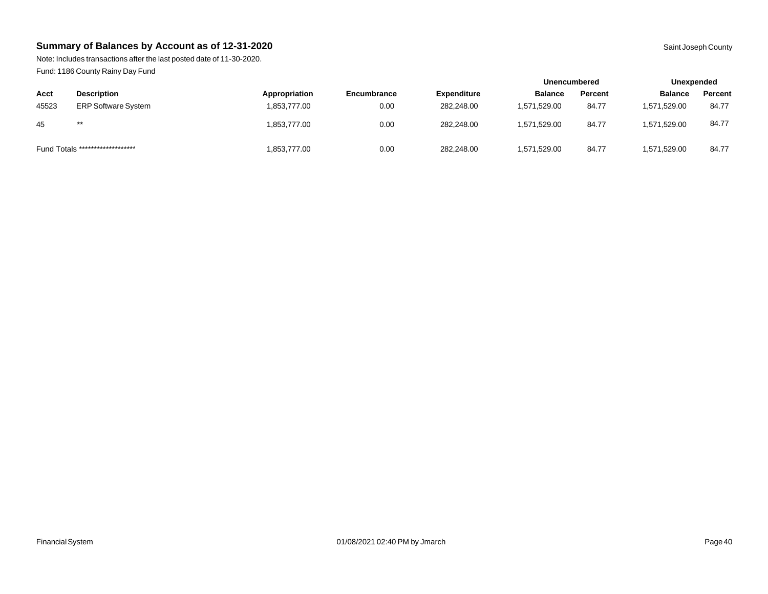## Summary of Balances by Account as of 12-31-2020

Saint Joseph County

Note: Includes transactions after the last posted date of 11-30-2020.

Fund: 1186 County Rainy Day Fund

| Acct | Description | Appropriation | Encumbrance | Expenditure | Unencumbered Balance | Unencumbered Percent | Unexpended Balance | Unexpended Percent |
|---|---|---|---|---|---|---|---|---|
| 45523 | ERP Software System | 1,853,777.00 | 0.00 | 282,248.00 | 1,571,529.00 | 84.77 | 1,571,529.00 | 84.77 |
| 45 | ** | 1,853,777.00 | 0.00 | 282,248.00 | 1,571,529.00 | 84.77 | 1,571,529.00 | 84.77 |
| Fund Totals ******************* | | 1,853,777.00 | 0.00 | 282,248.00 | 1,571,529.00 | 84.77 | 1,571,529.00 | 84.77 |

Financial System

01/08/2021 02:40 PM by Jmarch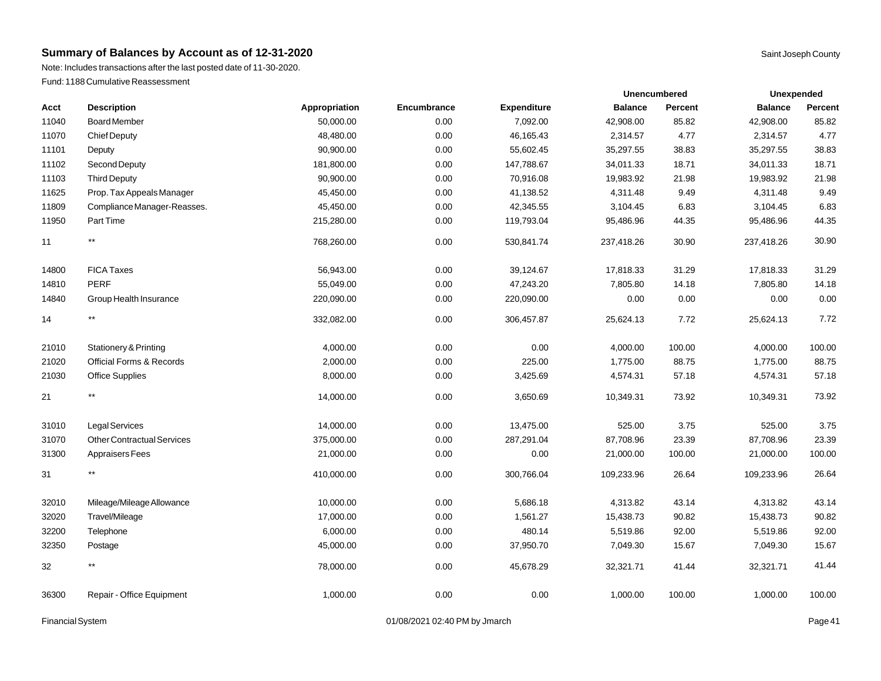## Summary of Balances by Account as of 12-31-2020

Saint Joseph County

Note: Includes transactions after the last posted date of 11-30-2020.

Fund: 1188 Cumulative Reassessment

| | | | | | Unencumbered | | Unexpended | |
|---|---|---|---|---|---|---|---|---|
| **Acct** | **Description** | **Appropriation** | **Encumbrance** | **Expenditure** | **Balance** | **Percent** | **Balance** | **Percent** |
| 11040 | Board Member | 50,000.00 | 0.00 | 7,092.00 | 42,908.00 | 85.82 | 42,908.00 | 85.82 |
| 11070 | Chief Deputy | 48,480.00 | 0.00 | 46,165.43 | 2,314.57 | 4.77 | 2,314.57 | 4.77 |
| 11101 | Deputy | 90,900.00 | 0.00 | 55,602.45 | 35,297.55 | 38.83 | 35,297.55 | 38.83 |
| 11102 | Second Deputy | 181,800.00 | 0.00 | 147,788.67 | 34,011.33 | 18.71 | 34,011.33 | 18.71 |
| 11103 | Third Deputy | 90,900.00 | 0.00 | 70,916.08 | 19,983.92 | 21.98 | 19,983.92 | 21.98 |
| 11625 | Prop. Tax Appeals Manager | 45,450.00 | 0.00 | 41,138.52 | 4,311.48 | 9.49 | 4,311.48 | 9.49 |
| 11809 | Compliance Manager-Reasses. | 45,450.00 | 0.00 | 42,345.55 | 3,104.45 | 6.83 | 3,104.45 | 6.83 |
| 11950 | Part Time | 215,280.00 | 0.00 | 119,793.04 | 95,486.96 | 44.35 | 95,486.96 | 44.35 |
| 11 | ** | 768,260.00 | 0.00 | 530,841.74 | 237,418.26 | 30.90 | 237,418.26 | 30.90 |
| 14800 | FICA Taxes | 56,943.00 | 0.00 | 39,124.67 | 17,818.33 | 31.29 | 17,818.33 | 31.29 |
| 14810 | PERF | 55,049.00 | 0.00 | 47,243.20 | 7,805.80 | 14.18 | 7,805.80 | 14.18 |
| 14840 | Group Health Insurance | 220,090.00 | 0.00 | 220,090.00 | 0.00 | 0.00 | 0.00 | 0.00 |
| 14 | ** | 332,082.00 | 0.00 | 306,457.87 | 25,624.13 | 7.72 | 25,624.13 | 7.72 |
| 21010 | Stationery & Printing | 4,000.00 | 0.00 | 0.00 | 4,000.00 | 100.00 | 4,000.00 | 100.00 |
| 21020 | Official Forms & Records | 2,000.00 | 0.00 | 225.00 | 1,775.00 | 88.75 | 1,775.00 | 88.75 |
| 21030 | Office Supplies | 8,000.00 | 0.00 | 3,425.69 | 4,574.31 | 57.18 | 4,574.31 | 57.18 |
| 21 | ** | 14,000.00 | 0.00 | 3,650.69 | 10,349.31 | 73.92 | 10,349.31 | 73.92 |
| 31010 | Legal Services | 14,000.00 | 0.00 | 13,475.00 | 525.00 | 3.75 | 525.00 | 3.75 |
| 31070 | Other Contractual Services | 375,000.00 | 0.00 | 287,291.04 | 87,708.96 | 23.39 | 87,708.96 | 23.39 |
| 31300 | Appraisers Fees | 21,000.00 | 0.00 | 0.00 | 21,000.00 | 100.00 | 21,000.00 | 100.00 |
| 31 | ** | 410,000.00 | 0.00 | 300,766.04 | 109,233.96 | 26.64 | 109,233.96 | 26.64 |
| 32010 | Mileage/Mileage Allowance | 10,000.00 | 0.00 | 5,686.18 | 4,313.82 | 43.14 | 4,313.82 | 43.14 |
| 32020 | Travel/Mileage | 17,000.00 | 0.00 | 1,561.27 | 15,438.73 | 90.82 | 15,438.73 | 90.82 |
| 32200 | Telephone | 6,000.00 | 0.00 | 480.14 | 5,519.86 | 92.00 | 5,519.86 | 92.00 |
| 32350 | Postage | 45,000.00 | 0.00 | 37,950.70 | 7,049.30 | 15.67 | 7,049.30 | 15.67 |
| 32 | ** | 78,000.00 | 0.00 | 45,678.29 | 32,321.71 | 41.44 | 32,321.71 | 41.44 |
| 36300 | Repair - Office Equipment | 1,000.00 | 0.00 | 0.00 | 1,000.00 | 100.00 | 1,000.00 | 100.00 |

Financial System 01/08/2021 02:40 PM by Jmarch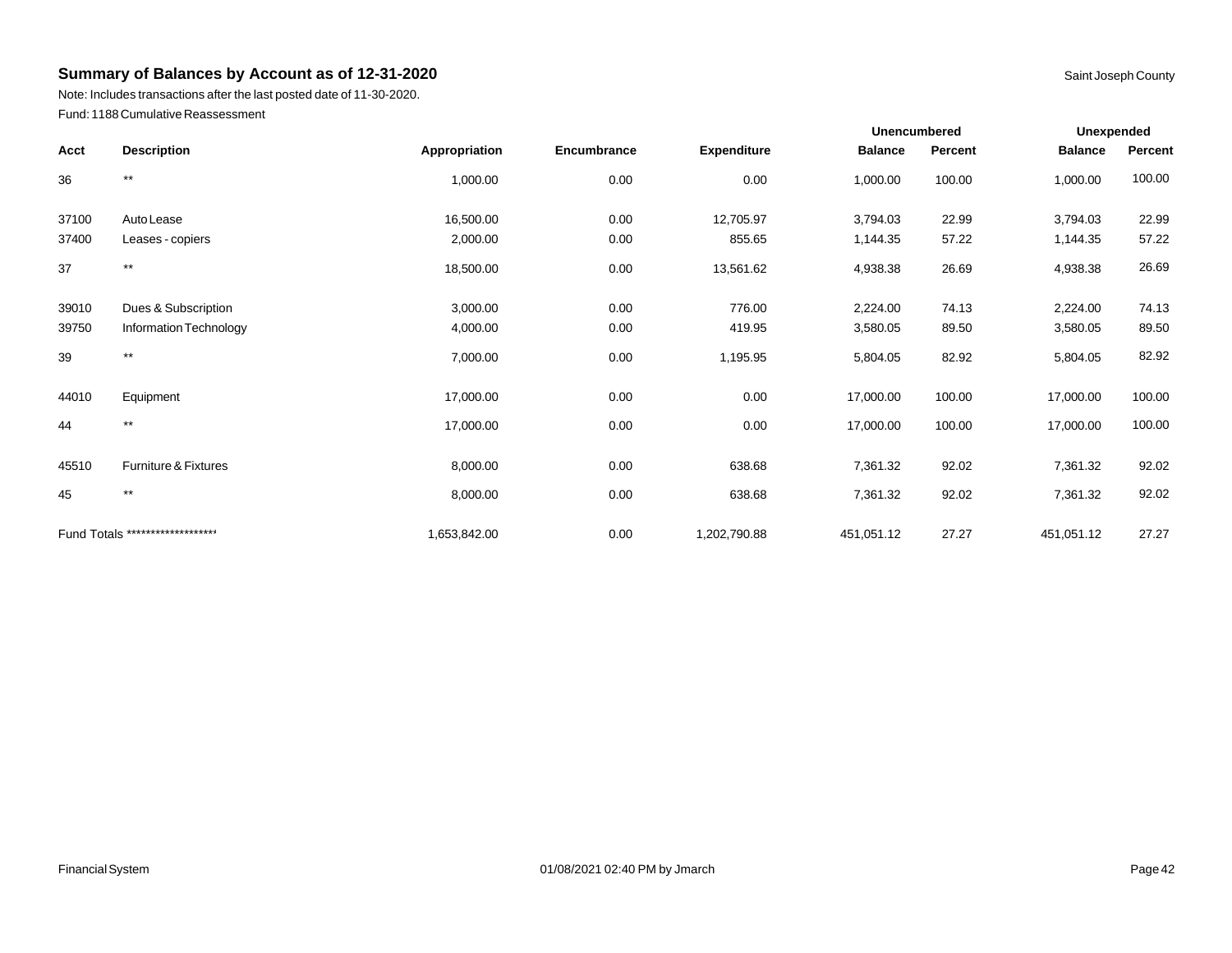## Summary of Balances by Account as of 12-31-2020

Saint Joseph County

Note: Includes transactions after the last posted date of 11-30-2020.

Fund: 1188 Cumulative Reassessment

| | | | | | Unencumbered | | Unexpended | |
|---|---|---|---|---|---|---|---|---|
| Acct | Description | Appropriation | Encumbrance | Expenditure | Balance | Percent | Balance | Percent |
| 36 | ** | 1,000.00 | 0.00 | 0.00 | 1,000.00 | 100.00 | 1,000.00 | 100.00 |
| 37100 | Auto Lease | 16,500.00 | 0.00 | 12,705.97 | 3,794.03 | 22.99 | 3,794.03 | 22.99 |
| 37400 | Leases - copiers | 2,000.00 | 0.00 | 855.65 | 1,144.35 | 57.22 | 1,144.35 | 57.22 |
| 37 | ** | 18,500.00 | 0.00 | 13,561.62 | 4,938.38 | 26.69 | 4,938.38 | 26.69 |
| 39010 | Dues & Subscription | 3,000.00 | 0.00 | 776.00 | 2,224.00 | 74.13 | 2,224.00 | 74.13 |
| 39750 | Information Technology | 4,000.00 | 0.00 | 419.95 | 3,580.05 | 89.50 | 3,580.05 | 89.50 |
| 39 | ** | 7,000.00 | 0.00 | 1,195.95 | 5,804.05 | 82.92 | 5,804.05 | 82.92 |
| 44010 | Equipment | 17,000.00 | 0.00 | 0.00 | 17,000.00 | 100.00 | 17,000.00 | 100.00 |
| 44 | ** | 17,000.00 | 0.00 | 0.00 | 17,000.00 | 100.00 | 17,000.00 | 100.00 |
| 45510 | Furniture & Fixtures | 8,000.00 | 0.00 | 638.68 | 7,361.32 | 92.02 | 7,361.32 | 92.02 |
| 45 | ** | 8,000.00 | 0.00 | 638.68 | 7,361.32 | 92.02 | 7,361.32 | 92.02 |
| Fund Totals ******************* | | 1,653,842.00 | 0.00 | 1,202,790.88 | 451,051.12 | 27.27 | 451,051.12 | 27.27 |

Financial System 01/08/2021 02:40 PM by Jmarch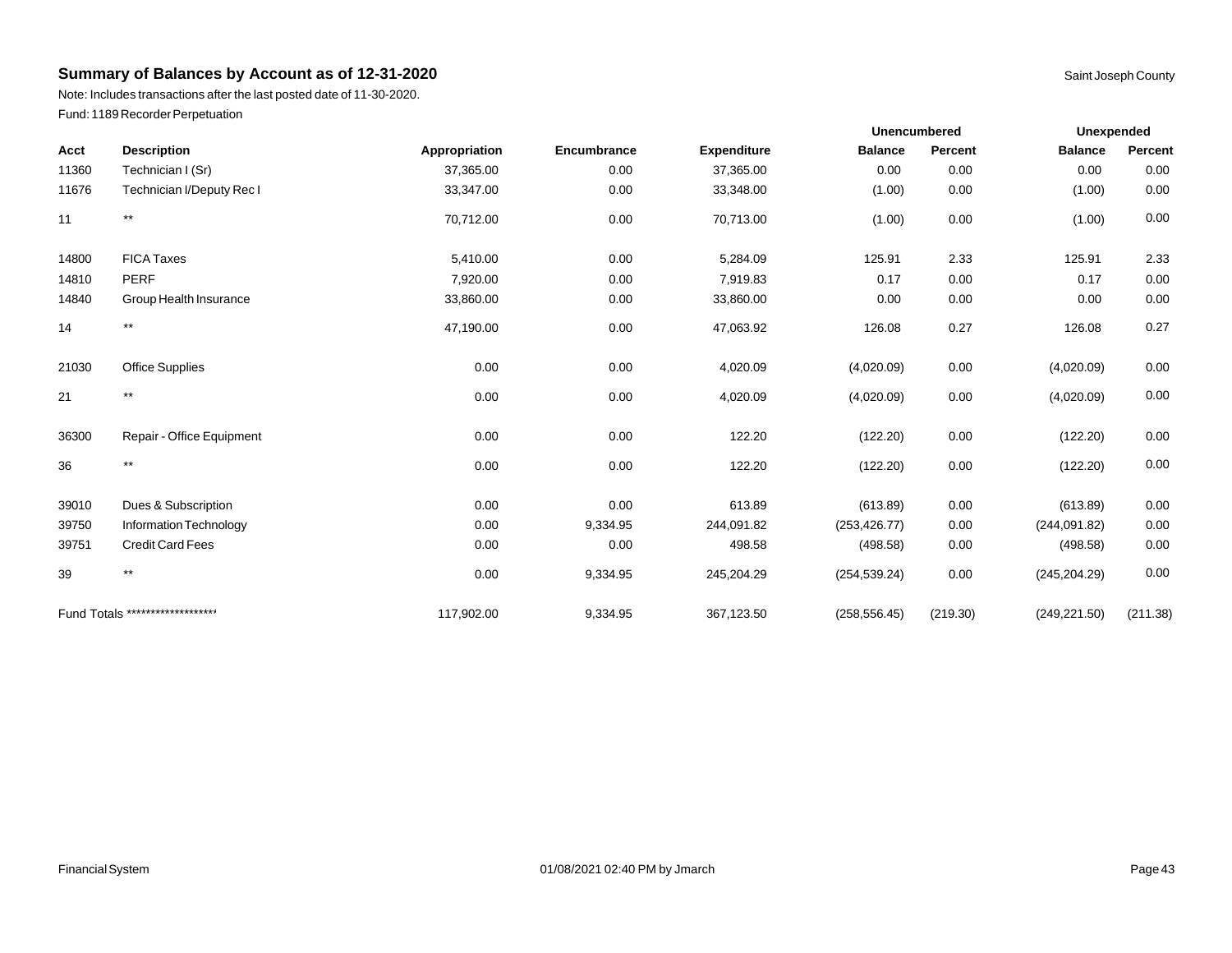## Summary of Balances by Account as of 12-31-2020

Saint Joseph County

Note: Includes transactions after the last posted date of 11-30-2020.

Fund: 1189 Recorder Perpetuation

| | | | | | Unencumbered | | Unexpended | |
|---|---|---|---|---|---|---|---|---|
| Acct | Description | Appropriation | Encumbrance | Expenditure | Balance | Percent | Balance | Percent |
| 11360 | Technician I (Sr) | 37,365.00 | 0.00 | 37,365.00 | 0.00 | 0.00 | 0.00 | 0.00 |
| 11676 | Technician I/Deputy Rec I | 33,347.00 | 0.00 | 33,348.00 | (1.00) | 0.00 | (1.00) | 0.00 |
| 11 | ** | 70,712.00 | 0.00 | 70,713.00 | (1.00) | 0.00 | (1.00) | 0.00 |
| 14800 | FICA Taxes | 5,410.00 | 0.00 | 5,284.09 | 125.91 | 2.33 | 125.91 | 2.33 |
| 14810 | PERF | 7,920.00 | 0.00 | 7,919.83 | 0.17 | 0.00 | 0.17 | 0.00 |
| 14840 | Group Health Insurance | 33,860.00 | 0.00 | 33,860.00 | 0.00 | 0.00 | 0.00 | 0.00 |
| 14 | ** | 47,190.00 | 0.00 | 47,063.92 | 126.08 | 0.27 | 126.08 | 0.27 |
| 21030 | Office Supplies | 0.00 | 0.00 | 4,020.09 | (4,020.09) | 0.00 | (4,020.09) | 0.00 |
| 21 | ** | 0.00 | 0.00 | 4,020.09 | (4,020.09) | 0.00 | (4,020.09) | 0.00 |
| 36300 | Repair - Office Equipment | 0.00 | 0.00 | 122.20 | (122.20) | 0.00 | (122.20) | 0.00 |
| 36 | ** | 0.00 | 0.00 | 122.20 | (122.20) | 0.00 | (122.20) | 0.00 |
| 39010 | Dues & Subscription | 0.00 | 0.00 | 613.89 | (613.89) | 0.00 | (613.89) | 0.00 |
| 39750 | Information Technology | 0.00 | 9,334.95 | 244,091.82 | (253,426.77) | 0.00 | (244,091.82) | 0.00 |
| 39751 | Credit Card Fees | 0.00 | 0.00 | 498.58 | (498.58) | 0.00 | (498.58) | 0.00 |
| 39 | ** | 0.00 | 9,334.95 | 245,204.29 | (254,539.24) | 0.00 | (245,204.29) | 0.00 |
| Fund Totals ******************* | | 117,902.00 | 9,334.95 | 367,123.50 | (258,556.45) | (219.30) | (249,221.50) | (211.38) |

Financial System 01/08/2021 02:40 PM by Jmarch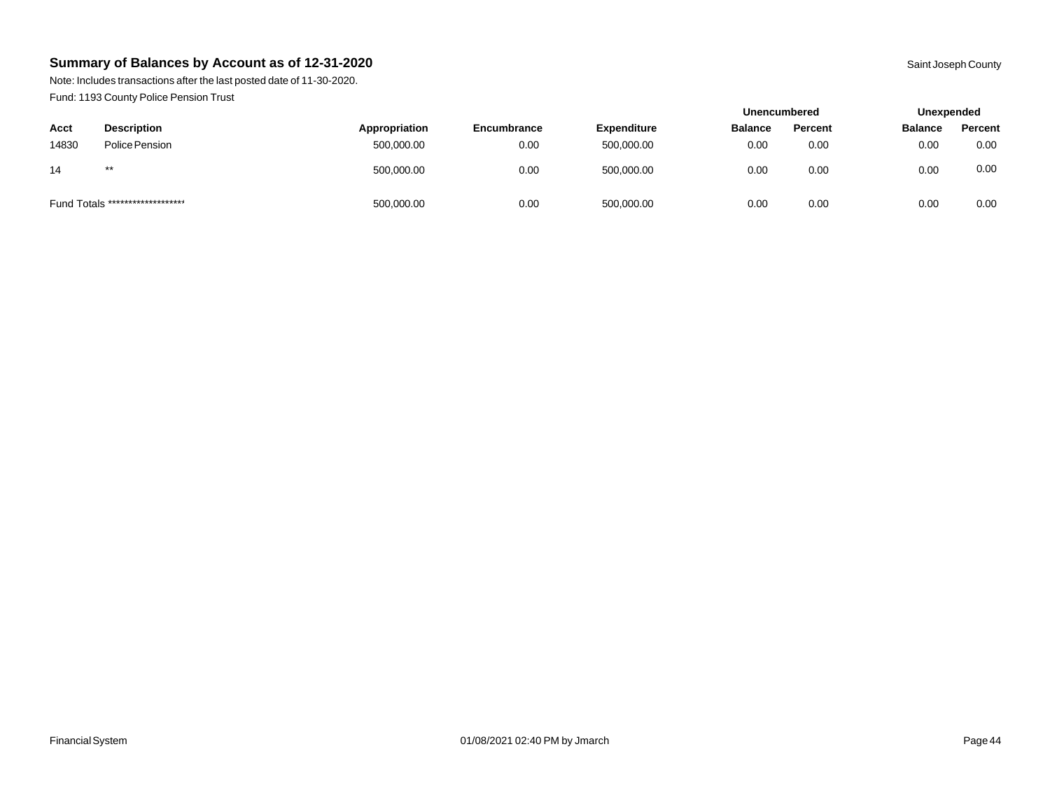## Summary of Balances by Account as of 12-31-2020

Saint Joseph County

Note: Includes transactions after the last posted date of 11-30-2020.

Fund: 1193 County Police Pension Trust

| | | | | | Unencumbered | | Unexpended | |
|---|---|---|---|---|---|---|---|---|
| Acct | Description | Appropriation | Encumbrance | Expenditure | Balance | Percent | Balance | Percent |
| 14830 | Police Pension | 500,000.00 | 0.00 | 500,000.00 | 0.00 | 0.00 | 0.00 | 0.00 |
| 14 | ** | 500,000.00 | 0.00 | 500,000.00 | 0.00 | 0.00 | 0.00 | 0.00 |
| Fund Totals ******************* | | 500,000.00 | 0.00 | 500,000.00 | 0.00 | 0.00 | 0.00 | 0.00 |

Financial System 01/08/2021 02:40 PM by Jmarch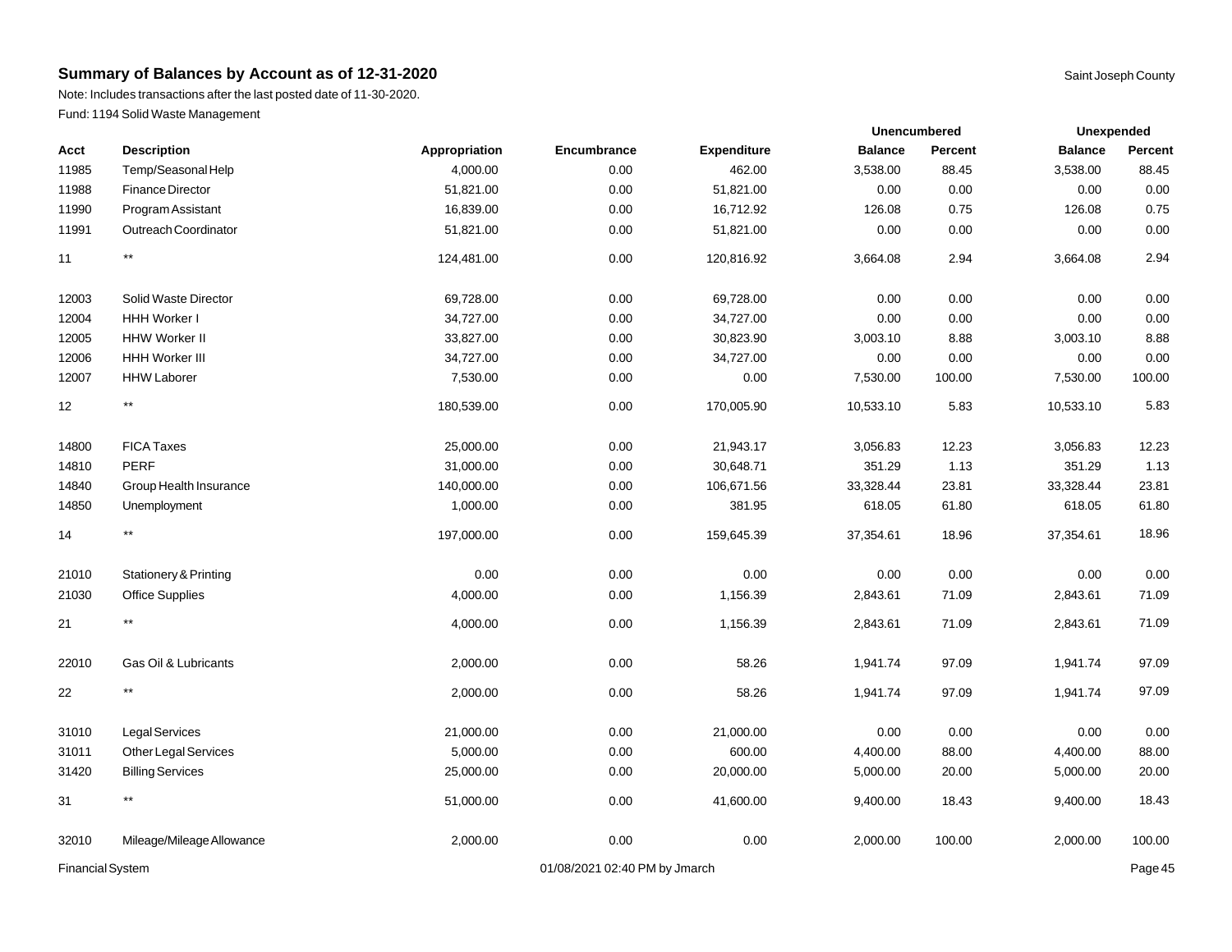## Summary of Balances by Account as of 12-31-2020

Saint Joseph County

Note: Includes transactions after the last posted date of 11-30-2020.

Fund: 1194 Solid Waste Management

| | | | | | Unencumbered | | Unexpended | |
|---|---|---|---|---|---|---|---|---|
| Acct | Description | Appropriation | Encumbrance | Expenditure | Balance | Percent | Balance | Percent |
| 11985 | Temp/Seasonal Help | 4,000.00 | 0.00 | 462.00 | 3,538.00 | 88.45 | 3,538.00 | 88.45 |
| 11988 | Finance Director | 51,821.00 | 0.00 | 51,821.00 | 0.00 | 0.00 | 0.00 | 0.00 |
| 11990 | Program Assistant | 16,839.00 | 0.00 | 16,712.92 | 126.08 | 0.75 | 126.08 | 0.75 |
| 11991 | Outreach Coordinator | 51,821.00 | 0.00 | 51,821.00 | 0.00 | 0.00 | 0.00 | 0.00 |
| 11 | ** | 124,481.00 | 0.00 | 120,816.92 | 3,664.08 | 2.94 | 3,664.08 | 2.94 |
| 12003 | Solid Waste Director | 69,728.00 | 0.00 | 69,728.00 | 0.00 | 0.00 | 0.00 | 0.00 |
| 12004 | HHH Worker I | 34,727.00 | 0.00 | 34,727.00 | 0.00 | 0.00 | 0.00 | 0.00 |
| 12005 | HHW Worker II | 33,827.00 | 0.00 | 30,823.90 | 3,003.10 | 8.88 | 3,003.10 | 8.88 |
| 12006 | HHH Worker III | 34,727.00 | 0.00 | 34,727.00 | 0.00 | 0.00 | 0.00 | 0.00 |
| 12007 | HHW Laborer | 7,530.00 | 0.00 | 0.00 | 7,530.00 | 100.00 | 7,530.00 | 100.00 |
| 12 | ** | 180,539.00 | 0.00 | 170,005.90 | 10,533.10 | 5.83 | 10,533.10 | 5.83 |
| 14800 | FICA Taxes | 25,000.00 | 0.00 | 21,943.17 | 3,056.83 | 12.23 | 3,056.83 | 12.23 |
| 14810 | PERF | 31,000.00 | 0.00 | 30,648.71 | 351.29 | 1.13 | 351.29 | 1.13 |
| 14840 | Group Health Insurance | 140,000.00 | 0.00 | 106,671.56 | 33,328.44 | 23.81 | 33,328.44 | 23.81 |
| 14850 | Unemployment | 1,000.00 | 0.00 | 381.95 | 618.05 | 61.80 | 618.05 | 61.80 |
| 14 | ** | 197,000.00 | 0.00 | 159,645.39 | 37,354.61 | 18.96 | 37,354.61 | 18.96 |
| 21010 | Stationery & Printing | 0.00 | 0.00 | 0.00 | 0.00 | 0.00 | 0.00 | 0.00 |
| 21030 | Office Supplies | 4,000.00 | 0.00 | 1,156.39 | 2,843.61 | 71.09 | 2,843.61 | 71.09 |
| 21 | ** | 4,000.00 | 0.00 | 1,156.39 | 2,843.61 | 71.09 | 2,843.61 | 71.09 |
| 22010 | Gas Oil & Lubricants | 2,000.00 | 0.00 | 58.26 | 1,941.74 | 97.09 | 1,941.74 | 97.09 |
| 22 | ** | 2,000.00 | 0.00 | 58.26 | 1,941.74 | 97.09 | 1,941.74 | 97.09 |
| 31010 | Legal Services | 21,000.00 | 0.00 | 21,000.00 | 0.00 | 0.00 | 0.00 | 0.00 |
| 31011 | Other Legal Services | 5,000.00 | 0.00 | 600.00 | 4,400.00 | 88.00 | 4,400.00 | 88.00 |
| 31420 | Billing Services | 25,000.00 | 0.00 | 20,000.00 | 5,000.00 | 20.00 | 5,000.00 | 20.00 |
| 31 | ** | 51,000.00 | 0.00 | 41,600.00 | 9,400.00 | 18.43 | 9,400.00 | 18.43 |
| 32010 | Mileage/Mileage Allowance | 2,000.00 | 0.00 | 0.00 | 2,000.00 | 100.00 | 2,000.00 | 100.00 |

Financial System 01/08/2021 02:40 PM by Jmarch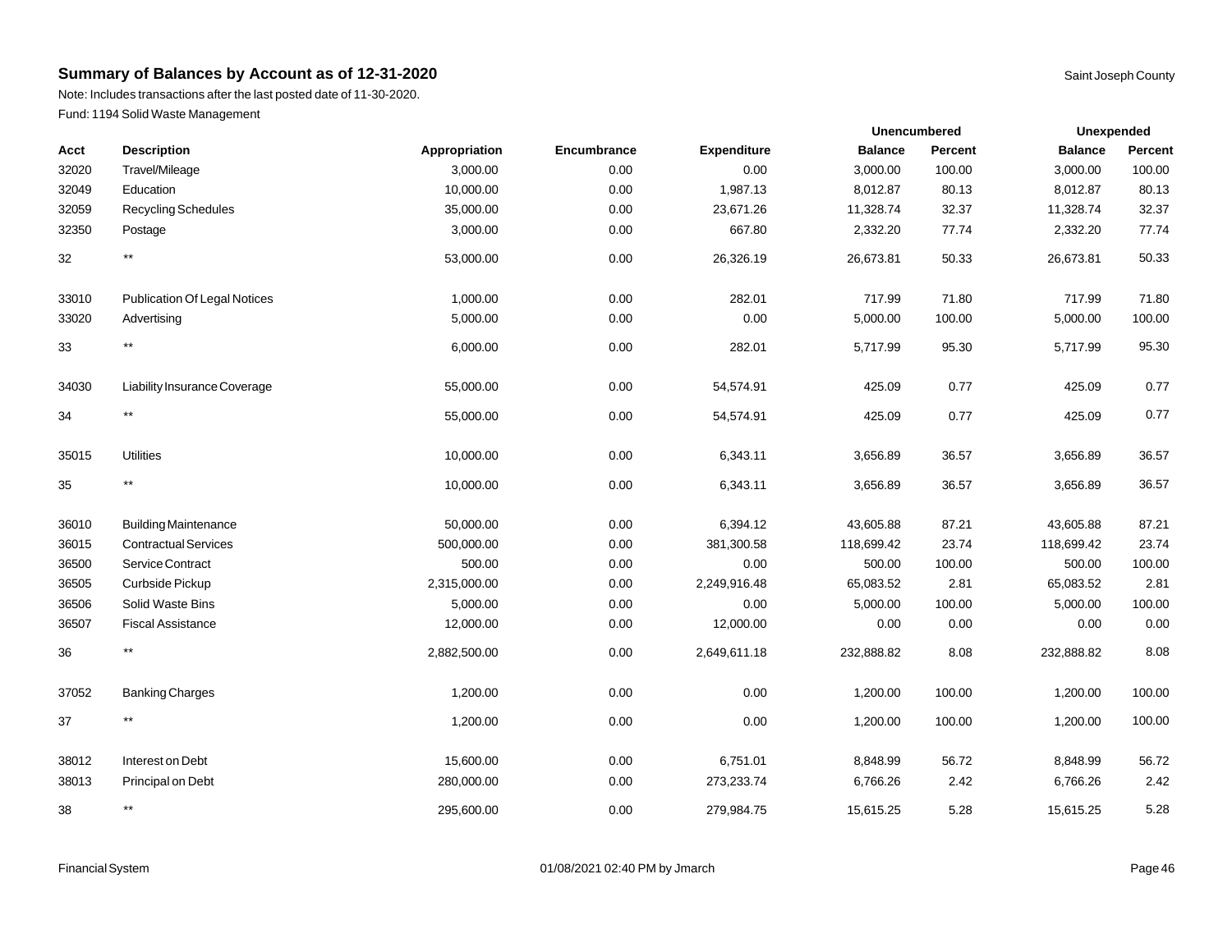## Summary of Balances by Account as of 12-31-2020

Saint Joseph County

Note: Includes transactions after the last posted date of 11-30-2020.

Fund: 1194 Solid Waste Management

| | | | | | Unencumbered | | Unexpended | |
|---|---|---|---|---|---|---|---|---|
| Acct | Description | Appropriation | Encumbrance | Expenditure | Balance | Percent | Balance | Percent |
| 32020 | Travel/Mileage | 3,000.00 | 0.00 | 0.00 | 3,000.00 | 100.00 | 3,000.00 | 100.00 |
| 32049 | Education | 10,000.00 | 0.00 | 1,987.13 | 8,012.87 | 80.13 | 8,012.87 | 80.13 |
| 32059 | Recycling Schedules | 35,000.00 | 0.00 | 23,671.26 | 11,328.74 | 32.37 | 11,328.74 | 32.37 |
| 32350 | Postage | 3,000.00 | 0.00 | 667.80 | 2,332.20 | 77.74 | 2,332.20 | 77.74 |
| 32 | ** | 53,000.00 | 0.00 | 26,326.19 | 26,673.81 | 50.33 | 26,673.81 | 50.33 |
| 33010 | Publication Of Legal Notices | 1,000.00 | 0.00 | 282.01 | 717.99 | 71.80 | 717.99 | 71.80 |
| 33020 | Advertising | 5,000.00 | 0.00 | 0.00 | 5,000.00 | 100.00 | 5,000.00 | 100.00 |
| 33 | ** | 6,000.00 | 0.00 | 282.01 | 5,717.99 | 95.30 | 5,717.99 | 95.30 |
| 34030 | Liability Insurance Coverage | 55,000.00 | 0.00 | 54,574.91 | 425.09 | 0.77 | 425.09 | 0.77 |
| 34 | ** | 55,000.00 | 0.00 | 54,574.91 | 425.09 | 0.77 | 425.09 | 0.77 |
| 35015 | Utilities | 10,000.00 | 0.00 | 6,343.11 | 3,656.89 | 36.57 | 3,656.89 | 36.57 |
| 35 | ** | 10,000.00 | 0.00 | 6,343.11 | 3,656.89 | 36.57 | 3,656.89 | 36.57 |
| 36010 | Building Maintenance | 50,000.00 | 0.00 | 6,394.12 | 43,605.88 | 87.21 | 43,605.88 | 87.21 |
| 36015 | Contractual Services | 500,000.00 | 0.00 | 381,300.58 | 118,699.42 | 23.74 | 118,699.42 | 23.74 |
| 36500 | Service Contract | 500.00 | 0.00 | 0.00 | 500.00 | 100.00 | 500.00 | 100.00 |
| 36505 | Curbside Pickup | 2,315,000.00 | 0.00 | 2,249,916.48 | 65,083.52 | 2.81 | 65,083.52 | 2.81 |
| 36506 | Solid Waste Bins | 5,000.00 | 0.00 | 0.00 | 5,000.00 | 100.00 | 5,000.00 | 100.00 |
| 36507 | Fiscal Assistance | 12,000.00 | 0.00 | 12,000.00 | 0.00 | 0.00 | 0.00 | 0.00 |
| 36 | ** | 2,882,500.00 | 0.00 | 2,649,611.18 | 232,888.82 | 8.08 | 232,888.82 | 8.08 |
| 37052 | Banking Charges | 1,200.00 | 0.00 | 0.00 | 1,200.00 | 100.00 | 1,200.00 | 100.00 |
| 37 | ** | 1,200.00 | 0.00 | 0.00 | 1,200.00 | 100.00 | 1,200.00 | 100.00 |
| 38012 | Interest on Debt | 15,600.00 | 0.00 | 6,751.01 | 8,848.99 | 56.72 | 8,848.99 | 56.72 |
| 38013 | Principal on Debt | 280,000.00 | 0.00 | 273,233.74 | 6,766.26 | 2.42 | 6,766.26 | 2.42 |
| 38 | ** | 295,600.00 | 0.00 | 279,984.75 | 15,615.25 | 5.28 | 15,615.25 | 5.28 |

Financial System 01/08/2021 02:40 PM by Jmarch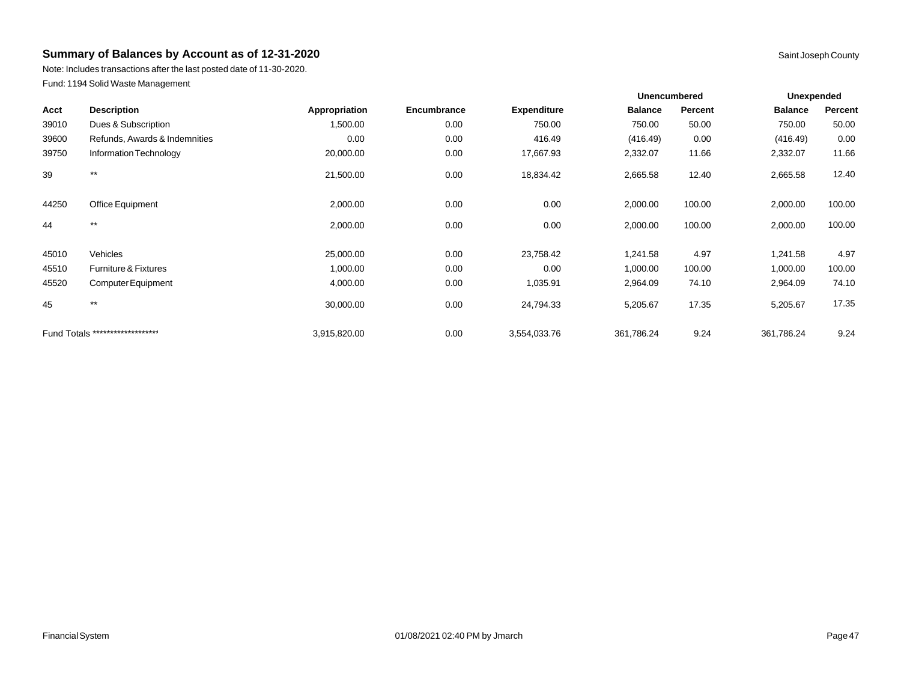## Summary of Balances by Account as of 12-31-2020

Saint Joseph County

Note: Includes transactions after the last posted date of 11-30-2020.

Fund: 1194 Solid Waste Management

| | | | | | Unencumbered | | Unexpended | |
|---|---|---|---|---|---|---|---|---|
| **Acct** | **Description** | **Appropriation** | **Encumbrance** | **Expenditure** | **Balance** | **Percent** | **Balance** | **Percent** |
| 39010 | Dues & Subscription | 1,500.00 | 0.00 | 750.00 | 750.00 | 50.00 | 750.00 | 50.00 |
| 39600 | Refunds, Awards & Indemnities | 0.00 | 0.00 | 416.49 | (416.49) | 0.00 | (416.49) | 0.00 |
| 39750 | Information Technology | 20,000.00 | 0.00 | 17,667.93 | 2,332.07 | 11.66 | 2,332.07 | 11.66 |
| 39 | ** | 21,500.00 | 0.00 | 18,834.42 | 2,665.58 | 12.40 | 2,665.58 | 12.40 |
| 44250 | Office Equipment | 2,000.00 | 0.00 | 0.00 | 2,000.00 | 100.00 | 2,000.00 | 100.00 |
| 44 | ** | 2,000.00 | 0.00 | 0.00 | 2,000.00 | 100.00 | 2,000.00 | 100.00 |
| 45010 | Vehicles | 25,000.00 | 0.00 | 23,758.42 | 1,241.58 | 4.97 | 1,241.58 | 4.97 |
| 45510 | Furniture & Fixtures | 1,000.00 | 0.00 | 0.00 | 1,000.00 | 100.00 | 1,000.00 | 100.00 |
| 45520 | Computer Equipment | 4,000.00 | 0.00 | 1,035.91 | 2,964.09 | 74.10 | 2,964.09 | 74.10 |
| 45 | ** | 30,000.00 | 0.00 | 24,794.33 | 5,205.67 | 17.35 | 5,205.67 | 17.35 |
| Fund Totals ******************* | | 3,915,820.00 | 0.00 | 3,554,033.76 | 361,786.24 | 9.24 | 361,786.24 | 9.24 |

Financial System 01/08/2021 02:40 PM by Jmarch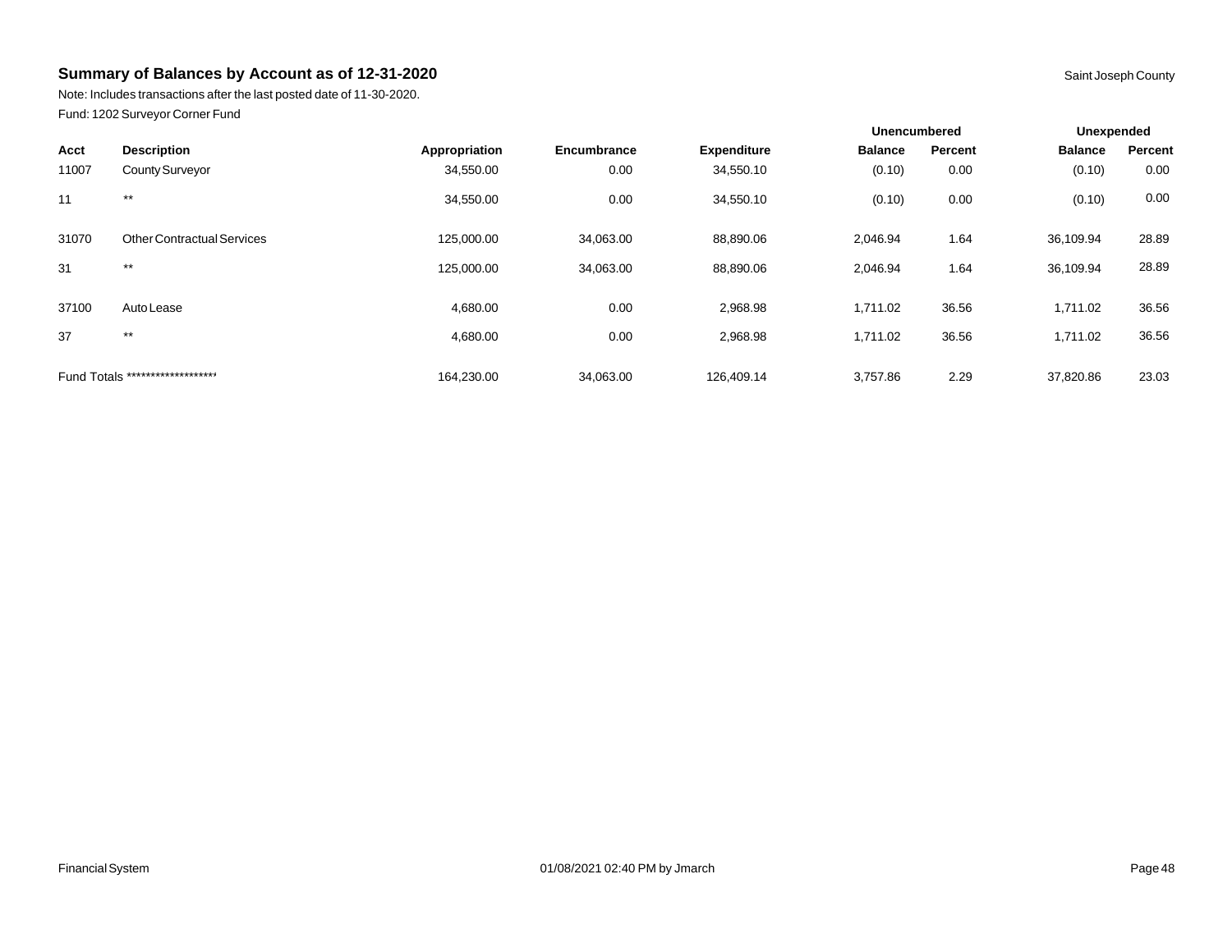## Summary of Balances by Account as of 12-31-2020

Saint Joseph County

Note: Includes transactions after the last posted date of 11-30-2020.

Fund: 1202 Surveyor Corner Fund

| | | | | | Unencumbered | | Unexpended | |
|---|---|---|---|---|---|---|---|---|
| **Acct** | **Description** | **Appropriation** | **Encumbrance** | **Expenditure** | **Balance** | **Percent** | **Balance** | **Percent** |
| 11007 | County Surveyor | 34,550.00 | 0.00 | 34,550.10 | (0.10) | 0.00 | (0.10) | 0.00 |
| 11 | ** | 34,550.00 | 0.00 | 34,550.10 | (0.10) | 0.00 | (0.10) | 0.00 |
| 31070 | Other Contractual Services | 125,000.00 | 34,063.00 | 88,890.06 | 2,046.94 | 1.64 | 36,109.94 | 28.89 |
| 31 | ** | 125,000.00 | 34,063.00 | 88,890.06 | 2,046.94 | 1.64 | 36,109.94 | 28.89 |
| 37100 | Auto Lease | 4,680.00 | 0.00 | 2,968.98 | 1,711.02 | 36.56 | 1,711.02 | 36.56 |
| 37 | ** | 4,680.00 | 0.00 | 2,968.98 | 1,711.02 | 36.56 | 1,711.02 | 36.56 |
| Fund Totals ******************* | | 164,230.00 | 34,063.00 | 126,409.14 | 3,757.86 | 2.29 | 37,820.86 | 23.03 |

Financial System

01/08/2021 02:40 PM by Jmarch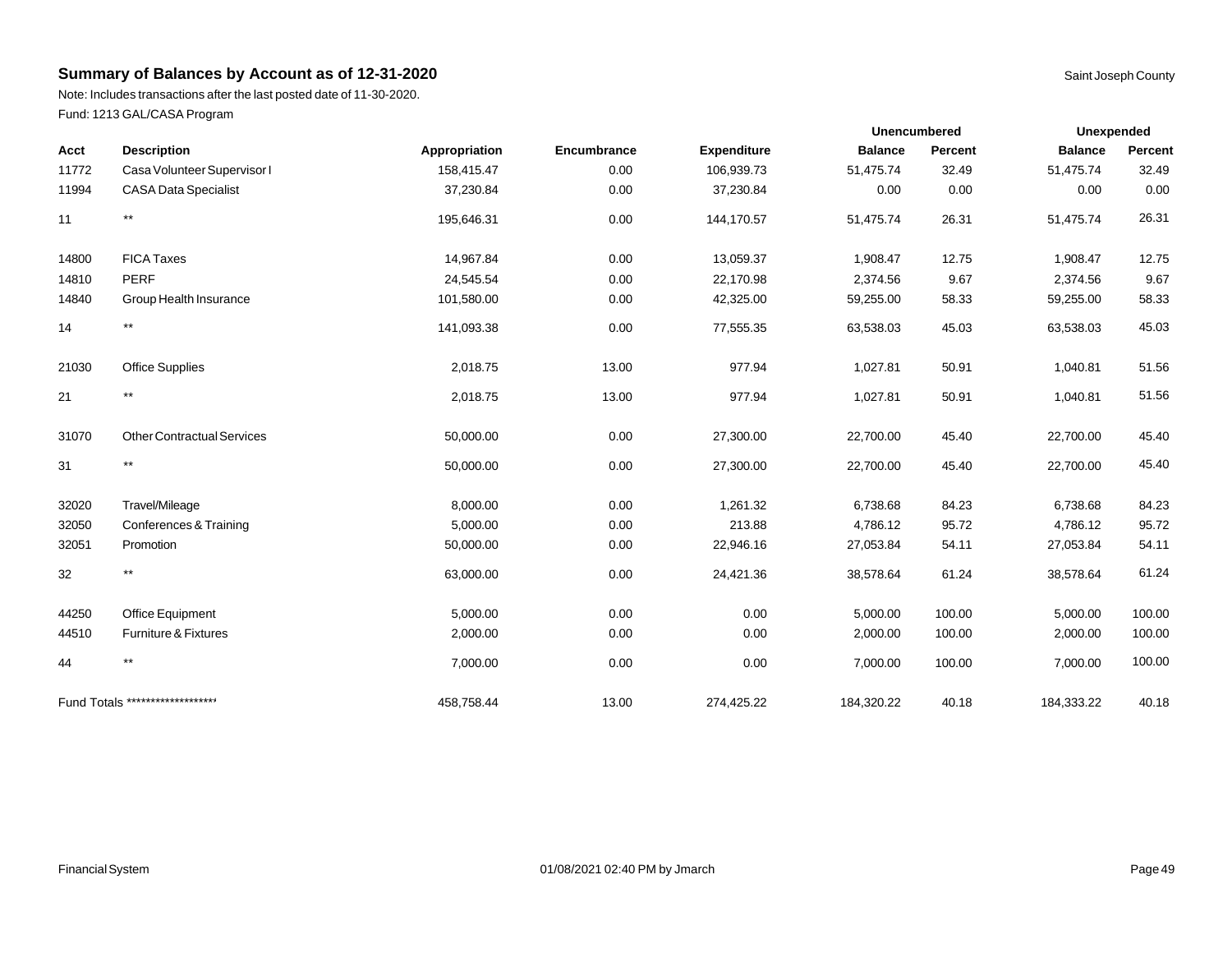## Summary of Balances by Account as of 12-31-2020

Saint Joseph County

Note: Includes transactions after the last posted date of 11-30-2020.

Fund: 1213 GAL/CASA Program

| | | | | | Unencumbered | | Unexpended | |
|---|---|---|---|---|---|---|---|---|
| Acct | Description | Appropriation | Encumbrance | Expenditure | Balance | Percent | Balance | Percent |
| 11772 | Casa Volunteer Supervisor I | 158,415.47 | 0.00 | 106,939.73 | 51,475.74 | 32.49 | 51,475.74 | 32.49 |
| 11994 | CASA Data Specialist | 37,230.84 | 0.00 | 37,230.84 | 0.00 | 0.00 | 0.00 | 0.00 |
| 11 | ** | 195,646.31 | 0.00 | 144,170.57 | 51,475.74 | 26.31 | 51,475.74 | 26.31 |
| 14800 | FICA Taxes | 14,967.84 | 0.00 | 13,059.37 | 1,908.47 | 12.75 | 1,908.47 | 12.75 |
| 14810 | PERF | 24,545.54 | 0.00 | 22,170.98 | 2,374.56 | 9.67 | 2,374.56 | 9.67 |
| 14840 | Group Health Insurance | 101,580.00 | 0.00 | 42,325.00 | 59,255.00 | 58.33 | 59,255.00 | 58.33 |
| 14 | ** | 141,093.38 | 0.00 | 77,555.35 | 63,538.03 | 45.03 | 63,538.03 | 45.03 |
| 21030 | Office Supplies | 2,018.75 | 13.00 | 977.94 | 1,027.81 | 50.91 | 1,040.81 | 51.56 |
| 21 | ** | 2,018.75 | 13.00 | 977.94 | 1,027.81 | 50.91 | 1,040.81 | 51.56 |
| 31070 | Other Contractual Services | 50,000.00 | 0.00 | 27,300.00 | 22,700.00 | 45.40 | 22,700.00 | 45.40 |
| 31 | ** | 50,000.00 | 0.00 | 27,300.00 | 22,700.00 | 45.40 | 22,700.00 | 45.40 |
| 32020 | Travel/Mileage | 8,000.00 | 0.00 | 1,261.32 | 6,738.68 | 84.23 | 6,738.68 | 84.23 |
| 32050 | Conferences & Training | 5,000.00 | 0.00 | 213.88 | 4,786.12 | 95.72 | 4,786.12 | 95.72 |
| 32051 | Promotion | 50,000.00 | 0.00 | 22,946.16 | 27,053.84 | 54.11 | 27,053.84 | 54.11 |
| 32 | ** | 63,000.00 | 0.00 | 24,421.36 | 38,578.64 | 61.24 | 38,578.64 | 61.24 |
| 44250 | Office Equipment | 5,000.00 | 0.00 | 0.00 | 5,000.00 | 100.00 | 5,000.00 | 100.00 |
| 44510 | Furniture & Fixtures | 2,000.00 | 0.00 | 0.00 | 2,000.00 | 100.00 | 2,000.00 | 100.00 |
| 44 | ** | 7,000.00 | 0.00 | 0.00 | 7,000.00 | 100.00 | 7,000.00 | 100.00 |
| Fund Totals ******************* | | 458,758.44 | 13.00 | 274,425.22 | 184,320.22 | 40.18 | 184,333.22 | 40.18 |

Financial System 01/08/2021 02:40 PM by Jmarch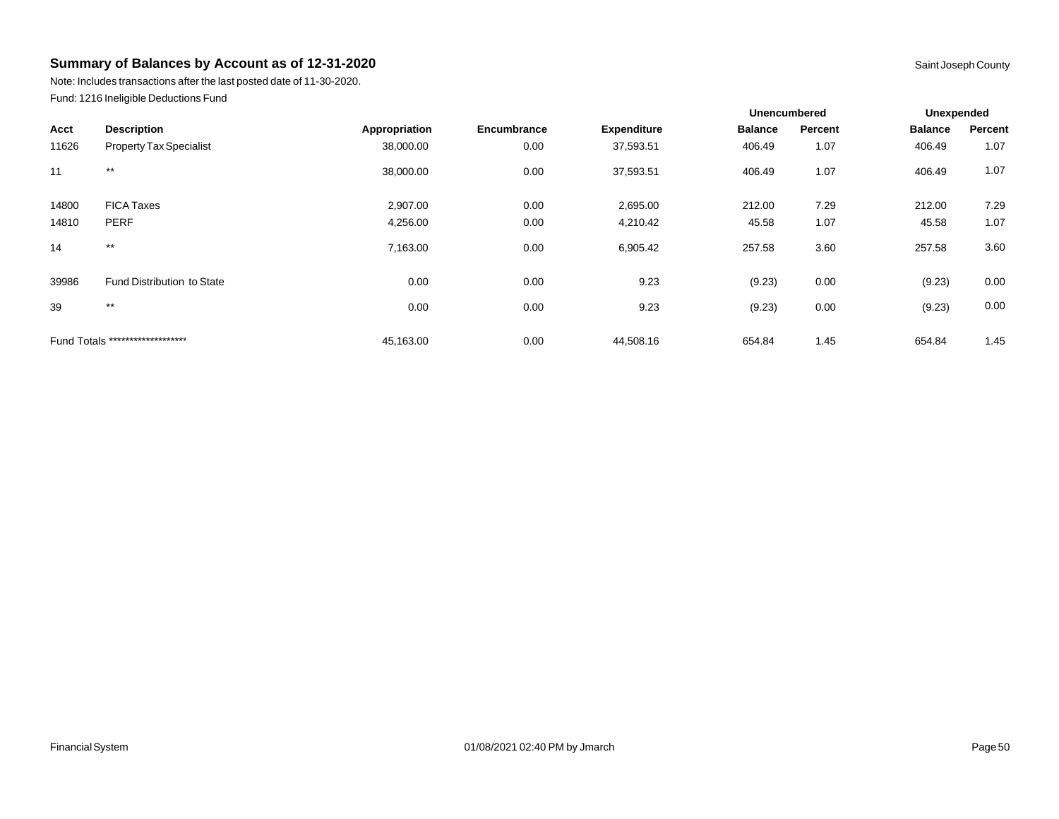## Summary of Balances by Account as of 12-31-2020

Saint Joseph County

Note: Includes transactions after the last posted date of 11-30-2020.

Fund: 1216 Ineligible Deductions Fund

| | | | | | Unencumbered | | Unexpended | |
|---|---|---|---|---|---|---|---|---|
| Acct | Description | Appropriation | Encumbrance | Expenditure | Balance | Percent | Balance | Percent |
| 11626 | Property Tax Specialist | 38,000.00 | 0.00 | 37,593.51 | 406.49 | 1.07 | 406.49 | 1.07 |
| 11 | ** | 38,000.00 | 0.00 | 37,593.51 | 406.49 | 1.07 | 406.49 | 1.07 |
| 14800 | FICA Taxes | 2,907.00 | 0.00 | 2,695.00 | 212.00 | 7.29 | 212.00 | 7.29 |
| 14810 | PERF | 4,256.00 | 0.00 | 4,210.42 | 45.58 | 1.07 | 45.58 | 1.07 |
| 14 | ** | 7,163.00 | 0.00 | 6,905.42 | 257.58 | 3.60 | 257.58 | 3.60 |
| 39986 | Fund Distribution to State | 0.00 | 0.00 | 9.23 | (9.23) | 0.00 | (9.23) | 0.00 |
| 39 | ** | 0.00 | 0.00 | 9.23 | (9.23) | 0.00 | (9.23) | 0.00 |
| Fund Totals ******************* | | 45,163.00 | 0.00 | 44,508.16 | 654.84 | 1.45 | 654.84 | 1.45 |

Financial System 01/08/2021 02:40 PM by Jmarch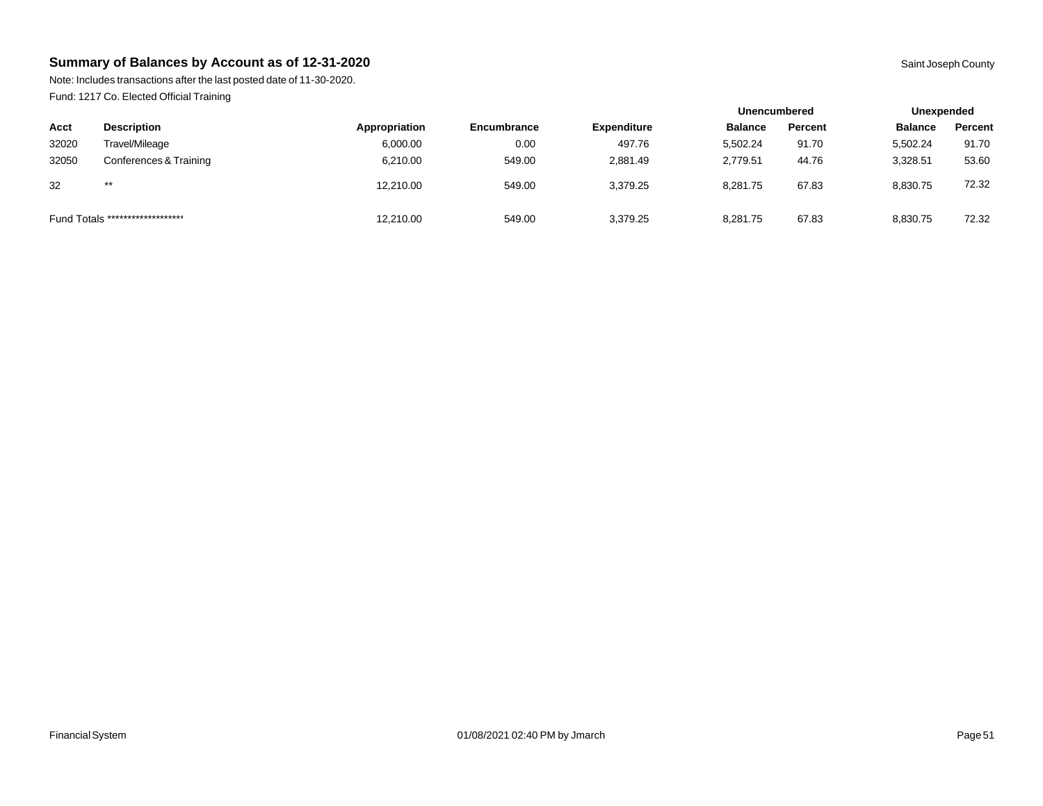## Summary of Balances by Account as of 12-31-2020

Saint Joseph County

Note: Includes transactions after the last posted date of 11-30-2020.

Fund: 1217 Co. Elected Official Training

| | | | | | Unencumbered | | Unexpended | |
|---|---|---|---|---|---|---|---|---|
| Acct | Description | Appropriation | Encumbrance | Expenditure | Balance | Percent | Balance | Percent |
| 32020 | Travel/Mileage | 6,000.00 | 0.00 | 497.76 | 5,502.24 | 91.70 | 5,502.24 | 91.70 |
| 32050 | Conferences & Training | 6,210.00 | 549.00 | 2,881.49 | 2,779.51 | 44.76 | 3,328.51 | 53.60 |
| 32 | ** | 12,210.00 | 549.00 | 3,379.25 | 8,281.75 | 67.83 | 8,830.75 | 72.32 |
| Fund Totals ******************* | | 12,210.00 | 549.00 | 3,379.25 | 8,281.75 | 67.83 | 8,830.75 | 72.32 |

Financial System

01/08/2021 02:40 PM by Jmarch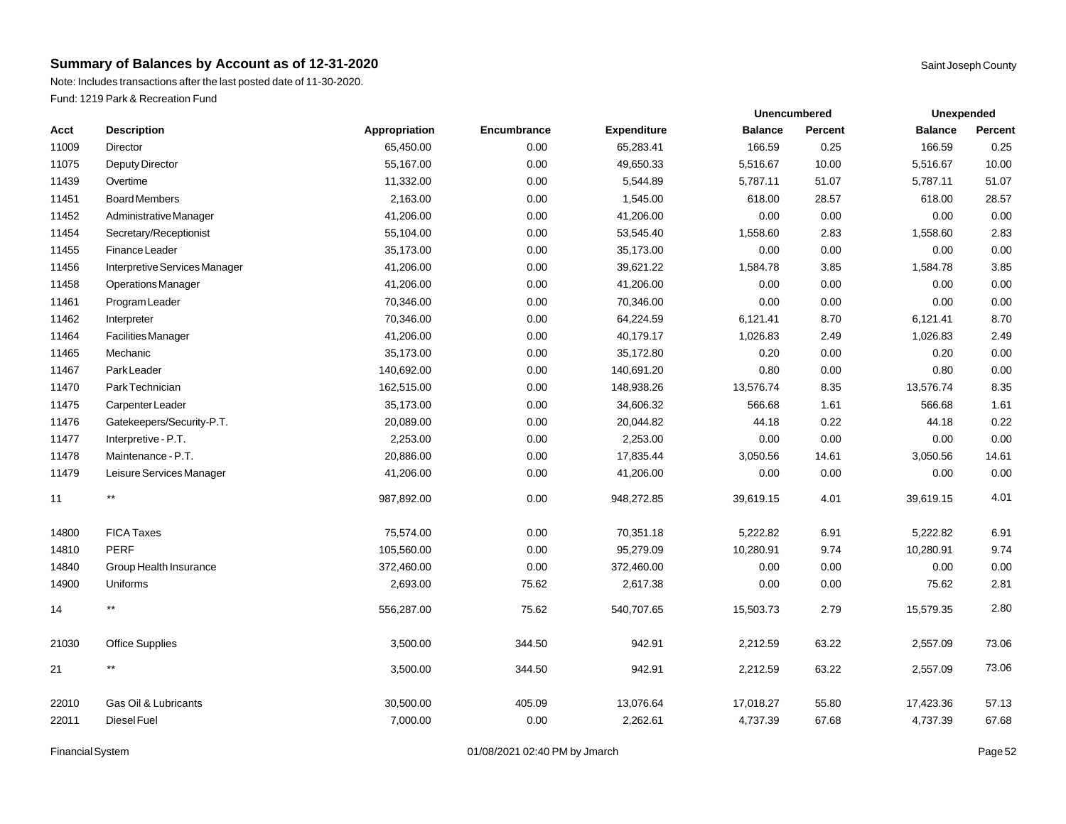# Summary of Balances by Account as of 12-31-2020

Saint Joseph County

Note: Includes transactions after the last posted date of 11-30-2020.

Fund: 1219 Park & Recreation Fund

| Acct | Description | Appropriation | Encumbrance | Expenditure | Unencumbered Balance | Unencumbered Percent | Unexpended Balance | Unexpended Percent |
|---|---|---|---|---|---|---|---|---|
| 11009 | Director | 65,450.00 | 0.00 | 65,283.41 | 166.59 | 0.25 | 166.59 | 0.25 |
| 11075 | Deputy Director | 55,167.00 | 0.00 | 49,650.33 | 5,516.67 | 10.00 | 5,516.67 | 10.00 |
| 11439 | Overtime | 11,332.00 | 0.00 | 5,544.89 | 5,787.11 | 51.07 | 5,787.11 | 51.07 |
| 11451 | Board Members | 2,163.00 | 0.00 | 1,545.00 | 618.00 | 28.57 | 618.00 | 28.57 |
| 11452 | Administrative Manager | 41,206.00 | 0.00 | 41,206.00 | 0.00 | 0.00 | 0.00 | 0.00 |
| 11454 | Secretary/Receptionist | 55,104.00 | 0.00 | 53,545.40 | 1,558.60 | 2.83 | 1,558.60 | 2.83 |
| 11455 | Finance Leader | 35,173.00 | 0.00 | 35,173.00 | 0.00 | 0.00 | 0.00 | 0.00 |
| 11456 | Interpretive Services Manager | 41,206.00 | 0.00 | 39,621.22 | 1,584.78 | 3.85 | 1,584.78 | 3.85 |
| 11458 | Operations Manager | 41,206.00 | 0.00 | 41,206.00 | 0.00 | 0.00 | 0.00 | 0.00 |
| 11461 | Program Leader | 70,346.00 | 0.00 | 70,346.00 | 0.00 | 0.00 | 0.00 | 0.00 |
| 11462 | Interpreter | 70,346.00 | 0.00 | 64,224.59 | 6,121.41 | 8.70 | 6,121.41 | 8.70 |
| 11464 | Facilities Manager | 41,206.00 | 0.00 | 40,179.17 | 1,026.83 | 2.49 | 1,026.83 | 2.49 |
| 11465 | Mechanic | 35,173.00 | 0.00 | 35,172.80 | 0.20 | 0.00 | 0.20 | 0.00 |
| 11467 | Park Leader | 140,692.00 | 0.00 | 140,691.20 | 0.80 | 0.00 | 0.80 | 0.00 |
| 11470 | Park Technician | 162,515.00 | 0.00 | 148,938.26 | 13,576.74 | 8.35 | 13,576.74 | 8.35 |
| 11475 | Carpenter Leader | 35,173.00 | 0.00 | 34,606.32 | 566.68 | 1.61 | 566.68 | 1.61 |
| 11476 | Gatekeepers/Security-P.T. | 20,089.00 | 0.00 | 20,044.82 | 44.18 | 0.22 | 44.18 | 0.22 |
| 11477 | Interpretive - P.T. | 2,253.00 | 0.00 | 2,253.00 | 0.00 | 0.00 | 0.00 | 0.00 |
| 11478 | Maintenance - P.T. | 20,886.00 | 0.00 | 17,835.44 | 3,050.56 | 14.61 | 3,050.56 | 14.61 |
| 11479 | Leisure Services Manager | 41,206.00 | 0.00 | 41,206.00 | 0.00 | 0.00 | 0.00 | 0.00 |
| 11 | ** | 987,892.00 | 0.00 | 948,272.85 | 39,619.15 | 4.01 | 39,619.15 | 4.01 |
| 14800 | FICA Taxes | 75,574.00 | 0.00 | 70,351.18 | 5,222.82 | 6.91 | 5,222.82 | 6.91 |
| 14810 | PERF | 105,560.00 | 0.00 | 95,279.09 | 10,280.91 | 9.74 | 10,280.91 | 9.74 |
| 14840 | Group Health Insurance | 372,460.00 | 0.00 | 372,460.00 | 0.00 | 0.00 | 0.00 | 0.00 |
| 14900 | Uniforms | 2,693.00 | 75.62 | 2,617.38 | 0.00 | 0.00 | 75.62 | 2.81 |
| 14 | ** | 556,287.00 | 75.62 | 540,707.65 | 15,503.73 | 2.79 | 15,579.35 | 2.80 |
| 21030 | Office Supplies | 3,500.00 | 344.50 | 942.91 | 2,212.59 | 63.22 | 2,557.09 | 73.06 |
| 21 | ** | 3,500.00 | 344.50 | 942.91 | 2,212.59 | 63.22 | 2,557.09 | 73.06 |
| 22010 | Gas Oil & Lubricants | 30,500.00 | 405.09 | 13,076.64 | 17,018.27 | 55.80 | 17,423.36 | 57.13 |
| 22011 | Diesel Fuel | 7,000.00 | 0.00 | 2,262.61 | 4,737.39 | 67.68 | 4,737.39 | 67.68 |

Financial System — 01/08/2021 02:40 PM by Jmarch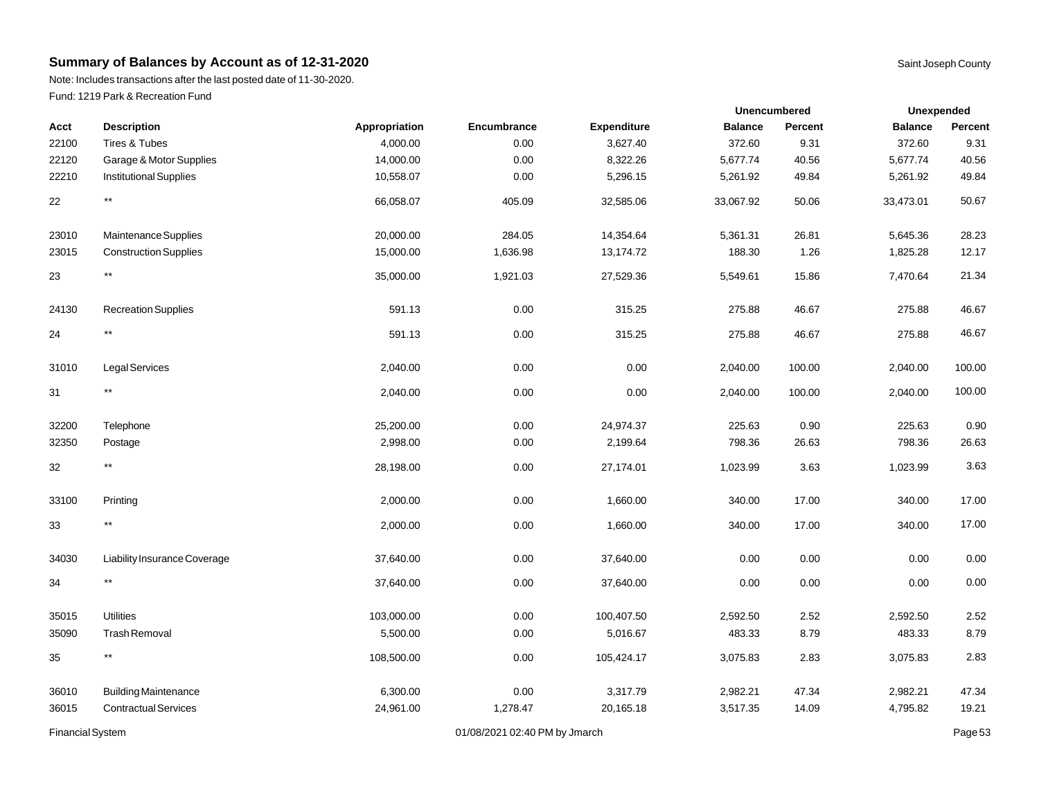## Summary of Balances by Account as of 12-31-2020

Saint Joseph County

Note: Includes transactions after the last posted date of 11-30-2020.

Fund: 1219 Park & Recreation Fund

| | | | | | Unencumbered | | Unexpended | |
|---|---|---|---|---|---|---|---|---|
| Acct | Description | Appropriation | Encumbrance | Expenditure | Balance | Percent | Balance | Percent |
| 22100 | Tires & Tubes | 4,000.00 | 0.00 | 3,627.40 | 372.60 | 9.31 | 372.60 | 9.31 |
| 22120 | Garage & Motor Supplies | 14,000.00 | 0.00 | 8,322.26 | 5,677.74 | 40.56 | 5,677.74 | 40.56 |
| 22210 | Institutional Supplies | 10,558.07 | 0.00 | 5,296.15 | 5,261.92 | 49.84 | 5,261.92 | 49.84 |
| 22 | ** | 66,058.07 | 405.09 | 32,585.06 | 33,067.92 | 50.06 | 33,473.01 | 50.67 |
| 23010 | Maintenance Supplies | 20,000.00 | 284.05 | 14,354.64 | 5,361.31 | 26.81 | 5,645.36 | 28.23 |
| 23015 | Construction Supplies | 15,000.00 | 1,636.98 | 13,174.72 | 188.30 | 1.26 | 1,825.28 | 12.17 |
| 23 | ** | 35,000.00 | 1,921.03 | 27,529.36 | 5,549.61 | 15.86 | 7,470.64 | 21.34 |
| 24130 | Recreation Supplies | 591.13 | 0.00 | 315.25 | 275.88 | 46.67 | 275.88 | 46.67 |
| 24 | ** | 591.13 | 0.00 | 315.25 | 275.88 | 46.67 | 275.88 | 46.67 |
| 31010 | Legal Services | 2,040.00 | 0.00 | 0.00 | 2,040.00 | 100.00 | 2,040.00 | 100.00 |
| 31 | ** | 2,040.00 | 0.00 | 0.00 | 2,040.00 | 100.00 | 2,040.00 | 100.00 |
| 32200 | Telephone | 25,200.00 | 0.00 | 24,974.37 | 225.63 | 0.90 | 225.63 | 0.90 |
| 32350 | Postage | 2,998.00 | 0.00 | 2,199.64 | 798.36 | 26.63 | 798.36 | 26.63 |
| 32 | ** | 28,198.00 | 0.00 | 27,174.01 | 1,023.99 | 3.63 | 1,023.99 | 3.63 |
| 33100 | Printing | 2,000.00 | 0.00 | 1,660.00 | 340.00 | 17.00 | 340.00 | 17.00 |
| 33 | ** | 2,000.00 | 0.00 | 1,660.00 | 340.00 | 17.00 | 340.00 | 17.00 |
| 34030 | Liability Insurance Coverage | 37,640.00 | 0.00 | 37,640.00 | 0.00 | 0.00 | 0.00 | 0.00 |
| 34 | ** | 37,640.00 | 0.00 | 37,640.00 | 0.00 | 0.00 | 0.00 | 0.00 |
| 35015 | Utilities | 103,000.00 | 0.00 | 100,407.50 | 2,592.50 | 2.52 | 2,592.50 | 2.52 |
| 35090 | Trash Removal | 5,500.00 | 0.00 | 5,016.67 | 483.33 | 8.79 | 483.33 | 8.79 |
| 35 | ** | 108,500.00 | 0.00 | 105,424.17 | 3,075.83 | 2.83 | 3,075.83 | 2.83 |
| 36010 | Building Maintenance | 6,300.00 | 0.00 | 3,317.79 | 2,982.21 | 47.34 | 2,982.21 | 47.34 |
| 36015 | Contractual Services | 24,961.00 | 1,278.47 | 20,165.18 | 3,517.35 | 14.09 | 4,795.82 | 19.21 |

Financial System 01/08/2021 02:40 PM by Jmarch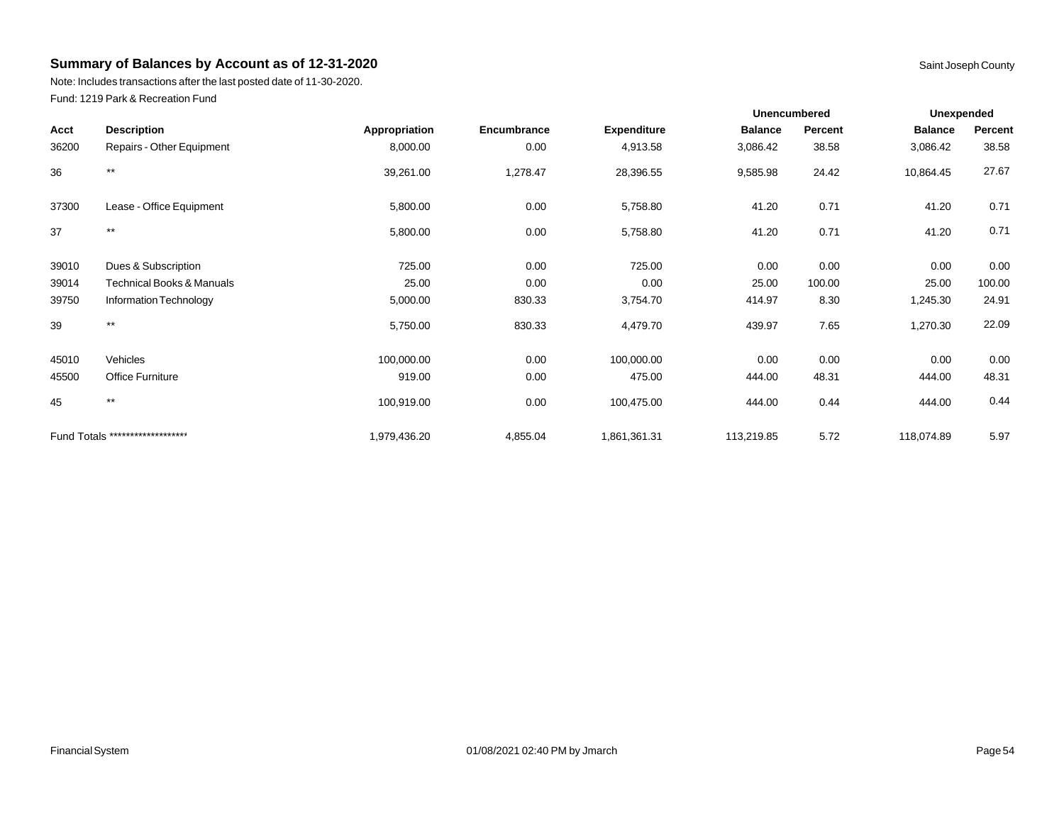## Summary of Balances by Account as of 12-31-2020

Saint Joseph County

Note: Includes transactions after the last posted date of 11-30-2020.

Fund: 1219 Park & Recreation Fund

| | | | | | Unencumbered | | Unexpended | |
|---|---|---|---|---|---|---|---|---|
| Acct | Description | Appropriation | Encumbrance | Expenditure | Balance | Percent | Balance | Percent |
| 36200 | Repairs - Other Equipment | 8,000.00 | 0.00 | 4,913.58 | 3,086.42 | 38.58 | 3,086.42 | 38.58 |
| 36 | ** | 39,261.00 | 1,278.47 | 28,396.55 | 9,585.98 | 24.42 | 10,864.45 | 27.67 |
| 37300 | Lease - Office Equipment | 5,800.00 | 0.00 | 5,758.80 | 41.20 | 0.71 | 41.20 | 0.71 |
| 37 | ** | 5,800.00 | 0.00 | 5,758.80 | 41.20 | 0.71 | 41.20 | 0.71 |
| 39010 | Dues & Subscription | 725.00 | 0.00 | 725.00 | 0.00 | 0.00 | 0.00 | 0.00 |
| 39014 | Technical Books & Manuals | 25.00 | 0.00 | 0.00 | 25.00 | 100.00 | 25.00 | 100.00 |
| 39750 | Information Technology | 5,000.00 | 830.33 | 3,754.70 | 414.97 | 8.30 | 1,245.30 | 24.91 |
| 39 | ** | 5,750.00 | 830.33 | 4,479.70 | 439.97 | 7.65 | 1,270.30 | 22.09 |
| 45010 | Vehicles | 100,000.00 | 0.00 | 100,000.00 | 0.00 | 0.00 | 0.00 | 0.00 |
| 45500 | Office Furniture | 919.00 | 0.00 | 475.00 | 444.00 | 48.31 | 444.00 | 48.31 |
| 45 | ** | 100,919.00 | 0.00 | 100,475.00 | 444.00 | 0.44 | 444.00 | 0.44 |
| Fund Totals ******************* | | 1,979,436.20 | 4,855.04 | 1,861,361.31 | 113,219.85 | 5.72 | 118,074.89 | 5.97 |

Financial System 01/08/2021 02:40 PM by Jmarch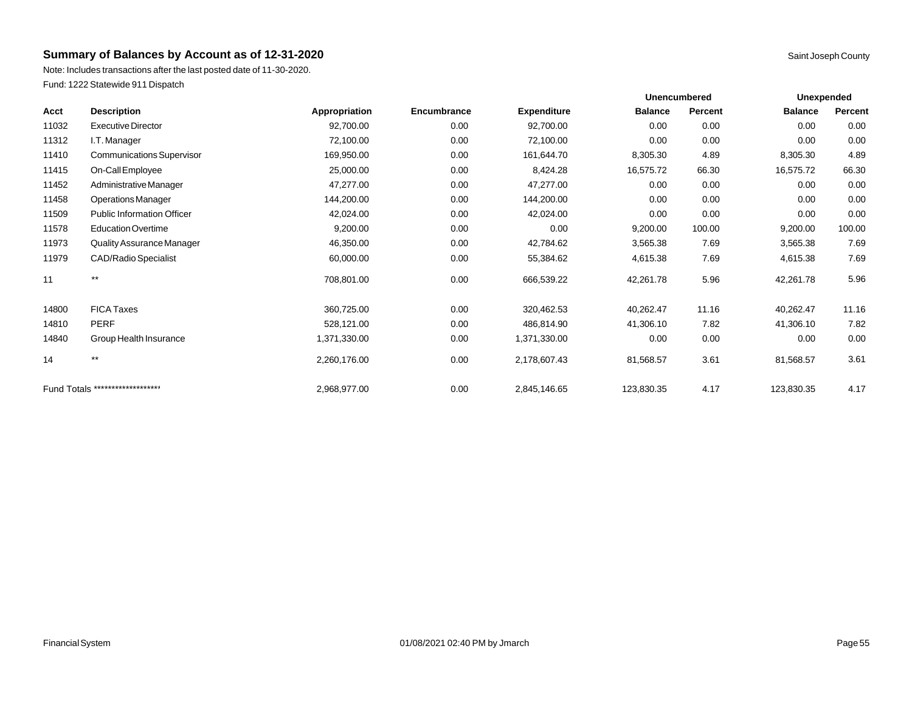## Summary of Balances by Account as of 12-31-2020

Saint Joseph County

Note: Includes transactions after the last posted date of 11-30-2020.

Fund: 1222 Statewide 911 Dispatch

| | | | | | Unencumbered | | Unexpended | |
|---|---|---|---|---|---|---|---|---|
| Acct | Description | Appropriation | Encumbrance | Expenditure | Balance | Percent | Balance | Percent |
| 11032 | Executive Director | 92,700.00 | 0.00 | 92,700.00 | 0.00 | 0.00 | 0.00 | 0.00 |
| 11312 | I.T. Manager | 72,100.00 | 0.00 | 72,100.00 | 0.00 | 0.00 | 0.00 | 0.00 |
| 11410 | Communications Supervisor | 169,950.00 | 0.00 | 161,644.70 | 8,305.30 | 4.89 | 8,305.30 | 4.89 |
| 11415 | On-Call Employee | 25,000.00 | 0.00 | 8,424.28 | 16,575.72 | 66.30 | 16,575.72 | 66.30 |
| 11452 | Administrative Manager | 47,277.00 | 0.00 | 47,277.00 | 0.00 | 0.00 | 0.00 | 0.00 |
| 11458 | Operations Manager | 144,200.00 | 0.00 | 144,200.00 | 0.00 | 0.00 | 0.00 | 0.00 |
| 11509 | Public Information Officer | 42,024.00 | 0.00 | 42,024.00 | 0.00 | 0.00 | 0.00 | 0.00 |
| 11578 | Education Overtime | 9,200.00 | 0.00 | 0.00 | 9,200.00 | 100.00 | 9,200.00 | 100.00 |
| 11973 | Quality Assurance Manager | 46,350.00 | 0.00 | 42,784.62 | 3,565.38 | 7.69 | 3,565.38 | 7.69 |
| 11979 | CAD/Radio Specialist | 60,000.00 | 0.00 | 55,384.62 | 4,615.38 | 7.69 | 4,615.38 | 7.69 |
| 11 | ** | 708,801.00 | 0.00 | 666,539.22 | 42,261.78 | 5.96 | 42,261.78 | 5.96 |
| 14800 | FICA Taxes | 360,725.00 | 0.00 | 320,462.53 | 40,262.47 | 11.16 | 40,262.47 | 11.16 |
| 14810 | PERF | 528,121.00 | 0.00 | 486,814.90 | 41,306.10 | 7.82 | 41,306.10 | 7.82 |
| 14840 | Group Health Insurance | 1,371,330.00 | 0.00 | 1,371,330.00 | 0.00 | 0.00 | 0.00 | 0.00 |
| 14 | ** | 2,260,176.00 | 0.00 | 2,178,607.43 | 81,568.57 | 3.61 | 81,568.57 | 3.61 |
| Fund Totals ******************* | | 2,968,977.00 | 0.00 | 2,845,146.65 | 123,830.35 | 4.17 | 123,830.35 | 4.17 |

Financial System 01/08/2021 02:40 PM by Jmarch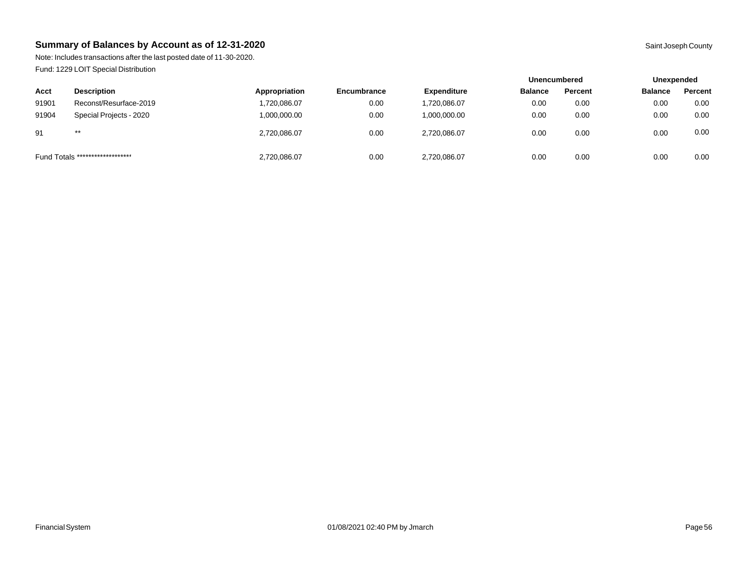## Summary of Balances by Account as of 12-31-2020

Saint Joseph County

Note: Includes transactions after the last posted date of 11-30-2020.

Fund: 1229 LOIT Special Distribution

| | | | | | Unencumbered | | Unexpended | |
|---|---|---|---|---|---|---|---|---|
| Acct | Description | Appropriation | Encumbrance | Expenditure | Balance | Percent | Balance | Percent |
| 91901 | Reconst/Resurface-2019 | 1,720,086.07 | 0.00 | 1,720,086.07 | 0.00 | 0.00 | 0.00 | 0.00 |
| 91904 | Special Projects - 2020 | 1,000,000.00 | 0.00 | 1,000,000.00 | 0.00 | 0.00 | 0.00 | 0.00 |
| 91 | ** | 2,720,086.07 | 0.00 | 2,720,086.07 | 0.00 | 0.00 | 0.00 | 0.00 |
| Fund Totals ******************* | | 2,720,086.07 | 0.00 | 2,720,086.07 | 0.00 | 0.00 | 0.00 | 0.00 |

Financial System 01/08/2021 02:40 PM by Jmarch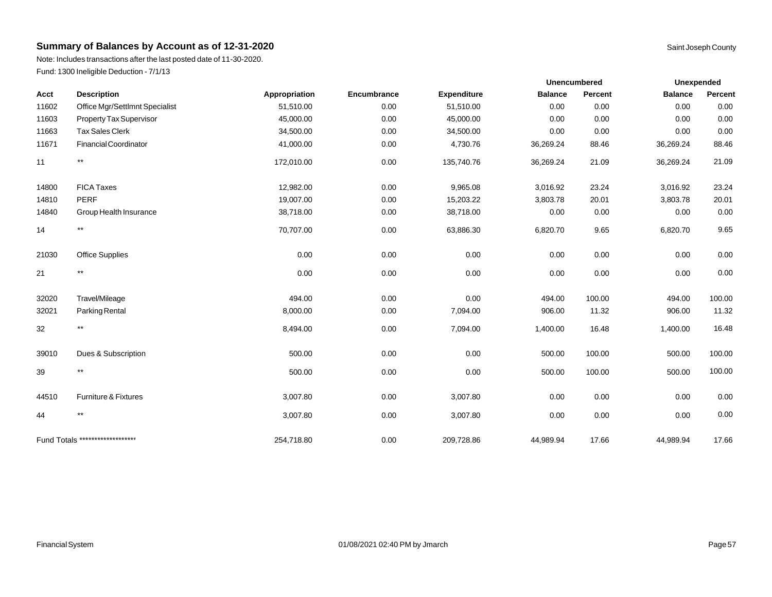## Summary of Balances by Account as of 12-31-2020

Saint Joseph County

Note: Includes transactions after the last posted date of 11-30-2020.

Fund: 1300 Ineligible Deduction - 7/1/13

| | | | | | Unencumbered | | Unexpended | |
|---|---|---|---|---|---|---|---|---|
| Acct | Description | Appropriation | Encumbrance | Expenditure | Balance | Percent | Balance | Percent |
| 11602 | Office Mgr/Settlmnt Specialist | 51,510.00 | 0.00 | 51,510.00 | 0.00 | 0.00 | 0.00 | 0.00 |
| 11603 | Property Tax Supervisor | 45,000.00 | 0.00 | 45,000.00 | 0.00 | 0.00 | 0.00 | 0.00 |
| 11663 | Tax Sales Clerk | 34,500.00 | 0.00 | 34,500.00 | 0.00 | 0.00 | 0.00 | 0.00 |
| 11671 | Financial Coordinator | 41,000.00 | 0.00 | 4,730.76 | 36,269.24 | 88.46 | 36,269.24 | 88.46 |
| 11 | ** | 172,010.00 | 0.00 | 135,740.76 | 36,269.24 | 21.09 | 36,269.24 | 21.09 |
| 14800 | FICA Taxes | 12,982.00 | 0.00 | 9,965.08 | 3,016.92 | 23.24 | 3,016.92 | 23.24 |
| 14810 | PERF | 19,007.00 | 0.00 | 15,203.22 | 3,803.78 | 20.01 | 3,803.78 | 20.01 |
| 14840 | Group Health Insurance | 38,718.00 | 0.00 | 38,718.00 | 0.00 | 0.00 | 0.00 | 0.00 |
| 14 | ** | 70,707.00 | 0.00 | 63,886.30 | 6,820.70 | 9.65 | 6,820.70 | 9.65 |
| 21030 | Office Supplies | 0.00 | 0.00 | 0.00 | 0.00 | 0.00 | 0.00 | 0.00 |
| 21 | ** | 0.00 | 0.00 | 0.00 | 0.00 | 0.00 | 0.00 | 0.00 |
| 32020 | Travel/Mileage | 494.00 | 0.00 | 0.00 | 494.00 | 100.00 | 494.00 | 100.00 |
| 32021 | Parking Rental | 8,000.00 | 0.00 | 7,094.00 | 906.00 | 11.32 | 906.00 | 11.32 |
| 32 | ** | 8,494.00 | 0.00 | 7,094.00 | 1,400.00 | 16.48 | 1,400.00 | 16.48 |
| 39010 | Dues & Subscription | 500.00 | 0.00 | 0.00 | 500.00 | 100.00 | 500.00 | 100.00 |
| 39 | ** | 500.00 | 0.00 | 0.00 | 500.00 | 100.00 | 500.00 | 100.00 |
| 44510 | Furniture & Fixtures | 3,007.80 | 0.00 | 3,007.80 | 0.00 | 0.00 | 0.00 | 0.00 |
| 44 | ** | 3,007.80 | 0.00 | 3,007.80 | 0.00 | 0.00 | 0.00 | 0.00 |
| Fund Totals ******************* | | 254,718.80 | 0.00 | 209,728.86 | 44,989.94 | 17.66 | 44,989.94 | 17.66 |

Financial System 01/08/2021 02:40 PM by Jmarch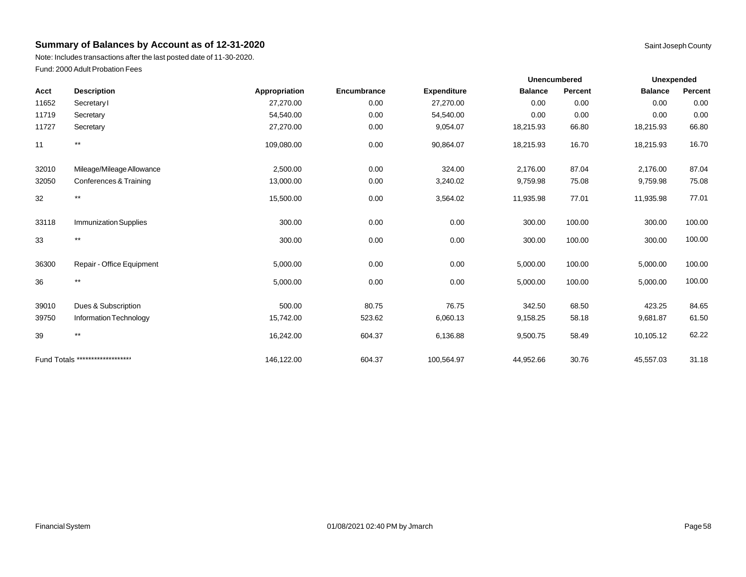## Summary of Balances by Account as of 12-31-2020

Saint Joseph County

Note: Includes transactions after the last posted date of 11-30-2020.

Fund: 2000 Adult Probation Fees

| | | | | | Unencumbered | | Unexpended | |
|---|---|---|---|---|---|---|---|---|
| Acct | Description | Appropriation | Encumbrance | Expenditure | Balance | Percent | Balance | Percent |
| 11652 | Secretary I | 27,270.00 | 0.00 | 27,270.00 | 0.00 | 0.00 | 0.00 | 0.00 |
| 11719 | Secretary | 54,540.00 | 0.00 | 54,540.00 | 0.00 | 0.00 | 0.00 | 0.00 |
| 11727 | Secretary | 27,270.00 | 0.00 | 9,054.07 | 18,215.93 | 66.80 | 18,215.93 | 66.80 |
| 11 | ** | 109,080.00 | 0.00 | 90,864.07 | 18,215.93 | 16.70 | 18,215.93 | 16.70 |
| 32010 | Mileage/Mileage Allowance | 2,500.00 | 0.00 | 324.00 | 2,176.00 | 87.04 | 2,176.00 | 87.04 |
| 32050 | Conferences & Training | 13,000.00 | 0.00 | 3,240.02 | 9,759.98 | 75.08 | 9,759.98 | 75.08 |
| 32 | ** | 15,500.00 | 0.00 | 3,564.02 | 11,935.98 | 77.01 | 11,935.98 | 77.01 |
| 33118 | Immunization Supplies | 300.00 | 0.00 | 0.00 | 300.00 | 100.00 | 300.00 | 100.00 |
| 33 | ** | 300.00 | 0.00 | 0.00 | 300.00 | 100.00 | 300.00 | 100.00 |
| 36300 | Repair - Office Equipment | 5,000.00 | 0.00 | 0.00 | 5,000.00 | 100.00 | 5,000.00 | 100.00 |
| 36 | ** | 5,000.00 | 0.00 | 0.00 | 5,000.00 | 100.00 | 5,000.00 | 100.00 |
| 39010 | Dues & Subscription | 500.00 | 80.75 | 76.75 | 342.50 | 68.50 | 423.25 | 84.65 |
| 39750 | Information Technology | 15,742.00 | 523.62 | 6,060.13 | 9,158.25 | 58.18 | 9,681.87 | 61.50 |
| 39 | ** | 16,242.00 | 604.37 | 6,136.88 | 9,500.75 | 58.49 | 10,105.12 | 62.22 |
| Fund Totals ******************* | | 146,122.00 | 604.37 | 100,564.97 | 44,952.66 | 30.76 | 45,557.03 | 31.18 |

Financial System 01/08/2021 02:40 PM by Jmarch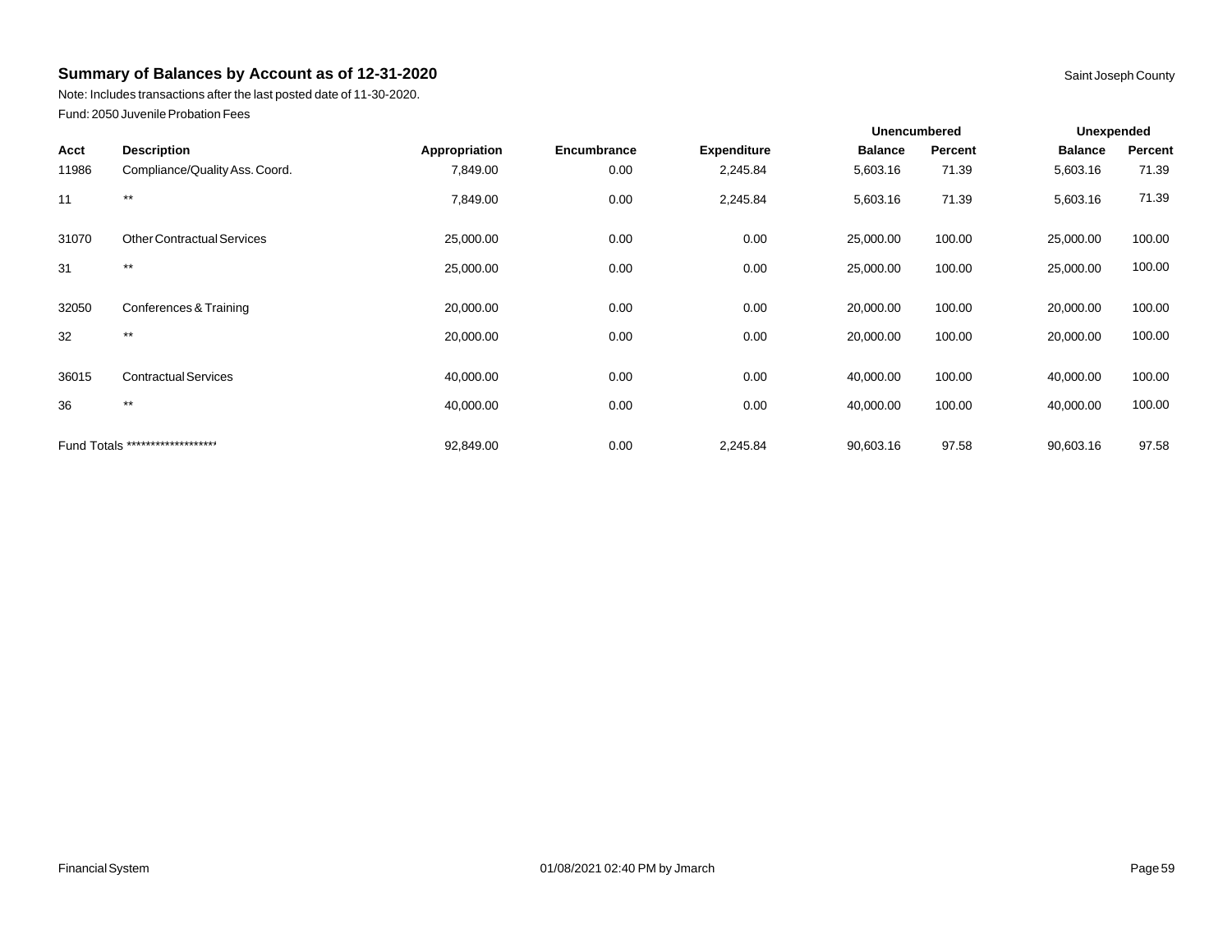## Summary of Balances by Account as of 12-31-2020

Saint Joseph County

Note: Includes transactions after the last posted date of 11-30-2020.

Fund: 2050 Juvenile Probation Fees

| | | | | | Unencumbered | | Unexpended | |
|---|---|---|---|---|---|---|---|---|
| Acct | Description | Appropriation | Encumbrance | Expenditure | Balance | Percent | Balance | Percent |
| 11986 | Compliance/Quality Ass. Coord. | 7,849.00 | 0.00 | 2,245.84 | 5,603.16 | 71.39 | 5,603.16 | 71.39 |
| 11 | ** | 7,849.00 | 0.00 | 2,245.84 | 5,603.16 | 71.39 | 5,603.16 | 71.39 |
| 31070 | Other Contractual Services | 25,000.00 | 0.00 | 0.00 | 25,000.00 | 100.00 | 25,000.00 | 100.00 |
| 31 | ** | 25,000.00 | 0.00 | 0.00 | 25,000.00 | 100.00 | 25,000.00 | 100.00 |
| 32050 | Conferences & Training | 20,000.00 | 0.00 | 0.00 | 20,000.00 | 100.00 | 20,000.00 | 100.00 |
| 32 | ** | 20,000.00 | 0.00 | 0.00 | 20,000.00 | 100.00 | 20,000.00 | 100.00 |
| 36015 | Contractual Services | 40,000.00 | 0.00 | 0.00 | 40,000.00 | 100.00 | 40,000.00 | 100.00 |
| 36 | ** | 40,000.00 | 0.00 | 0.00 | 40,000.00 | 100.00 | 40,000.00 | 100.00 |
| Fund Totals ******************* | | 92,849.00 | 0.00 | 2,245.84 | 90,603.16 | 97.58 | 90,603.16 | 97.58 |

Financial System 01/08/2021 02:40 PM by Jmarch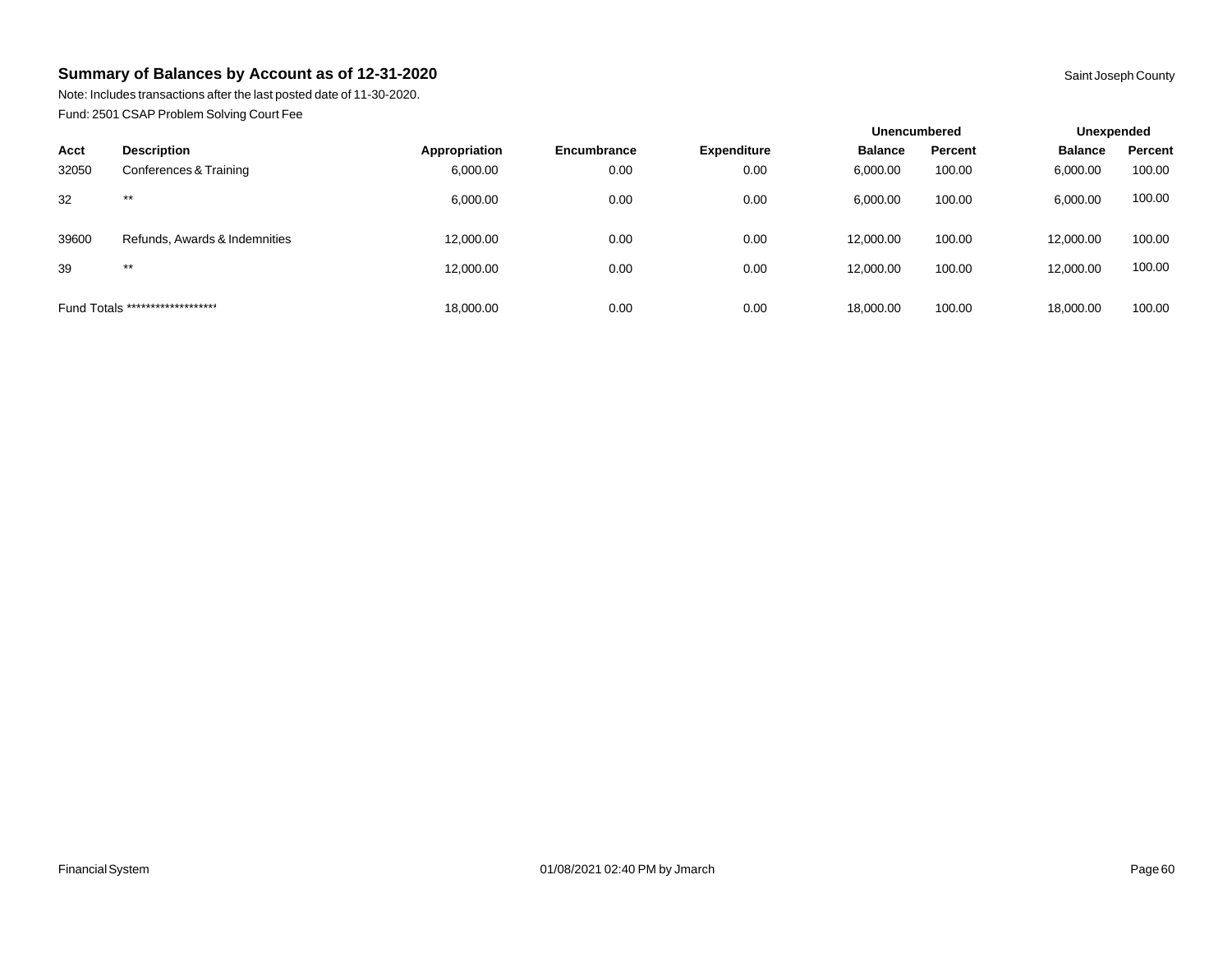## Summary of Balances by Account as of 12-31-2020

Saint Joseph County

Note: Includes transactions after the last posted date of 11-30-2020.

Fund: 2501 CSAP Problem Solving Court Fee

| | | | | | Unencumbered | | Unexpended | |
|---|---|---|---|---|---|---|---|---|
| **Acct** | **Description** | **Appropriation** | **Encumbrance** | **Expenditure** | **Balance** | **Percent** | **Balance** | **Percent** |
| 32050 | Conferences & Training | 6,000.00 | 0.00 | 0.00 | 6,000.00 | 100.00 | 6,000.00 | 100.00 |
| 32 | ** | 6,000.00 | 0.00 | 0.00 | 6,000.00 | 100.00 | 6,000.00 | 100.00 |
| 39600 | Refunds, Awards & Indemnities | 12,000.00 | 0.00 | 0.00 | 12,000.00 | 100.00 | 12,000.00 | 100.00 |
| 39 | ** | 12,000.00 | 0.00 | 0.00 | 12,000.00 | 100.00 | 12,000.00 | 100.00 |
| Fund Totals ******************* | | 18,000.00 | 0.00 | 0.00 | 18,000.00 | 100.00 | 18,000.00 | 100.00 |

Financial System 01/08/2021 02:40 PM by Jmarch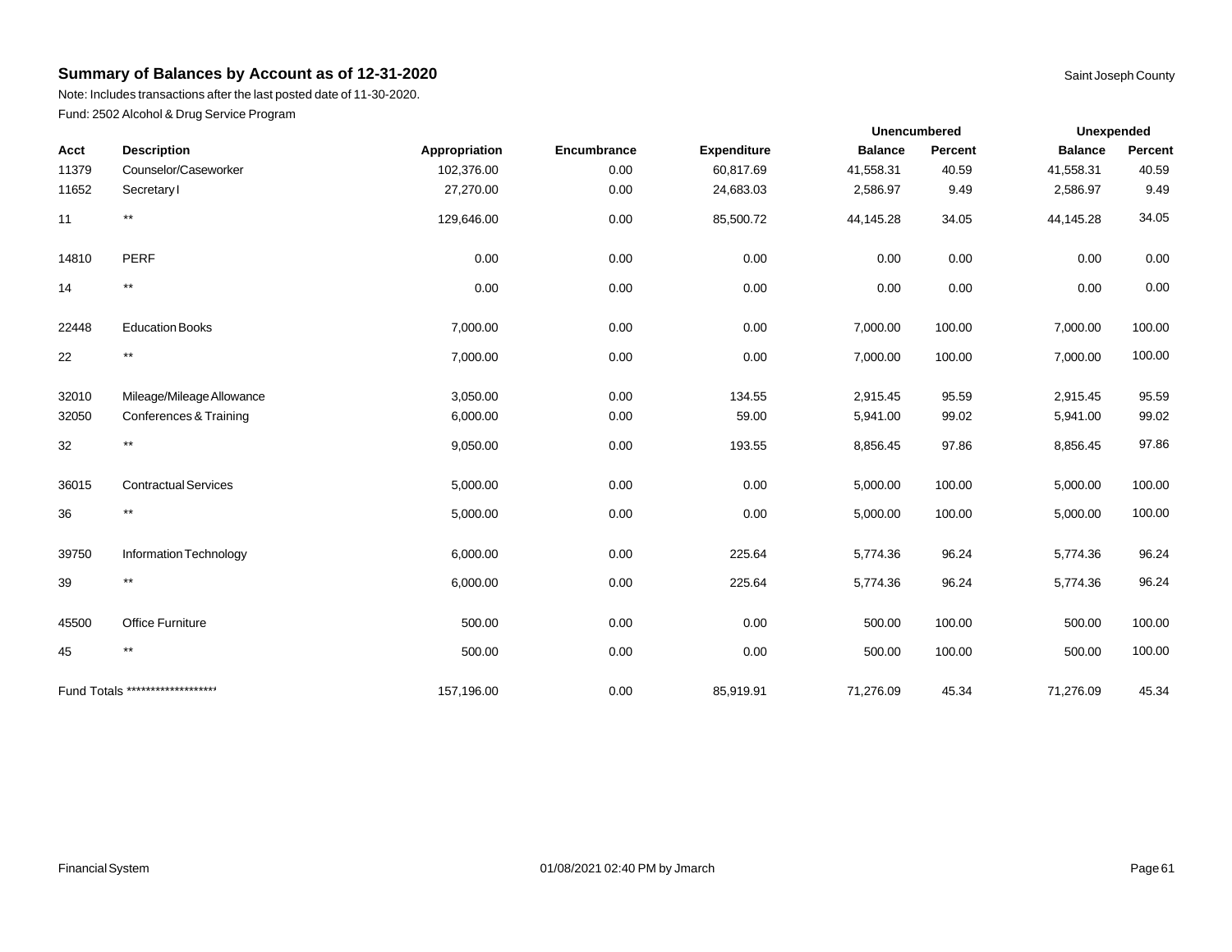## Summary of Balances by Account as of 12-31-2020

Saint Joseph County

Note: Includes transactions after the last posted date of 11-30-2020.

Fund: 2502 Alcohol & Drug Service Program

| | | | | | Unencumbered | | Unexpended | |
|---|---|---|---|---|---|---|---|---|
| Acct | Description | Appropriation | Encumbrance | Expenditure | Balance | Percent | Balance | Percent |
| 11379 | Counselor/Caseworker | 102,376.00 | 0.00 | 60,817.69 | 41,558.31 | 40.59 | 41,558.31 | 40.59 |
| 11652 | Secretary I | 27,270.00 | 0.00 | 24,683.03 | 2,586.97 | 9.49 | 2,586.97 | 9.49 |
| 11 | ** | 129,646.00 | 0.00 | 85,500.72 | 44,145.28 | 34.05 | 44,145.28 | 34.05 |
| 14810 | PERF | 0.00 | 0.00 | 0.00 | 0.00 | 0.00 | 0.00 | 0.00 |
| 14 | ** | 0.00 | 0.00 | 0.00 | 0.00 | 0.00 | 0.00 | 0.00 |
| 22448 | Education Books | 7,000.00 | 0.00 | 0.00 | 7,000.00 | 100.00 | 7,000.00 | 100.00 |
| 22 | ** | 7,000.00 | 0.00 | 0.00 | 7,000.00 | 100.00 | 7,000.00 | 100.00 |
| 32010 | Mileage/Mileage Allowance | 3,050.00 | 0.00 | 134.55 | 2,915.45 | 95.59 | 2,915.45 | 95.59 |
| 32050 | Conferences & Training | 6,000.00 | 0.00 | 59.00 | 5,941.00 | 99.02 | 5,941.00 | 99.02 |
| 32 | ** | 9,050.00 | 0.00 | 193.55 | 8,856.45 | 97.86 | 8,856.45 | 97.86 |
| 36015 | Contractual Services | 5,000.00 | 0.00 | 0.00 | 5,000.00 | 100.00 | 5,000.00 | 100.00 |
| 36 | ** | 5,000.00 | 0.00 | 0.00 | 5,000.00 | 100.00 | 5,000.00 | 100.00 |
| 39750 | Information Technology | 6,000.00 | 0.00 | 225.64 | 5,774.36 | 96.24 | 5,774.36 | 96.24 |
| 39 | ** | 6,000.00 | 0.00 | 225.64 | 5,774.36 | 96.24 | 5,774.36 | 96.24 |
| 45500 | Office Furniture | 500.00 | 0.00 | 0.00 | 500.00 | 100.00 | 500.00 | 100.00 |
| 45 | ** | 500.00 | 0.00 | 0.00 | 500.00 | 100.00 | 500.00 | 100.00 |
| Fund Totals ******************* | | 157,196.00 | 0.00 | 85,919.91 | 71,276.09 | 45.34 | 71,276.09 | 45.34 |

Financial System 01/08/2021 02:40 PM by Jmarch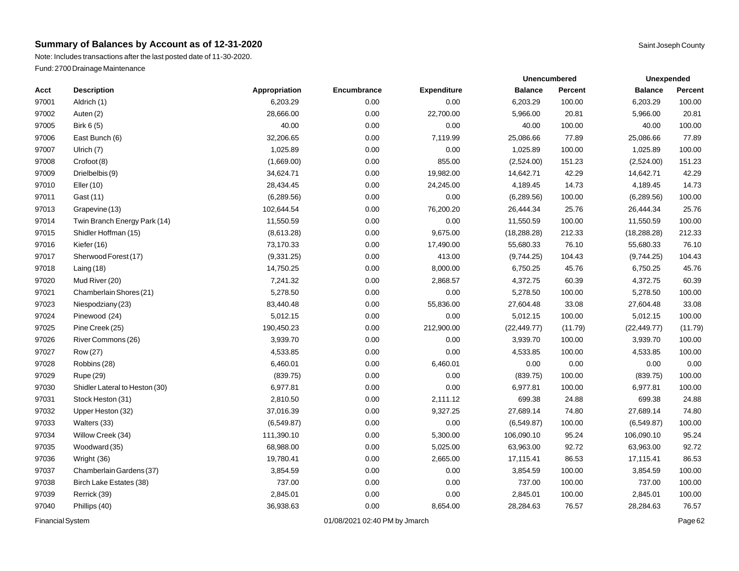# Summary of Balances by Account as of 12-31-2020

Saint Joseph County

Note: Includes transactions after the last posted date of 11-30-2020.

Fund: 2700 Drainage Maintenance

| | | | | | Unencumbered | | Unexpended | |
|---|---|---|---|---|---|---|---|---|
| **Acct** | **Description** | **Appropriation** | **Encumbrance** | **Expenditure** | **Balance** | **Percent** | **Balance** | **Percent** |
| 97001 | Aldrich (1) | 6,203.29 | 0.00 | 0.00 | 6,203.29 | 100.00 | 6,203.29 | 100.00 |
| 97002 | Auten (2) | 28,666.00 | 0.00 | 22,700.00 | 5,966.00 | 20.81 | 5,966.00 | 20.81 |
| 97005 | Birk 6 (5) | 40.00 | 0.00 | 0.00 | 40.00 | 100.00 | 40.00 | 100.00 |
| 97006 | East Bunch (6) | 32,206.65 | 0.00 | 7,119.99 | 25,086.66 | 77.89 | 25,086.66 | 77.89 |
| 97007 | Ulrich (7) | 1,025.89 | 0.00 | 0.00 | 1,025.89 | 100.00 | 1,025.89 | 100.00 |
| 97008 | Crofoot (8) | (1,669.00) | 0.00 | 855.00 | (2,524.00) | 151.23 | (2,524.00) | 151.23 |
| 97009 | Drielbelbis (9) | 34,624.71 | 0.00 | 19,982.00 | 14,642.71 | 42.29 | 14,642.71 | 42.29 |
| 97010 | Eller (10) | 28,434.45 | 0.00 | 24,245.00 | 4,189.45 | 14.73 | 4,189.45 | 14.73 |
| 97011 | Gast (11) | (6,289.56) | 0.00 | 0.00 | (6,289.56) | 100.00 | (6,289.56) | 100.00 |
| 97013 | Grapevine (13) | 102,644.54 | 0.00 | 76,200.20 | 26,444.34 | 25.76 | 26,444.34 | 25.76 |
| 97014 | Twin Branch Energy Park (14) | 11,550.59 | 0.00 | 0.00 | 11,550.59 | 100.00 | 11,550.59 | 100.00 |
| 97015 | Shidler Hoffman (15) | (8,613.28) | 0.00 | 9,675.00 | (18,288.28) | 212.33 | (18,288.28) | 212.33 |
| 97016 | Kiefer (16) | 73,170.33 | 0.00 | 17,490.00 | 55,680.33 | 76.10 | 55,680.33 | 76.10 |
| 97017 | Sherwood Forest (17) | (9,331.25) | 0.00 | 413.00 | (9,744.25) | 104.43 | (9,744.25) | 104.43 |
| 97018 | Laing (18) | 14,750.25 | 0.00 | 8,000.00 | 6,750.25 | 45.76 | 6,750.25 | 45.76 |
| 97020 | Mud River (20) | 7,241.32 | 0.00 | 2,868.57 | 4,372.75 | 60.39 | 4,372.75 | 60.39 |
| 97021 | Chamberlain Shores (21) | 5,278.50 | 0.00 | 0.00 | 5,278.50 | 100.00 | 5,278.50 | 100.00 |
| 97023 | Niespodziany (23) | 83,440.48 | 0.00 | 55,836.00 | 27,604.48 | 33.08 | 27,604.48 | 33.08 |
| 97024 | Pinewood (24) | 5,012.15 | 0.00 | 0.00 | 5,012.15 | 100.00 | 5,012.15 | 100.00 |
| 97025 | Pine Creek (25) | 190,450.23 | 0.00 | 212,900.00 | (22,449.77) | (11.79) | (22,449.77) | (11.79) |
| 97026 | River Commons (26) | 3,939.70 | 0.00 | 0.00 | 3,939.70 | 100.00 | 3,939.70 | 100.00 |
| 97027 | Row (27) | 4,533.85 | 0.00 | 0.00 | 4,533.85 | 100.00 | 4,533.85 | 100.00 |
| 97028 | Robbins (28) | 6,460.01 | 0.00 | 6,460.01 | 0.00 | 0.00 | 0.00 | 0.00 |
| 97029 | Rupe (29) | (839.75) | 0.00 | 0.00 | (839.75) | 100.00 | (839.75) | 100.00 |
| 97030 | Shidler Lateral to Heston (30) | 6,977.81 | 0.00 | 0.00 | 6,977.81 | 100.00 | 6,977.81 | 100.00 |
| 97031 | Stock Heston (31) | 2,810.50 | 0.00 | 2,111.12 | 699.38 | 24.88 | 699.38 | 24.88 |
| 97032 | Upper Heston (32) | 37,016.39 | 0.00 | 9,327.25 | 27,689.14 | 74.80 | 27,689.14 | 74.80 |
| 97033 | Walters (33) | (6,549.87) | 0.00 | 0.00 | (6,549.87) | 100.00 | (6,549.87) | 100.00 |
| 97034 | Willow Creek (34) | 111,390.10 | 0.00 | 5,300.00 | 106,090.10 | 95.24 | 106,090.10 | 95.24 |
| 97035 | Woodward (35) | 68,988.00 | 0.00 | 5,025.00 | 63,963.00 | 92.72 | 63,963.00 | 92.72 |
| 97036 | Wright (36) | 19,780.41 | 0.00 | 2,665.00 | 17,115.41 | 86.53 | 17,115.41 | 86.53 |
| 97037 | Chamberlain Gardens (37) | 3,854.59 | 0.00 | 0.00 | 3,854.59 | 100.00 | 3,854.59 | 100.00 |
| 97038 | Birch Lake Estates (38) | 737.00 | 0.00 | 0.00 | 737.00 | 100.00 | 737.00 | 100.00 |
| 97039 | Rerrick (39) | 2,845.01 | 0.00 | 0.00 | 2,845.01 | 100.00 | 2,845.01 | 100.00 |
| 97040 | Phillips (40) | 36,938.63 | 0.00 | 8,654.00 | 28,284.63 | 76.57 | 28,284.63 | 76.57 |

Financial System — 01/08/2021 02:40 PM by Jmarch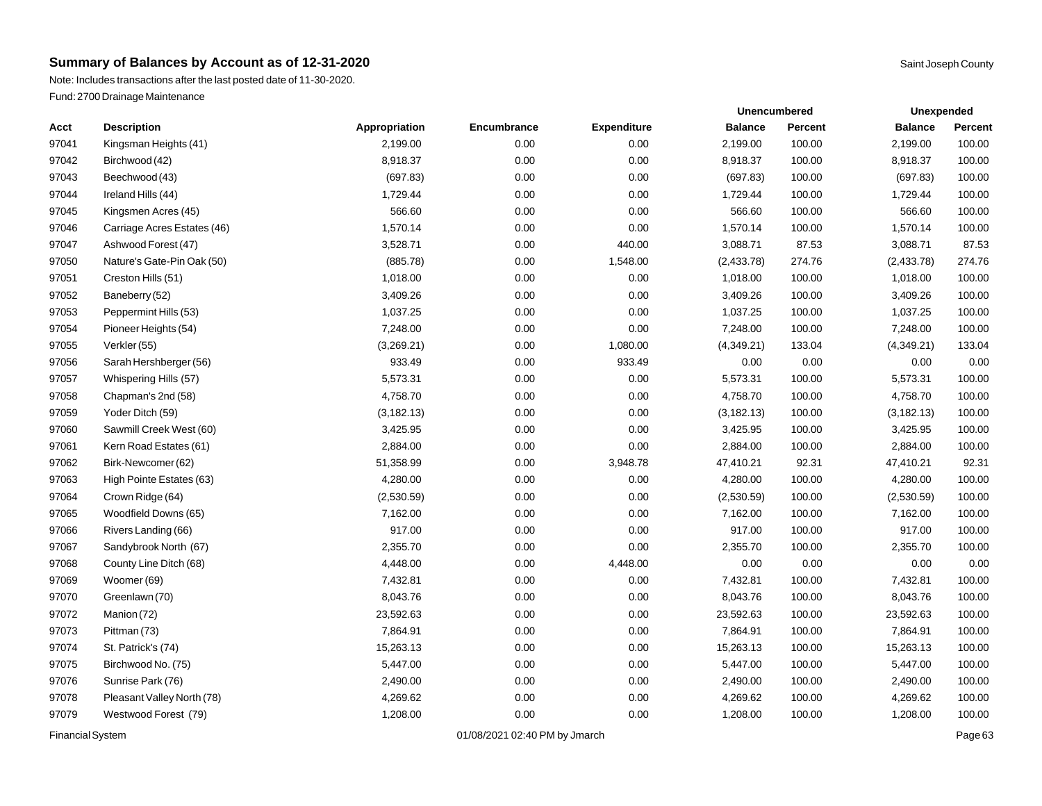## Summary of Balances by Account as of 12-31-2020

Saint Joseph County

Note: Includes transactions after the last posted date of 11-30-2020.

Fund: 2700 Drainage Maintenance

| | | | | | Unencumbered | | Unexpended | |
|---|---|---|---|---|---|---|---|---|
| Acct | Description | Appropriation | Encumbrance | Expenditure | Balance | Percent | Balance | Percent |
| 97041 | Kingsman Heights (41) | 2,199.00 | 0.00 | 0.00 | 2,199.00 | 100.00 | 2,199.00 | 100.00 |
| 97042 | Birchwood (42) | 8,918.37 | 0.00 | 0.00 | 8,918.37 | 100.00 | 8,918.37 | 100.00 |
| 97043 | Beechwood (43) | (697.83) | 0.00 | 0.00 | (697.83) | 100.00 | (697.83) | 100.00 |
| 97044 | Ireland Hills (44) | 1,729.44 | 0.00 | 0.00 | 1,729.44 | 100.00 | 1,729.44 | 100.00 |
| 97045 | Kingsmen Acres (45) | 566.60 | 0.00 | 0.00 | 566.60 | 100.00 | 566.60 | 100.00 |
| 97046 | Carriage Acres Estates (46) | 1,570.14 | 0.00 | 0.00 | 1,570.14 | 100.00 | 1,570.14 | 100.00 |
| 97047 | Ashwood Forest (47) | 3,528.71 | 0.00 | 440.00 | 3,088.71 | 87.53 | 3,088.71 | 87.53 |
| 97050 | Nature's Gate-Pin Oak (50) | (885.78) | 0.00 | 1,548.00 | (2,433.78) | 274.76 | (2,433.78) | 274.76 |
| 97051 | Creston Hills (51) | 1,018.00 | 0.00 | 0.00 | 1,018.00 | 100.00 | 1,018.00 | 100.00 |
| 97052 | Baneberry (52) | 3,409.26 | 0.00 | 0.00 | 3,409.26 | 100.00 | 3,409.26 | 100.00 |
| 97053 | Peppermint Hills (53) | 1,037.25 | 0.00 | 0.00 | 1,037.25 | 100.00 | 1,037.25 | 100.00 |
| 97054 | Pioneer Heights (54) | 7,248.00 | 0.00 | 0.00 | 7,248.00 | 100.00 | 7,248.00 | 100.00 |
| 97055 | Verkler (55) | (3,269.21) | 0.00 | 1,080.00 | (4,349.21) | 133.04 | (4,349.21) | 133.04 |
| 97056 | Sarah Hershberger (56) | 933.49 | 0.00 | 933.49 | 0.00 | 0.00 | 0.00 | 0.00 |
| 97057 | Whispering Hills (57) | 5,573.31 | 0.00 | 0.00 | 5,573.31 | 100.00 | 5,573.31 | 100.00 |
| 97058 | Chapman's 2nd (58) | 4,758.70 | 0.00 | 0.00 | 4,758.70 | 100.00 | 4,758.70 | 100.00 |
| 97059 | Yoder Ditch (59) | (3,182.13) | 0.00 | 0.00 | (3,182.13) | 100.00 | (3,182.13) | 100.00 |
| 97060 | Sawmill Creek West (60) | 3,425.95 | 0.00 | 0.00 | 3,425.95 | 100.00 | 3,425.95 | 100.00 |
| 97061 | Kern Road Estates (61) | 2,884.00 | 0.00 | 0.00 | 2,884.00 | 100.00 | 2,884.00 | 100.00 |
| 97062 | Birk-Newcomer (62) | 51,358.99 | 0.00 | 3,948.78 | 47,410.21 | 92.31 | 47,410.21 | 92.31 |
| 97063 | High Pointe Estates (63) | 4,280.00 | 0.00 | 0.00 | 4,280.00 | 100.00 | 4,280.00 | 100.00 |
| 97064 | Crown Ridge (64) | (2,530.59) | 0.00 | 0.00 | (2,530.59) | 100.00 | (2,530.59) | 100.00 |
| 97065 | Woodfield Downs (65) | 7,162.00 | 0.00 | 0.00 | 7,162.00 | 100.00 | 7,162.00 | 100.00 |
| 97066 | Rivers Landing (66) | 917.00 | 0.00 | 0.00 | 917.00 | 100.00 | 917.00 | 100.00 |
| 97067 | Sandybrook North (67) | 2,355.70 | 0.00 | 0.00 | 2,355.70 | 100.00 | 2,355.70 | 100.00 |
| 97068 | County Line Ditch (68) | 4,448.00 | 0.00 | 4,448.00 | 0.00 | 0.00 | 0.00 | 0.00 |
| 97069 | Woomer (69) | 7,432.81 | 0.00 | 0.00 | 7,432.81 | 100.00 | 7,432.81 | 100.00 |
| 97070 | Greenlawn (70) | 8,043.76 | 0.00 | 0.00 | 8,043.76 | 100.00 | 8,043.76 | 100.00 |
| 97072 | Manion (72) | 23,592.63 | 0.00 | 0.00 | 23,592.63 | 100.00 | 23,592.63 | 100.00 |
| 97073 | Pittman (73) | 7,864.91 | 0.00 | 0.00 | 7,864.91 | 100.00 | 7,864.91 | 100.00 |
| 97074 | St. Patrick's (74) | 15,263.13 | 0.00 | 0.00 | 15,263.13 | 100.00 | 15,263.13 | 100.00 |
| 97075 | Birchwood No. (75) | 5,447.00 | 0.00 | 0.00 | 5,447.00 | 100.00 | 5,447.00 | 100.00 |
| 97076 | Sunrise Park (76) | 2,490.00 | 0.00 | 0.00 | 2,490.00 | 100.00 | 2,490.00 | 100.00 |
| 97078 | Pleasant Valley North (78) | 4,269.62 | 0.00 | 0.00 | 4,269.62 | 100.00 | 4,269.62 | 100.00 |
| 97079 | Westwood Forest (79) | 1,208.00 | 0.00 | 0.00 | 1,208.00 | 100.00 | 1,208.00 | 100.00 |

Financial System 01/08/2021 02:40 PM by Jmarch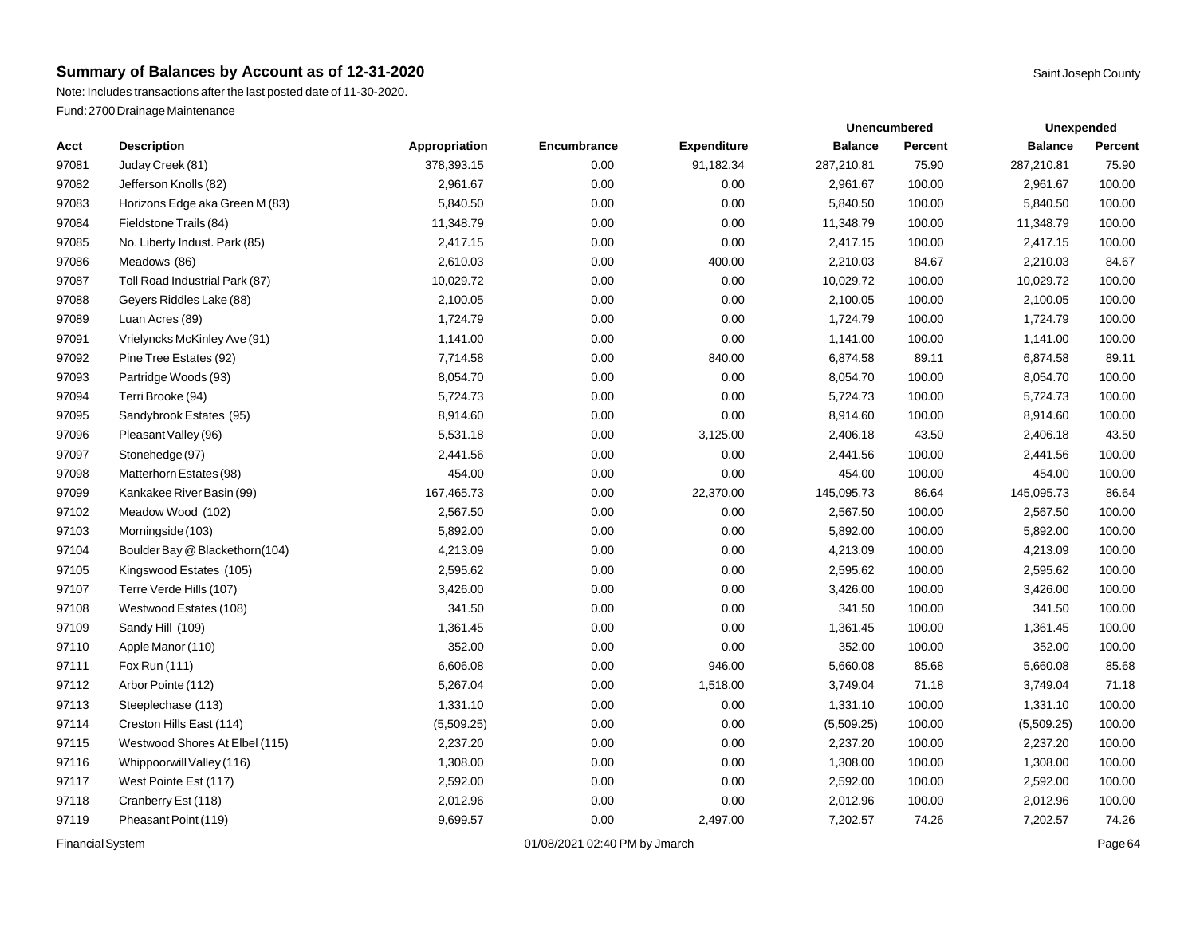## Summary of Balances by Account as of 12-31-2020

Saint Joseph County

Note: Includes transactions after the last posted date of 11-30-2020.

Fund: 2700 Drainage Maintenance

| | | | | | Unencumbered | | Unexpended | |
|---|---|---|---|---|---|---|---|---|
| **Acct** | **Description** | **Appropriation** | **Encumbrance** | **Expenditure** | **Balance** | **Percent** | **Balance** | **Percent** |
| 97081 | Juday Creek (81) | 378,393.15 | 0.00 | 91,182.34 | 287,210.81 | 75.90 | 287,210.81 | 75.90 |
| 97082 | Jefferson Knolls (82) | 2,961.67 | 0.00 | 0.00 | 2,961.67 | 100.00 | 2,961.67 | 100.00 |
| 97083 | Horizons Edge aka Green M (83) | 5,840.50 | 0.00 | 0.00 | 5,840.50 | 100.00 | 5,840.50 | 100.00 |
| 97084 | Fieldstone Trails (84) | 11,348.79 | 0.00 | 0.00 | 11,348.79 | 100.00 | 11,348.79 | 100.00 |
| 97085 | No. Liberty Indust. Park (85) | 2,417.15 | 0.00 | 0.00 | 2,417.15 | 100.00 | 2,417.15 | 100.00 |
| 97086 | Meadows (86) | 2,610.03 | 0.00 | 400.00 | 2,210.03 | 84.67 | 2,210.03 | 84.67 |
| 97087 | Toll Road Industrial Park (87) | 10,029.72 | 0.00 | 0.00 | 10,029.72 | 100.00 | 10,029.72 | 100.00 |
| 97088 | Geyers Riddles Lake (88) | 2,100.05 | 0.00 | 0.00 | 2,100.05 | 100.00 | 2,100.05 | 100.00 |
| 97089 | Luan Acres (89) | 1,724.79 | 0.00 | 0.00 | 1,724.79 | 100.00 | 1,724.79 | 100.00 |
| 97091 | Vrielyncks McKinley Ave (91) | 1,141.00 | 0.00 | 0.00 | 1,141.00 | 100.00 | 1,141.00 | 100.00 |
| 97092 | Pine Tree Estates (92) | 7,714.58 | 0.00 | 840.00 | 6,874.58 | 89.11 | 6,874.58 | 89.11 |
| 97093 | Partridge Woods (93) | 8,054.70 | 0.00 | 0.00 | 8,054.70 | 100.00 | 8,054.70 | 100.00 |
| 97094 | Terri Brooke (94) | 5,724.73 | 0.00 | 0.00 | 5,724.73 | 100.00 | 5,724.73 | 100.00 |
| 97095 | Sandybrook Estates (95) | 8,914.60 | 0.00 | 0.00 | 8,914.60 | 100.00 | 8,914.60 | 100.00 |
| 97096 | Pleasant Valley (96) | 5,531.18 | 0.00 | 3,125.00 | 2,406.18 | 43.50 | 2,406.18 | 43.50 |
| 97097 | Stonehedge (97) | 2,441.56 | 0.00 | 0.00 | 2,441.56 | 100.00 | 2,441.56 | 100.00 |
| 97098 | Matterhorn Estates (98) | 454.00 | 0.00 | 0.00 | 454.00 | 100.00 | 454.00 | 100.00 |
| 97099 | Kankakee River Basin (99) | 167,465.73 | 0.00 | 22,370.00 | 145,095.73 | 86.64 | 145,095.73 | 86.64 |
| 97102 | Meadow Wood (102) | 2,567.50 | 0.00 | 0.00 | 2,567.50 | 100.00 | 2,567.50 | 100.00 |
| 97103 | Morningside (103) | 5,892.00 | 0.00 | 0.00 | 5,892.00 | 100.00 | 5,892.00 | 100.00 |
| 97104 | Boulder Bay @ Blackethorn(104) | 4,213.09 | 0.00 | 0.00 | 4,213.09 | 100.00 | 4,213.09 | 100.00 |
| 97105 | Kingswood Estates (105) | 2,595.62 | 0.00 | 0.00 | 2,595.62 | 100.00 | 2,595.62 | 100.00 |
| 97107 | Terre Verde Hills (107) | 3,426.00 | 0.00 | 0.00 | 3,426.00 | 100.00 | 3,426.00 | 100.00 |
| 97108 | Westwood Estates (108) | 341.50 | 0.00 | 0.00 | 341.50 | 100.00 | 341.50 | 100.00 |
| 97109 | Sandy Hill (109) | 1,361.45 | 0.00 | 0.00 | 1,361.45 | 100.00 | 1,361.45 | 100.00 |
| 97110 | Apple Manor (110) | 352.00 | 0.00 | 0.00 | 352.00 | 100.00 | 352.00 | 100.00 |
| 97111 | Fox Run (111) | 6,606.08 | 0.00 | 946.00 | 5,660.08 | 85.68 | 5,660.08 | 85.68 |
| 97112 | Arbor Pointe (112) | 5,267.04 | 0.00 | 1,518.00 | 3,749.04 | 71.18 | 3,749.04 | 71.18 |
| 97113 | Steeplechase (113) | 1,331.10 | 0.00 | 0.00 | 1,331.10 | 100.00 | 1,331.10 | 100.00 |
| 97114 | Creston Hills East (114) | (5,509.25) | 0.00 | 0.00 | (5,509.25) | 100.00 | (5,509.25) | 100.00 |
| 97115 | Westwood Shores At Elbel (115) | 2,237.20 | 0.00 | 0.00 | 2,237.20 | 100.00 | 2,237.20 | 100.00 |
| 97116 | Whippoorwill Valley (116) | 1,308.00 | 0.00 | 0.00 | 1,308.00 | 100.00 | 1,308.00 | 100.00 |
| 97117 | West Pointe Est (117) | 2,592.00 | 0.00 | 0.00 | 2,592.00 | 100.00 | 2,592.00 | 100.00 |
| 97118 | Cranberry Est (118) | 2,012.96 | 0.00 | 0.00 | 2,012.96 | 100.00 | 2,012.96 | 100.00 |
| 97119 | Pheasant Point (119) | 9,699.57 | 0.00 | 2,497.00 | 7,202.57 | 74.26 | 7,202.57 | 74.26 |

Financial System 01/08/2021 02:40 PM by Jmarch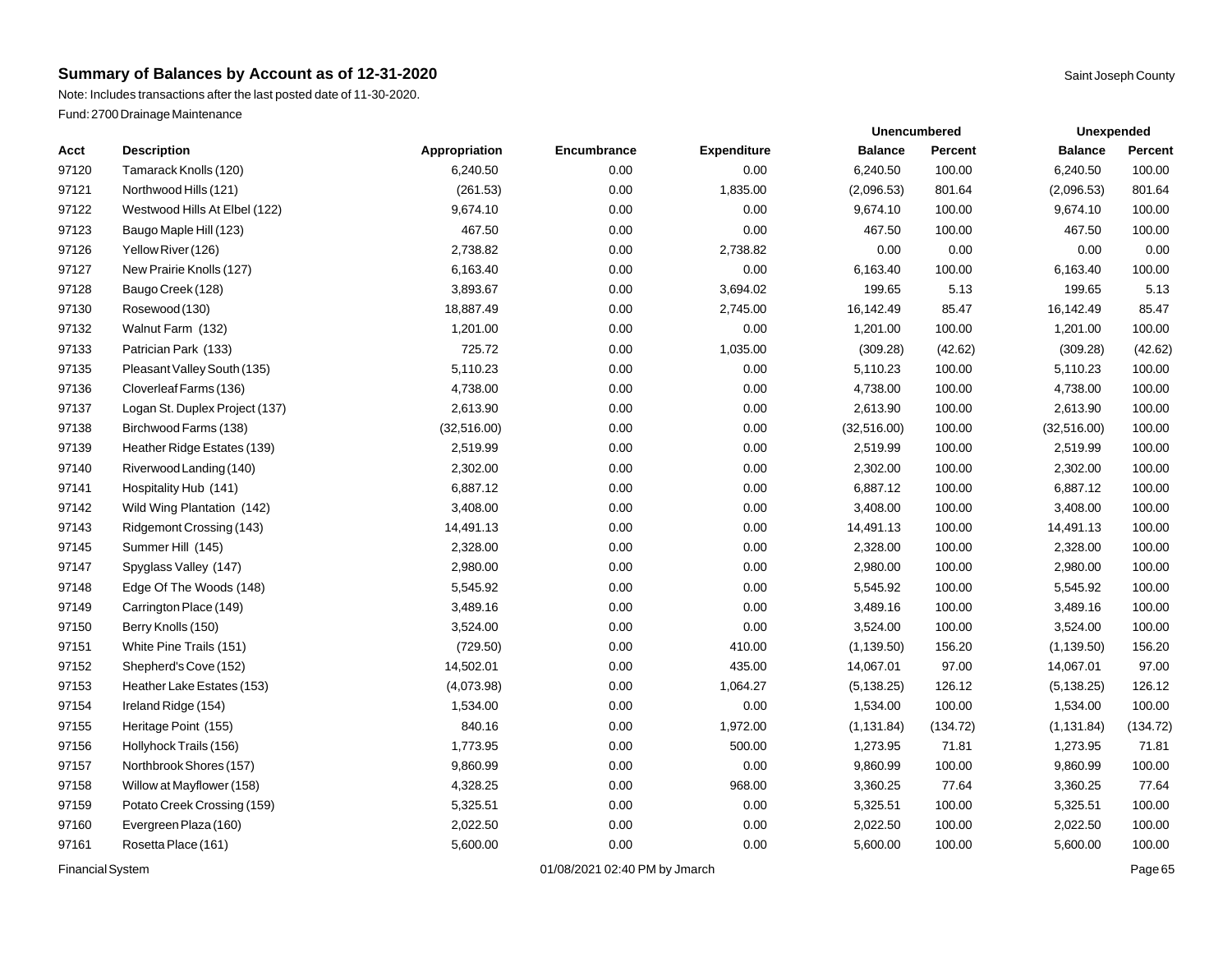## Summary of Balances by Account as of 12-31-2020

Saint Joseph County

Note: Includes transactions after the last posted date of 11-30-2020.

Fund: 2700 Drainage Maintenance

| | | | | | Unencumbered | | Unexpended | |
|---|---|---|---|---|---|---|---|---|
| **Acct** | **Description** | **Appropriation** | **Encumbrance** | **Expenditure** | **Balance** | **Percent** | **Balance** | **Percent** |
| 97120 | Tamarack Knolls (120) | 6,240.50 | 0.00 | 0.00 | 6,240.50 | 100.00 | 6,240.50 | 100.00 |
| 97121 | Northwood Hills (121) | (261.53) | 0.00 | 1,835.00 | (2,096.53) | 801.64 | (2,096.53) | 801.64 |
| 97122 | Westwood Hills At Elbel (122) | 9,674.10 | 0.00 | 0.00 | 9,674.10 | 100.00 | 9,674.10 | 100.00 |
| 97123 | Baugo Maple Hill (123) | 467.50 | 0.00 | 0.00 | 467.50 | 100.00 | 467.50 | 100.00 |
| 97126 | Yellow River (126) | 2,738.82 | 0.00 | 2,738.82 | 0.00 | 0.00 | 0.00 | 0.00 |
| 97127 | New Prairie Knolls (127) | 6,163.40 | 0.00 | 0.00 | 6,163.40 | 100.00 | 6,163.40 | 100.00 |
| 97128 | Baugo Creek (128) | 3,893.67 | 0.00 | 3,694.02 | 199.65 | 5.13 | 199.65 | 5.13 |
| 97130 | Rosewood (130) | 18,887.49 | 0.00 | 2,745.00 | 16,142.49 | 85.47 | 16,142.49 | 85.47 |
| 97132 | Walnut Farm (132) | 1,201.00 | 0.00 | 0.00 | 1,201.00 | 100.00 | 1,201.00 | 100.00 |
| 97133 | Patrician Park (133) | 725.72 | 0.00 | 1,035.00 | (309.28) | (42.62) | (309.28) | (42.62) |
| 97135 | Pleasant Valley South (135) | 5,110.23 | 0.00 | 0.00 | 5,110.23 | 100.00 | 5,110.23 | 100.00 |
| 97136 | Cloverleaf Farms (136) | 4,738.00 | 0.00 | 0.00 | 4,738.00 | 100.00 | 4,738.00 | 100.00 |
| 97137 | Logan St. Duplex Project (137) | 2,613.90 | 0.00 | 0.00 | 2,613.90 | 100.00 | 2,613.90 | 100.00 |
| 97138 | Birchwood Farms (138) | (32,516.00) | 0.00 | 0.00 | (32,516.00) | 100.00 | (32,516.00) | 100.00 |
| 97139 | Heather Ridge Estates (139) | 2,519.99 | 0.00 | 0.00 | 2,519.99 | 100.00 | 2,519.99 | 100.00 |
| 97140 | Riverwood Landing (140) | 2,302.00 | 0.00 | 0.00 | 2,302.00 | 100.00 | 2,302.00 | 100.00 |
| 97141 | Hospitality Hub (141) | 6,887.12 | 0.00 | 0.00 | 6,887.12 | 100.00 | 6,887.12 | 100.00 |
| 97142 | Wild Wing Plantation (142) | 3,408.00 | 0.00 | 0.00 | 3,408.00 | 100.00 | 3,408.00 | 100.00 |
| 97143 | Ridgemont Crossing (143) | 14,491.13 | 0.00 | 0.00 | 14,491.13 | 100.00 | 14,491.13 | 100.00 |
| 97145 | Summer Hill (145) | 2,328.00 | 0.00 | 0.00 | 2,328.00 | 100.00 | 2,328.00 | 100.00 |
| 97147 | Spyglass Valley (147) | 2,980.00 | 0.00 | 0.00 | 2,980.00 | 100.00 | 2,980.00 | 100.00 |
| 97148 | Edge Of The Woods (148) | 5,545.92 | 0.00 | 0.00 | 5,545.92 | 100.00 | 5,545.92 | 100.00 |
| 97149 | Carrington Place (149) | 3,489.16 | 0.00 | 0.00 | 3,489.16 | 100.00 | 3,489.16 | 100.00 |
| 97150 | Berry Knolls (150) | 3,524.00 | 0.00 | 0.00 | 3,524.00 | 100.00 | 3,524.00 | 100.00 |
| 97151 | White Pine Trails (151) | (729.50) | 0.00 | 410.00 | (1,139.50) | 156.20 | (1,139.50) | 156.20 |
| 97152 | Shepherd's Cove (152) | 14,502.01 | 0.00 | 435.00 | 14,067.01 | 97.00 | 14,067.01 | 97.00 |
| 97153 | Heather Lake Estates (153) | (4,073.98) | 0.00 | 1,064.27 | (5,138.25) | 126.12 | (5,138.25) | 126.12 |
| 97154 | Ireland Ridge (154) | 1,534.00 | 0.00 | 0.00 | 1,534.00 | 100.00 | 1,534.00 | 100.00 |
| 97155 | Heritage Point (155) | 840.16 | 0.00 | 1,972.00 | (1,131.84) | (134.72) | (1,131.84) | (134.72) |
| 97156 | Hollyhock Trails (156) | 1,773.95 | 0.00 | 500.00 | 1,273.95 | 71.81 | 1,273.95 | 71.81 |
| 97157 | Northbrook Shores (157) | 9,860.99 | 0.00 | 0.00 | 9,860.99 | 100.00 | 9,860.99 | 100.00 |
| 97158 | Willow at Mayflower (158) | 4,328.25 | 0.00 | 968.00 | 3,360.25 | 77.64 | 3,360.25 | 77.64 |
| 97159 | Potato Creek Crossing (159) | 5,325.51 | 0.00 | 0.00 | 5,325.51 | 100.00 | 5,325.51 | 100.00 |
| 97160 | Evergreen Plaza (160) | 2,022.50 | 0.00 | 0.00 | 2,022.50 | 100.00 | 2,022.50 | 100.00 |
| 97161 | Rosetta Place (161) | 5,600.00 | 0.00 | 0.00 | 5,600.00 | 100.00 | 5,600.00 | 100.00 |

Financial System    01/08/2021 02:40 PM by Jmarch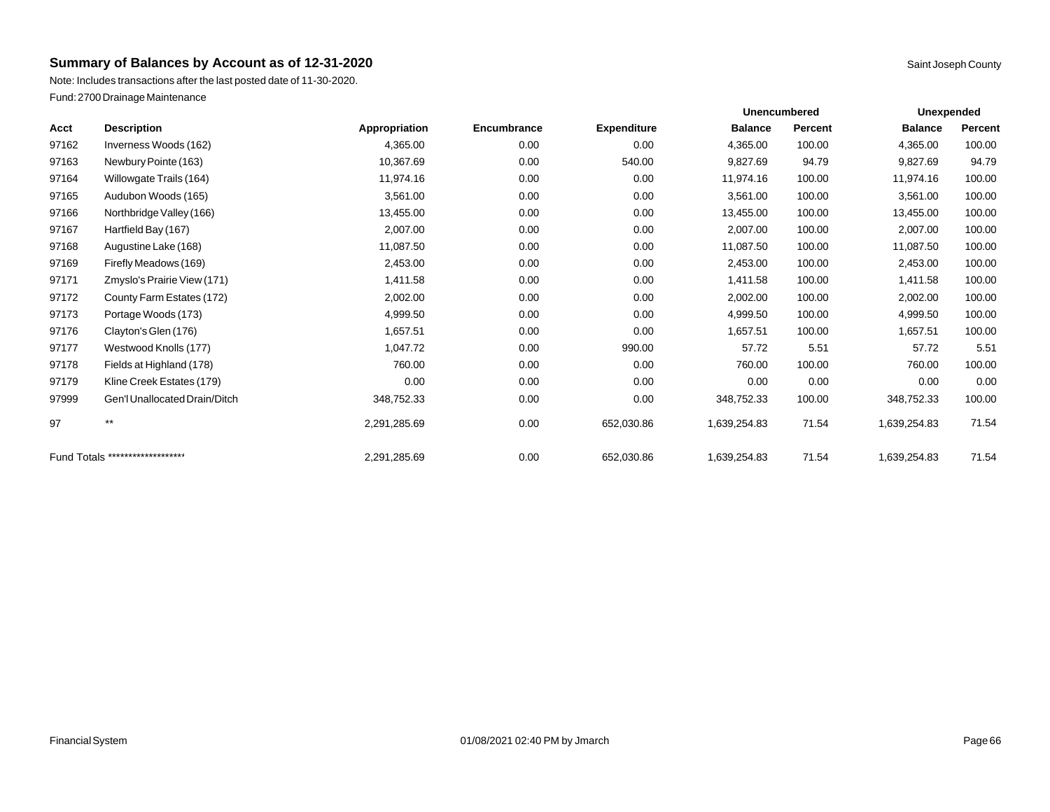## Summary of Balances by Account as of 12-31-2020

Saint Joseph County

Note: Includes transactions after the last posted date of 11-30-2020.

Fund: 2700 Drainage Maintenance

| | | | | | Unencumbered | | Unexpended | |
|---|---|---|---|---|---|---|---|---|
| Acct | Description | Appropriation | Encumbrance | Expenditure | Balance | Percent | Balance | Percent |
| 97162 | Inverness Woods (162) | 4,365.00 | 0.00 | 0.00 | 4,365.00 | 100.00 | 4,365.00 | 100.00 |
| 97163 | Newbury Pointe (163) | 10,367.69 | 0.00 | 540.00 | 9,827.69 | 94.79 | 9,827.69 | 94.79 |
| 97164 | Willowgate Trails (164) | 11,974.16 | 0.00 | 0.00 | 11,974.16 | 100.00 | 11,974.16 | 100.00 |
| 97165 | Audubon Woods (165) | 3,561.00 | 0.00 | 0.00 | 3,561.00 | 100.00 | 3,561.00 | 100.00 |
| 97166 | Northbridge Valley (166) | 13,455.00 | 0.00 | 0.00 | 13,455.00 | 100.00 | 13,455.00 | 100.00 |
| 97167 | Hartfield Bay (167) | 2,007.00 | 0.00 | 0.00 | 2,007.00 | 100.00 | 2,007.00 | 100.00 |
| 97168 | Augustine Lake (168) | 11,087.50 | 0.00 | 0.00 | 11,087.50 | 100.00 | 11,087.50 | 100.00 |
| 97169 | Firefly Meadows (169) | 2,453.00 | 0.00 | 0.00 | 2,453.00 | 100.00 | 2,453.00 | 100.00 |
| 97171 | Zmyslo's Prairie View (171) | 1,411.58 | 0.00 | 0.00 | 1,411.58 | 100.00 | 1,411.58 | 100.00 |
| 97172 | County Farm Estates (172) | 2,002.00 | 0.00 | 0.00 | 2,002.00 | 100.00 | 2,002.00 | 100.00 |
| 97173 | Portage Woods (173) | 4,999.50 | 0.00 | 0.00 | 4,999.50 | 100.00 | 4,999.50 | 100.00 |
| 97176 | Clayton's Glen (176) | 1,657.51 | 0.00 | 0.00 | 1,657.51 | 100.00 | 1,657.51 | 100.00 |
| 97177 | Westwood Knolls (177) | 1,047.72 | 0.00 | 990.00 | 57.72 | 5.51 | 57.72 | 5.51 |
| 97178 | Fields at Highland (178) | 760.00 | 0.00 | 0.00 | 760.00 | 100.00 | 760.00 | 100.00 |
| 97179 | Kline Creek Estates (179) | 0.00 | 0.00 | 0.00 | 0.00 | 0.00 | 0.00 | 0.00 |
| 97999 | Gen'l Unallocated Drain/Ditch | 348,752.33 | 0.00 | 0.00 | 348,752.33 | 100.00 | 348,752.33 | 100.00 |
| 97 | ** | 2,291,285.69 | 0.00 | 652,030.86 | 1,639,254.83 | 71.54 | 1,639,254.83 | 71.54 |
| Fund Totals ******************* | | 2,291,285.69 | 0.00 | 652,030.86 | 1,639,254.83 | 71.54 | 1,639,254.83 | 71.54 |

Financial System 01/08/2021 02:40 PM by Jmarch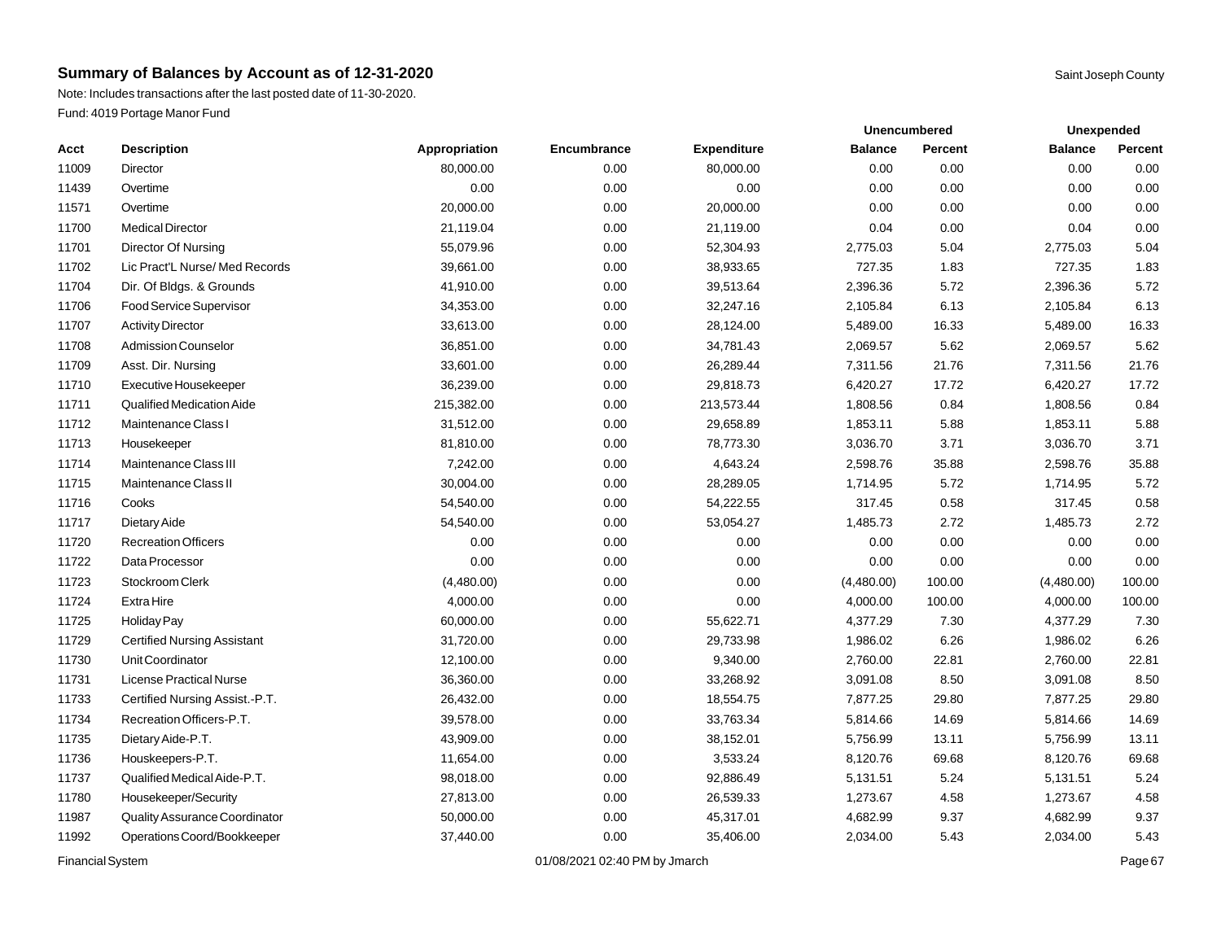## Summary of Balances by Account as of 12-31-2020

Saint Joseph County

Note: Includes transactions after the last posted date of 11-30-2020.

Fund: 4019 Portage Manor Fund

| | | | | | Unencumbered | | Unexpended | |
|---|---|---|---|---|---|---|---|---|
| Acct | Description | Appropriation | Encumbrance | Expenditure | Balance | Percent | Balance | Percent |
| 11009 | Director | 80,000.00 | 0.00 | 80,000.00 | 0.00 | 0.00 | 0.00 | 0.00 |
| 11439 | Overtime | 0.00 | 0.00 | 0.00 | 0.00 | 0.00 | 0.00 | 0.00 |
| 11571 | Overtime | 20,000.00 | 0.00 | 20,000.00 | 0.00 | 0.00 | 0.00 | 0.00 |
| 11700 | Medical Director | 21,119.04 | 0.00 | 21,119.00 | 0.04 | 0.00 | 0.04 | 0.00 |
| 11701 | Director Of Nursing | 55,079.96 | 0.00 | 52,304.93 | 2,775.03 | 5.04 | 2,775.03 | 5.04 |
| 11702 | Lic Pract'L Nurse/ Med Records | 39,661.00 | 0.00 | 38,933.65 | 727.35 | 1.83 | 727.35 | 1.83 |
| 11704 | Dir. Of Bldgs. & Grounds | 41,910.00 | 0.00 | 39,513.64 | 2,396.36 | 5.72 | 2,396.36 | 5.72 |
| 11706 | Food Service Supervisor | 34,353.00 | 0.00 | 32,247.16 | 2,105.84 | 6.13 | 2,105.84 | 6.13 |
| 11707 | Activity Director | 33,613.00 | 0.00 | 28,124.00 | 5,489.00 | 16.33 | 5,489.00 | 16.33 |
| 11708 | Admission Counselor | 36,851.00 | 0.00 | 34,781.43 | 2,069.57 | 5.62 | 2,069.57 | 5.62 |
| 11709 | Asst. Dir. Nursing | 33,601.00 | 0.00 | 26,289.44 | 7,311.56 | 21.76 | 7,311.56 | 21.76 |
| 11710 | Executive Housekeeper | 36,239.00 | 0.00 | 29,818.73 | 6,420.27 | 17.72 | 6,420.27 | 17.72 |
| 11711 | Qualified Medication Aide | 215,382.00 | 0.00 | 213,573.44 | 1,808.56 | 0.84 | 1,808.56 | 0.84 |
| 11712 | Maintenance Class I | 31,512.00 | 0.00 | 29,658.89 | 1,853.11 | 5.88 | 1,853.11 | 5.88 |
| 11713 | Housekeeper | 81,810.00 | 0.00 | 78,773.30 | 3,036.70 | 3.71 | 3,036.70 | 3.71 |
| 11714 | Maintenance Class III | 7,242.00 | 0.00 | 4,643.24 | 2,598.76 | 35.88 | 2,598.76 | 35.88 |
| 11715 | Maintenance Class II | 30,004.00 | 0.00 | 28,289.05 | 1,714.95 | 5.72 | 1,714.95 | 5.72 |
| 11716 | Cooks | 54,540.00 | 0.00 | 54,222.55 | 317.45 | 0.58 | 317.45 | 0.58 |
| 11717 | Dietary Aide | 54,540.00 | 0.00 | 53,054.27 | 1,485.73 | 2.72 | 1,485.73 | 2.72 |
| 11720 | Recreation Officers | 0.00 | 0.00 | 0.00 | 0.00 | 0.00 | 0.00 | 0.00 |
| 11722 | Data Processor | 0.00 | 0.00 | 0.00 | 0.00 | 0.00 | 0.00 | 0.00 |
| 11723 | Stockroom Clerk | (4,480.00) | 0.00 | 0.00 | (4,480.00) | 100.00 | (4,480.00) | 100.00 |
| 11724 | Extra Hire | 4,000.00 | 0.00 | 0.00 | 4,000.00 | 100.00 | 4,000.00 | 100.00 |
| 11725 | Holiday Pay | 60,000.00 | 0.00 | 55,622.71 | 4,377.29 | 7.30 | 4,377.29 | 7.30 |
| 11729 | Certified Nursing Assistant | 31,720.00 | 0.00 | 29,733.98 | 1,986.02 | 6.26 | 1,986.02 | 6.26 |
| 11730 | Unit Coordinator | 12,100.00 | 0.00 | 9,340.00 | 2,760.00 | 22.81 | 2,760.00 | 22.81 |
| 11731 | License Practical Nurse | 36,360.00 | 0.00 | 33,268.92 | 3,091.08 | 8.50 | 3,091.08 | 8.50 |
| 11733 | Certified Nursing Assist.-P.T. | 26,432.00 | 0.00 | 18,554.75 | 7,877.25 | 29.80 | 7,877.25 | 29.80 |
| 11734 | Recreation Officers-P.T. | 39,578.00 | 0.00 | 33,763.34 | 5,814.66 | 14.69 | 5,814.66 | 14.69 |
| 11735 | Dietary Aide-P.T. | 43,909.00 | 0.00 | 38,152.01 | 5,756.99 | 13.11 | 5,756.99 | 13.11 |
| 11736 | Houskeepers-P.T. | 11,654.00 | 0.00 | 3,533.24 | 8,120.76 | 69.68 | 8,120.76 | 69.68 |
| 11737 | Qualified Medical Aide-P.T. | 98,018.00 | 0.00 | 92,886.49 | 5,131.51 | 5.24 | 5,131.51 | 5.24 |
| 11780 | Housekeeper/Security | 27,813.00 | 0.00 | 26,539.33 | 1,273.67 | 4.58 | 1,273.67 | 4.58 |
| 11987 | Quality Assurance Coordinator | 50,000.00 | 0.00 | 45,317.01 | 4,682.99 | 9.37 | 4,682.99 | 9.37 |
| 11992 | Operations Coord/Bookkeeper | 37,440.00 | 0.00 | 35,406.00 | 2,034.00 | 5.43 | 2,034.00 | 5.43 |

Financial System — 01/08/2021 02:40 PM by Jmarch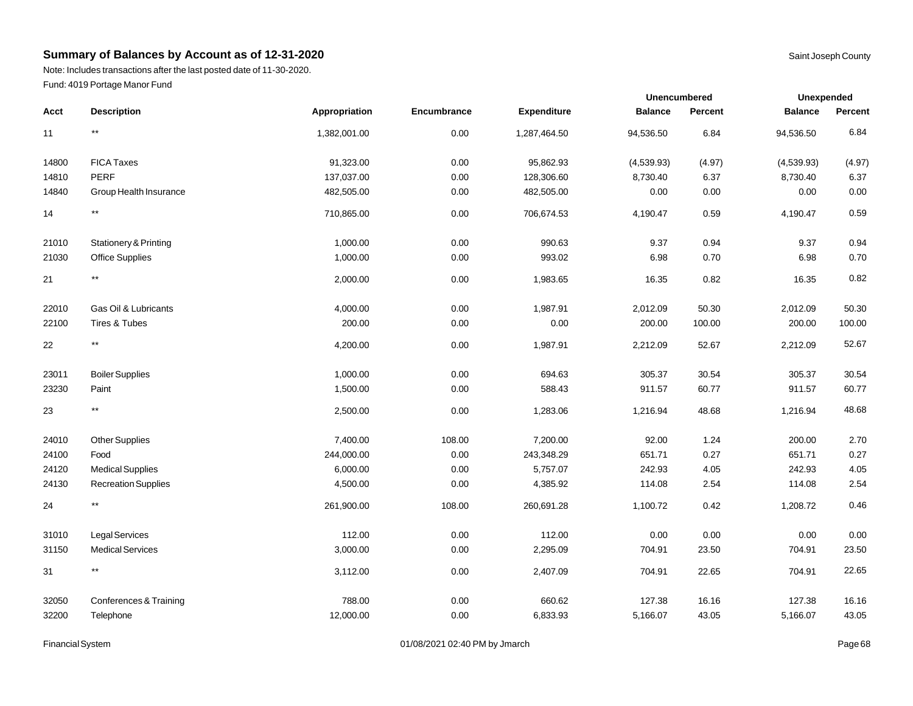## Summary of Balances by Account as of 12-31-2020

Saint Joseph County

Note: Includes transactions after the last posted date of 11-30-2020.

Fund: 4019 Portage Manor Fund

| | | | | | Unencumbered | | Unexpended | |
|---|---|---|---|---|---|---|---|---|
| Acct | Description | Appropriation | Encumbrance | Expenditure | Balance | Percent | Balance | Percent |
| 11 | ** | 1,382,001.00 | 0.00 | 1,287,464.50 | 94,536.50 | 6.84 | 94,536.50 | 6.84 |
| 14800 | FICA Taxes | 91,323.00 | 0.00 | 95,862.93 | (4,539.93) | (4.97) | (4,539.93) | (4.97) |
| 14810 | PERF | 137,037.00 | 0.00 | 128,306.60 | 8,730.40 | 6.37 | 8,730.40 | 6.37 |
| 14840 | Group Health Insurance | 482,505.00 | 0.00 | 482,505.00 | 0.00 | 0.00 | 0.00 | 0.00 |
| 14 | ** | 710,865.00 | 0.00 | 706,674.53 | 4,190.47 | 0.59 | 4,190.47 | 0.59 |
| 21010 | Stationery & Printing | 1,000.00 | 0.00 | 990.63 | 9.37 | 0.94 | 9.37 | 0.94 |
| 21030 | Office Supplies | 1,000.00 | 0.00 | 993.02 | 6.98 | 0.70 | 6.98 | 0.70 |
| 21 | ** | 2,000.00 | 0.00 | 1,983.65 | 16.35 | 0.82 | 16.35 | 0.82 |
| 22010 | Gas Oil & Lubricants | 4,000.00 | 0.00 | 1,987.91 | 2,012.09 | 50.30 | 2,012.09 | 50.30 |
| 22100 | Tires & Tubes | 200.00 | 0.00 | 0.00 | 200.00 | 100.00 | 200.00 | 100.00 |
| 22 | ** | 4,200.00 | 0.00 | 1,987.91 | 2,212.09 | 52.67 | 2,212.09 | 52.67 |
| 23011 | Boiler Supplies | 1,000.00 | 0.00 | 694.63 | 305.37 | 30.54 | 305.37 | 30.54 |
| 23230 | Paint | 1,500.00 | 0.00 | 588.43 | 911.57 | 60.77 | 911.57 | 60.77 |
| 23 | ** | 2,500.00 | 0.00 | 1,283.06 | 1,216.94 | 48.68 | 1,216.94 | 48.68 |
| 24010 | Other Supplies | 7,400.00 | 108.00 | 7,200.00 | 92.00 | 1.24 | 200.00 | 2.70 |
| 24100 | Food | 244,000.00 | 0.00 | 243,348.29 | 651.71 | 0.27 | 651.71 | 0.27 |
| 24120 | Medical Supplies | 6,000.00 | 0.00 | 5,757.07 | 242.93 | 4.05 | 242.93 | 4.05 |
| 24130 | Recreation Supplies | 4,500.00 | 0.00 | 4,385.92 | 114.08 | 2.54 | 114.08 | 2.54 |
| 24 | ** | 261,900.00 | 108.00 | 260,691.28 | 1,100.72 | 0.42 | 1,208.72 | 0.46 |
| 31010 | Legal Services | 112.00 | 0.00 | 112.00 | 0.00 | 0.00 | 0.00 | 0.00 |
| 31150 | Medical Services | 3,000.00 | 0.00 | 2,295.09 | 704.91 | 23.50 | 704.91 | 23.50 |
| 31 | ** | 3,112.00 | 0.00 | 2,407.09 | 704.91 | 22.65 | 704.91 | 22.65 |
| 32050 | Conferences & Training | 788.00 | 0.00 | 660.62 | 127.38 | 16.16 | 127.38 | 16.16 |
| 32200 | Telephone | 12,000.00 | 0.00 | 6,833.93 | 5,166.07 | 43.05 | 5,166.07 | 43.05 |

Financial System 01/08/2021 02:40 PM by Jmarch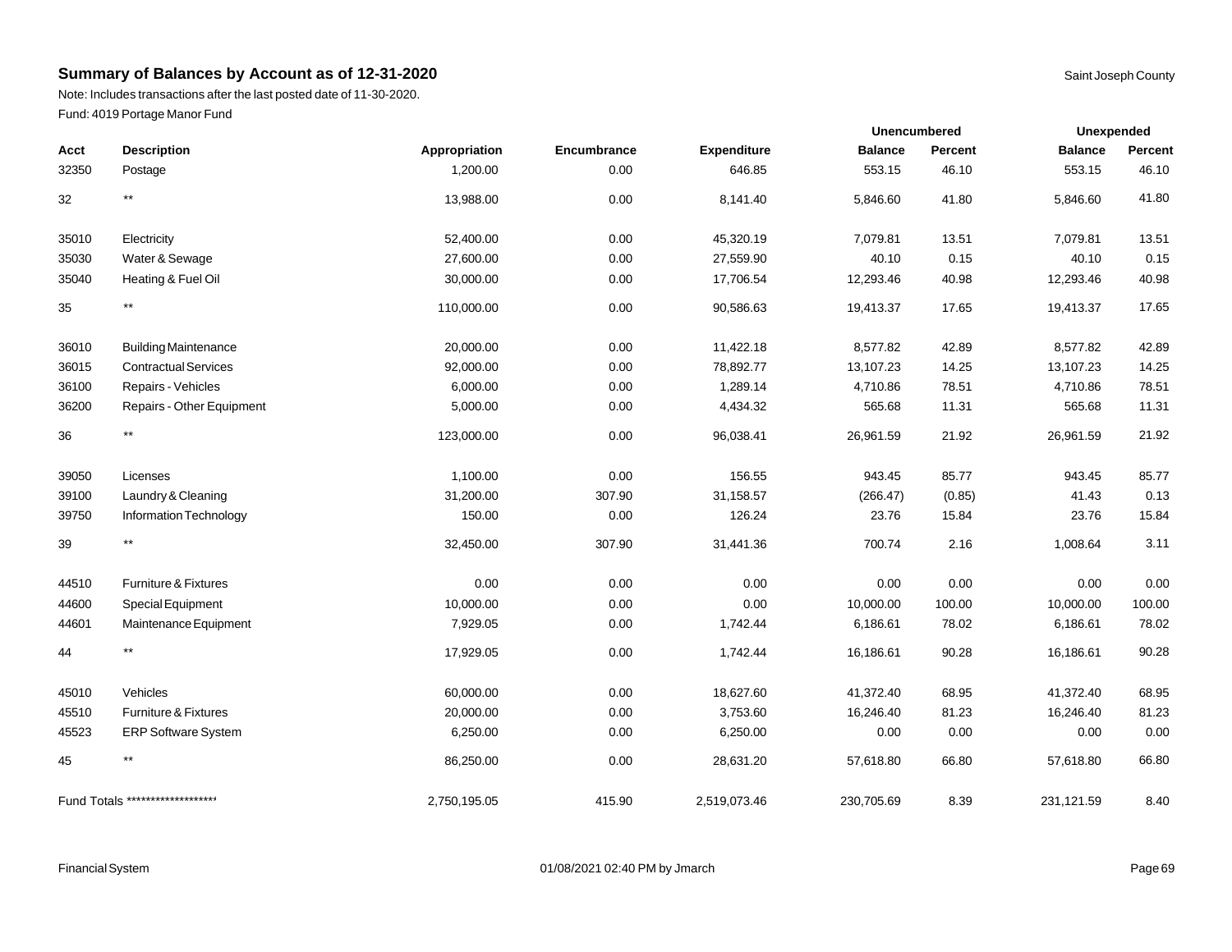## Summary of Balances by Account as of 12-31-2020

Saint Joseph County

Note: Includes transactions after the last posted date of 11-30-2020.

Fund: 4019 Portage Manor Fund

| Acct | Description | Appropriation | Encumbrance | Expenditure | Unencumbered Balance | Unencumbered Percent | Unexpended Balance | Unexpended Percent |
|---|---|---|---|---|---|---|---|---|
| 32350 | Postage | 1,200.00 | 0.00 | 646.85 | 553.15 | 46.10 | 553.15 | 46.10 |
| 32 | ** | 13,988.00 | 0.00 | 8,141.40 | 5,846.60 | 41.80 | 5,846.60 | 41.80 |
| 35010 | Electricity | 52,400.00 | 0.00 | 45,320.19 | 7,079.81 | 13.51 | 7,079.81 | 13.51 |
| 35030 | Water & Sewage | 27,600.00 | 0.00 | 27,559.90 | 40.10 | 0.15 | 40.10 | 0.15 |
| 35040 | Heating & Fuel Oil | 30,000.00 | 0.00 | 17,706.54 | 12,293.46 | 40.98 | 12,293.46 | 40.98 |
| 35 | ** | 110,000.00 | 0.00 | 90,586.63 | 19,413.37 | 17.65 | 19,413.37 | 17.65 |
| 36010 | Building Maintenance | 20,000.00 | 0.00 | 11,422.18 | 8,577.82 | 42.89 | 8,577.82 | 42.89 |
| 36015 | Contractual Services | 92,000.00 | 0.00 | 78,892.77 | 13,107.23 | 14.25 | 13,107.23 | 14.25 |
| 36100 | Repairs - Vehicles | 6,000.00 | 0.00 | 1,289.14 | 4,710.86 | 78.51 | 4,710.86 | 78.51 |
| 36200 | Repairs - Other Equipment | 5,000.00 | 0.00 | 4,434.32 | 565.68 | 11.31 | 565.68 | 11.31 |
| 36 | ** | 123,000.00 | 0.00 | 96,038.41 | 26,961.59 | 21.92 | 26,961.59 | 21.92 |
| 39050 | Licenses | 1,100.00 | 0.00 | 156.55 | 943.45 | 85.77 | 943.45 | 85.77 |
| 39100 | Laundry & Cleaning | 31,200.00 | 307.90 | 31,158.57 | (266.47) | (0.85) | 41.43 | 0.13 |
| 39750 | Information Technology | 150.00 | 0.00 | 126.24 | 23.76 | 15.84 | 23.76 | 15.84 |
| 39 | ** | 32,450.00 | 307.90 | 31,441.36 | 700.74 | 2.16 | 1,008.64 | 3.11 |
| 44510 | Furniture & Fixtures | 0.00 | 0.00 | 0.00 | 0.00 | 0.00 | 0.00 | 0.00 |
| 44600 | Special Equipment | 10,000.00 | 0.00 | 0.00 | 10,000.00 | 100.00 | 10,000.00 | 100.00 |
| 44601 | Maintenance Equipment | 7,929.05 | 0.00 | 1,742.44 | 6,186.61 | 78.02 | 6,186.61 | 78.02 |
| 44 | ** | 17,929.05 | 0.00 | 1,742.44 | 16,186.61 | 90.28 | 16,186.61 | 90.28 |
| 45010 | Vehicles | 60,000.00 | 0.00 | 18,627.60 | 41,372.40 | 68.95 | 41,372.40 | 68.95 |
| 45510 | Furniture & Fixtures | 20,000.00 | 0.00 | 3,753.60 | 16,246.40 | 81.23 | 16,246.40 | 81.23 |
| 45523 | ERP Software System | 6,250.00 | 0.00 | 6,250.00 | 0.00 | 0.00 | 0.00 | 0.00 |
| 45 | ** | 86,250.00 | 0.00 | 28,631.20 | 57,618.80 | 66.80 | 57,618.80 | 66.80 |
| Fund Totals ******************* | | 2,750,195.05 | 415.90 | 2,519,073.46 | 230,705.69 | 8.39 | 231,121.59 | 8.40 |

Financial System 01/08/2021 02:40 PM by Jmarch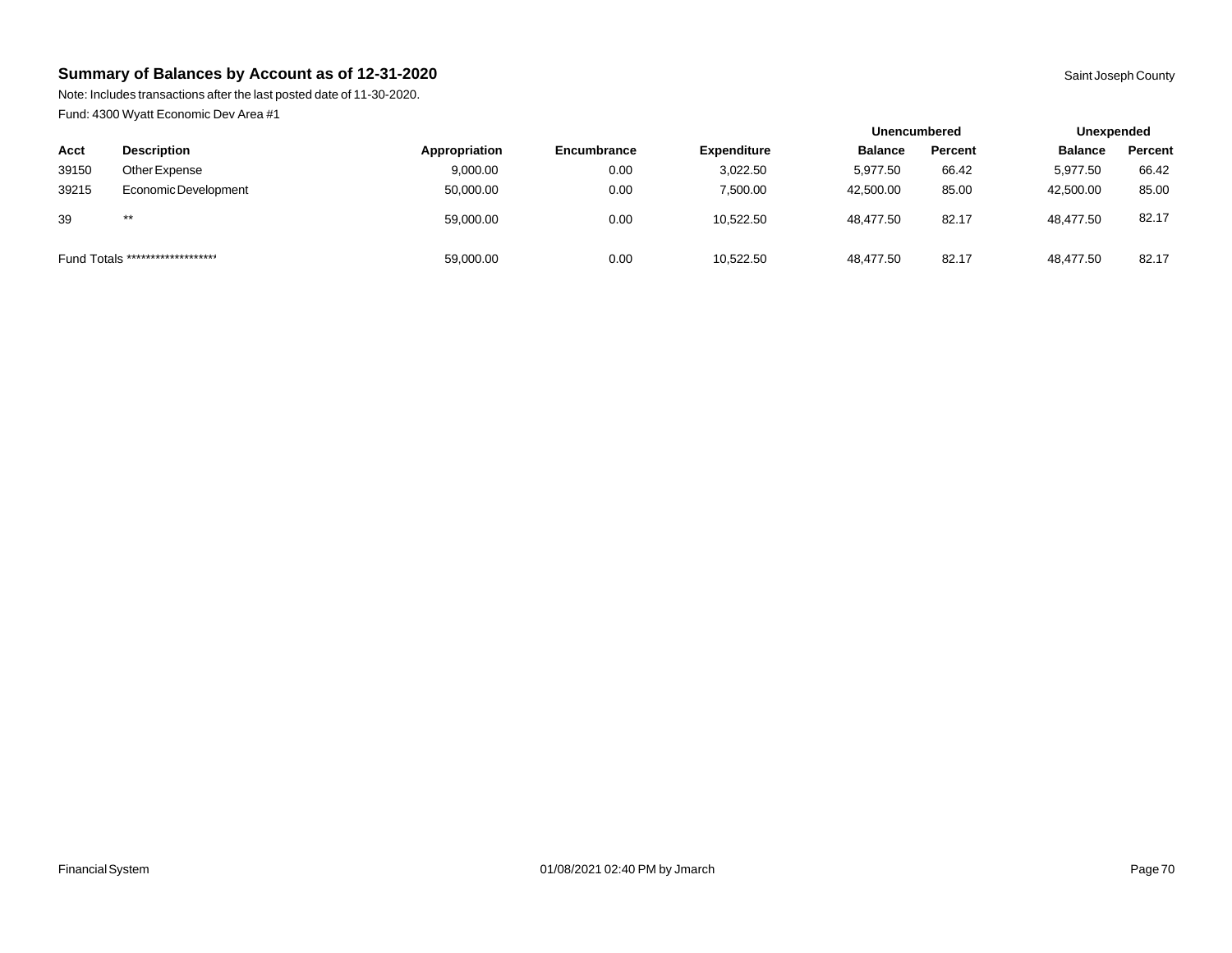## Summary of Balances by Account as of 12-31-2020

Saint Joseph County

Note: Includes transactions after the last posted date of 11-30-2020.

Fund: 4300 Wyatt Economic Dev Area #1

| | | | | | Unencumbered | | Unexpended | |
|---|---|---|---|---|---|---|---|---|
| **Acct** | **Description** | **Appropriation** | **Encumbrance** | **Expenditure** | **Balance** | **Percent** | **Balance** | **Percent** |
| 39150 | Other Expense | 9,000.00 | 0.00 | 3,022.50 | 5,977.50 | 66.42 | 5,977.50 | 66.42 |
| 39215 | Economic Development | 50,000.00 | 0.00 | 7,500.00 | 42,500.00 | 85.00 | 42,500.00 | 85.00 |
| 39 | ** | 59,000.00 | 0.00 | 10,522.50 | 48,477.50 | 82.17 | 48,477.50 | 82.17 |
| Fund Totals ******************* | | 59,000.00 | 0.00 | 10,522.50 | 48,477.50 | 82.17 | 48,477.50 | 82.17 |

Financial System    01/08/2021 02:40 PM by Jmarch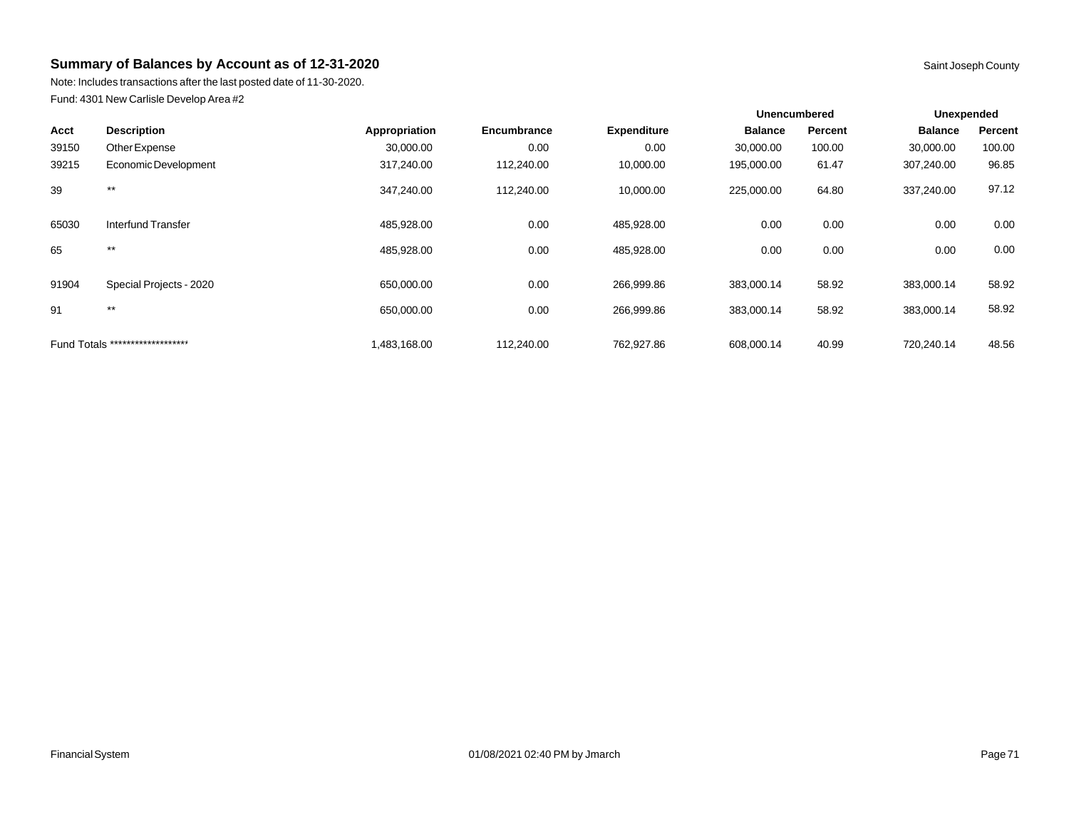## Summary of Balances by Account as of 12-31-2020

Saint Joseph County

Note: Includes transactions after the last posted date of 11-30-2020.

Fund: 4301 New Carlisle Develop Area #2

| | | | | | Unencumbered | | Unexpended | |
|---|---|---|---|---|---|---|---|---|
| Acct | Description | Appropriation | Encumbrance | Expenditure | Balance | Percent | Balance | Percent |
| 39150 | Other Expense | 30,000.00 | 0.00 | 0.00 | 30,000.00 | 100.00 | 30,000.00 | 100.00 |
| 39215 | Economic Development | 317,240.00 | 112,240.00 | 10,000.00 | 195,000.00 | 61.47 | 307,240.00 | 96.85 |
| 39 | ** | 347,240.00 | 112,240.00 | 10,000.00 | 225,000.00 | 64.80 | 337,240.00 | 97.12 |
| 65030 | Interfund Transfer | 485,928.00 | 0.00 | 485,928.00 | 0.00 | 0.00 | 0.00 | 0.00 |
| 65 | ** | 485,928.00 | 0.00 | 485,928.00 | 0.00 | 0.00 | 0.00 | 0.00 |
| 91904 | Special Projects - 2020 | 650,000.00 | 0.00 | 266,999.86 | 383,000.14 | 58.92 | 383,000.14 | 58.92 |
| 91 | ** | 650,000.00 | 0.00 | 266,999.86 | 383,000.14 | 58.92 | 383,000.14 | 58.92 |
| Fund Totals ******************* | | 1,483,168.00 | 112,240.00 | 762,927.86 | 608,000.14 | 40.99 | 720,240.14 | 48.56 |

Financial System 01/08/2021 02:40 PM by Jmarch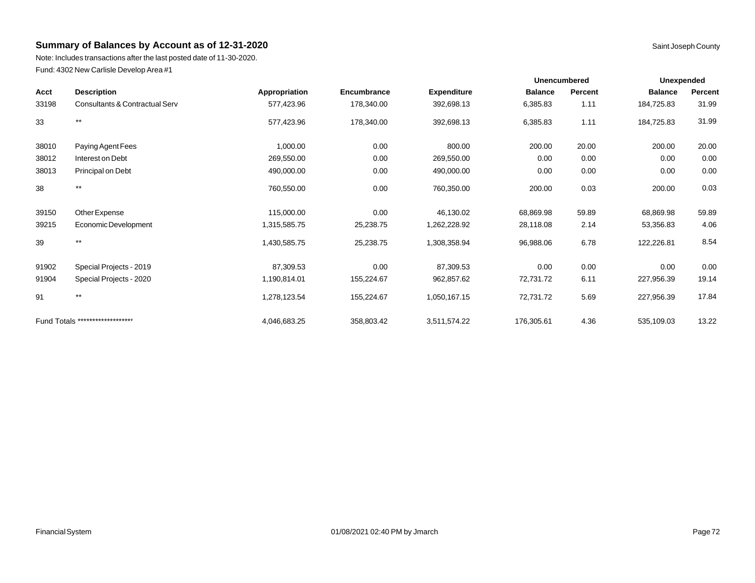## Summary of Balances by Account as of 12-31-2020

Saint Joseph County

Note: Includes transactions after the last posted date of 11-30-2020.

Fund: 4302 New Carlisle Develop Area #1

| | | | | | Unencumbered | | Unexpended | |
|---|---|---|---|---|---|---|---|---|
| **Acct** | **Description** | **Appropriation** | **Encumbrance** | **Expenditure** | **Balance** | **Percent** | **Balance** | **Percent** |
| 33198 | Consultants & Contractual Serv | 577,423.96 | 178,340.00 | 392,698.13 | 6,385.83 | 1.11 | 184,725.83 | 31.99 |
| 33 | ** | 577,423.96 | 178,340.00 | 392,698.13 | 6,385.83 | 1.11 | 184,725.83 | 31.99 |
| 38010 | Paying Agent Fees | 1,000.00 | 0.00 | 800.00 | 200.00 | 20.00 | 200.00 | 20.00 |
| 38012 | Interest on Debt | 269,550.00 | 0.00 | 269,550.00 | 0.00 | 0.00 | 0.00 | 0.00 |
| 38013 | Principal on Debt | 490,000.00 | 0.00 | 490,000.00 | 0.00 | 0.00 | 0.00 | 0.00 |
| 38 | ** | 760,550.00 | 0.00 | 760,350.00 | 200.00 | 0.03 | 200.00 | 0.03 |
| 39150 | Other Expense | 115,000.00 | 0.00 | 46,130.02 | 68,869.98 | 59.89 | 68,869.98 | 59.89 |
| 39215 | Economic Development | 1,315,585.75 | 25,238.75 | 1,262,228.92 | 28,118.08 | 2.14 | 53,356.83 | 4.06 |
| 39 | ** | 1,430,585.75 | 25,238.75 | 1,308,358.94 | 96,988.06 | 6.78 | 122,226.81 | 8.54 |
| 91902 | Special Projects - 2019 | 87,309.53 | 0.00 | 87,309.53 | 0.00 | 0.00 | 0.00 | 0.00 |
| 91904 | Special Projects - 2020 | 1,190,814.01 | 155,224.67 | 962,857.62 | 72,731.72 | 6.11 | 227,956.39 | 19.14 |
| 91 | ** | 1,278,123.54 | 155,224.67 | 1,050,167.15 | 72,731.72 | 5.69 | 227,956.39 | 17.84 |
| Fund Totals ******************** | | 4,046,683.25 | 358,803.42 | 3,511,574.22 | 176,305.61 | 4.36 | 535,109.03 | 13.22 |

Financial System — 01/08/2021 02:40 PM by Jmarch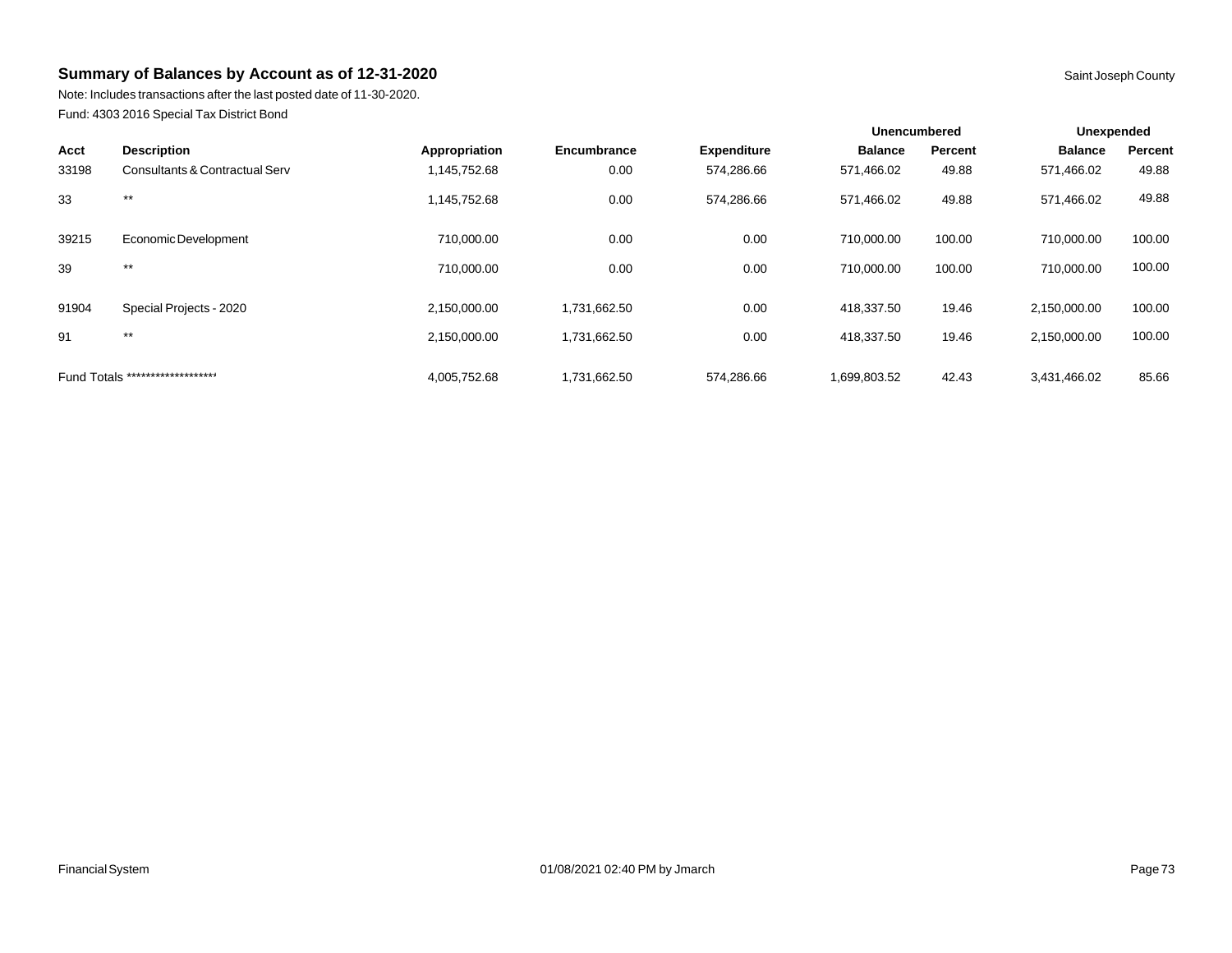## Summary of Balances by Account as of 12-31-2020

Saint Joseph County

Note: Includes transactions after the last posted date of 11-30-2020.

Fund: 4303 2016 Special Tax District Bond

| | | | | | Unencumbered | | Unexpended | |
|---|---|---|---|---|---|---|---|---|
| **Acct** | **Description** | **Appropriation** | **Encumbrance** | **Expenditure** | **Balance** | **Percent** | **Balance** | **Percent** |
| 33198 | Consultants & Contractual Serv | 1,145,752.68 | 0.00 | 574,286.66 | 571,466.02 | 49.88 | 571,466.02 | 49.88 |
| 33 | ** | 1,145,752.68 | 0.00 | 574,286.66 | 571,466.02 | 49.88 | 571,466.02 | 49.88 |
| 39215 | Economic Development | 710,000.00 | 0.00 | 0.00 | 710,000.00 | 100.00 | 710,000.00 | 100.00 |
| 39 | ** | 710,000.00 | 0.00 | 0.00 | 710,000.00 | 100.00 | 710,000.00 | 100.00 |
| 91904 | Special Projects - 2020 | 2,150,000.00 | 1,731,662.50 | 0.00 | 418,337.50 | 19.46 | 2,150,000.00 | 100.00 |
| 91 | ** | 2,150,000.00 | 1,731,662.50 | 0.00 | 418,337.50 | 19.46 | 2,150,000.00 | 100.00 |
| Fund Totals ******************* | | 4,005,752.68 | 1,731,662.50 | 574,286.66 | 1,699,803.52 | 42.43 | 3,431,466.02 | 85.66 |

Financial System 01/08/2021 02:40 PM by Jmarch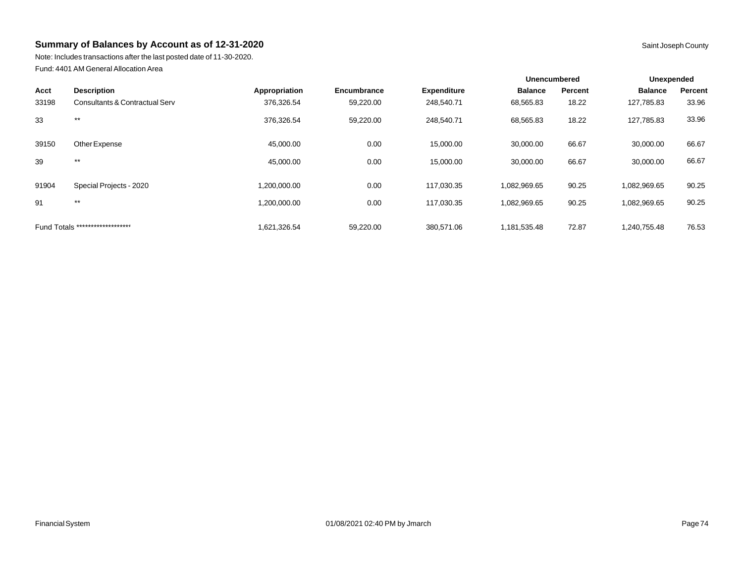## Summary of Balances by Account as of 12-31-2020

Saint Joseph County

Note: Includes transactions after the last posted date of 11-30-2020.

Fund: 4401 AM General Allocation Area

| | | | | | Unencumbered | | Unexpended | |
|---|---|---|---|---|---|---|---|---|
| **Acct** | **Description** | **Appropriation** | **Encumbrance** | **Expenditure** | **Balance** | **Percent** | **Balance** | **Percent** |
| 33198 | Consultants & Contractual Serv | 376,326.54 | 59,220.00 | 248,540.71 | 68,565.83 | 18.22 | 127,785.83 | 33.96 |
| 33 | ** | 376,326.54 | 59,220.00 | 248,540.71 | 68,565.83 | 18.22 | 127,785.83 | 33.96 |
| 39150 | Other Expense | 45,000.00 | 0.00 | 15,000.00 | 30,000.00 | 66.67 | 30,000.00 | 66.67 |
| 39 | ** | 45,000.00 | 0.00 | 15,000.00 | 30,000.00 | 66.67 | 30,000.00 | 66.67 |
| 91904 | Special Projects - 2020 | 1,200,000.00 | 0.00 | 117,030.35 | 1,082,969.65 | 90.25 | 1,082,969.65 | 90.25 |
| 91 | ** | 1,200,000.00 | 0.00 | 117,030.35 | 1,082,969.65 | 90.25 | 1,082,969.65 | 90.25 |
| Fund Totals ******************* | | 1,621,326.54 | 59,220.00 | 380,571.06 | 1,181,535.48 | 72.87 | 1,240,755.48 | 76.53 |

Financial System 01/08/2021 02:40 PM by Jmarch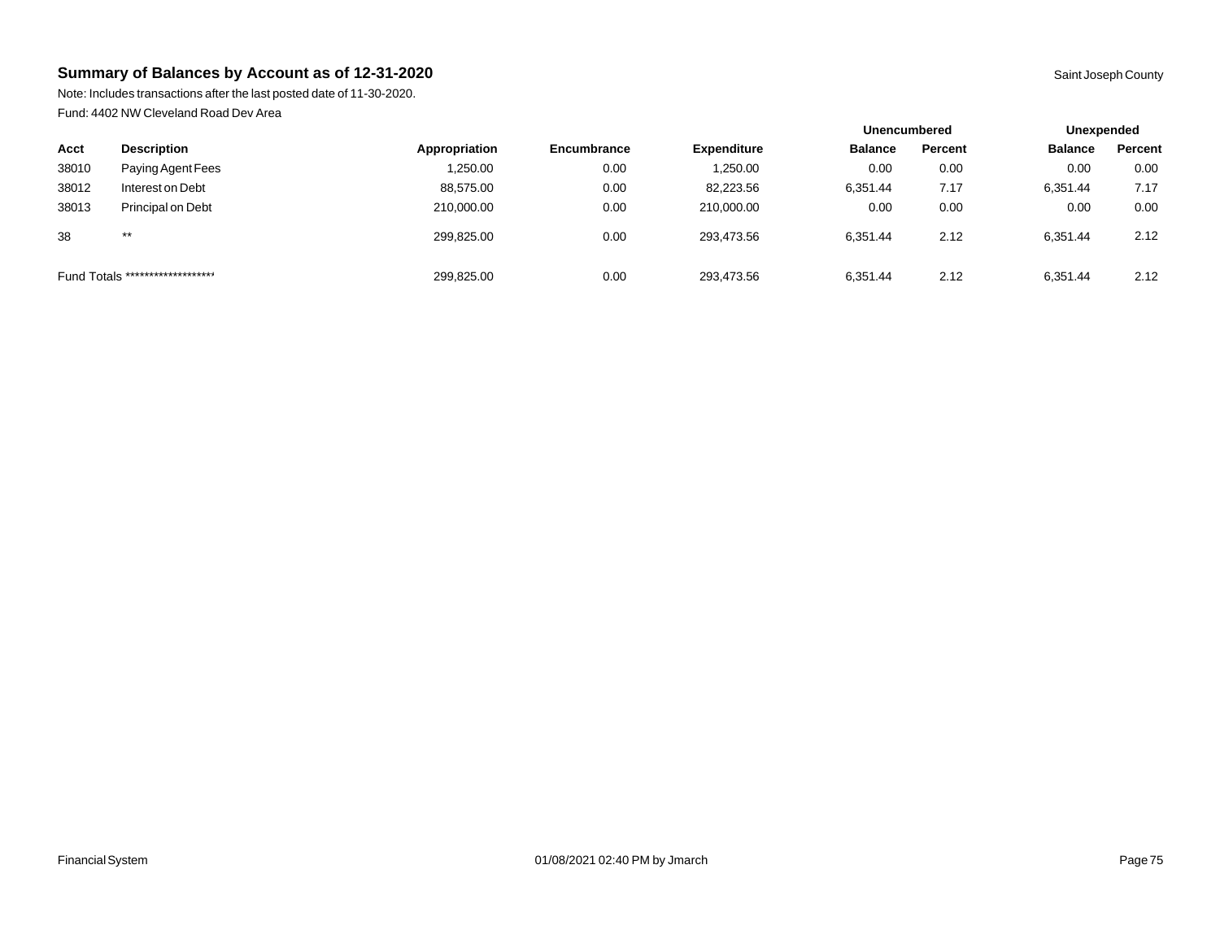## Summary of Balances by Account as of 12-31-2020

Saint Joseph County

Note: Includes transactions after the last posted date of 11-30-2020.

Fund: 4402 NW Cleveland Road Dev Area

| | | | | | Unencumbered | | Unexpended | |
|---|---|---|---|---|---|---|---|---|
| **Acct** | **Description** | **Appropriation** | **Encumbrance** | **Expenditure** | **Balance** | **Percent** | **Balance** | **Percent** |
| 38010 | Paying Agent Fees | 1,250.00 | 0.00 | 1,250.00 | 0.00 | 0.00 | 0.00 | 0.00 |
| 38012 | Interest on Debt | 88,575.00 | 0.00 | 82,223.56 | 6,351.44 | 7.17 | 6,351.44 | 7.17 |
| 38013 | Principal on Debt | 210,000.00 | 0.00 | 210,000.00 | 0.00 | 0.00 | 0.00 | 0.00 |
| 38 | ** | 299,825.00 | 0.00 | 293,473.56 | 6,351.44 | 2.12 | 6,351.44 | 2.12 |
| Fund Totals | ******************* | 299,825.00 | 0.00 | 293,473.56 | 6,351.44 | 2.12 | 6,351.44 | 2.12 |

Financial System 01/08/2021 02:40 PM by Jmarch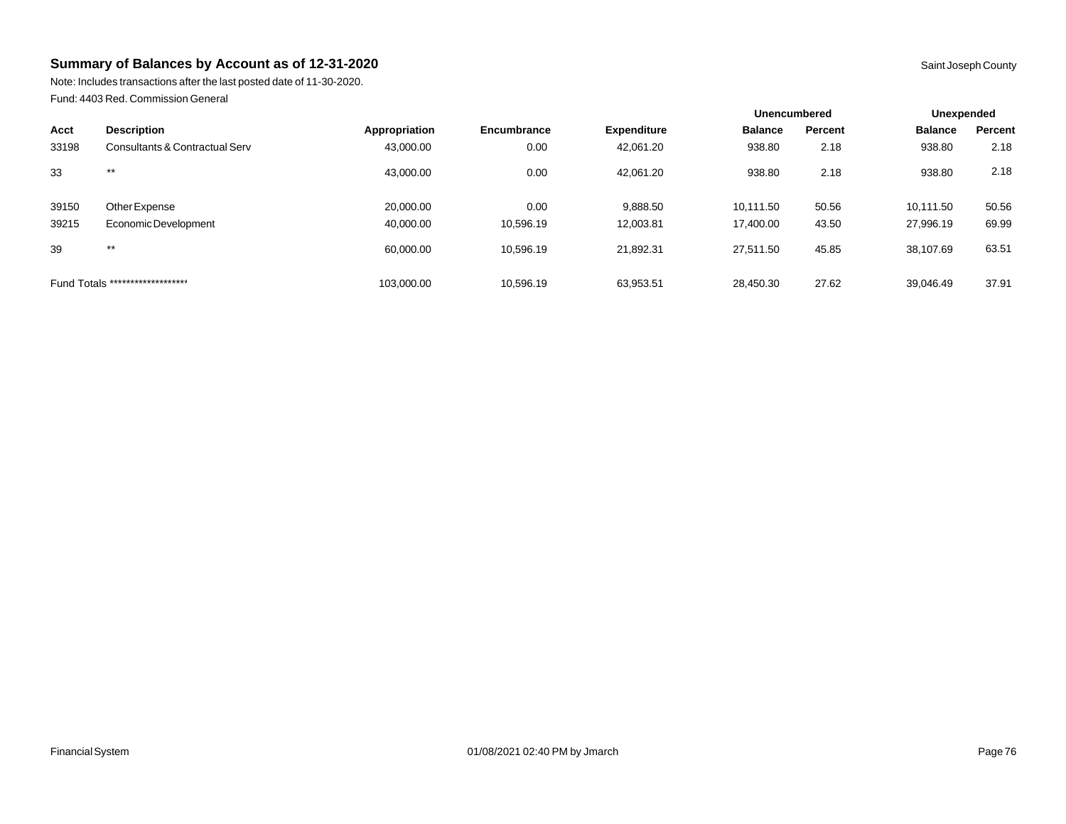## Summary of Balances by Account as of 12-31-2020

Saint Joseph County

Note: Includes transactions after the last posted date of 11-30-2020.

Fund: 4403 Red. Commission General

| | | | | | Unencumbered | | Unexpended | |
|---|---|---|---|---|---|---|---|---|
| **Acct** | **Description** | **Appropriation** | **Encumbrance** | **Expenditure** | **Balance** | **Percent** | **Balance** | **Percent** |
| 33198 | Consultants & Contractual Serv | 43,000.00 | 0.00 | 42,061.20 | 938.80 | 2.18 | 938.80 | 2.18 |
| 33 | ** | 43,000.00 | 0.00 | 42,061.20 | 938.80 | 2.18 | 938.80 | 2.18 |
| 39150 | Other Expense | 20,000.00 | 0.00 | 9,888.50 | 10,111.50 | 50.56 | 10,111.50 | 50.56 |
| 39215 | Economic Development | 40,000.00 | 10,596.19 | 12,003.81 | 17,400.00 | 43.50 | 27,996.19 | 69.99 |
| 39 | ** | 60,000.00 | 10,596.19 | 21,892.31 | 27,511.50 | 45.85 | 38,107.69 | 63.51 |
| Fund Totals | ******************* | 103,000.00 | 10,596.19 | 63,953.51 | 28,450.30 | 27.62 | 39,046.49 | 37.91 |

Financial System 01/08/2021 02:40 PM by Jmarch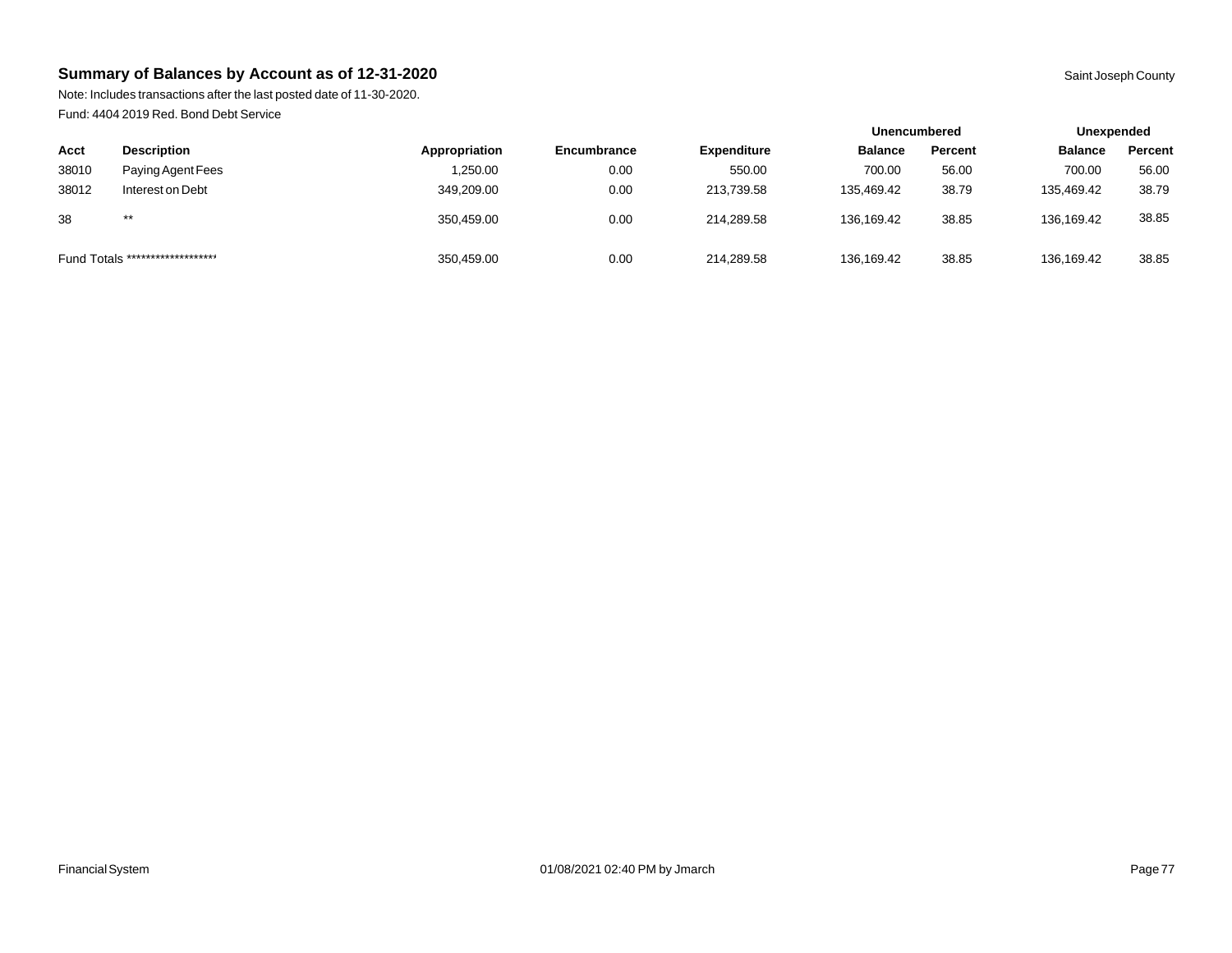## Summary of Balances by Account as of 12-31-2020

Saint Joseph County

Note: Includes transactions after the last posted date of 11-30-2020.

Fund: 4404 2019 Red. Bond Debt Service

| | | | | | Unencumbered | | Unexpended | |
|---|---|---|---|---|---|---|---|---|
| **Acct** | **Description** | **Appropriation** | **Encumbrance** | **Expenditure** | **Balance** | **Percent** | **Balance** | **Percent** |
| 38010 | Paying Agent Fees | 1,250.00 | 0.00 | 550.00 | 700.00 | 56.00 | 700.00 | 56.00 |
| 38012 | Interest on Debt | 349,209.00 | 0.00 | 213,739.58 | 135,469.42 | 38.79 | 135,469.42 | 38.79 |
| 38 | ** | 350,459.00 | 0.00 | 214,289.58 | 136,169.42 | 38.85 | 136,169.42 | 38.85 |
| Fund Totals ******************* | | 350,459.00 | 0.00 | 214,289.58 | 136,169.42 | 38.85 | 136,169.42 | 38.85 |

Financial System

01/08/2021 02:40 PM by Jmarch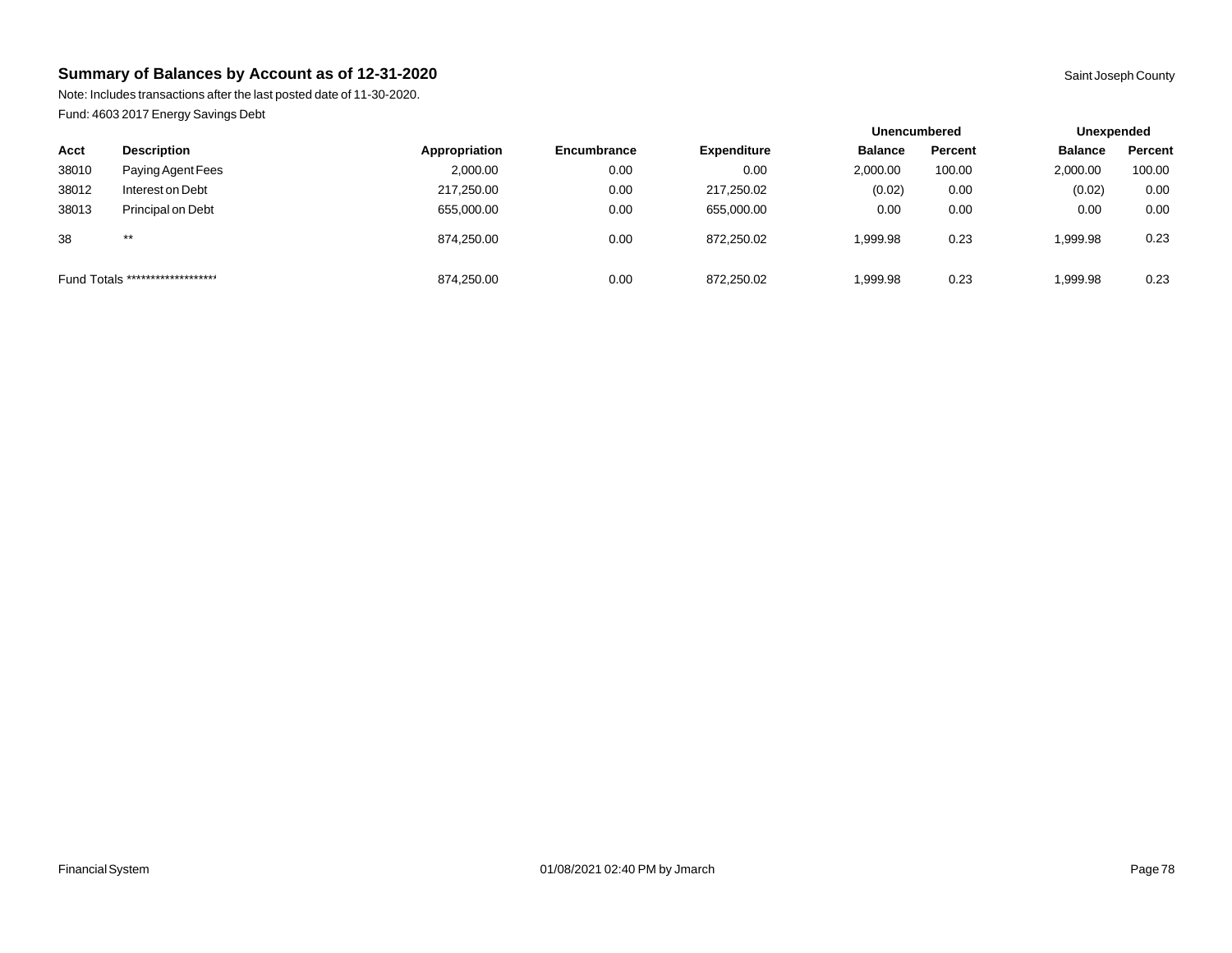## Summary of Balances by Account as of 12-31-2020

Saint Joseph County

Note: Includes transactions after the last posted date of 11-30-2020.

Fund: 4603 2017 Energy Savings Debt

| | | | | | Unencumbered | | Unexpended | |
|---|---|---|---|---|---|---|---|---|
| **Acct** | **Description** | **Appropriation** | **Encumbrance** | **Expenditure** | **Balance** | **Percent** | **Balance** | **Percent** |
| 38010 | Paying Agent Fees | 2,000.00 | 0.00 | 0.00 | 2,000.00 | 100.00 | 2,000.00 | 100.00 |
| 38012 | Interest on Debt | 217,250.00 | 0.00 | 217,250.02 | (0.02) | 0.00 | (0.02) | 0.00 |
| 38013 | Principal on Debt | 655,000.00 | 0.00 | 655,000.00 | 0.00 | 0.00 | 0.00 | 0.00 |
| 38 | ** | 874,250.00 | 0.00 | 872,250.02 | 1,999.98 | 0.23 | 1,999.98 | 0.23 |
| Fund Totals ******************* | | 874,250.00 | 0.00 | 872,250.02 | 1,999.98 | 0.23 | 1,999.98 | 0.23 |

Financial System 01/08/2021 02:40 PM by Jmarch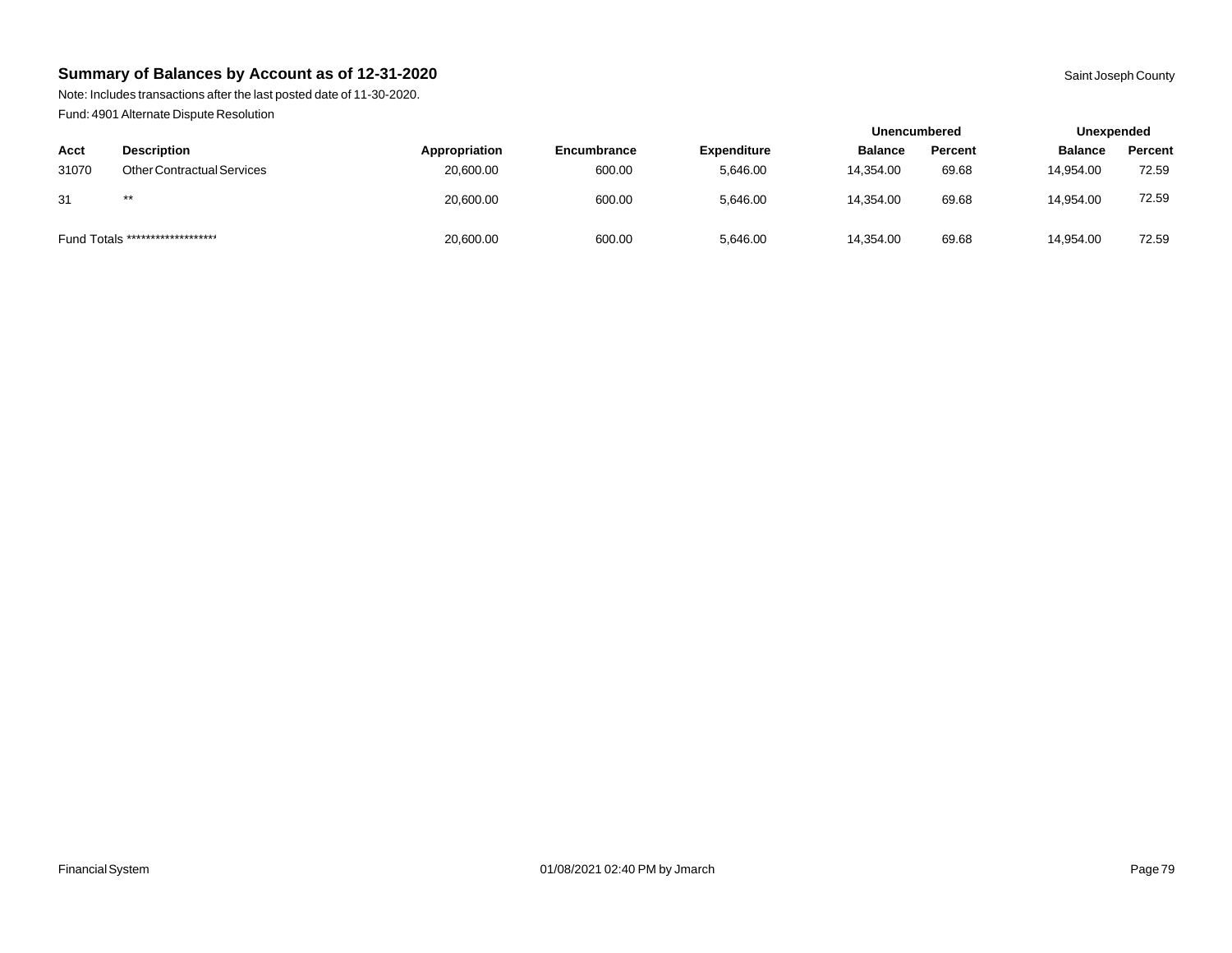## Summary of Balances by Account as of 12-31-2020

Saint Joseph County

Note: Includes transactions after the last posted date of 11-30-2020.

Fund: 4901 Alternate Dispute Resolution

| | | | | | Unencumbered | | Unexpended | |
|---|---|---|---|---|---|---|---|---|
| **Acct** | **Description** | **Appropriation** | **Encumbrance** | **Expenditure** | **Balance** | **Percent** | **Balance** | **Percent** |
| 31070 | Other Contractual Services | 20,600.00 | 600.00 | 5,646.00 | 14,354.00 | 69.68 | 14,954.00 | 72.59 |
| 31 | ** | 20,600.00 | 600.00 | 5,646.00 | 14,354.00 | 69.68 | 14,954.00 | 72.59 |
| Fund Totals ******************* | | 20,600.00 | 600.00 | 5,646.00 | 14,354.00 | 69.68 | 14,954.00 | 72.59 |

Financial System — 01/08/2021 02:40 PM by Jmarch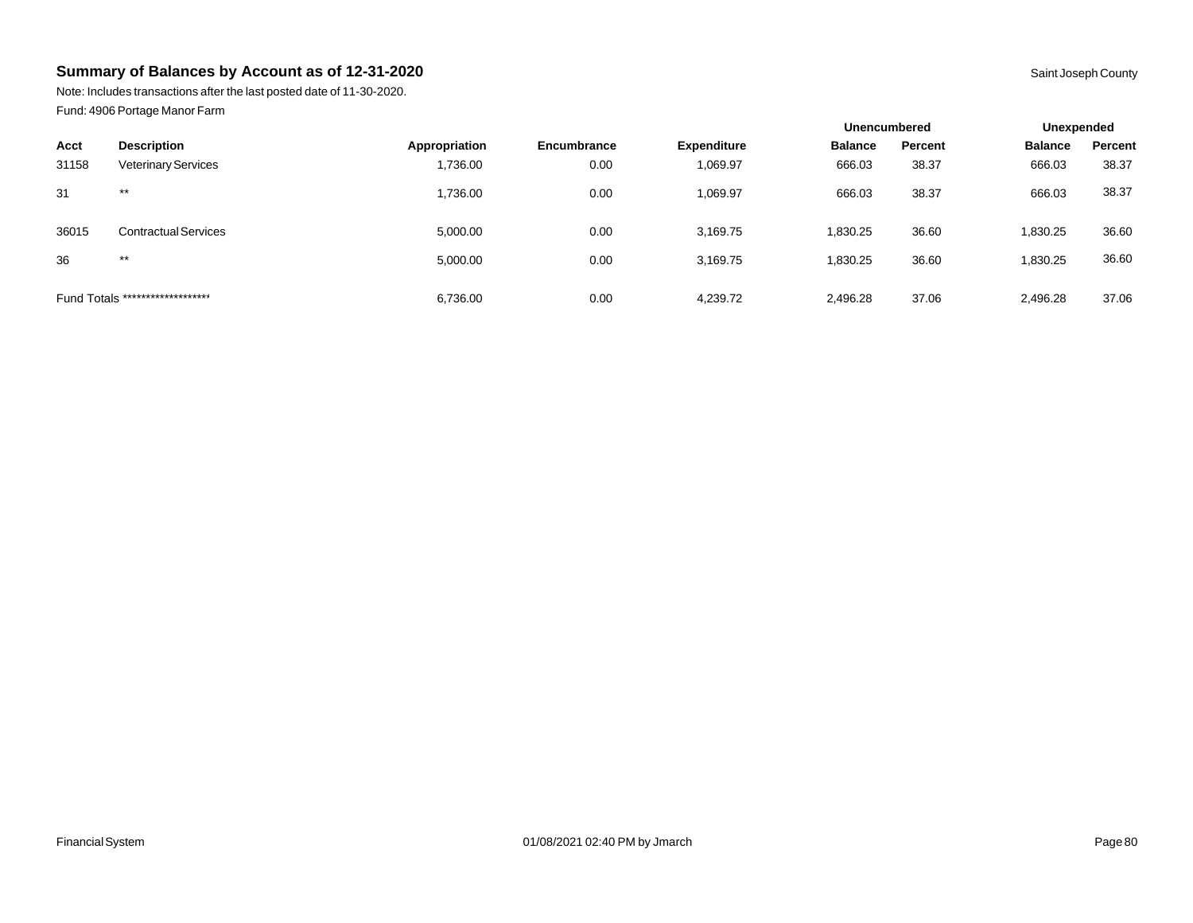## Summary of Balances by Account as of 12-31-2020

Saint Joseph County

Note: Includes transactions after the last posted date of 11-30-2020.

Fund: 4906 Portage Manor Farm

| | | | | | Unencumbered | | Unexpended | |
|---|---|---|---|---|---|---|---|---|
| Acct | Description | Appropriation | Encumbrance | Expenditure | Balance | Percent | Balance | Percent |
| 31158 | Veterinary Services | 1,736.00 | 0.00 | 1,069.97 | 666.03 | 38.37 | 666.03 | 38.37 |
| 31 | ** | 1,736.00 | 0.00 | 1,069.97 | 666.03 | 38.37 | 666.03 | 38.37 |
| 36015 | Contractual Services | 5,000.00 | 0.00 | 3,169.75 | 1,830.25 | 36.60 | 1,830.25 | 36.60 |
| 36 | ** | 5,000.00 | 0.00 | 3,169.75 | 1,830.25 | 36.60 | 1,830.25 | 36.60 |
| Fund Totals ******************* | | 6,736.00 | 0.00 | 4,239.72 | 2,496.28 | 37.06 | 2,496.28 | 37.06 |

Financial System 01/08/2021 02:40 PM by Jmarch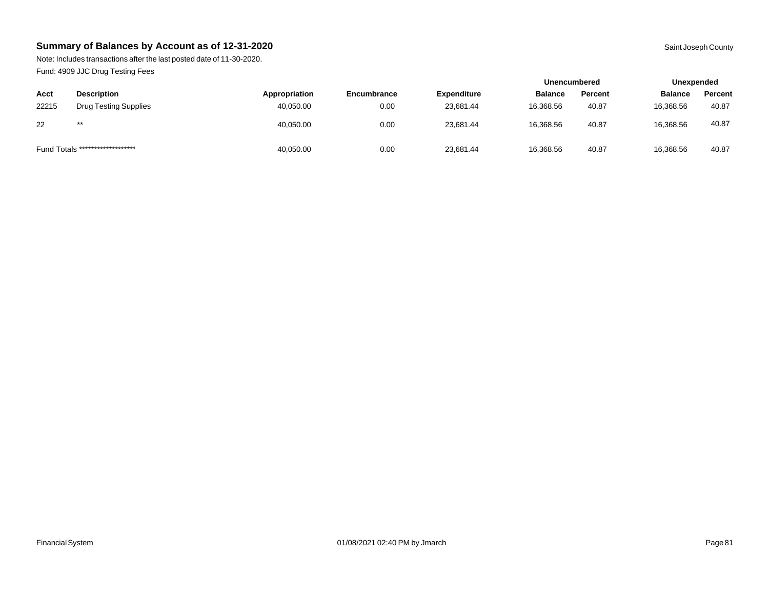## Summary of Balances by Account as of 12-31-2020

Saint Joseph County

Note: Includes transactions after the last posted date of 11-30-2020.

Fund: 4909 JJC Drug Testing Fees

| | | | | | Unencumbered | | Unexpended | |
|---|---|---|---|---|---|---|---|---|
| Acct | Description | Appropriation | Encumbrance | Expenditure | Balance | Percent | Balance | Percent |
| 22215 | Drug Testing Supplies | 40,050.00 | 0.00 | 23,681.44 | 16,368.56 | 40.87 | 16,368.56 | 40.87 |
| 22 | ** | 40,050.00 | 0.00 | 23,681.44 | 16,368.56 | 40.87 | 16,368.56 | 40.87 |
| Fund Totals ******************* | | 40,050.00 | 0.00 | 23,681.44 | 16,368.56 | 40.87 | 16,368.56 | 40.87 |

Financial System 01/08/2021 02:40 PM by Jmarch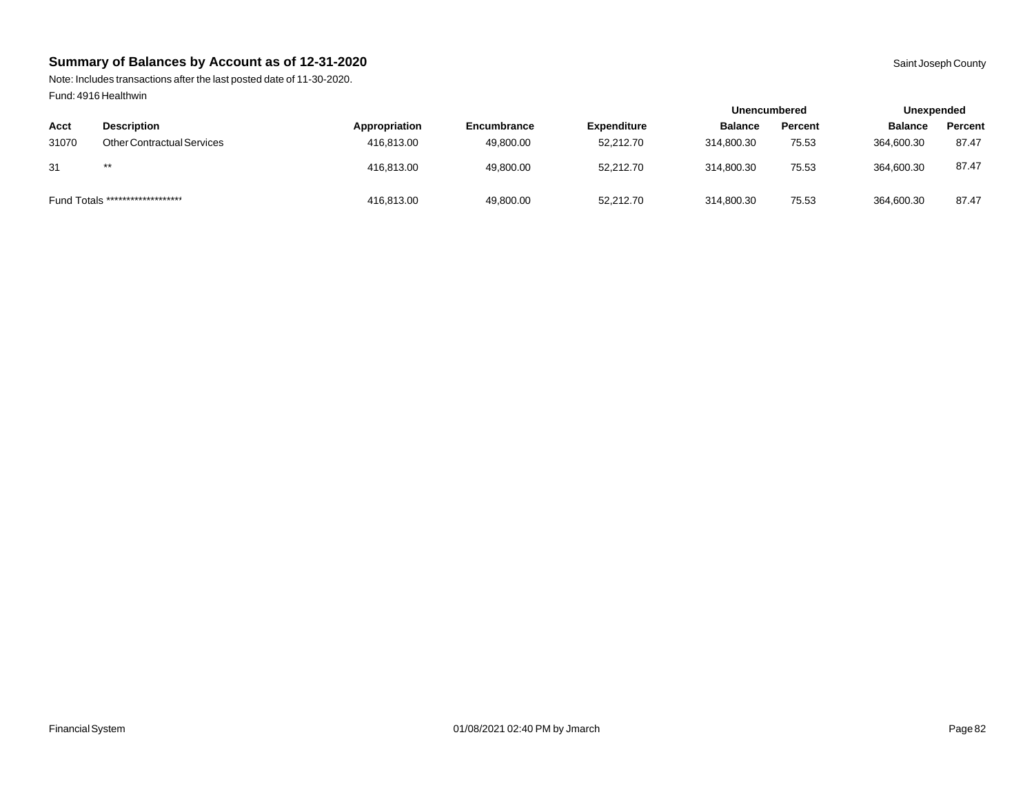## Summary of Balances by Account as of 12-31-2020

Saint Joseph County

Note: Includes transactions after the last posted date of 11-30-2020.

Fund: 4916 Healthwin

| | | | | | Unencumbered | | Unexpended | |
|---|---|---|---|---|---|---|---|---|
| **Acct** | **Description** | **Appropriation** | **Encumbrance** | **Expenditure** | **Balance** | **Percent** | **Balance** | **Percent** |
| 31070 | Other Contractual Services | 416,813.00 | 49,800.00 | 52,212.70 | 314,800.30 | 75.53 | 364,600.30 | 87.47 |
| 31 | ** | 416,813.00 | 49,800.00 | 52,212.70 | 314,800.30 | 75.53 | 364,600.30 | 87.47 |
| Fund Totals ******************* | | 416,813.00 | 49,800.00 | 52,212.70 | 314,800.30 | 75.53 | 364,600.30 | 87.47 |

Financial System 01/08/2021 02:40 PM by Jmarch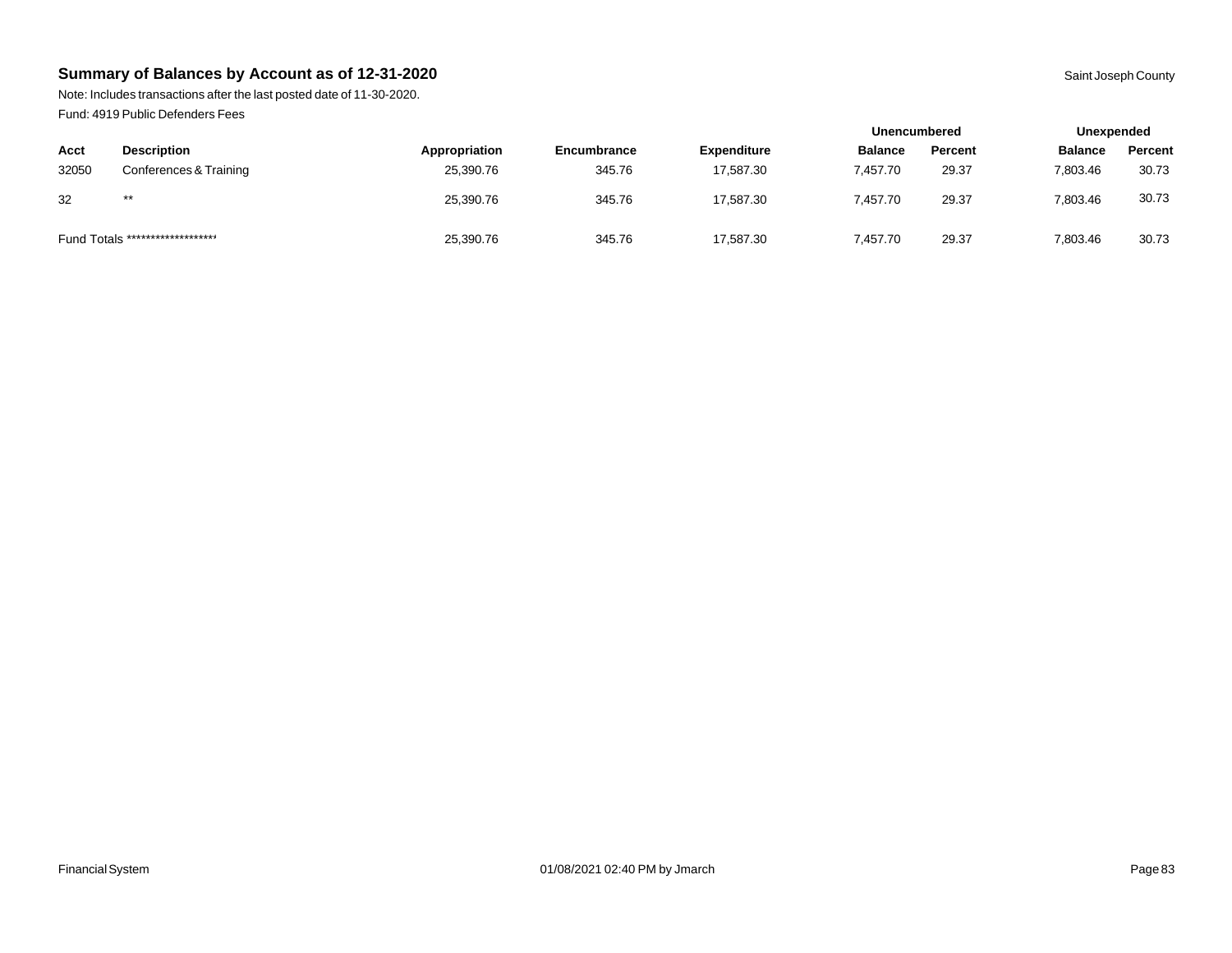## Summary of Balances by Account as of 12-31-2020

Saint Joseph County

Note: Includes transactions after the last posted date of 11-30-2020.

Fund: 4919 Public Defenders Fees

| Acct | Description | Appropriation | Encumbrance | Expenditure | Unencumbered | | Unexpended | |
|---|---|---|---|---|---|---|---|---|
| | | | | | Balance | Percent | Balance | Percent |
| 32050 | Conferences & Training | 25,390.76 | 345.76 | 17,587.30 | 7,457.70 | 29.37 | 7,803.46 | 30.73 |
| 32 | ** | 25,390.76 | 345.76 | 17,587.30 | 7,457.70 | 29.37 | 7,803.46 | 30.73 |
| Fund Totals ******************* | | 25,390.76 | 345.76 | 17,587.30 | 7,457.70 | 29.37 | 7,803.46 | 30.73 |

Financial System 01/08/2021 02:40 PM by Jmarch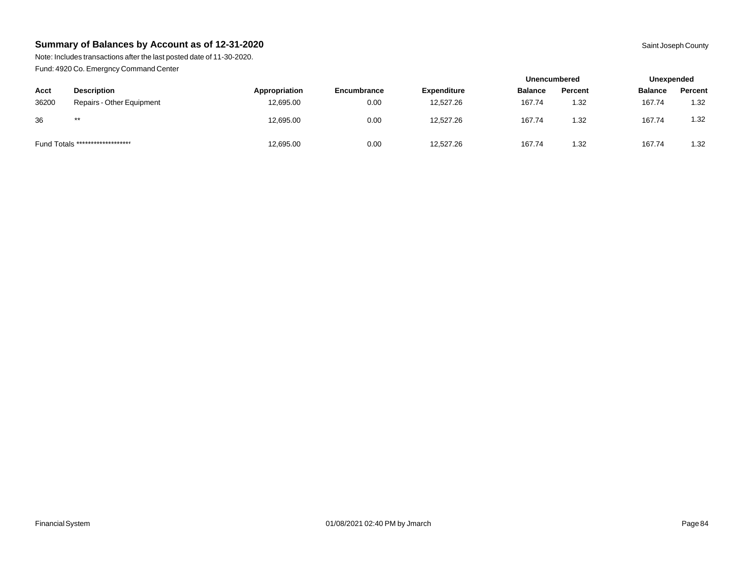## Summary of Balances by Account as of 12-31-2020

Saint Joseph County

Note: Includes transactions after the last posted date of 11-30-2020.

Fund: 4920 Co. Emergncy Command Center

| | | | | | Unencumbered | | Unexpended | |
|---|---|---|---|---|---|---|---|---|
| **Acct** | **Description** | **Appropriation** | **Encumbrance** | **Expenditure** | **Balance** | **Percent** | **Balance** | **Percent** |
| 36200 | Repairs - Other Equipment | 12,695.00 | 0.00 | 12,527.26 | 167.74 | 1.32 | 167.74 | 1.32 |
| 36 | ** | 12,695.00 | 0.00 | 12,527.26 | 167.74 | 1.32 | 167.74 | 1.32 |
| Fund Totals ******************* | | 12,695.00 | 0.00 | 12,527.26 | 167.74 | 1.32 | 167.74 | 1.32 |

Financial System 01/08/2021 02:40 PM by Jmarch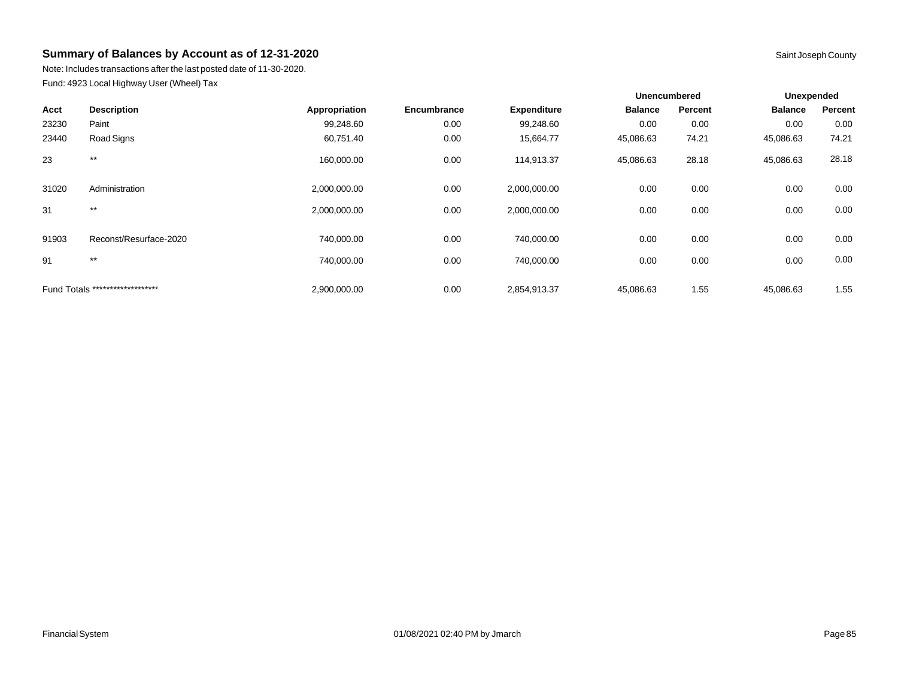## Summary of Balances by Account as of 12-31-2020

Saint Joseph County

Note: Includes transactions after the last posted date of 11-30-2020.

Fund: 4923 Local Highway User (Wheel) Tax

| | | | | | Unencumbered | | Unexpended | |
|---|---|---|---|---|---|---|---|---|
| Acct | Description | Appropriation | Encumbrance | Expenditure | Balance | Percent | Balance | Percent |
| 23230 | Paint | 99,248.60 | 0.00 | 99,248.60 | 0.00 | 0.00 | 0.00 | 0.00 |
| 23440 | Road Signs | 60,751.40 | 0.00 | 15,664.77 | 45,086.63 | 74.21 | 45,086.63 | 74.21 |
| 23 | ** | 160,000.00 | 0.00 | 114,913.37 | 45,086.63 | 28.18 | 45,086.63 | 28.18 |
| 31020 | Administration | 2,000,000.00 | 0.00 | 2,000,000.00 | 0.00 | 0.00 | 0.00 | 0.00 |
| 31 | ** | 2,000,000.00 | 0.00 | 2,000,000.00 | 0.00 | 0.00 | 0.00 | 0.00 |
| 91903 | Reconst/Resurface-2020 | 740,000.00 | 0.00 | 740,000.00 | 0.00 | 0.00 | 0.00 | 0.00 |
| 91 | ** | 740,000.00 | 0.00 | 740,000.00 | 0.00 | 0.00 | 0.00 | 0.00 |
| Fund Totals ******************* | | 2,900,000.00 | 0.00 | 2,854,913.37 | 45,086.63 | 1.55 | 45,086.63 | 1.55 |

Financial System 01/08/2021 02:40 PM by Jmarch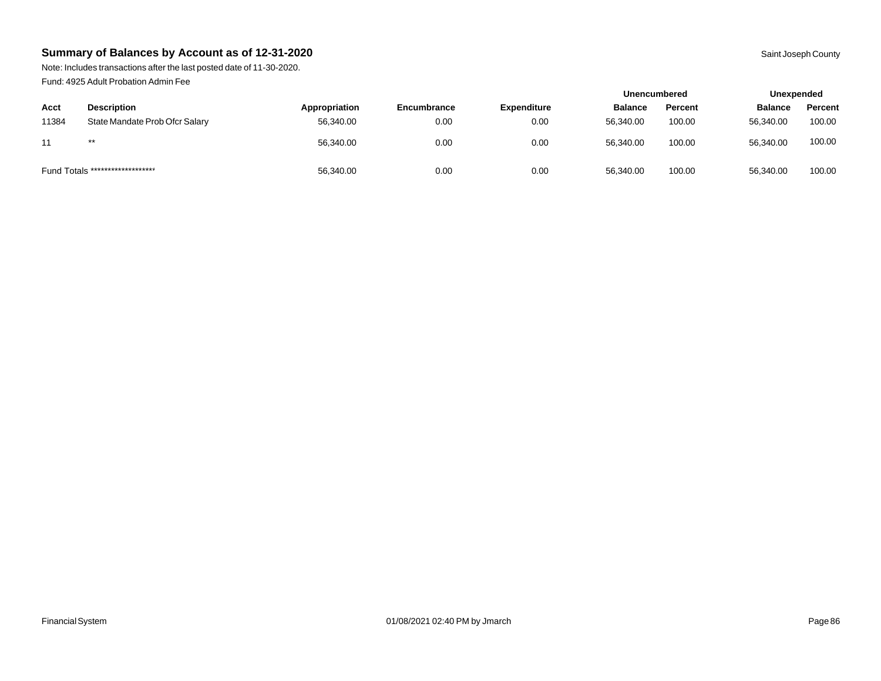## Summary of Balances by Account as of 12-31-2020

Saint Joseph County

Note: Includes transactions after the last posted date of 11-30-2020.

Fund: 4925 Adult Probation Admin Fee

| Acct | Description | Appropriation | Encumbrance | Expenditure | Unencumbered | | Unexpended | |
|---|---|---|---|---|---|---|---|---|
| | | | | | Balance | Percent | Balance | Percent |
| 11384 | State Mandate Prob Ofcr Salary | 56,340.00 | 0.00 | 0.00 | 56,340.00 | 100.00 | 56,340.00 | 100.00 |
| 11 | ** | 56,340.00 | 0.00 | 0.00 | 56,340.00 | 100.00 | 56,340.00 | 100.00 |
| Fund Totals ******************** | | 56,340.00 | 0.00 | 0.00 | 56,340.00 | 100.00 | 56,340.00 | 100.00 |

Financial System 01/08/2021 02:40 PM by Jmarch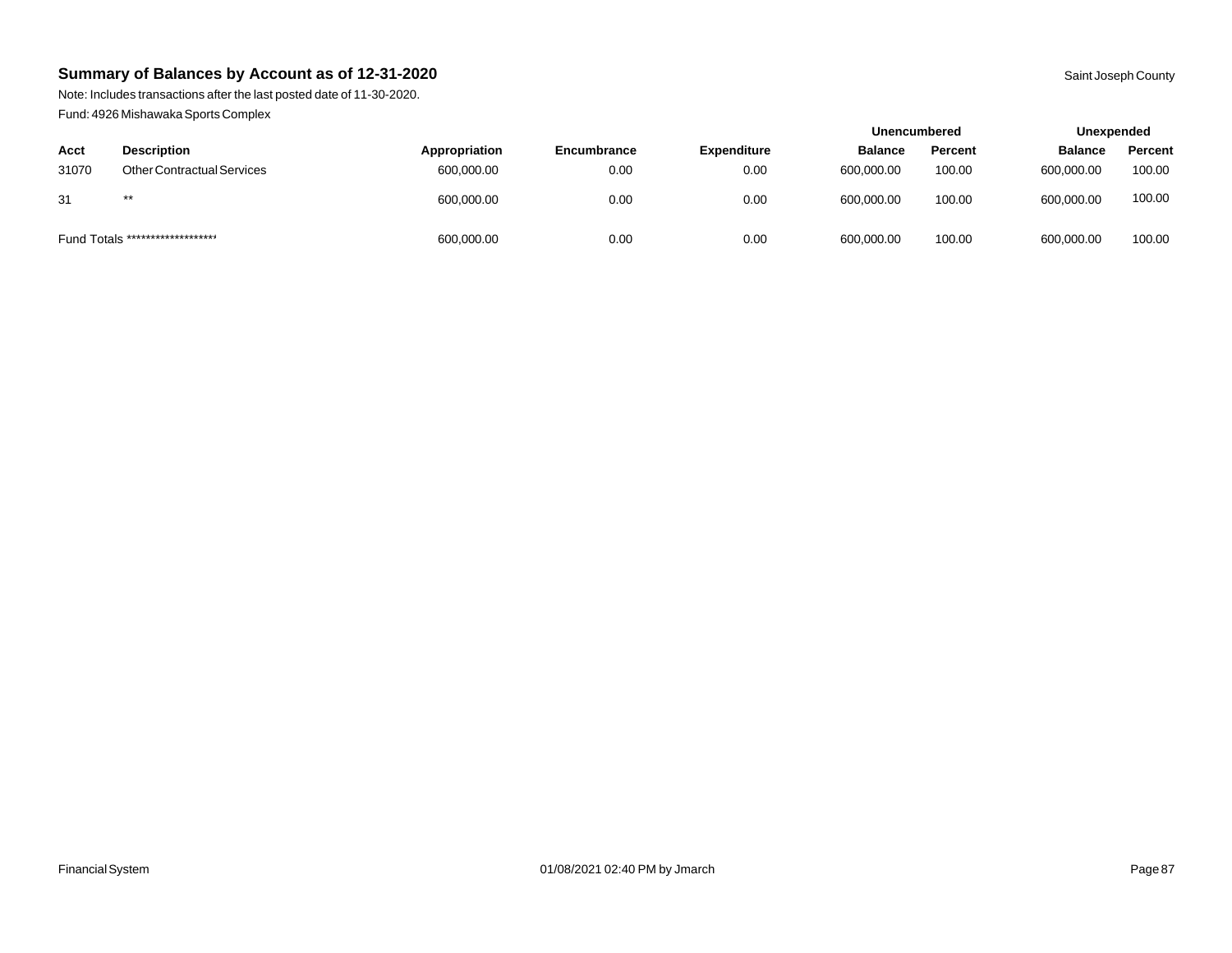## Summary of Balances by Account as of 12-31-2020

Saint Joseph County

Note: Includes transactions after the last posted date of 11-30-2020.

Fund: 4926 Mishawaka Sports Complex

| | | | | | Unencumbered | | Unexpended | |
|---|---|---|---|---|---|---|---|---|
| Acct | Description | Appropriation | Encumbrance | Expenditure | Balance | Percent | Balance | Percent |
| 31070 | Other Contractual Services | 600,000.00 | 0.00 | 0.00 | 600,000.00 | 100.00 | 600,000.00 | 100.00 |
| 31 | ** | 600,000.00 | 0.00 | 0.00 | 600,000.00 | 100.00 | 600,000.00 | 100.00 |
| Fund Totals ******************* | | 600,000.00 | 0.00 | 0.00 | 600,000.00 | 100.00 | 600,000.00 | 100.00 |

Financial System 01/08/2021 02:40 PM by Jmarch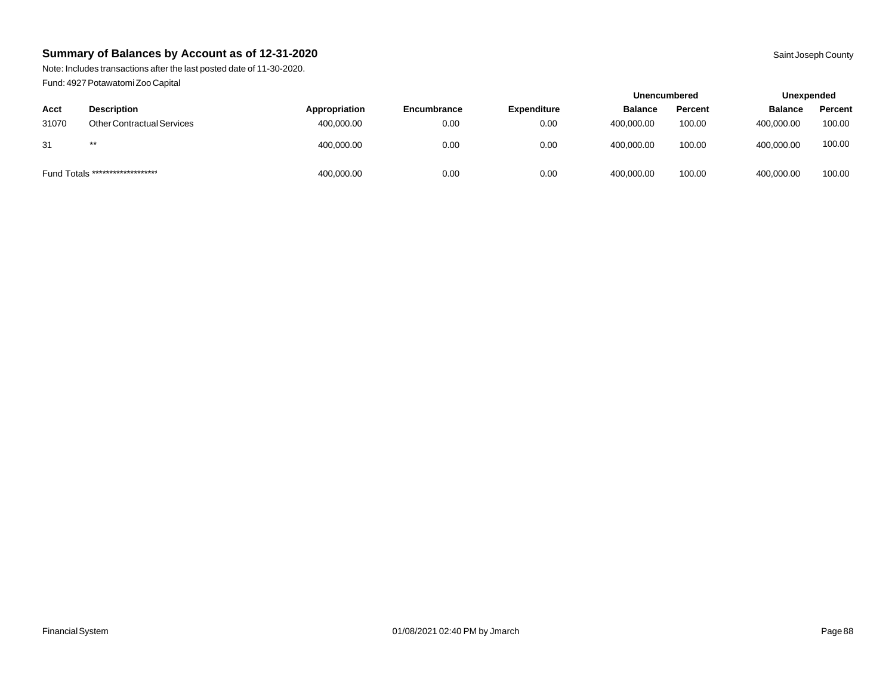## Summary of Balances by Account as of 12-31-2020

Saint Joseph County

Note: Includes transactions after the last posted date of 11-30-2020.

Fund: 4927 Potawatomi Zoo Capital

| | | | | | Unencumbered | | Unexpended | |
|---|---|---|---|---|---|---|---|---|
| Acct | Description | Appropriation | Encumbrance | Expenditure | Balance | Percent | Balance | Percent |
| 31070 | Other Contractual Services | 400,000.00 | 0.00 | 0.00 | 400,000.00 | 100.00 | 400,000.00 | 100.00 |
| 31 | ** | 400,000.00 | 0.00 | 0.00 | 400,000.00 | 100.00 | 400,000.00 | 100.00 |
| Fund Totals ******************* | | 400,000.00 | 0.00 | 0.00 | 400,000.00 | 100.00 | 400,000.00 | 100.00 |

Financial System 01/08/2021 02:40 PM by Jmarch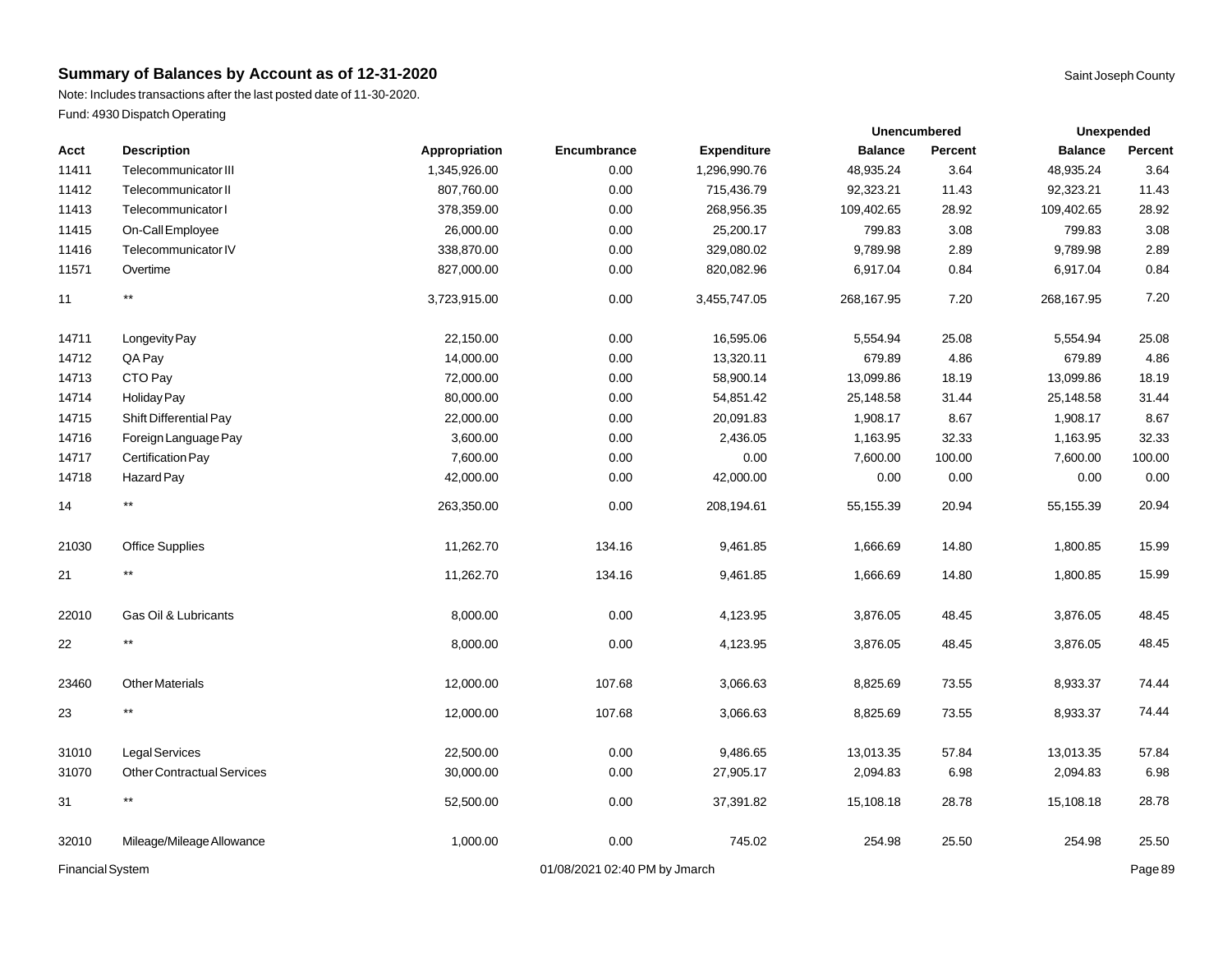## Summary of Balances by Account as of 12-31-2020

Saint Joseph County

Note: Includes transactions after the last posted date of 11-30-2020.

Fund: 4930 Dispatch Operating

| | | | | | Unencumbered | | Unexpended | |
|---|---|---|---|---|---|---|---|---|
| Acct | Description | Appropriation | Encumbrance | Expenditure | Balance | Percent | Balance | Percent |
| 11411 | Telecommunicator III | 1,345,926.00 | 0.00 | 1,296,990.76 | 48,935.24 | 3.64 | 48,935.24 | 3.64 |
| 11412 | Telecommunicator II | 807,760.00 | 0.00 | 715,436.79 | 92,323.21 | 11.43 | 92,323.21 | 11.43 |
| 11413 | Telecommunicator I | 378,359.00 | 0.00 | 268,956.35 | 109,402.65 | 28.92 | 109,402.65 | 28.92 |
| 11415 | On-Call Employee | 26,000.00 | 0.00 | 25,200.17 | 799.83 | 3.08 | 799.83 | 3.08 |
| 11416 | Telecommunicator IV | 338,870.00 | 0.00 | 329,080.02 | 9,789.98 | 2.89 | 9,789.98 | 2.89 |
| 11571 | Overtime | 827,000.00 | 0.00 | 820,082.96 | 6,917.04 | 0.84 | 6,917.04 | 0.84 |
| 11 | ** | 3,723,915.00 | 0.00 | 3,455,747.05 | 268,167.95 | 7.20 | 268,167.95 | 7.20 |
| 14711 | Longevity Pay | 22,150.00 | 0.00 | 16,595.06 | 5,554.94 | 25.08 | 5,554.94 | 25.08 |
| 14712 | QA Pay | 14,000.00 | 0.00 | 13,320.11 | 679.89 | 4.86 | 679.89 | 4.86 |
| 14713 | CTO Pay | 72,000.00 | 0.00 | 58,900.14 | 13,099.86 | 18.19 | 13,099.86 | 18.19 |
| 14714 | Holiday Pay | 80,000.00 | 0.00 | 54,851.42 | 25,148.58 | 31.44 | 25,148.58 | 31.44 |
| 14715 | Shift Differential Pay | 22,000.00 | 0.00 | 20,091.83 | 1,908.17 | 8.67 | 1,908.17 | 8.67 |
| 14716 | Foreign Language Pay | 3,600.00 | 0.00 | 2,436.05 | 1,163.95 | 32.33 | 1,163.95 | 32.33 |
| 14717 | Certification Pay | 7,600.00 | 0.00 | 0.00 | 7,600.00 | 100.00 | 7,600.00 | 100.00 |
| 14718 | Hazard Pay | 42,000.00 | 0.00 | 42,000.00 | 0.00 | 0.00 | 0.00 | 0.00 |
| 14 | ** | 263,350.00 | 0.00 | 208,194.61 | 55,155.39 | 20.94 | 55,155.39 | 20.94 |
| 21030 | Office Supplies | 11,262.70 | 134.16 | 9,461.85 | 1,666.69 | 14.80 | 1,800.85 | 15.99 |
| 21 | ** | 11,262.70 | 134.16 | 9,461.85 | 1,666.69 | 14.80 | 1,800.85 | 15.99 |
| 22010 | Gas Oil & Lubricants | 8,000.00 | 0.00 | 4,123.95 | 3,876.05 | 48.45 | 3,876.05 | 48.45 |
| 22 | ** | 8,000.00 | 0.00 | 4,123.95 | 3,876.05 | 48.45 | 3,876.05 | 48.45 |
| 23460 | Other Materials | 12,000.00 | 107.68 | 3,066.63 | 8,825.69 | 73.55 | 8,933.37 | 74.44 |
| 23 | ** | 12,000.00 | 107.68 | 3,066.63 | 8,825.69 | 73.55 | 8,933.37 | 74.44 |
| 31010 | Legal Services | 22,500.00 | 0.00 | 9,486.65 | 13,013.35 | 57.84 | 13,013.35 | 57.84 |
| 31070 | Other Contractual Services | 30,000.00 | 0.00 | 27,905.17 | 2,094.83 | 6.98 | 2,094.83 | 6.98 |
| 31 | ** | 52,500.00 | 0.00 | 37,391.82 | 15,108.18 | 28.78 | 15,108.18 | 28.78 |
| 32010 | Mileage/Mileage Allowance | 1,000.00 | 0.00 | 745.02 | 254.98 | 25.50 | 254.98 | 25.50 |

Financial System 01/08/2021 02:40 PM by Jmarch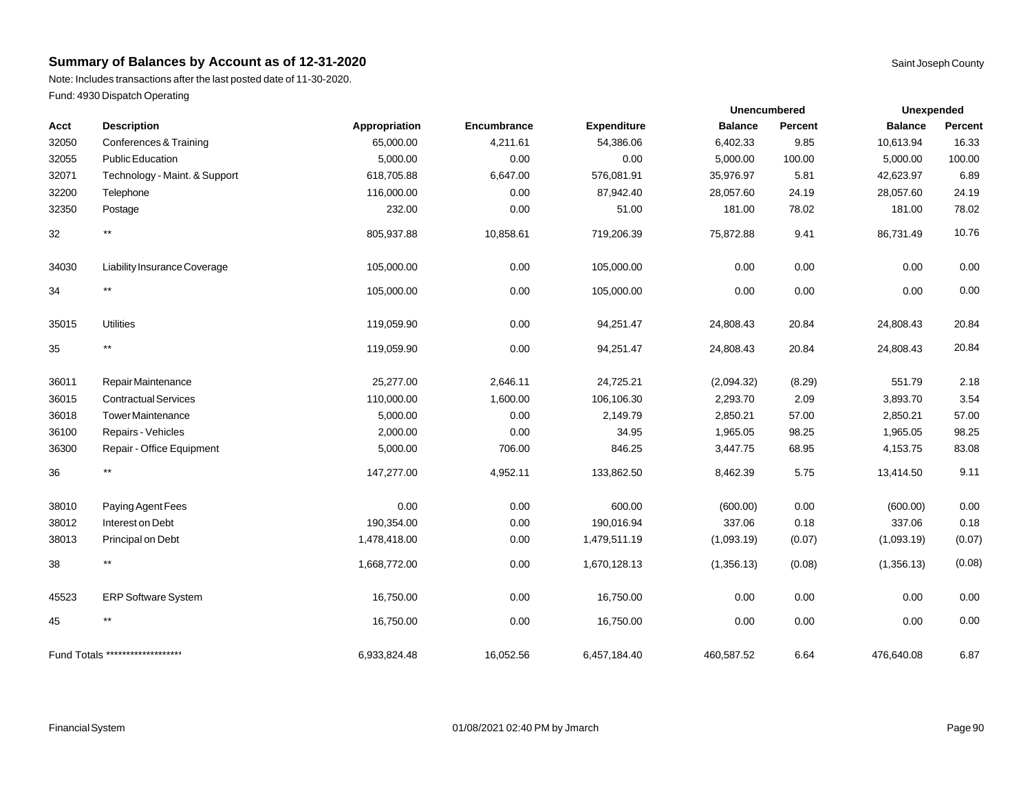## Summary of Balances by Account as of 12-31-2020

Saint Joseph County

Note: Includes transactions after the last posted date of 11-30-2020.

Fund: 4930 Dispatch Operating

| | | | | | Unencumbered | | Unexpended | |
|---|---|---|---|---|---|---|---|---|
| Acct | Description | Appropriation | Encumbrance | Expenditure | Balance | Percent | Balance | Percent |
| 32050 | Conferences & Training | 65,000.00 | 4,211.61 | 54,386.06 | 6,402.33 | 9.85 | 10,613.94 | 16.33 |
| 32055 | Public Education | 5,000.00 | 0.00 | 0.00 | 5,000.00 | 100.00 | 5,000.00 | 100.00 |
| 32071 | Technology - Maint. & Support | 618,705.88 | 6,647.00 | 576,081.91 | 35,976.97 | 5.81 | 42,623.97 | 6.89 |
| 32200 | Telephone | 116,000.00 | 0.00 | 87,942.40 | 28,057.60 | 24.19 | 28,057.60 | 24.19 |
| 32350 | Postage | 232.00 | 0.00 | 51.00 | 181.00 | 78.02 | 181.00 | 78.02 |
| 32 | ** | 805,937.88 | 10,858.61 | 719,206.39 | 75,872.88 | 9.41 | 86,731.49 | 10.76 |
| 34030 | Liability Insurance Coverage | 105,000.00 | 0.00 | 105,000.00 | 0.00 | 0.00 | 0.00 | 0.00 |
| 34 | ** | 105,000.00 | 0.00 | 105,000.00 | 0.00 | 0.00 | 0.00 | 0.00 |
| 35015 | Utilities | 119,059.90 | 0.00 | 94,251.47 | 24,808.43 | 20.84 | 24,808.43 | 20.84 |
| 35 | ** | 119,059.90 | 0.00 | 94,251.47 | 24,808.43 | 20.84 | 24,808.43 | 20.84 |
| 36011 | Repair Maintenance | 25,277.00 | 2,646.11 | 24,725.21 | (2,094.32) | (8.29) | 551.79 | 2.18 |
| 36015 | Contractual Services | 110,000.00 | 1,600.00 | 106,106.30 | 2,293.70 | 2.09 | 3,893.70 | 3.54 |
| 36018 | Tower Maintenance | 5,000.00 | 0.00 | 2,149.79 | 2,850.21 | 57.00 | 2,850.21 | 57.00 |
| 36100 | Repairs - Vehicles | 2,000.00 | 0.00 | 34.95 | 1,965.05 | 98.25 | 1,965.05 | 98.25 |
| 36300 | Repair - Office Equipment | 5,000.00 | 706.00 | 846.25 | 3,447.75 | 68.95 | 4,153.75 | 83.08 |
| 36 | ** | 147,277.00 | 4,952.11 | 133,862.50 | 8,462.39 | 5.75 | 13,414.50 | 9.11 |
| 38010 | Paying Agent Fees | 0.00 | 0.00 | 600.00 | (600.00) | 0.00 | (600.00) | 0.00 |
| 38012 | Interest on Debt | 190,354.00 | 0.00 | 190,016.94 | 337.06 | 0.18 | 337.06 | 0.18 |
| 38013 | Principal on Debt | 1,478,418.00 | 0.00 | 1,479,511.19 | (1,093.19) | (0.07) | (1,093.19) | (0.07) |
| 38 | ** | 1,668,772.00 | 0.00 | 1,670,128.13 | (1,356.13) | (0.08) | (1,356.13) | (0.08) |
| 45523 | ERP Software System | 16,750.00 | 0.00 | 16,750.00 | 0.00 | 0.00 | 0.00 | 0.00 |
| 45 | ** | 16,750.00 | 0.00 | 16,750.00 | 0.00 | 0.00 | 0.00 | 0.00 |
| Fund Totals ******************* | | 6,933,824.48 | 16,052.56 | 6,457,184.40 | 460,587.52 | 6.64 | 476,640.08 | 6.87 |

Financial System 01/08/2021 02:40 PM by Jmarch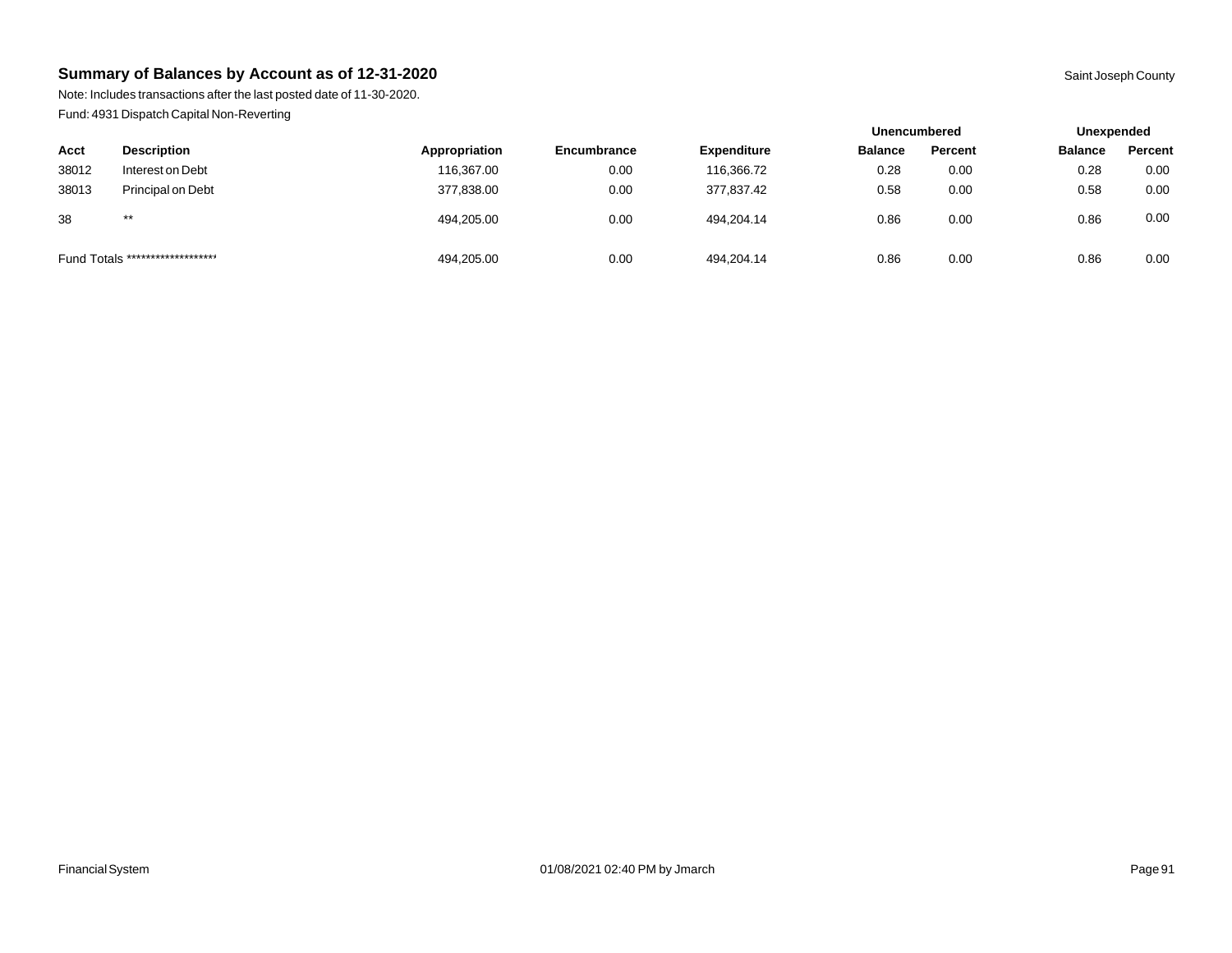## Summary of Balances by Account as of 12-31-2020

Saint Joseph County

Note: Includes transactions after the last posted date of 11-30-2020.

Fund: 4931 Dispatch Capital Non-Reverting

| | | | | | Unencumbered | | Unexpended | |
|---|---|---|---|---|---|---|---|---|
| Acct | Description | Appropriation | Encumbrance | Expenditure | Balance | Percent | Balance | Percent |
| 38012 | Interest on Debt | 116,367.00 | 0.00 | 116,366.72 | 0.28 | 0.00 | 0.28 | 0.00 |
| 38013 | Principal on Debt | 377,838.00 | 0.00 | 377,837.42 | 0.58 | 0.00 | 0.58 | 0.00 |
| 38 | ** | 494,205.00 | 0.00 | 494,204.14 | 0.86 | 0.00 | 0.86 | 0.00 |
| Fund Totals ******************* | | 494,205.00 | 0.00 | 494,204.14 | 0.86 | 0.00 | 0.86 | 0.00 |

Financial System 01/08/2021 02:40 PM by Jmarch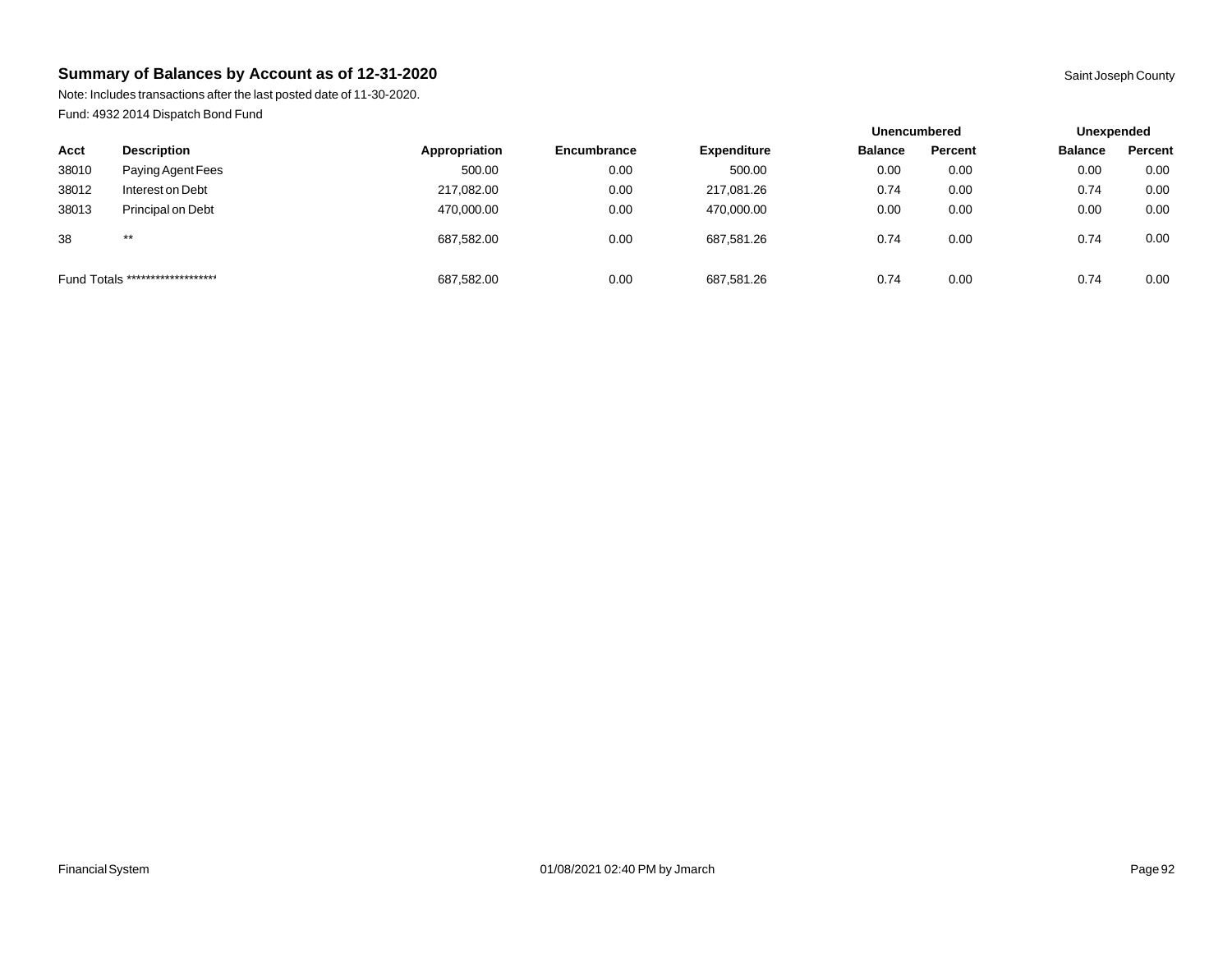## Summary of Balances by Account as of 12-31-2020

Saint Joseph County

Note: Includes transactions after the last posted date of 11-30-2020.

Fund: 4932 2014 Dispatch Bond Fund

| | | | | | Unencumbered | | Unexpended | |
|---|---|---|---|---|---|---|---|---|
| **Acct** | **Description** | **Appropriation** | **Encumbrance** | **Expenditure** | **Balance** | **Percent** | **Balance** | **Percent** |
| 38010 | Paying Agent Fees | 500.00 | 0.00 | 500.00 | 0.00 | 0.00 | 0.00 | 0.00 |
| 38012 | Interest on Debt | 217,082.00 | 0.00 | 217,081.26 | 0.74 | 0.00 | 0.74 | 0.00 |
| 38013 | Principal on Debt | 470,000.00 | 0.00 | 470,000.00 | 0.00 | 0.00 | 0.00 | 0.00 |
| 38 | ** | 687,582.00 | 0.00 | 687,581.26 | 0.74 | 0.00 | 0.74 | 0.00 |
| Fund Totals ******************* | | 687,582.00 | 0.00 | 687,581.26 | 0.74 | 0.00 | 0.74 | 0.00 |

Financial System 01/08/2021 02:40 PM by Jmarch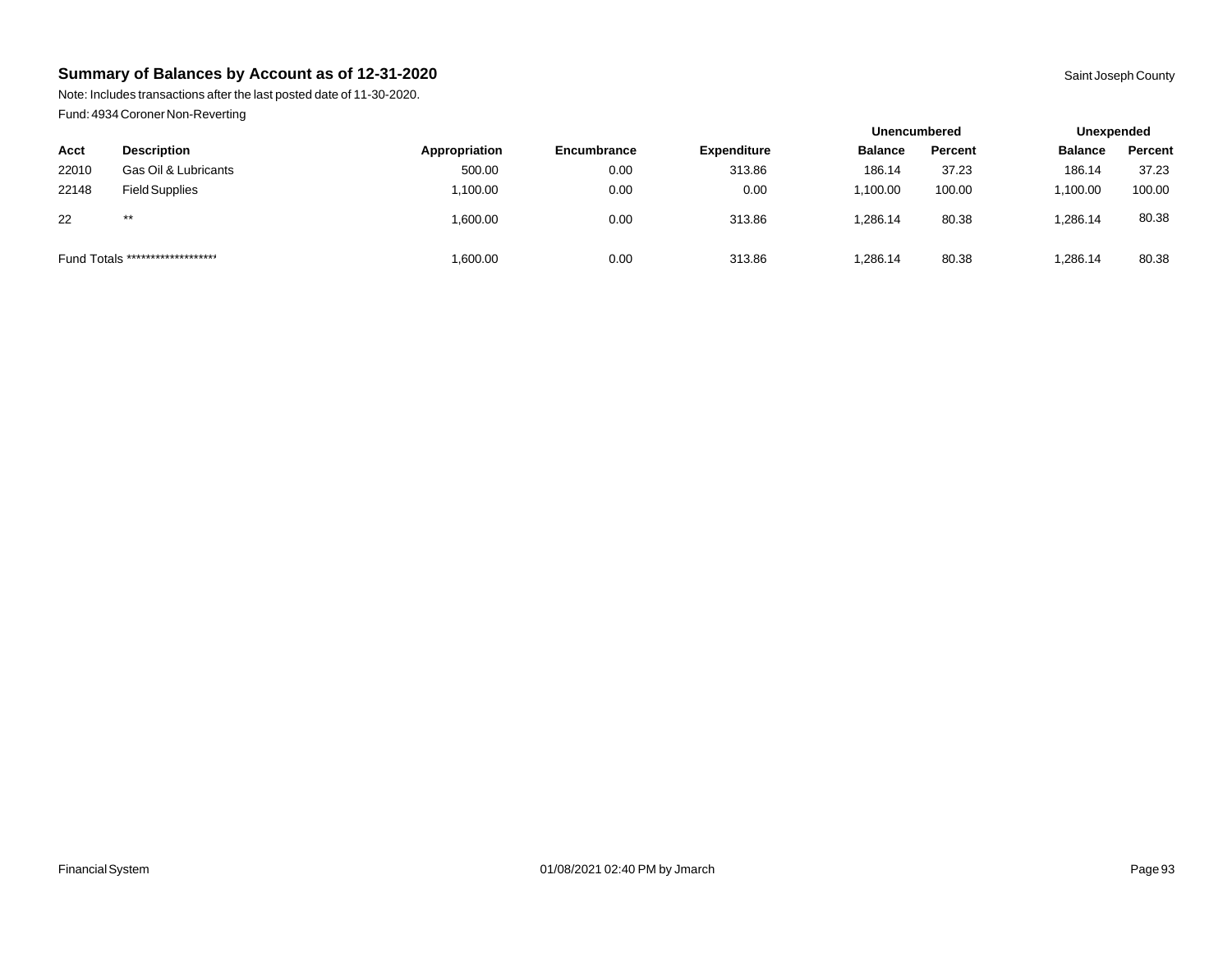## Summary of Balances by Account as of 12-31-2020

Saint Joseph County

Note: Includes transactions after the last posted date of 11-30-2020.

Fund: 4934 Coroner Non-Reverting

| | | | | | Unencumbered | | Unexpended | |
|---|---|---|---|---|---|---|---|---|
| **Acct** | **Description** | **Appropriation** | **Encumbrance** | **Expenditure** | **Balance** | **Percent** | **Balance** | **Percent** |
| 22010 | Gas Oil & Lubricants | 500.00 | 0.00 | 313.86 | 186.14 | 37.23 | 186.14 | 37.23 |
| 22148 | Field Supplies | 1,100.00 | 0.00 | 0.00 | 1,100.00 | 100.00 | 1,100.00 | 100.00 |
| 22 | ** | 1,600.00 | 0.00 | 313.86 | 1,286.14 | 80.38 | 1,286.14 | 80.38 |
| Fund Totals ******************* | | 1,600.00 | 0.00 | 313.86 | 1,286.14 | 80.38 | 1,286.14 | 80.38 |

Financial System 01/08/2021 02:40 PM by Jmarch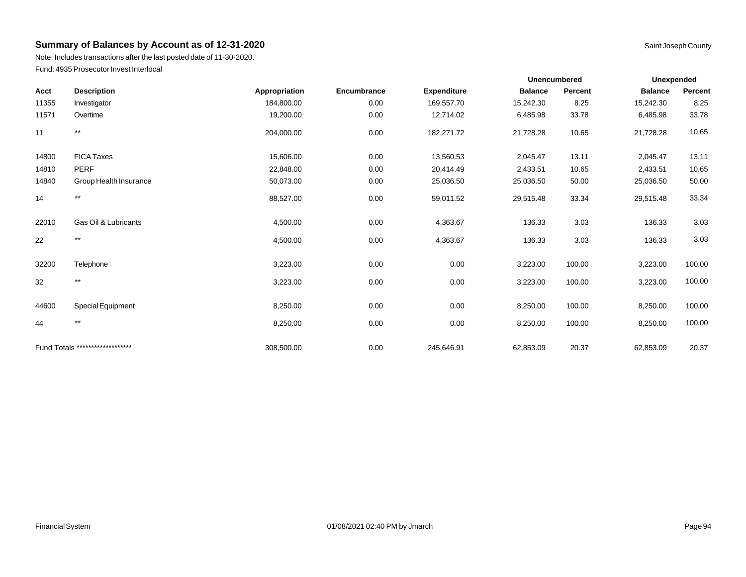## Summary of Balances by Account as of 12-31-2020

Saint Joseph County

Note: Includes transactions after the last posted date of 11-30-2020.

Fund: 4935 Prosecutor Invest Interlocal

| | | | | | Unencumbered | | Unexpended | |
|---|---|---|---|---|---|---|---|---|
| Acct | Description | Appropriation | Encumbrance | Expenditure | Balance | Percent | Balance | Percent |
| 11355 | Investigator | 184,800.00 | 0.00 | 169,557.70 | 15,242.30 | 8.25 | 15,242.30 | 8.25 |
| 11571 | Overtime | 19,200.00 | 0.00 | 12,714.02 | 6,485.98 | 33.78 | 6,485.98 | 33.78 |
| 11 | ** | 204,000.00 | 0.00 | 182,271.72 | 21,728.28 | 10.65 | 21,728.28 | 10.65 |
| 14800 | FICA Taxes | 15,606.00 | 0.00 | 13,560.53 | 2,045.47 | 13.11 | 2,045.47 | 13.11 |
| 14810 | PERF | 22,848.00 | 0.00 | 20,414.49 | 2,433.51 | 10.65 | 2,433.51 | 10.65 |
| 14840 | Group Health Insurance | 50,073.00 | 0.00 | 25,036.50 | 25,036.50 | 50.00 | 25,036.50 | 50.00 |
| 14 | ** | 88,527.00 | 0.00 | 59,011.52 | 29,515.48 | 33.34 | 29,515.48 | 33.34 |
| 22010 | Gas Oil & Lubricants | 4,500.00 | 0.00 | 4,363.67 | 136.33 | 3.03 | 136.33 | 3.03 |
| 22 | ** | 4,500.00 | 0.00 | 4,363.67 | 136.33 | 3.03 | 136.33 | 3.03 |
| 32200 | Telephone | 3,223.00 | 0.00 | 0.00 | 3,223.00 | 100.00 | 3,223.00 | 100.00 |
| 32 | ** | 3,223.00 | 0.00 | 0.00 | 3,223.00 | 100.00 | 3,223.00 | 100.00 |
| 44600 | Special Equipment | 8,250.00 | 0.00 | 0.00 | 8,250.00 | 100.00 | 8,250.00 | 100.00 |
| 44 | ** | 8,250.00 | 0.00 | 0.00 | 8,250.00 | 100.00 | 8,250.00 | 100.00 |
| Fund Totals ******************* | | 308,500.00 | 0.00 | 245,646.91 | 62,853.09 | 20.37 | 62,853.09 | 20.37 |

Financial System 01/08/2021 02:40 PM by Jmarch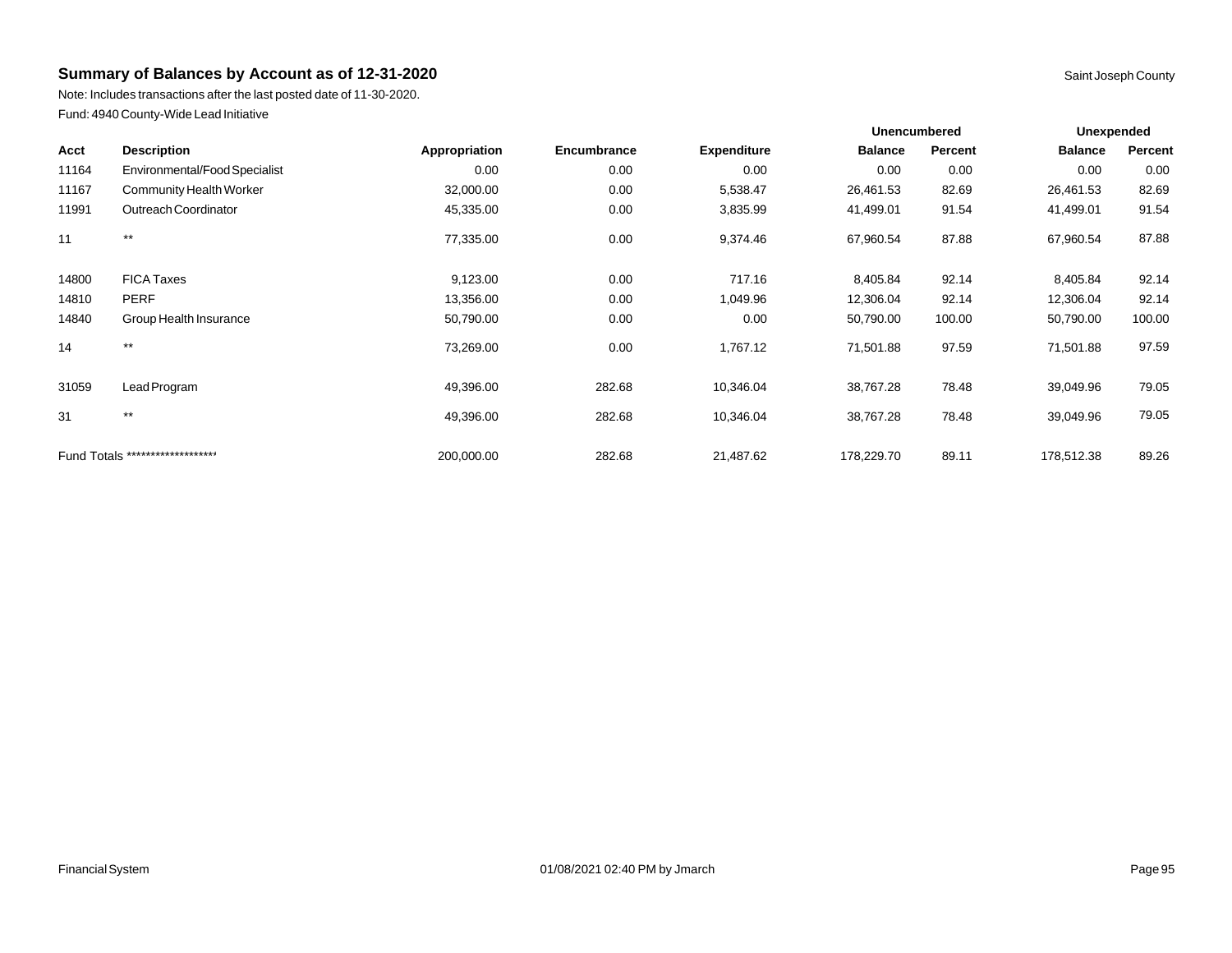## Summary of Balances by Account as of 12-31-2020

Saint Joseph County

Note: Includes transactions after the last posted date of 11-30-2020.

Fund: 4940 County-Wide Lead Initiative

| | | | | | Unencumbered | | Unexpended | |
|---|---|---|---|---|---|---|---|---|
| Acct | Description | Appropriation | Encumbrance | Expenditure | Balance | Percent | Balance | Percent |
| 11164 | Environmental/Food Specialist | 0.00 | 0.00 | 0.00 | 0.00 | 0.00 | 0.00 | 0.00 |
| 11167 | Community Health Worker | 32,000.00 | 0.00 | 5,538.47 | 26,461.53 | 82.69 | 26,461.53 | 82.69 |
| 11991 | Outreach Coordinator | 45,335.00 | 0.00 | 3,835.99 | 41,499.01 | 91.54 | 41,499.01 | 91.54 |
| 11 | ** | 77,335.00 | 0.00 | 9,374.46 | 67,960.54 | 87.88 | 67,960.54 | 87.88 |
| 14800 | FICA Taxes | 9,123.00 | 0.00 | 717.16 | 8,405.84 | 92.14 | 8,405.84 | 92.14 |
| 14810 | PERF | 13,356.00 | 0.00 | 1,049.96 | 12,306.04 | 92.14 | 12,306.04 | 92.14 |
| 14840 | Group Health Insurance | 50,790.00 | 0.00 | 0.00 | 50,790.00 | 100.00 | 50,790.00 | 100.00 |
| 14 | ** | 73,269.00 | 0.00 | 1,767.12 | 71,501.88 | 97.59 | 71,501.88 | 97.59 |
| 31059 | Lead Program | 49,396.00 | 282.68 | 10,346.04 | 38,767.28 | 78.48 | 39,049.96 | 79.05 |
| 31 | ** | 49,396.00 | 282.68 | 10,346.04 | 38,767.28 | 78.48 | 39,049.96 | 79.05 |
| Fund Totals ******************* | | 200,000.00 | 282.68 | 21,487.62 | 178,229.70 | 89.11 | 178,512.38 | 89.26 |

Financial System 01/08/2021 02:40 PM by Jmarch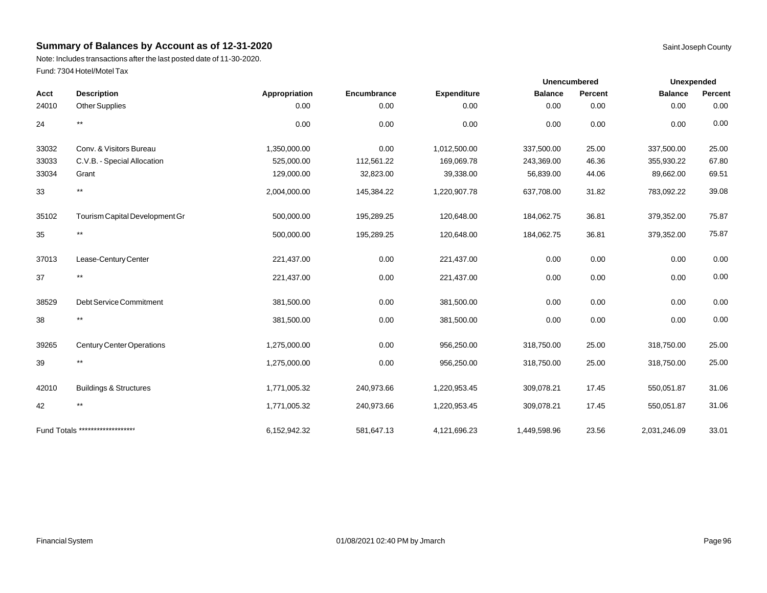# Summary of Balances by Account as of 12-31-2020

Saint Joseph County

Note: Includes transactions after the last posted date of 11-30-2020.

Fund: 7304 Hotel/Motel Tax

| | | | | | Unencumbered | | Unexpended | |
|---|---|---|---|---|---|---|---|---|
| Acct | Description | Appropriation | Encumbrance | Expenditure | Balance | Percent | Balance | Percent |
| 24010 | Other Supplies | 0.00 | 0.00 | 0.00 | 0.00 | 0.00 | 0.00 | 0.00 |
| 24 | ** | 0.00 | 0.00 | 0.00 | 0.00 | 0.00 | 0.00 | 0.00 |
| 33032 | Conv. & Visitors Bureau | 1,350,000.00 | 0.00 | 1,012,500.00 | 337,500.00 | 25.00 | 337,500.00 | 25.00 |
| 33033 | C.V.B. - Special Allocation | 525,000.00 | 112,561.22 | 169,069.78 | 243,369.00 | 46.36 | 355,930.22 | 67.80 |
| 33034 | Grant | 129,000.00 | 32,823.00 | 39,338.00 | 56,839.00 | 44.06 | 89,662.00 | 69.51 |
| 33 | ** | 2,004,000.00 | 145,384.22 | 1,220,907.78 | 637,708.00 | 31.82 | 783,092.22 | 39.08 |
| 35102 | Tourism Capital Development Gr | 500,000.00 | 195,289.25 | 120,648.00 | 184,062.75 | 36.81 | 379,352.00 | 75.87 |
| 35 | ** | 500,000.00 | 195,289.25 | 120,648.00 | 184,062.75 | 36.81 | 379,352.00 | 75.87 |
| 37013 | Lease-Century Center | 221,437.00 | 0.00 | 221,437.00 | 0.00 | 0.00 | 0.00 | 0.00 |
| 37 | ** | 221,437.00 | 0.00 | 221,437.00 | 0.00 | 0.00 | 0.00 | 0.00 |
| 38529 | Debt Service Commitment | 381,500.00 | 0.00 | 381,500.00 | 0.00 | 0.00 | 0.00 | 0.00 |
| 38 | ** | 381,500.00 | 0.00 | 381,500.00 | 0.00 | 0.00 | 0.00 | 0.00 |
| 39265 | Century Center Operations | 1,275,000.00 | 0.00 | 956,250.00 | 318,750.00 | 25.00 | 318,750.00 | 25.00 |
| 39 | ** | 1,275,000.00 | 0.00 | 956,250.00 | 318,750.00 | 25.00 | 318,750.00 | 25.00 |
| 42010 | Buildings & Structures | 1,771,005.32 | 240,973.66 | 1,220,953.45 | 309,078.21 | 17.45 | 550,051.87 | 31.06 |
| 42 | ** | 1,771,005.32 | 240,973.66 | 1,220,953.45 | 309,078.21 | 17.45 | 550,051.87 | 31.06 |
| Fund Totals ******************* | | 6,152,942.32 | 581,647.13 | 4,121,696.23 | 1,449,598.96 | 23.56 | 2,031,246.09 | 33.01 |

Financial System 01/08/2021 02:40 PM by Jmarch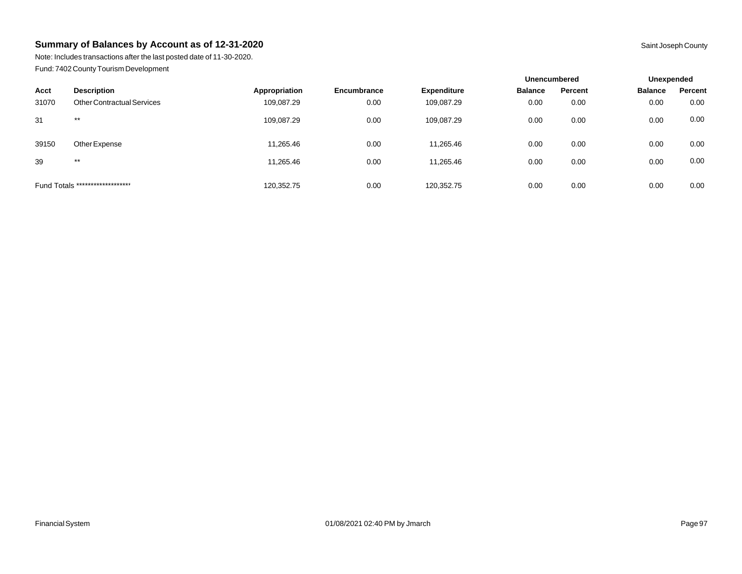## Summary of Balances by Account as of 12-31-2020

Saint Joseph County

Note: Includes transactions after the last posted date of 11-30-2020.

Fund: 7402 County Tourism Development

| | | | | | Unencumbered | | Unexpended | |
|---|---|---|---|---|---|---|---|---|
| **Acct** | **Description** | **Appropriation** | **Encumbrance** | **Expenditure** | **Balance** | **Percent** | **Balance** | **Percent** |
| 31070 | Other Contractual Services | 109,087.29 | 0.00 | 109,087.29 | 0.00 | 0.00 | 0.00 | 0.00 |
| 31 | ** | 109,087.29 | 0.00 | 109,087.29 | 0.00 | 0.00 | 0.00 | 0.00 |
| 39150 | Other Expense | 11,265.46 | 0.00 | 11,265.46 | 0.00 | 0.00 | 0.00 | 0.00 |
| 39 | ** | 11,265.46 | 0.00 | 11,265.46 | 0.00 | 0.00 | 0.00 | 0.00 |
| Fund Totals ******************* | | 120,352.75 | 0.00 | 120,352.75 | 0.00 | 0.00 | 0.00 | 0.00 |

Financial System

01/08/2021 02:40 PM by Jmarch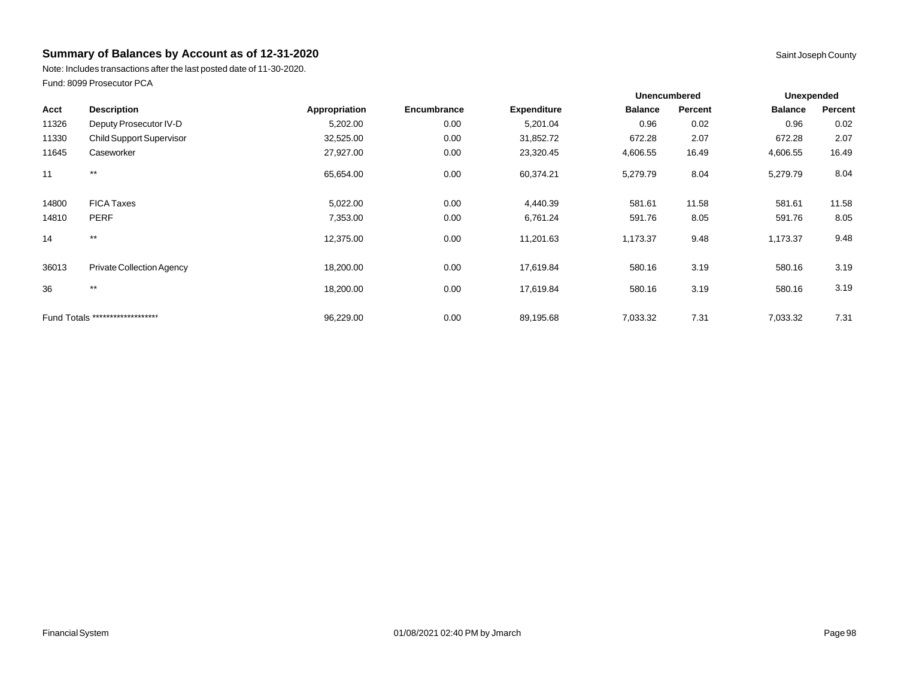## Summary of Balances by Account as of 12-31-2020

Saint Joseph County

Note: Includes transactions after the last posted date of 11-30-2020.

Fund: 8099 Prosecutor PCA

| | | | | | Unencumbered | | Unexpended | |
|---|---|---|---|---|---|---|---|---|
| Acct | Description | Appropriation | Encumbrance | Expenditure | Balance | Percent | Balance | Percent |
| 11326 | Deputy Prosecutor IV-D | 5,202.00 | 0.00 | 5,201.04 | 0.96 | 0.02 | 0.96 | 0.02 |
| 11330 | Child Support Supervisor | 32,525.00 | 0.00 | 31,852.72 | 672.28 | 2.07 | 672.28 | 2.07 |
| 11645 | Caseworker | 27,927.00 | 0.00 | 23,320.45 | 4,606.55 | 16.49 | 4,606.55 | 16.49 |
| 11 | ** | 65,654.00 | 0.00 | 60,374.21 | 5,279.79 | 8.04 | 5,279.79 | 8.04 |
| 14800 | FICA Taxes | 5,022.00 | 0.00 | 4,440.39 | 581.61 | 11.58 | 581.61 | 11.58 |
| 14810 | PERF | 7,353.00 | 0.00 | 6,761.24 | 591.76 | 8.05 | 591.76 | 8.05 |
| 14 | ** | 12,375.00 | 0.00 | 11,201.63 | 1,173.37 | 9.48 | 1,173.37 | 9.48 |
| 36013 | Private Collection Agency | 18,200.00 | 0.00 | 17,619.84 | 580.16 | 3.19 | 580.16 | 3.19 |
| 36 | ** | 18,200.00 | 0.00 | 17,619.84 | 580.16 | 3.19 | 580.16 | 3.19 |
| Fund Totals ******************* | | 96,229.00 | 0.00 | 89,195.68 | 7,033.32 | 7.31 | 7,033.32 | 7.31 |

Financial System 01/08/2021 02:40 PM by Jmarch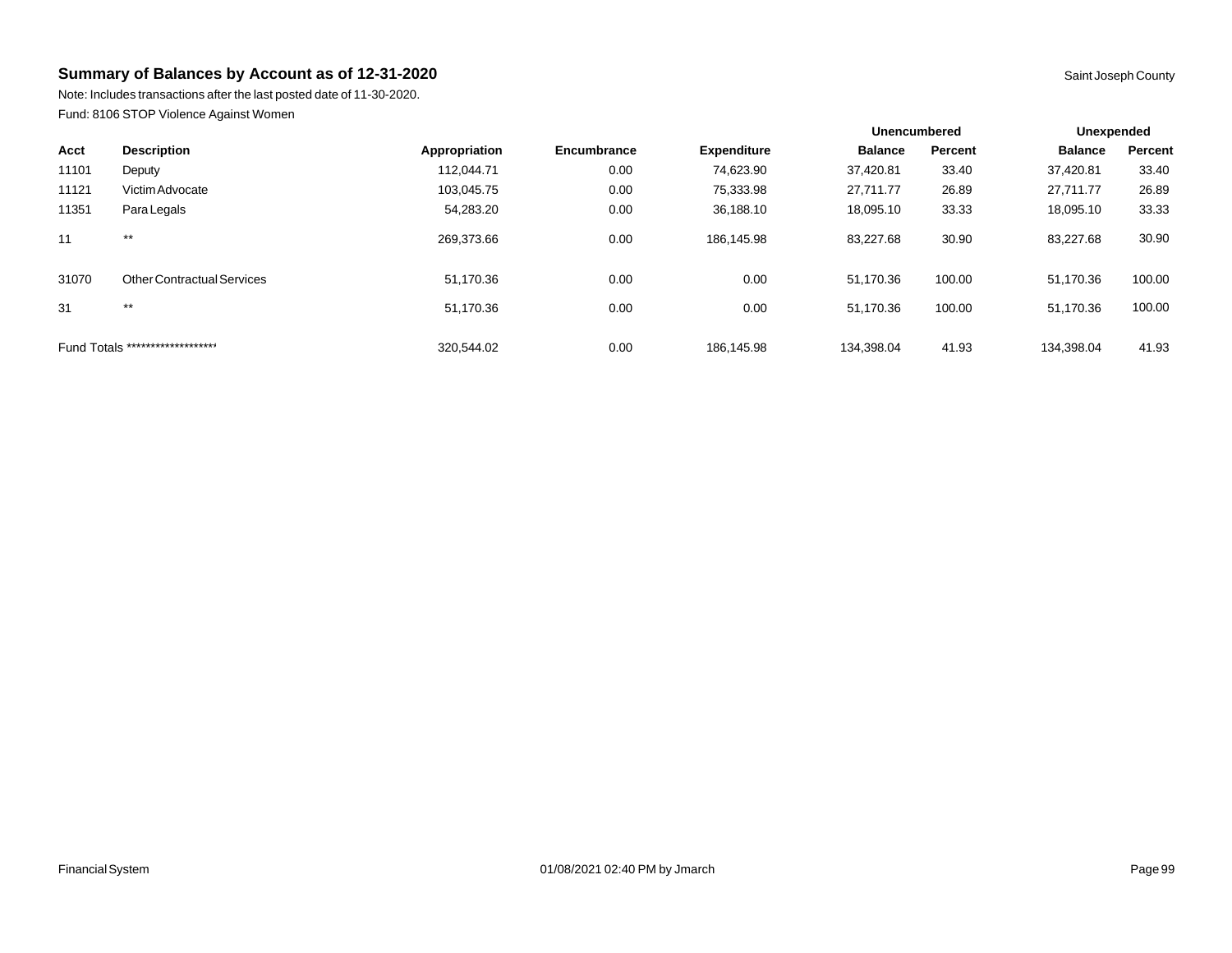## Summary of Balances by Account as of 12-31-2020

Saint Joseph County

Note: Includes transactions after the last posted date of 11-30-2020.

Fund: 8106 STOP Violence Against Women

| | | | | | Unencumbered | | Unexpended | |
|---|---|---|---|---|---|---|---|---|
| **Acct** | **Description** | **Appropriation** | **Encumbrance** | **Expenditure** | **Balance** | **Percent** | **Balance** | **Percent** |
| 11101 | Deputy | 112,044.71 | 0.00 | 74,623.90 | 37,420.81 | 33.40 | 37,420.81 | 33.40 |
| 11121 | Victim Advocate | 103,045.75 | 0.00 | 75,333.98 | 27,711.77 | 26.89 | 27,711.77 | 26.89 |
| 11351 | Para Legals | 54,283.20 | 0.00 | 36,188.10 | 18,095.10 | 33.33 | 18,095.10 | 33.33 |
| 11 | ** | 269,373.66 | 0.00 | 186,145.98 | 83,227.68 | 30.90 | 83,227.68 | 30.90 |
| 31070 | Other Contractual Services | 51,170.36 | 0.00 | 0.00 | 51,170.36 | 100.00 | 51,170.36 | 100.00 |
| 31 | ** | 51,170.36 | 0.00 | 0.00 | 51,170.36 | 100.00 | 51,170.36 | 100.00 |
| Fund Totals ******************* | | 320,544.02 | 0.00 | 186,145.98 | 134,398.04 | 41.93 | 134,398.04 | 41.93 |

Financial System

01/08/2021 02:40 PM by Jmarch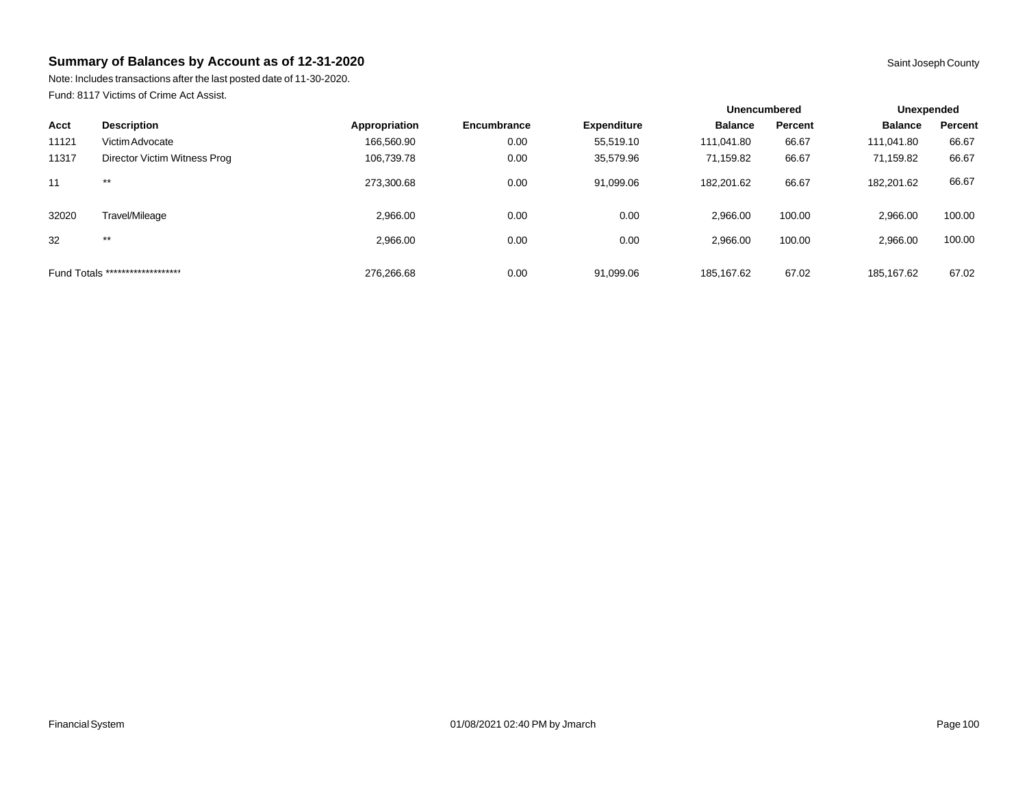## Summary of Balances by Account as of 12-31-2020

Saint Joseph County

Note: Includes transactions after the last posted date of 11-30-2020.

Fund: 8117 Victims of Crime Act Assist.

| | | | | | Unencumbered | | Unexpended | |
|---|---|---|---|---|---|---|---|---|
| Acct | Description | Appropriation | Encumbrance | Expenditure | Balance | Percent | Balance | Percent |
| 11121 | Victim Advocate | 166,560.90 | 0.00 | 55,519.10 | 111,041.80 | 66.67 | 111,041.80 | 66.67 |
| 11317 | Director Victim Witness Prog | 106,739.78 | 0.00 | 35,579.96 | 71,159.82 | 66.67 | 71,159.82 | 66.67 |
| 11 | ** | 273,300.68 | 0.00 | 91,099.06 | 182,201.62 | 66.67 | 182,201.62 | 66.67 |
| 32020 | Travel/Mileage | 2,966.00 | 0.00 | 0.00 | 2,966.00 | 100.00 | 2,966.00 | 100.00 |
| 32 | ** | 2,966.00 | 0.00 | 0.00 | 2,966.00 | 100.00 | 2,966.00 | 100.00 |
| Fund Totals ******************* | | 276,266.68 | 0.00 | 91,099.06 | 185,167.62 | 67.02 | 185,167.62 | 67.02 |

Financial System

01/08/2021 02:40 PM by Jmarch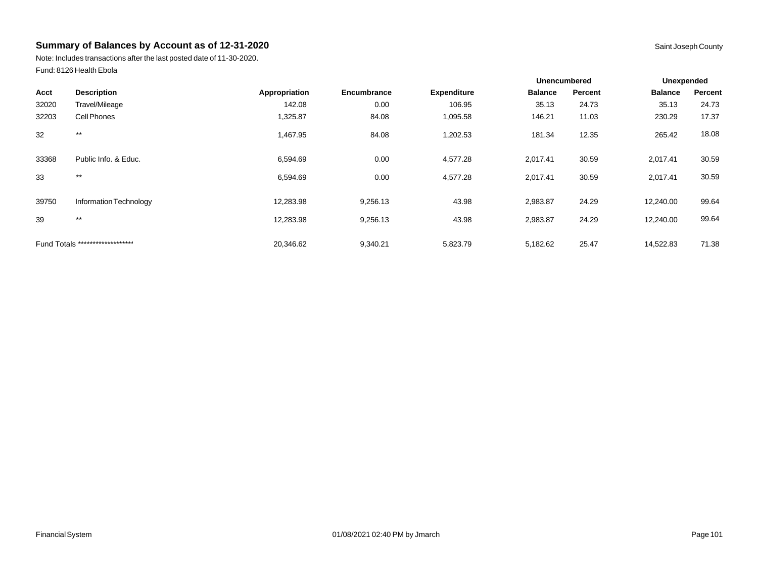## Summary of Balances by Account as of 12-31-2020

Saint Joseph County

Note: Includes transactions after the last posted date of 11-30-2020.

Fund: 8126 Health Ebola

| | | | | | Unencumbered | | Unexpended | |
|---|---|---|---|---|---|---|---|---|
| **Acct** | **Description** | **Appropriation** | **Encumbrance** | **Expenditure** | **Balance** | **Percent** | **Balance** | **Percent** |
| 32020 | Travel/Mileage | 142.08 | 0.00 | 106.95 | 35.13 | 24.73 | 35.13 | 24.73 |
| 32203 | Cell Phones | 1,325.87 | 84.08 | 1,095.58 | 146.21 | 11.03 | 230.29 | 17.37 |
| 32 | ** | 1,467.95 | 84.08 | 1,202.53 | 181.34 | 12.35 | 265.42 | 18.08 |
| 33368 | Public Info. & Educ. | 6,594.69 | 0.00 | 4,577.28 | 2,017.41 | 30.59 | 2,017.41 | 30.59 |
| 33 | ** | 6,594.69 | 0.00 | 4,577.28 | 2,017.41 | 30.59 | 2,017.41 | 30.59 |
| 39750 | Information Technology | 12,283.98 | 9,256.13 | 43.98 | 2,983.87 | 24.29 | 12,240.00 | 99.64 |
| 39 | ** | 12,283.98 | 9,256.13 | 43.98 | 2,983.87 | 24.29 | 12,240.00 | 99.64 |
| Fund Totals ******************* | | 20,346.62 | 9,340.21 | 5,823.79 | 5,182.62 | 25.47 | 14,522.83 | 71.38 |

Financial System 01/08/2021 02:40 PM by Jmarch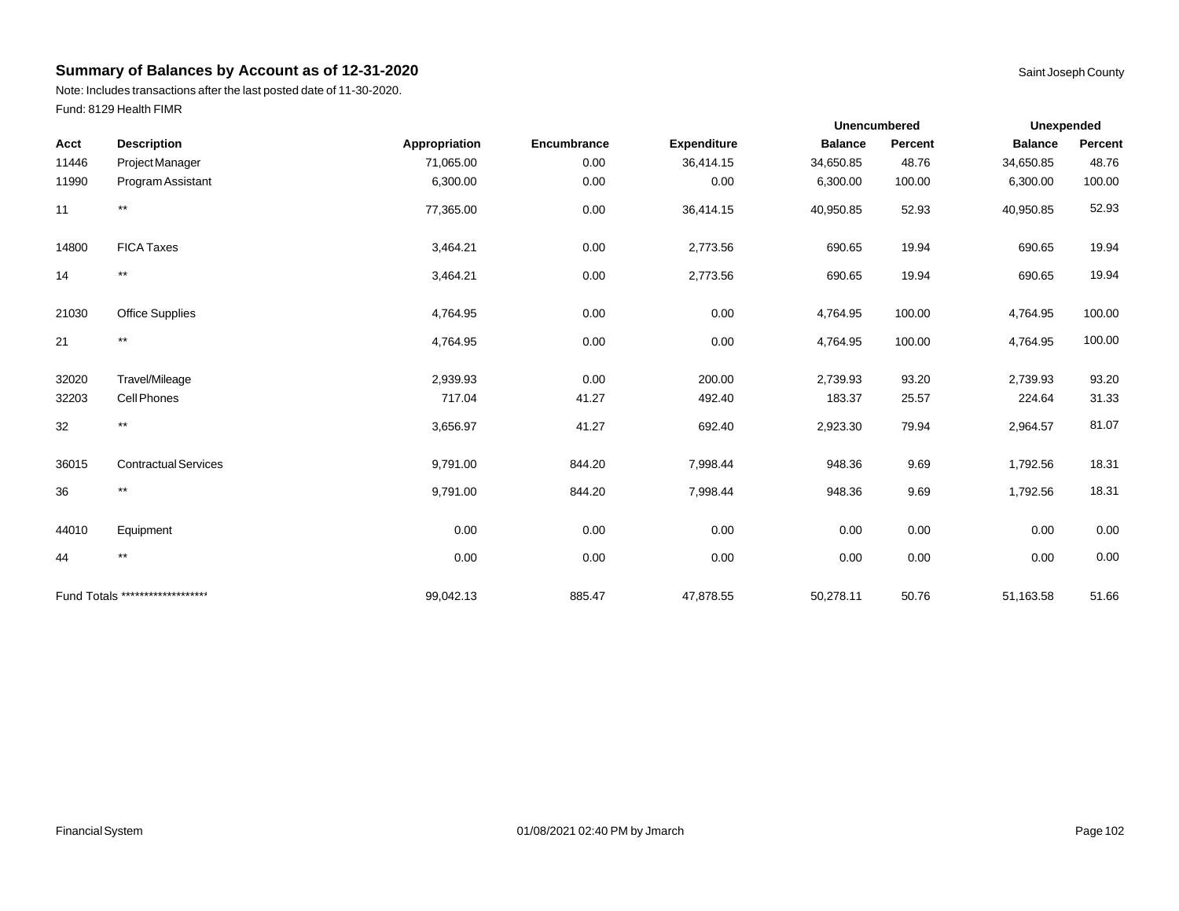## Summary of Balances by Account as of 12-31-2020

Saint Joseph County

Note: Includes transactions after the last posted date of 11-30-2020.

Fund: 8129 Health FIMR

| Acct | Description | Appropriation | Encumbrance | Expenditure | Unencumbered Balance | Unencumbered Percent | Unexpended Balance | Unexpended Percent |
|---|---|---|---|---|---|---|---|---|
| 11446 | Project Manager | 71,065.00 | 0.00 | 36,414.15 | 34,650.85 | 48.76 | 34,650.85 | 48.76 |
| 11990 | Program Assistant | 6,300.00 | 0.00 | 0.00 | 6,300.00 | 100.00 | 6,300.00 | 100.00 |
| 11 | ** | 77,365.00 | 0.00 | 36,414.15 | 40,950.85 | 52.93 | 40,950.85 | 52.93 |
| 14800 | FICA Taxes | 3,464.21 | 0.00 | 2,773.56 | 690.65 | 19.94 | 690.65 | 19.94 |
| 14 | ** | 3,464.21 | 0.00 | 2,773.56 | 690.65 | 19.94 | 690.65 | 19.94 |
| 21030 | Office Supplies | 4,764.95 | 0.00 | 0.00 | 4,764.95 | 100.00 | 4,764.95 | 100.00 |
| 21 | ** | 4,764.95 | 0.00 | 0.00 | 4,764.95 | 100.00 | 4,764.95 | 100.00 |
| 32020 | Travel/Mileage | 2,939.93 | 0.00 | 200.00 | 2,739.93 | 93.20 | 2,739.93 | 93.20 |
| 32203 | Cell Phones | 717.04 | 41.27 | 492.40 | 183.37 | 25.57 | 224.64 | 31.33 |
| 32 | ** | 3,656.97 | 41.27 | 692.40 | 2,923.30 | 79.94 | 2,964.57 | 81.07 |
| 36015 | Contractual Services | 9,791.00 | 844.20 | 7,998.44 | 948.36 | 9.69 | 1,792.56 | 18.31 |
| 36 | ** | 9,791.00 | 844.20 | 7,998.44 | 948.36 | 9.69 | 1,792.56 | 18.31 |
| 44010 | Equipment | 0.00 | 0.00 | 0.00 | 0.00 | 0.00 | 0.00 | 0.00 |
| 44 | ** | 0.00 | 0.00 | 0.00 | 0.00 | 0.00 | 0.00 | 0.00 |
| Fund Totals ******************* | | 99,042.13 | 885.47 | 47,878.55 | 50,278.11 | 50.76 | 51,163.58 | 51.66 |

Financial System 01/08/2021 02:40 PM by Jmarch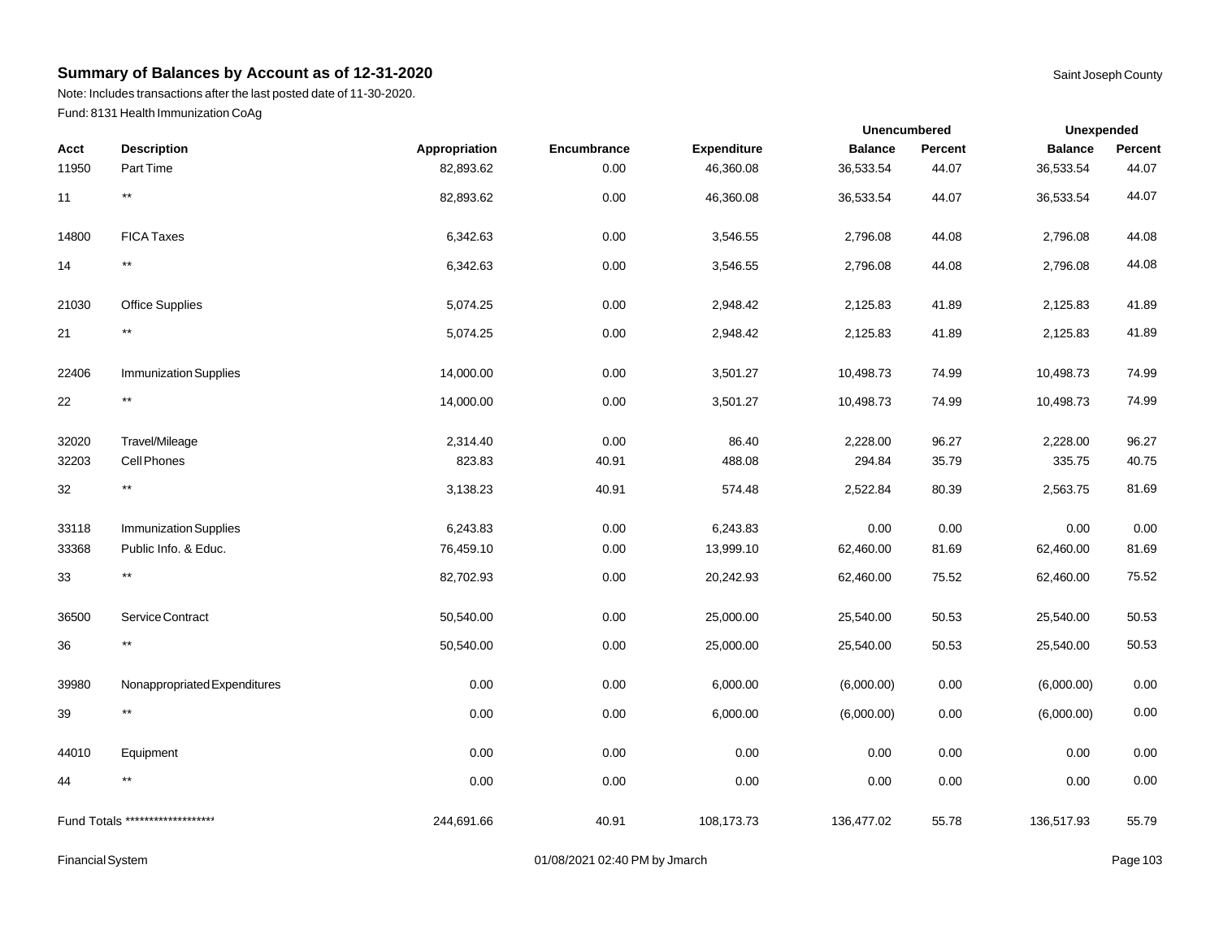# Summary of Balances by Account as of 12-31-2020

Saint Joseph County

Note: Includes transactions after the last posted date of 11-30-2020.

Fund: 8131 Health Immunization CoAg

| | | | | | Unencumbered | | Unexpended | |
|---|---|---|---|---|---|---|---|---|
| Acct | Description | Appropriation | Encumbrance | Expenditure | Balance | Percent | Balance | Percent |
| 11950 | Part Time | 82,893.62 | 0.00 | 46,360.08 | 36,533.54 | 44.07 | 36,533.54 | 44.07 |
| 11 | ** | 82,893.62 | 0.00 | 46,360.08 | 36,533.54 | 44.07 | 36,533.54 | 44.07 |
| 14800 | FICA Taxes | 6,342.63 | 0.00 | 3,546.55 | 2,796.08 | 44.08 | 2,796.08 | 44.08 |
| 14 | ** | 6,342.63 | 0.00 | 3,546.55 | 2,796.08 | 44.08 | 2,796.08 | 44.08 |
| 21030 | Office Supplies | 5,074.25 | 0.00 | 2,948.42 | 2,125.83 | 41.89 | 2,125.83 | 41.89 |
| 21 | ** | 5,074.25 | 0.00 | 2,948.42 | 2,125.83 | 41.89 | 2,125.83 | 41.89 |
| 22406 | Immunization Supplies | 14,000.00 | 0.00 | 3,501.27 | 10,498.73 | 74.99 | 10,498.73 | 74.99 |
| 22 | ** | 14,000.00 | 0.00 | 3,501.27 | 10,498.73 | 74.99 | 10,498.73 | 74.99 |
| 32020 | Travel/Mileage | 2,314.40 | 0.00 | 86.40 | 2,228.00 | 96.27 | 2,228.00 | 96.27 |
| 32203 | Cell Phones | 823.83 | 40.91 | 488.08 | 294.84 | 35.79 | 335.75 | 40.75 |
| 32 | ** | 3,138.23 | 40.91 | 574.48 | 2,522.84 | 80.39 | 2,563.75 | 81.69 |
| 33118 | Immunization Supplies | 6,243.83 | 0.00 | 6,243.83 | 0.00 | 0.00 | 0.00 | 0.00 |
| 33368 | Public Info. & Educ. | 76,459.10 | 0.00 | 13,999.10 | 62,460.00 | 81.69 | 62,460.00 | 81.69 |
| 33 | ** | 82,702.93 | 0.00 | 20,242.93 | 62,460.00 | 75.52 | 62,460.00 | 75.52 |
| 36500 | Service Contract | 50,540.00 | 0.00 | 25,000.00 | 25,540.00 | 50.53 | 25,540.00 | 50.53 |
| 36 | ** | 50,540.00 | 0.00 | 25,000.00 | 25,540.00 | 50.53 | 25,540.00 | 50.53 |
| 39980 | Nonappropriated Expenditures | 0.00 | 0.00 | 6,000.00 | (6,000.00) | 0.00 | (6,000.00) | 0.00 |
| 39 | ** | 0.00 | 0.00 | 6,000.00 | (6,000.00) | 0.00 | (6,000.00) | 0.00 |
| 44010 | Equipment | 0.00 | 0.00 | 0.00 | 0.00 | 0.00 | 0.00 | 0.00 |
| 44 | ** | 0.00 | 0.00 | 0.00 | 0.00 | 0.00 | 0.00 | 0.00 |
| Fund Totals ******************* | | 244,691.66 | 40.91 | 108,173.73 | 136,477.02 | 55.78 | 136,517.93 | 55.79 |

Financial System 01/08/2021 02:40 PM by Jmarch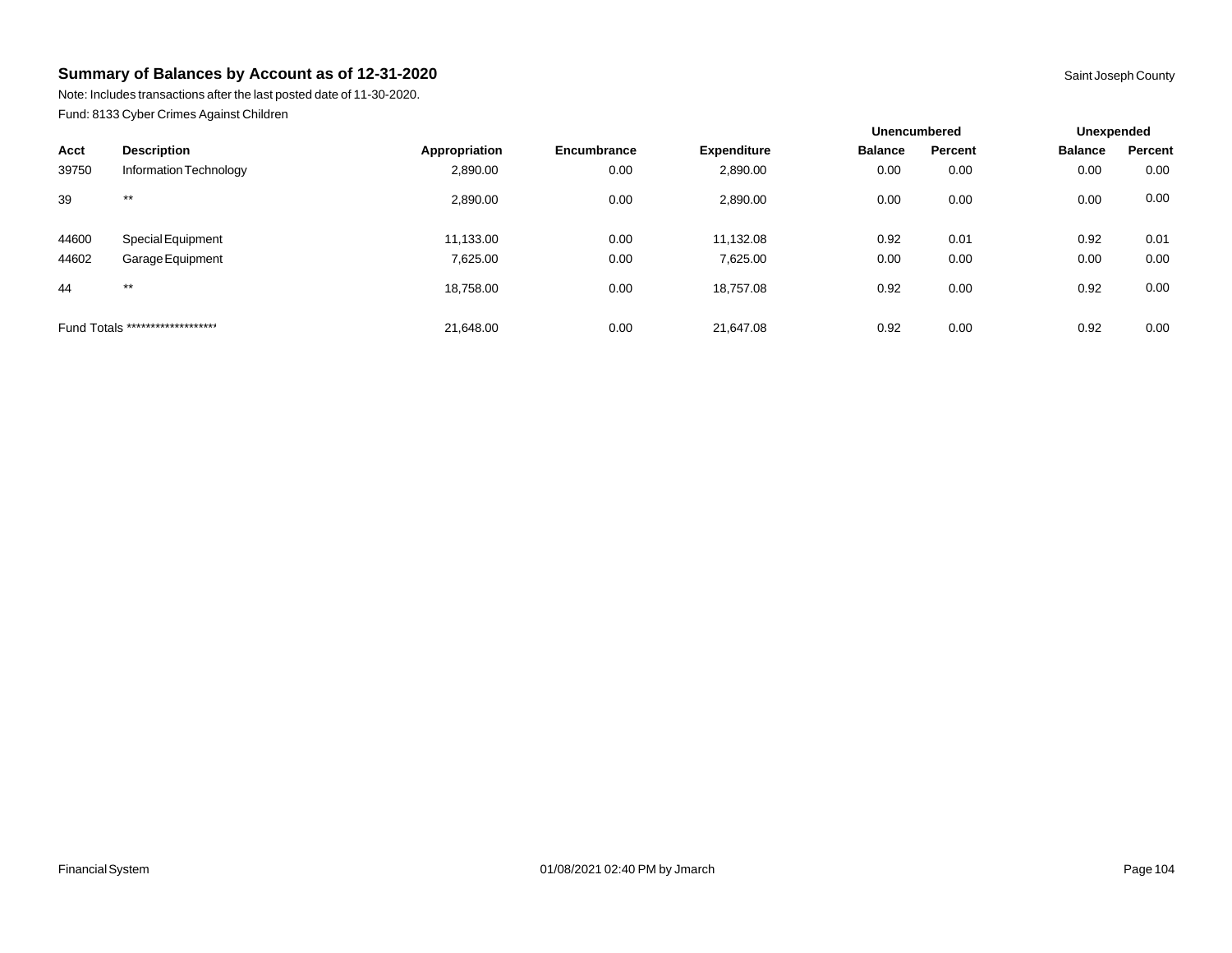## Summary of Balances by Account as of 12-31-2020

Saint Joseph County

Note: Includes transactions after the last posted date of 11-30-2020.

Fund: 8133 Cyber Crimes Against Children

| | | | | | Unencumbered | | Unexpended | |
|---|---|---|---|---|---|---|---|---|
| **Acct** | **Description** | **Appropriation** | **Encumbrance** | **Expenditure** | **Balance** | **Percent** | **Balance** | **Percent** |
| 39750 | Information Technology | 2,890.00 | 0.00 | 2,890.00 | 0.00 | 0.00 | 0.00 | 0.00 |
| 39 | ** | 2,890.00 | 0.00 | 2,890.00 | 0.00 | 0.00 | 0.00 | 0.00 |
| 44600 | Special Equipment | 11,133.00 | 0.00 | 11,132.08 | 0.92 | 0.01 | 0.92 | 0.01 |
| 44602 | Garage Equipment | 7,625.00 | 0.00 | 7,625.00 | 0.00 | 0.00 | 0.00 | 0.00 |
| 44 | ** | 18,758.00 | 0.00 | 18,757.08 | 0.92 | 0.00 | 0.92 | 0.00 |
| Fund Totals | ******************* | 21,648.00 | 0.00 | 21,647.08 | 0.92 | 0.00 | 0.92 | 0.00 |

Financial System

01/08/2021 02:40 PM by Jmarch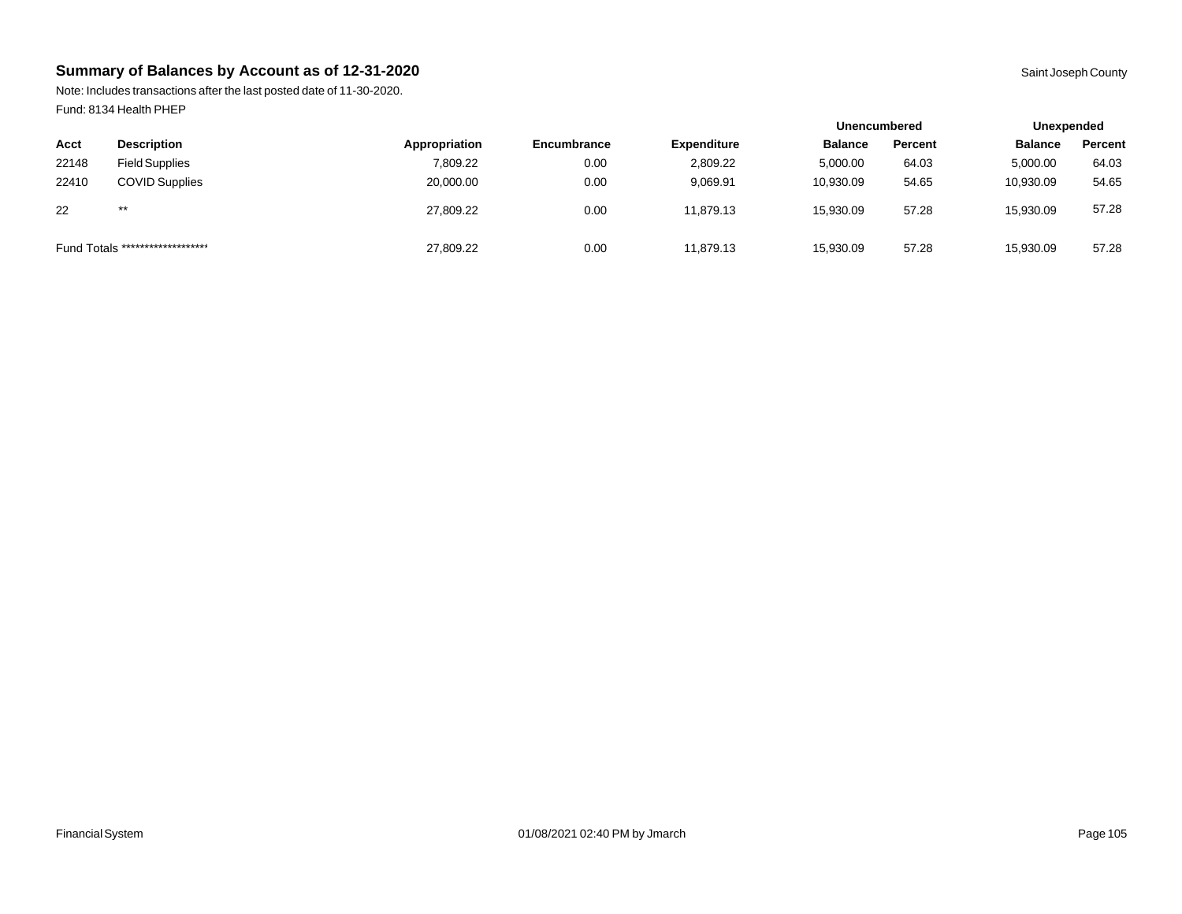## Summary of Balances by Account as of 12-31-2020

Saint Joseph County

Note: Includes transactions after the last posted date of 11-30-2020.

Fund: 8134 Health PHEP

| Acct | Description | Appropriation | Encumbrance | Expenditure | Unencumbered Balance | Unencumbered Percent | Unexpended Balance | Unexpended Percent |
|---|---|---|---|---|---|---|---|---|
| 22148 | Field Supplies | 7,809.22 | 0.00 | 2,809.22 | 5,000.00 | 64.03 | 5,000.00 | 64.03 |
| 22410 | COVID Supplies | 20,000.00 | 0.00 | 9,069.91 | 10,930.09 | 54.65 | 10,930.09 | 54.65 |
| 22 | ** | 27,809.22 | 0.00 | 11,879.13 | 15,930.09 | 57.28 | 15,930.09 | 57.28 |
| Fund Totals ******************* | | 27,809.22 | 0.00 | 11,879.13 | 15,930.09 | 57.28 | 15,930.09 | 57.28 |

Financial System 01/08/2021 02:40 PM by Jmarch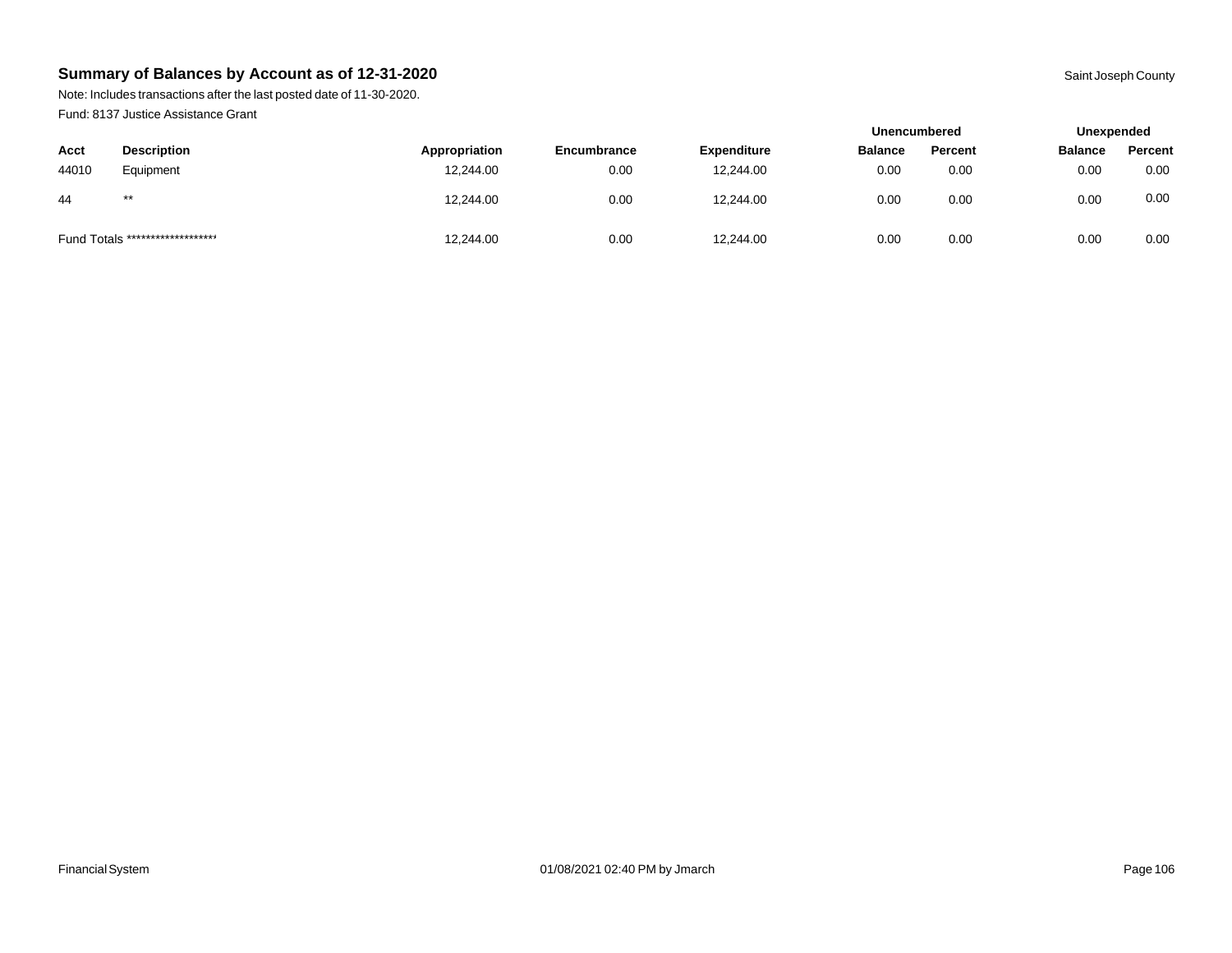## Summary of Balances by Account as of 12-31-2020

Saint Joseph County

Note: Includes transactions after the last posted date of 11-30-2020.

Fund: 8137 Justice Assistance Grant

| | | | | | Unencumbered | | Unexpended | |
|---|---|---|---|---|---|---|---|---|
| **Acct** | **Description** | **Appropriation** | **Encumbrance** | **Expenditure** | **Balance** | **Percent** | **Balance** | **Percent** |
| 44010 | Equipment | 12,244.00 | 0.00 | 12,244.00 | 0.00 | 0.00 | 0.00 | 0.00 |
| 44 | ** | 12,244.00 | 0.00 | 12,244.00 | 0.00 | 0.00 | 0.00 | 0.00 |
| Fund Totals ******************* | | 12,244.00 | 0.00 | 12,244.00 | 0.00 | 0.00 | 0.00 | 0.00 |

Financial System 01/08/2021 02:40 PM by Jmarch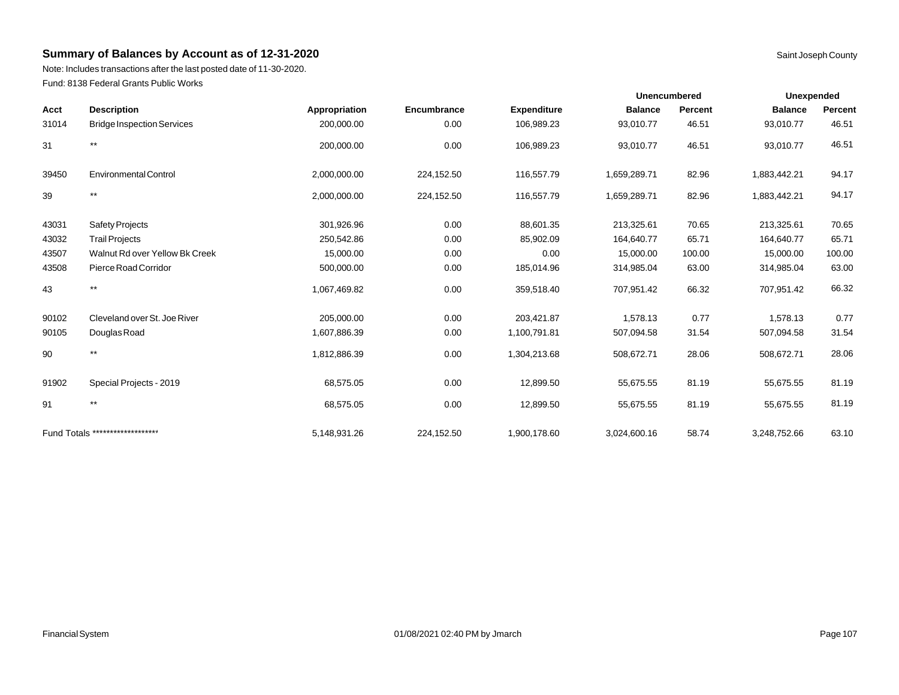## Summary of Balances by Account as of 12-31-2020

Saint Joseph County

Note: Includes transactions after the last posted date of 11-30-2020.

Fund: 8138 Federal Grants Public Works

| | | | | | Unencumbered | | Unexpended | |
|---|---|---|---|---|---|---|---|---|
| Acct | Description | Appropriation | Encumbrance | Expenditure | Balance | Percent | Balance | Percent |
| 31014 | Bridge Inspection Services | 200,000.00 | 0.00 | 106,989.23 | 93,010.77 | 46.51 | 93,010.77 | 46.51 |
| 31 | ** | 200,000.00 | 0.00 | 106,989.23 | 93,010.77 | 46.51 | 93,010.77 | 46.51 |
| 39450 | Environmental Control | 2,000,000.00 | 224,152.50 | 116,557.79 | 1,659,289.71 | 82.96 | 1,883,442.21 | 94.17 |
| 39 | ** | 2,000,000.00 | 224,152.50 | 116,557.79 | 1,659,289.71 | 82.96 | 1,883,442.21 | 94.17 |
| 43031 | Safety Projects | 301,926.96 | 0.00 | 88,601.35 | 213,325.61 | 70.65 | 213,325.61 | 70.65 |
| 43032 | Trail Projects | 250,542.86 | 0.00 | 85,902.09 | 164,640.77 | 65.71 | 164,640.77 | 65.71 |
| 43507 | Walnut Rd over Yellow Bk Creek | 15,000.00 | 0.00 | 0.00 | 15,000.00 | 100.00 | 15,000.00 | 100.00 |
| 43508 | Pierce Road Corridor | 500,000.00 | 0.00 | 185,014.96 | 314,985.04 | 63.00 | 314,985.04 | 63.00 |
| 43 | ** | 1,067,469.82 | 0.00 | 359,518.40 | 707,951.42 | 66.32 | 707,951.42 | 66.32 |
| 90102 | Cleveland over St. Joe River | 205,000.00 | 0.00 | 203,421.87 | 1,578.13 | 0.77 | 1,578.13 | 0.77 |
| 90105 | Douglas Road | 1,607,886.39 | 0.00 | 1,100,791.81 | 507,094.58 | 31.54 | 507,094.58 | 31.54 |
| 90 | ** | 1,812,886.39 | 0.00 | 1,304,213.68 | 508,672.71 | 28.06 | 508,672.71 | 28.06 |
| 91902 | Special Projects - 2019 | 68,575.05 | 0.00 | 12,899.50 | 55,675.55 | 81.19 | 55,675.55 | 81.19 |
| 91 | ** | 68,575.05 | 0.00 | 12,899.50 | 55,675.55 | 81.19 | 55,675.55 | 81.19 |
| Fund Totals ******************* | | 5,148,931.26 | 224,152.50 | 1,900,178.60 | 3,024,600.16 | 58.74 | 3,248,752.66 | 63.10 |

Financial System 01/08/2021 02:40 PM by Jmarch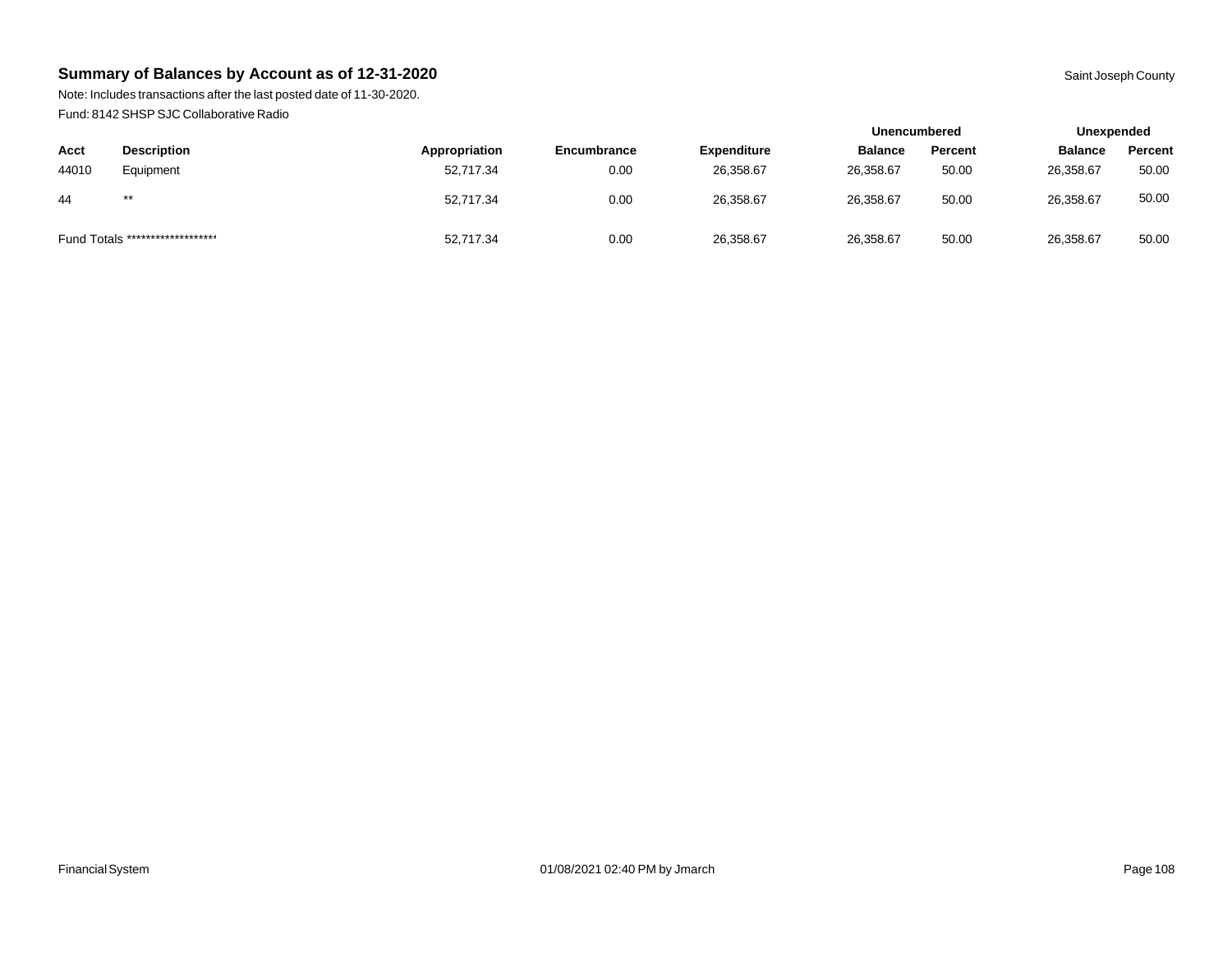## Summary of Balances by Account as of 12-31-2020

Saint Joseph County

Note: Includes transactions after the last posted date of 11-30-2020.

Fund: 8142 SHSP SJC Collaborative Radio

| | | | | | Unencumbered | | Unexpended | |
|---|---|---|---|---|---|---|---|---|
| Acct | Description | Appropriation | Encumbrance | Expenditure | Balance | Percent | Balance | Percent |
| 44010 | Equipment | 52,717.34 | 0.00 | 26,358.67 | 26,358.67 | 50.00 | 26,358.67 | 50.00 |
| 44 | ** | 52,717.34 | 0.00 | 26,358.67 | 26,358.67 | 50.00 | 26,358.67 | 50.00 |
| Fund Totals ******************* | | 52,717.34 | 0.00 | 26,358.67 | 26,358.67 | 50.00 | 26,358.67 | 50.00 |

Financial System 01/08/2021 02:40 PM by Jmarch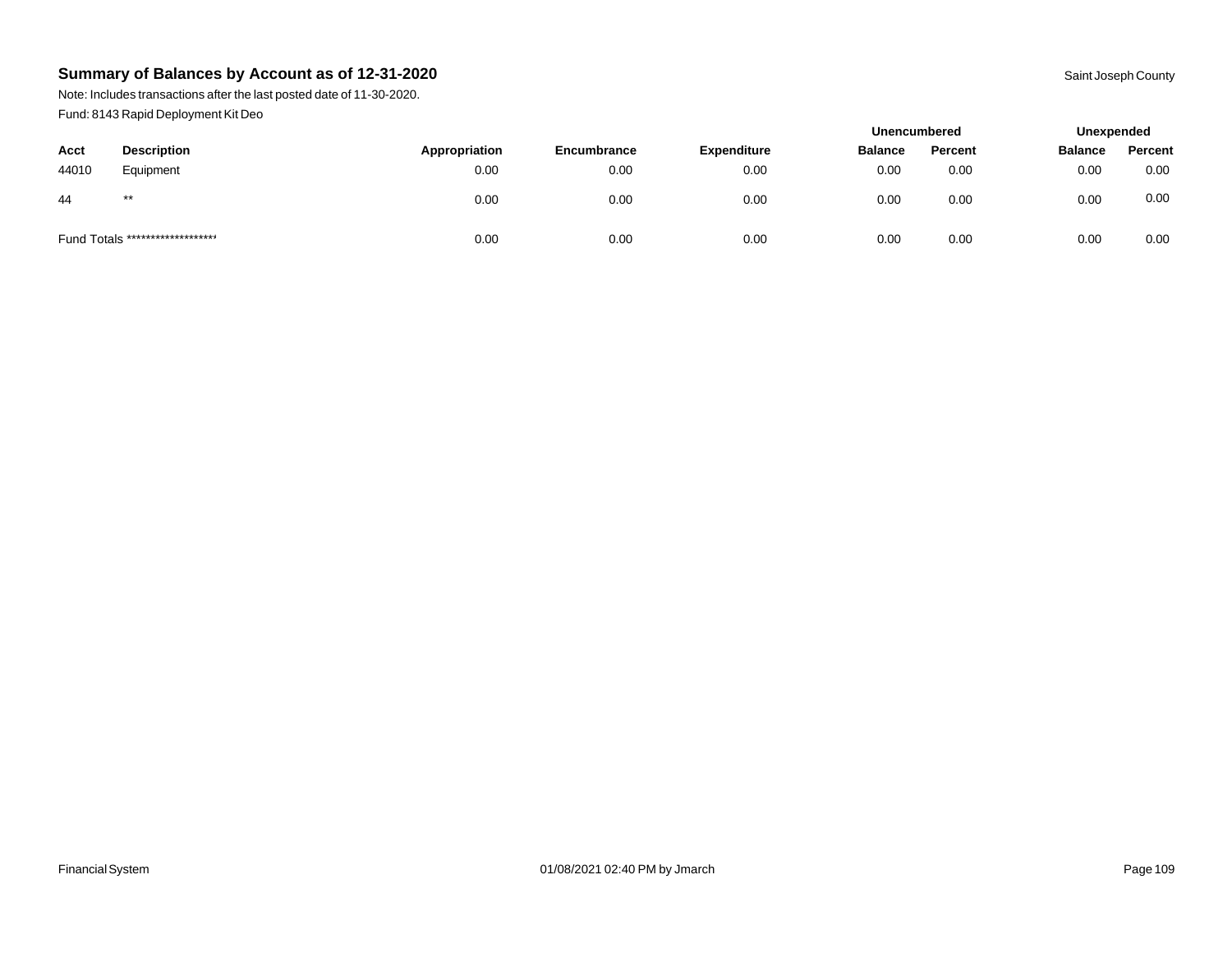## Summary of Balances by Account as of 12-31-2020

Saint Joseph County

Note: Includes transactions after the last posted date of 11-30-2020.

Fund: 8143 Rapid Deployment Kit Deo

| | | | | | Unencumbered | | Unexpended | |
|---|---|---|---|---|---|---|---|---|
| Acct | Description | Appropriation | Encumbrance | Expenditure | Balance | Percent | Balance | Percent |
| 44010 | Equipment | 0.00 | 0.00 | 0.00 | 0.00 | 0.00 | 0.00 | 0.00 |
| 44 | ** | 0.00 | 0.00 | 0.00 | 0.00 | 0.00 | 0.00 | 0.00 |
| Fund Totals ******************* | | 0.00 | 0.00 | 0.00 | 0.00 | 0.00 | 0.00 | 0.00 |

Financial System 01/08/2021 02:40 PM by Jmarch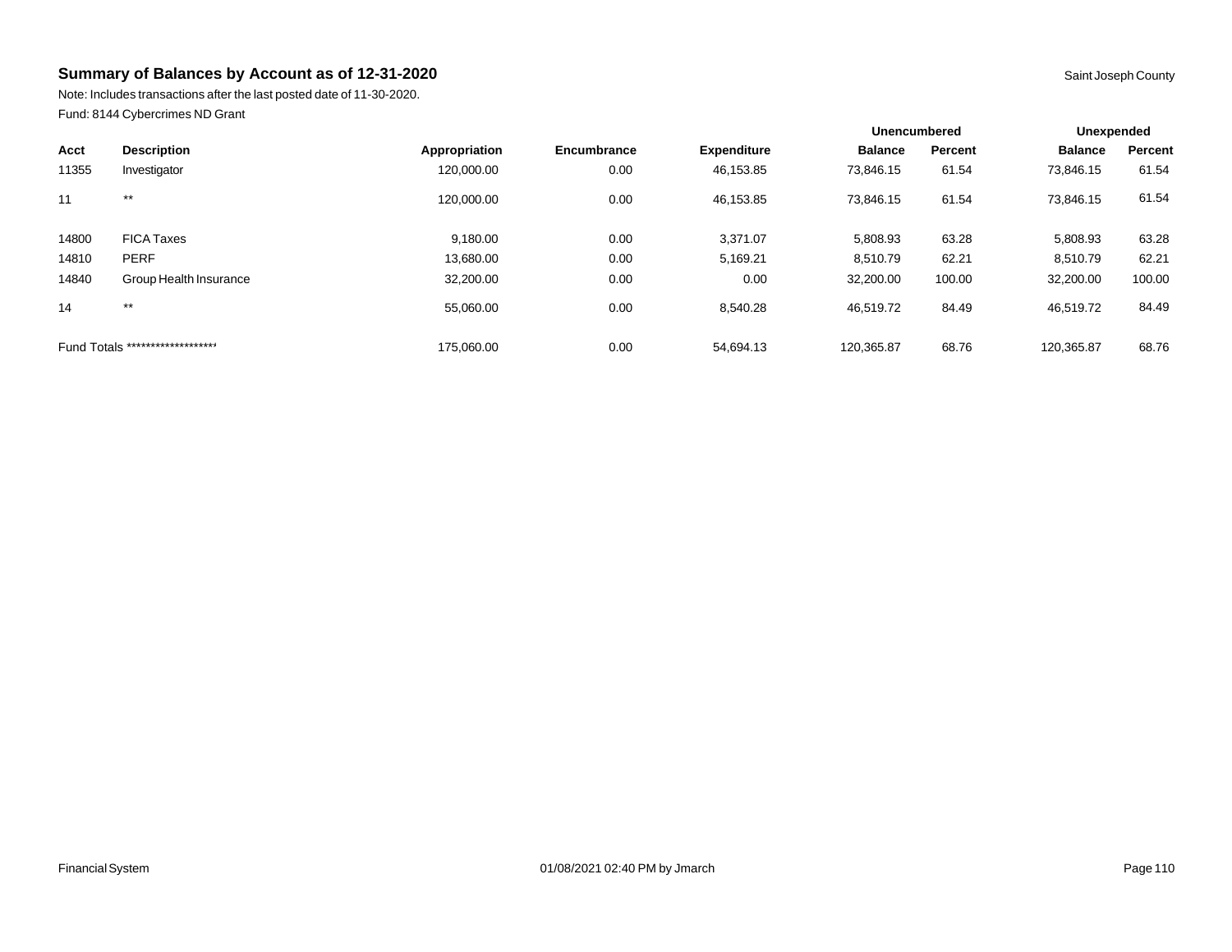## Summary of Balances by Account as of 12-31-2020

Saint Joseph County

Note: Includes transactions after the last posted date of 11-30-2020.

Fund: 8144 Cybercrimes ND Grant

| | | | | | Unencumbered | | Unexpended | |
|---|---|---|---|---|---|---|---|---|
| **Acct** | **Description** | **Appropriation** | **Encumbrance** | **Expenditure** | **Balance** | **Percent** | **Balance** | **Percent** |
| 11355 | Investigator | 120,000.00 | 0.00 | 46,153.85 | 73,846.15 | 61.54 | 73,846.15 | 61.54 |
| 11 | ** | 120,000.00 | 0.00 | 46,153.85 | 73,846.15 | 61.54 | 73,846.15 | 61.54 |
| 14800 | FICA Taxes | 9,180.00 | 0.00 | 3,371.07 | 5,808.93 | 63.28 | 5,808.93 | 63.28 |
| 14810 | PERF | 13,680.00 | 0.00 | 5,169.21 | 8,510.79 | 62.21 | 8,510.79 | 62.21 |
| 14840 | Group Health Insurance | 32,200.00 | 0.00 | 0.00 | 32,200.00 | 100.00 | 32,200.00 | 100.00 |
| 14 | ** | 55,060.00 | 0.00 | 8,540.28 | 46,519.72 | 84.49 | 46,519.72 | 84.49 |
| Fund Totals ******************* | | 175,060.00 | 0.00 | 54,694.13 | 120,365.87 | 68.76 | 120,365.87 | 68.76 |

Financial System 01/08/2021 02:40 PM by Jmarch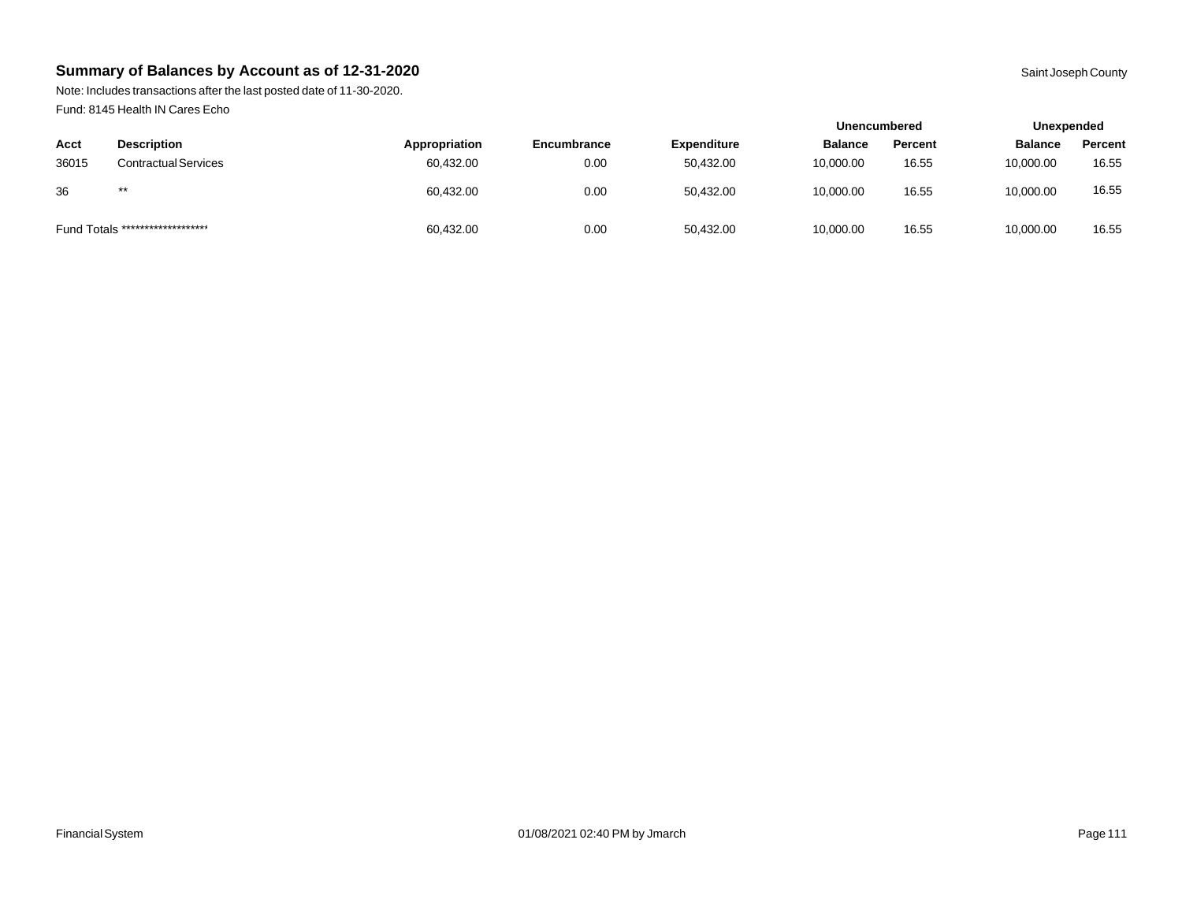## Summary of Balances by Account as of 12-31-2020

Saint Joseph County

Note: Includes transactions after the last posted date of 11-30-2020.

Fund: 8145 Health IN Cares Echo

| | | | | | Unencumbered | | Unexpended | |
|---|---|---|---|---|---|---|---|---|
| **Acct** | **Description** | **Appropriation** | **Encumbrance** | **Expenditure** | **Balance** | **Percent** | **Balance** | **Percent** |
| 36015 | Contractual Services | 60,432.00 | 0.00 | 50,432.00 | 10,000.00 | 16.55 | 10,000.00 | 16.55 |
| 36 | ** | 60,432.00 | 0.00 | 50,432.00 | 10,000.00 | 16.55 | 10,000.00 | 16.55 |
| Fund Totals ******************* | | 60,432.00 | 0.00 | 50,432.00 | 10,000.00 | 16.55 | 10,000.00 | 16.55 |

Financial System 01/08/2021 02:40 PM by Jmarch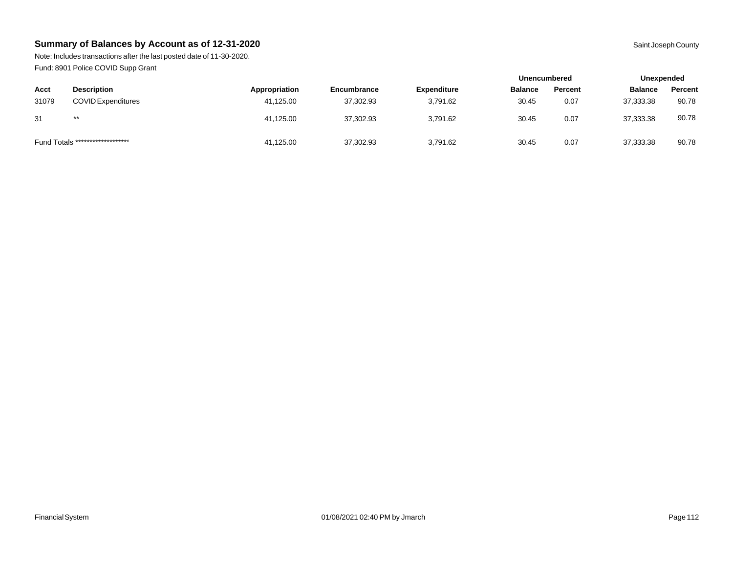## Summary of Balances by Account as of 12-31-2020

Saint Joseph County

Note: Includes transactions after the last posted date of 11-30-2020.

Fund: 8901 Police COVID Supp Grant

| Acct | Description | Appropriation | Encumbrance | Expenditure | Unencumbered Balance | Unencumbered Percent | Unexpended Balance | Unexpended Percent |
|---|---|---|---|---|---|---|---|---|
| 31079 | COVID Expenditures | 41,125.00 | 37,302.93 | 3,791.62 | 30.45 | 0.07 | 37,333.38 | 90.78 |
| 31 | ** | 41,125.00 | 37,302.93 | 3,791.62 | 30.45 | 0.07 | 37,333.38 | 90.78 |
| Fund Totals ******************* | | 41,125.00 | 37,302.93 | 3,791.62 | 30.45 | 0.07 | 37,333.38 | 90.78 |

Financial System

01/08/2021 02:40 PM by Jmarch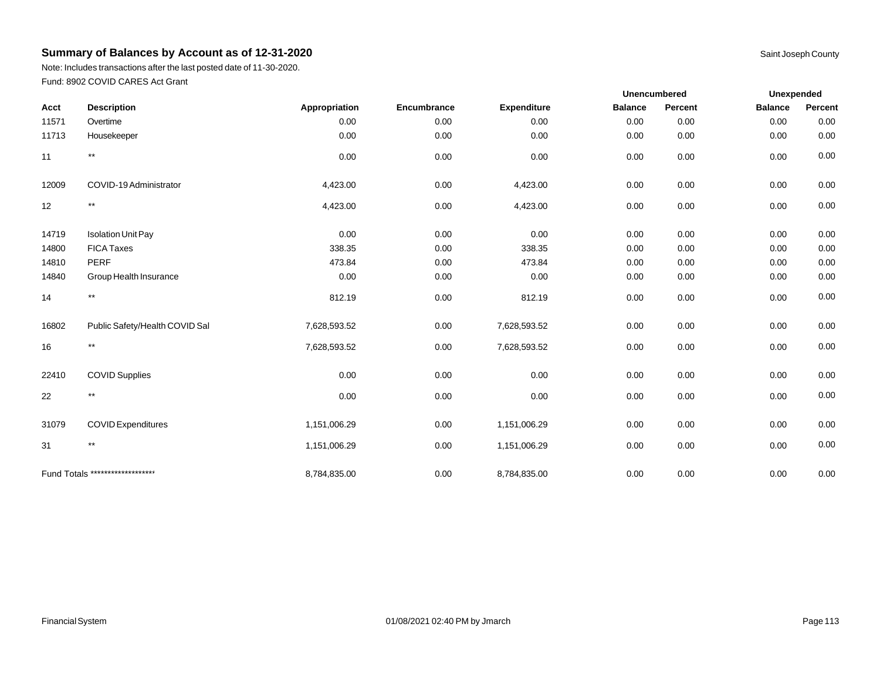## Summary of Balances by Account as of 12-31-2020

Saint Joseph County

Note: Includes transactions after the last posted date of 11-30-2020.
Fund: 8902 COVID CARES Act Grant

| | | | | | Unencumbered | | Unexpended | |
|---|---|---|---|---|---|---|---|---|
| **Acct** | **Description** | **Appropriation** | **Encumbrance** | **Expenditure** | **Balance** | **Percent** | **Balance** | **Percent** |
| 11571 | Overtime | 0.00 | 0.00 | 0.00 | 0.00 | 0.00 | 0.00 | 0.00 |
| 11713 | Housekeeper | 0.00 | 0.00 | 0.00 | 0.00 | 0.00 | 0.00 | 0.00 |
| 11 | ** | 0.00 | 0.00 | 0.00 | 0.00 | 0.00 | 0.00 | 0.00 |
| 12009 | COVID-19 Administrator | 4,423.00 | 0.00 | 4,423.00 | 0.00 | 0.00 | 0.00 | 0.00 |
| 12 | ** | 4,423.00 | 0.00 | 4,423.00 | 0.00 | 0.00 | 0.00 | 0.00 |
| 14719 | Isolation Unit Pay | 0.00 | 0.00 | 0.00 | 0.00 | 0.00 | 0.00 | 0.00 |
| 14800 | FICA Taxes | 338.35 | 0.00 | 338.35 | 0.00 | 0.00 | 0.00 | 0.00 |
| 14810 | PERF | 473.84 | 0.00 | 473.84 | 0.00 | 0.00 | 0.00 | 0.00 |
| 14840 | Group Health Insurance | 0.00 | 0.00 | 0.00 | 0.00 | 0.00 | 0.00 | 0.00 |
| 14 | ** | 812.19 | 0.00 | 812.19 | 0.00 | 0.00 | 0.00 | 0.00 |
| 16802 | Public Safety/Health COVID Sal | 7,628,593.52 | 0.00 | 7,628,593.52 | 0.00 | 0.00 | 0.00 | 0.00 |
| 16 | ** | 7,628,593.52 | 0.00 | 7,628,593.52 | 0.00 | 0.00 | 0.00 | 0.00 |
| 22410 | COVID Supplies | 0.00 | 0.00 | 0.00 | 0.00 | 0.00 | 0.00 | 0.00 |
| 22 | ** | 0.00 | 0.00 | 0.00 | 0.00 | 0.00 | 0.00 | 0.00 |
| 31079 | COVID Expenditures | 1,151,006.29 | 0.00 | 1,151,006.29 | 0.00 | 0.00 | 0.00 | 0.00 |
| 31 | ** | 1,151,006.29 | 0.00 | 1,151,006.29 | 0.00 | 0.00 | 0.00 | 0.00 |
| Fund Totals ******************* | | 8,784,835.00 | 0.00 | 8,784,835.00 | 0.00 | 0.00 | 0.00 | 0.00 |

Financial System 01/08/2021 02:40 PM by Jmarch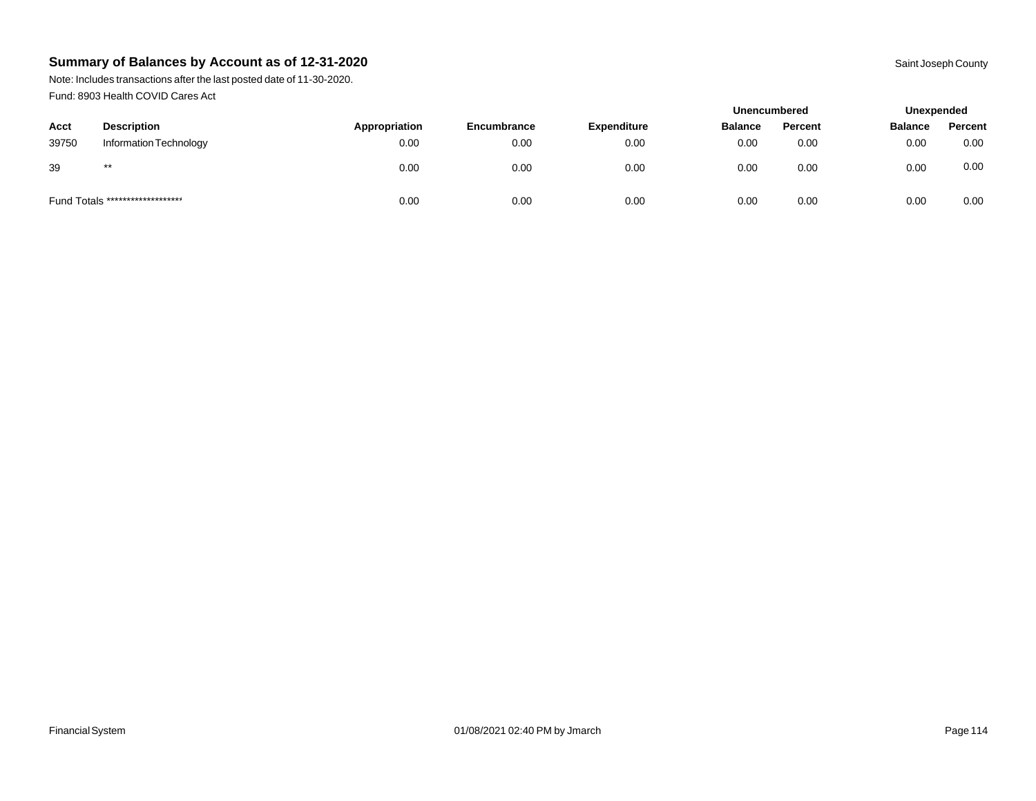## Summary of Balances by Account as of 12-31-2020

Saint Joseph County

Note: Includes transactions after the last posted date of 11-30-2020.

Fund: 8903 Health COVID Cares Act

| | | | | | Unencumbered | | Unexpended | |
|---|---|---|---|---|---|---|---|---|
| Acct | Description | Appropriation | Encumbrance | Expenditure | Balance | Percent | Balance | Percent |
| 39750 | Information Technology | 0.00 | 0.00 | 0.00 | 0.00 | 0.00 | 0.00 | 0.00 |
| 39 | ** | 0.00 | 0.00 | 0.00 | 0.00 | 0.00 | 0.00 | 0.00 |
| Fund Totals ******************* | | 0.00 | 0.00 | 0.00 | 0.00 | 0.00 | 0.00 | 0.00 |

Financial System 01/08/2021 02:40 PM by Jmarch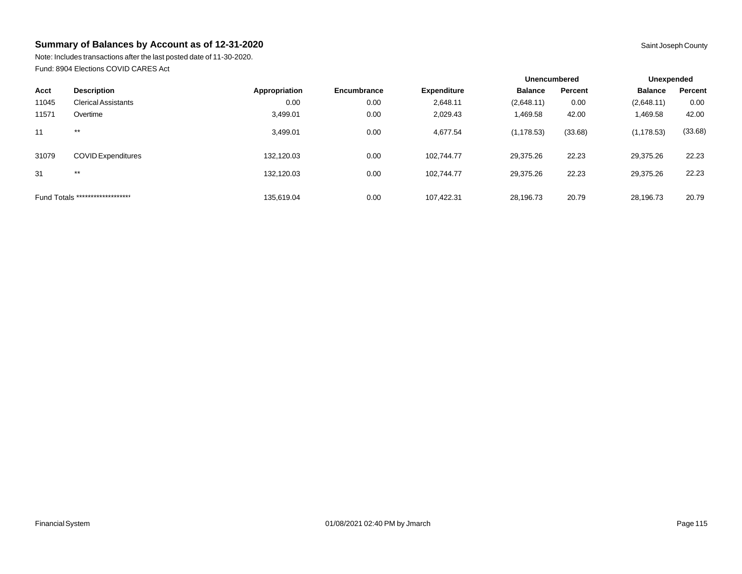## Summary of Balances by Account as of 12-31-2020

Saint Joseph County

Note: Includes transactions after the last posted date of 11-30-2020.

Fund: 8904 Elections COVID CARES Act

| | | | | | Unencumbered | | Unexpended | |
|---|---|---|---|---|---|---|---|---|
| Acct | Description | Appropriation | Encumbrance | Expenditure | Balance | Percent | Balance | Percent |
| 11045 | Clerical Assistants | 0.00 | 0.00 | 2,648.11 | (2,648.11) | 0.00 | (2,648.11) | 0.00 |
| 11571 | Overtime | 3,499.01 | 0.00 | 2,029.43 | 1,469.58 | 42.00 | 1,469.58 | 42.00 |
| 11 | ** | 3,499.01 | 0.00 | 4,677.54 | (1,178.53) | (33.68) | (1,178.53) | (33.68) |
| 31079 | COVID Expenditures | 132,120.03 | 0.00 | 102,744.77 | 29,375.26 | 22.23 | 29,375.26 | 22.23 |
| 31 | ** | 132,120.03 | 0.00 | 102,744.77 | 29,375.26 | 22.23 | 29,375.26 | 22.23 |
| Fund Totals ******************* | | 135,619.04 | 0.00 | 107,422.31 | 28,196.73 | 20.79 | 28,196.73 | 20.79 |

Financial System 01/08/2021 02:40 PM by Jmarch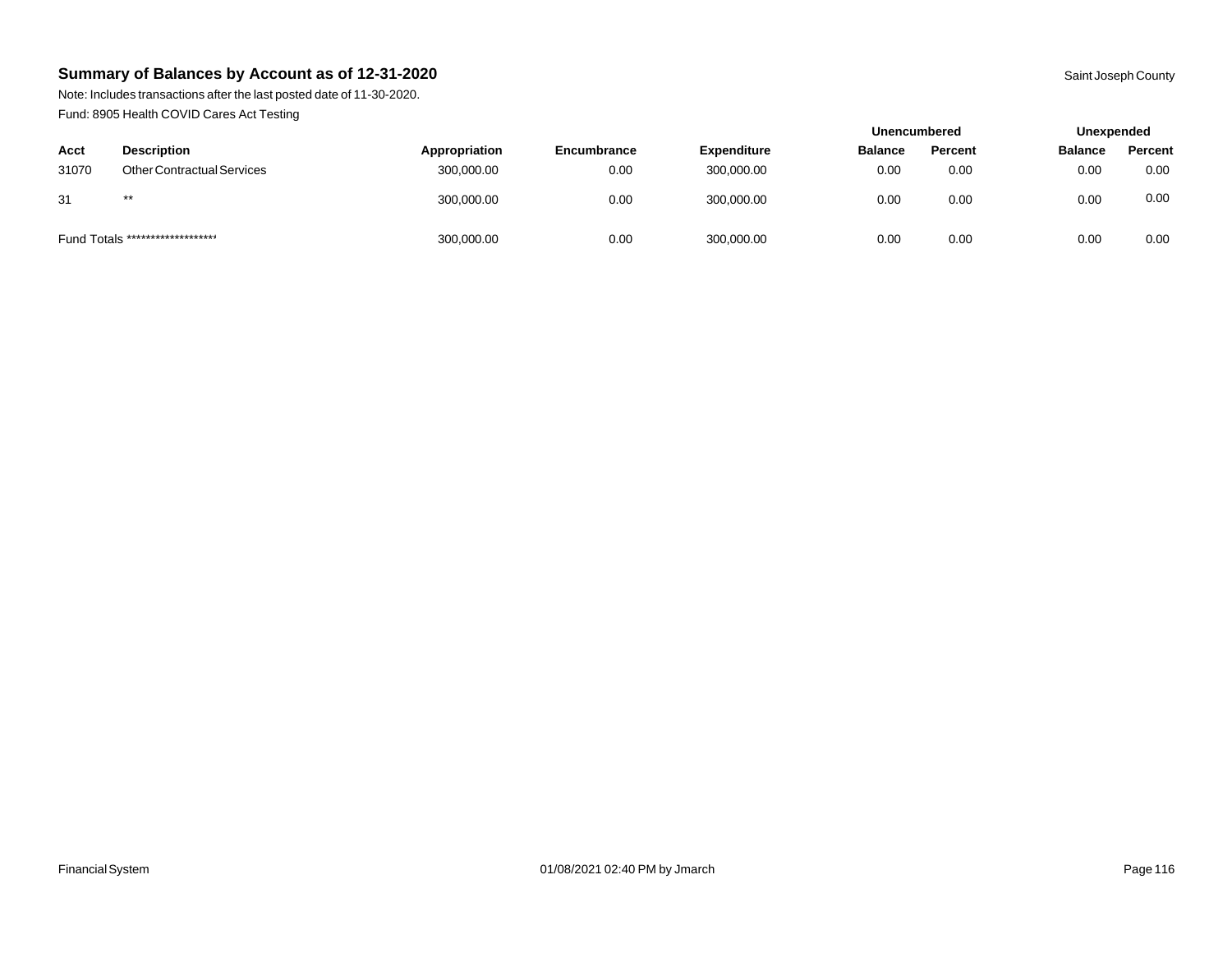## Summary of Balances by Account as of 12-31-2020

Saint Joseph County

Note: Includes transactions after the last posted date of 11-30-2020.

Fund: 8905 Health COVID Cares Act Testing

| | | | | | Unencumbered | | Unexpended | |
|---|---|---|---|---|---|---|---|---|
| **Acct** | **Description** | **Appropriation** | **Encumbrance** | **Expenditure** | **Balance** | **Percent** | **Balance** | **Percent** |
| 31070 | Other Contractual Services | 300,000.00 | 0.00 | 300,000.00 | 0.00 | 0.00 | 0.00 | 0.00 |
| 31 | ** | 300,000.00 | 0.00 | 300,000.00 | 0.00 | 0.00 | 0.00 | 0.00 |
| Fund Totals ******************* | | 300,000.00 | 0.00 | 300,000.00 | 0.00 | 0.00 | 0.00 | 0.00 |

Financial System 01/08/2021 02:40 PM by Jmarch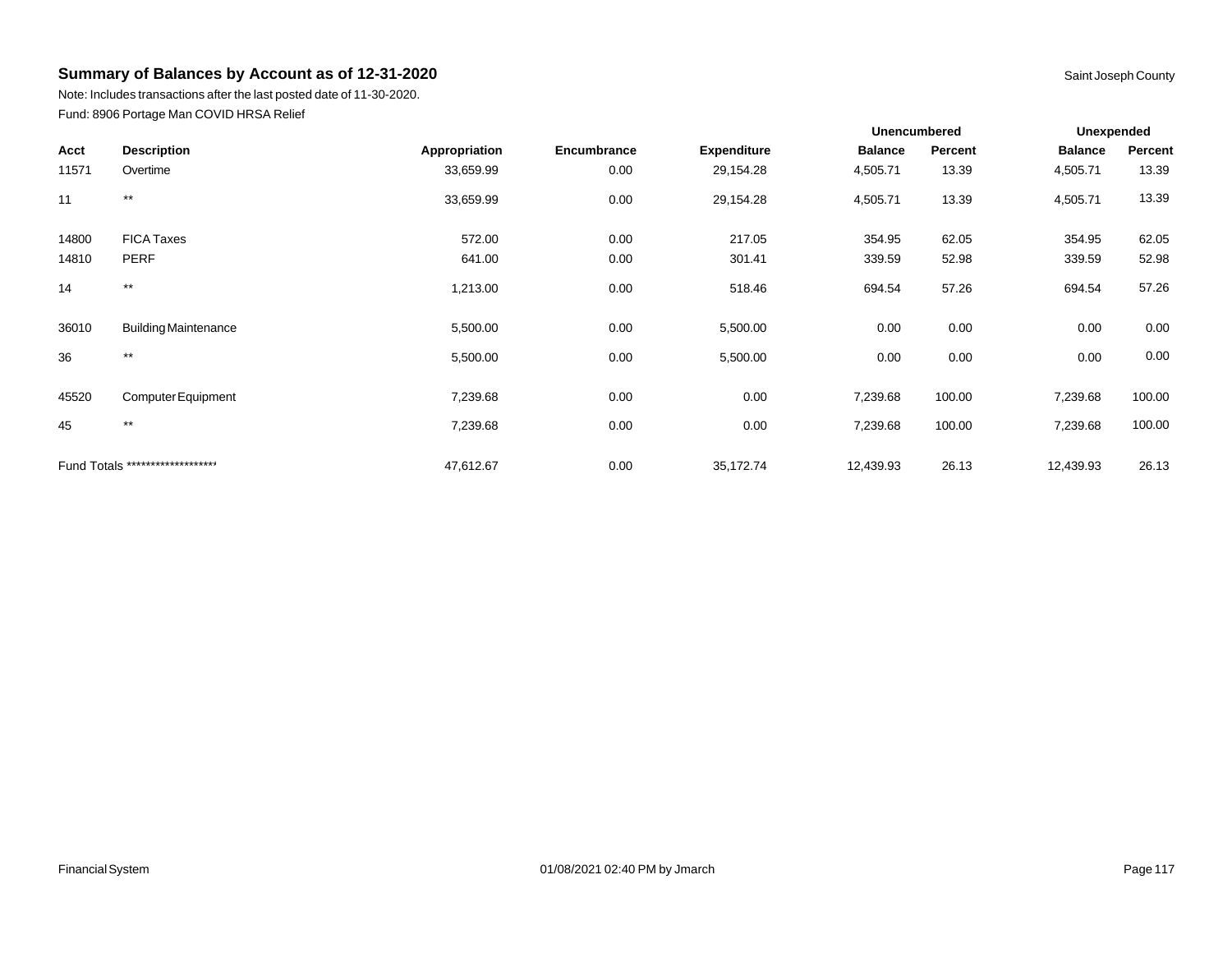## Summary of Balances by Account as of 12-31-2020

Saint Joseph County

Note: Includes transactions after the last posted date of 11-30-2020.

Fund: 8906 Portage Man COVID HRSA Relief

| | | | | | Unencumbered | | Unexpended | |
|---|---|---|---|---|---|---|---|---|
| Acct | Description | Appropriation | Encumbrance | Expenditure | Balance | Percent | Balance | Percent |
| 11571 | Overtime | 33,659.99 | 0.00 | 29,154.28 | 4,505.71 | 13.39 | 4,505.71 | 13.39 |
| 11 | ** | 33,659.99 | 0.00 | 29,154.28 | 4,505.71 | 13.39 | 4,505.71 | 13.39 |
| 14800 | FICA Taxes | 572.00 | 0.00 | 217.05 | 354.95 | 62.05 | 354.95 | 62.05 |
| 14810 | PERF | 641.00 | 0.00 | 301.41 | 339.59 | 52.98 | 339.59 | 52.98 |
| 14 | ** | 1,213.00 | 0.00 | 518.46 | 694.54 | 57.26 | 694.54 | 57.26 |
| 36010 | Building Maintenance | 5,500.00 | 0.00 | 5,500.00 | 0.00 | 0.00 | 0.00 | 0.00 |
| 36 | ** | 5,500.00 | 0.00 | 5,500.00 | 0.00 | 0.00 | 0.00 | 0.00 |
| 45520 | Computer Equipment | 7,239.68 | 0.00 | 0.00 | 7,239.68 | 100.00 | 7,239.68 | 100.00 |
| 45 | ** | 7,239.68 | 0.00 | 0.00 | 7,239.68 | 100.00 | 7,239.68 | 100.00 |
| Fund Totals ******************* | | 47,612.67 | 0.00 | 35,172.74 | 12,439.93 | 26.13 | 12,439.93 | 26.13 |

Financial System 01/08/2021 02:40 PM by Jmarch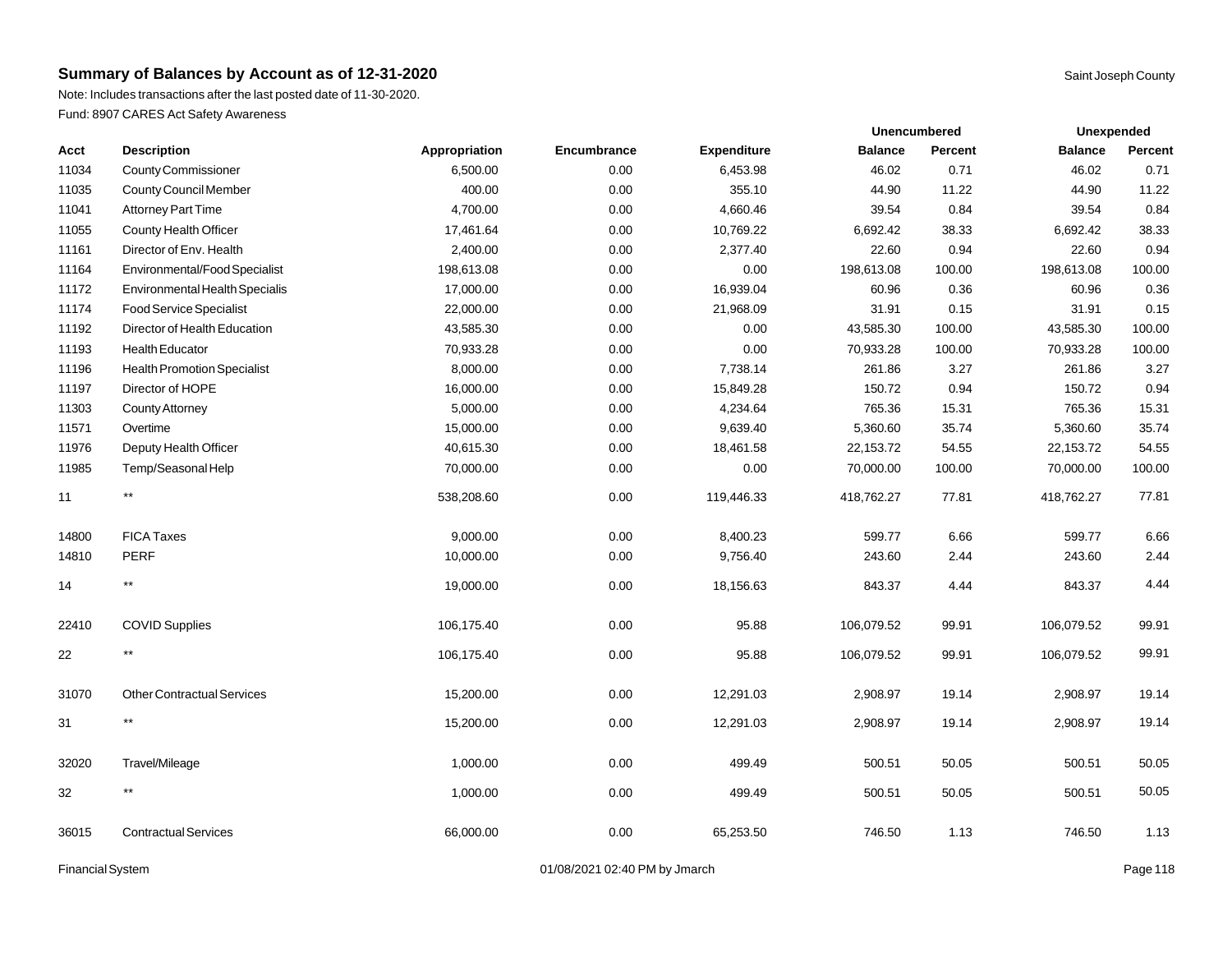## Summary of Balances by Account as of 12-31-2020

Saint Joseph County

Note: Includes transactions after the last posted date of 11-30-2020.

Fund: 8907 CARES Act Safety Awareness

| | | | | | Unencumbered | | Unexpended | |
|---|---|---|---|---|---|---|---|---|
| Acct | Description | Appropriation | Encumbrance | Expenditure | Balance | Percent | Balance | Percent |
| 11034 | County Commissioner | 6,500.00 | 0.00 | 6,453.98 | 46.02 | 0.71 | 46.02 | 0.71 |
| 11035 | County Council Member | 400.00 | 0.00 | 355.10 | 44.90 | 11.22 | 44.90 | 11.22 |
| 11041 | Attorney Part Time | 4,700.00 | 0.00 | 4,660.46 | 39.54 | 0.84 | 39.54 | 0.84 |
| 11055 | County Health Officer | 17,461.64 | 0.00 | 10,769.22 | 6,692.42 | 38.33 | 6,692.42 | 38.33 |
| 11161 | Director of Env. Health | 2,400.00 | 0.00 | 2,377.40 | 22.60 | 0.94 | 22.60 | 0.94 |
| 11164 | Environmental/Food Specialist | 198,613.08 | 0.00 | 0.00 | 198,613.08 | 100.00 | 198,613.08 | 100.00 |
| 11172 | Environmental Health Specialis | 17,000.00 | 0.00 | 16,939.04 | 60.96 | 0.36 | 60.96 | 0.36 |
| 11174 | Food Service Specialist | 22,000.00 | 0.00 | 21,968.09 | 31.91 | 0.15 | 31.91 | 0.15 |
| 11192 | Director of Health Education | 43,585.30 | 0.00 | 0.00 | 43,585.30 | 100.00 | 43,585.30 | 100.00 |
| 11193 | Health Educator | 70,933.28 | 0.00 | 0.00 | 70,933.28 | 100.00 | 70,933.28 | 100.00 |
| 11196 | Health Promotion Specialist | 8,000.00 | 0.00 | 7,738.14 | 261.86 | 3.27 | 261.86 | 3.27 |
| 11197 | Director of HOPE | 16,000.00 | 0.00 | 15,849.28 | 150.72 | 0.94 | 150.72 | 0.94 |
| 11303 | County Attorney | 5,000.00 | 0.00 | 4,234.64 | 765.36 | 15.31 | 765.36 | 15.31 |
| 11571 | Overtime | 15,000.00 | 0.00 | 9,639.40 | 5,360.60 | 35.74 | 5,360.60 | 35.74 |
| 11976 | Deputy Health Officer | 40,615.30 | 0.00 | 18,461.58 | 22,153.72 | 54.55 | 22,153.72 | 54.55 |
| 11985 | Temp/Seasonal Help | 70,000.00 | 0.00 | 0.00 | 70,000.00 | 100.00 | 70,000.00 | 100.00 |
| 11 | ** | 538,208.60 | 0.00 | 119,446.33 | 418,762.27 | 77.81 | 418,762.27 | 77.81 |
| 14800 | FICA Taxes | 9,000.00 | 0.00 | 8,400.23 | 599.77 | 6.66 | 599.77 | 6.66 |
| 14810 | PERF | 10,000.00 | 0.00 | 9,756.40 | 243.60 | 2.44 | 243.60 | 2.44 |
| 14 | ** | 19,000.00 | 0.00 | 18,156.63 | 843.37 | 4.44 | 843.37 | 4.44 |
| 22410 | COVID Supplies | 106,175.40 | 0.00 | 95.88 | 106,079.52 | 99.91 | 106,079.52 | 99.91 |
| 22 | ** | 106,175.40 | 0.00 | 95.88 | 106,079.52 | 99.91 | 106,079.52 | 99.91 |
| 31070 | Other Contractual Services | 15,200.00 | 0.00 | 12,291.03 | 2,908.97 | 19.14 | 2,908.97 | 19.14 |
| 31 | ** | 15,200.00 | 0.00 | 12,291.03 | 2,908.97 | 19.14 | 2,908.97 | 19.14 |
| 32020 | Travel/Mileage | 1,000.00 | 0.00 | 499.49 | 500.51 | 50.05 | 500.51 | 50.05 |
| 32 | ** | 1,000.00 | 0.00 | 499.49 | 500.51 | 50.05 | 500.51 | 50.05 |
| 36015 | Contractual Services | 66,000.00 | 0.00 | 65,253.50 | 746.50 | 1.13 | 746.50 | 1.13 |

Financial System 01/08/2021 02:40 PM by Jmarch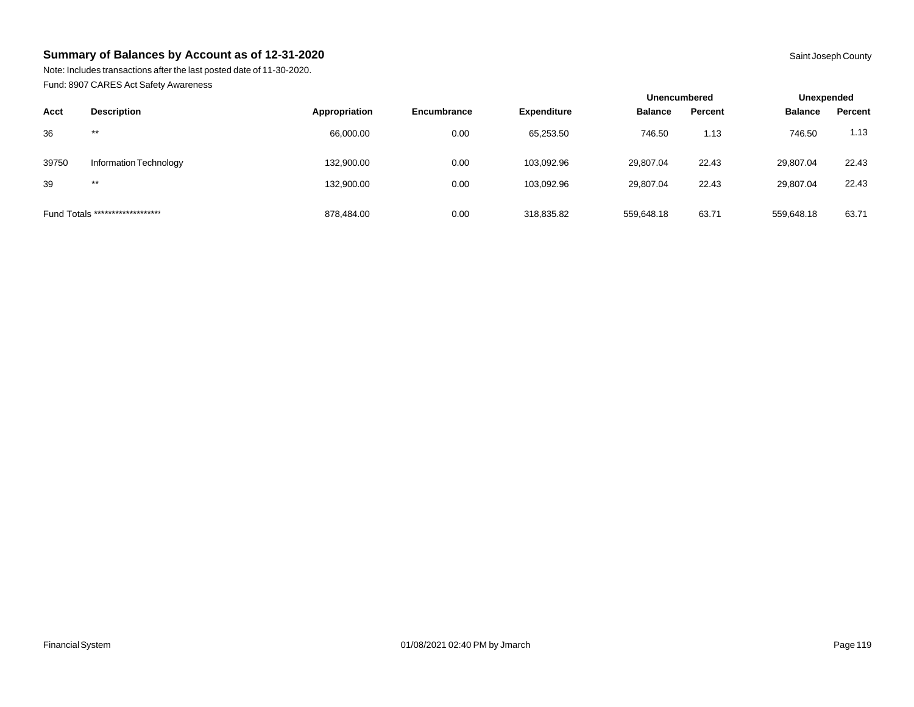## Summary of Balances by Account as of 12-31-2020

Saint Joseph County

Note: Includes transactions after the last posted date of 11-30-2020.

Fund: 8907 CARES Act Safety Awareness

| | | | | | Unencumbered | | Unexpended | |
|---|---|---|---|---|---|---|---|---|
| **Acct** | **Description** | **Appropriation** | **Encumbrance** | **Expenditure** | **Balance** | **Percent** | **Balance** | **Percent** |
| 36 | ** | 66,000.00 | 0.00 | 65,253.50 | 746.50 | 1.13 | 746.50 | 1.13 |
| 39750 | Information Technology | 132,900.00 | 0.00 | 103,092.96 | 29,807.04 | 22.43 | 29,807.04 | 22.43 |
| 39 | ** | 132,900.00 | 0.00 | 103,092.96 | 29,807.04 | 22.43 | 29,807.04 | 22.43 |
| Fund Totals ******************* | | 878,484.00 | 0.00 | 318,835.82 | 559,648.18 | 63.71 | 559,648.18 | 63.71 |

Financial System 01/08/2021 02:40 PM by Jmarch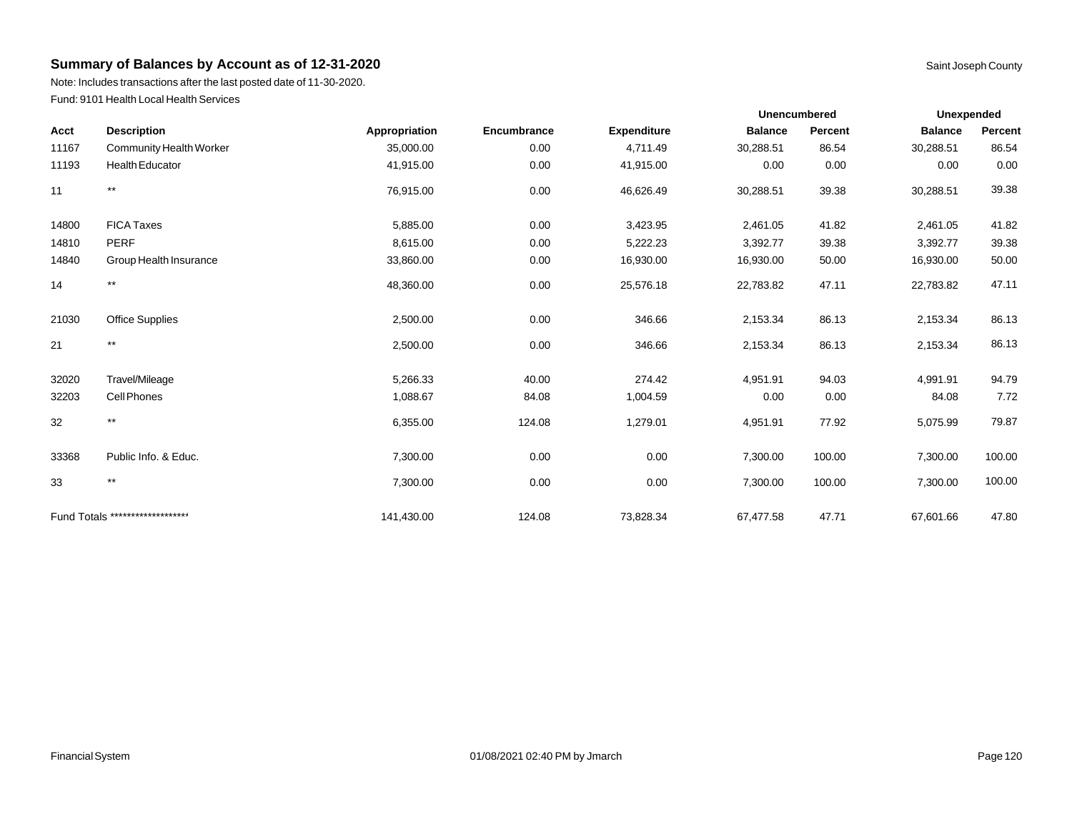## Summary of Balances by Account as of 12-31-2020

Saint Joseph County

Note: Includes transactions after the last posted date of 11-30-2020.

Fund: 9101 Health Local Health Services

| | | | | | Unencumbered | | Unexpended | |
|---|---|---|---|---|---|---|---|---|
| Acct | Description | Appropriation | Encumbrance | Expenditure | Balance | Percent | Balance | Percent |
| 11167 | Community Health Worker | 35,000.00 | 0.00 | 4,711.49 | 30,288.51 | 86.54 | 30,288.51 | 86.54 |
| 11193 | Health Educator | 41,915.00 | 0.00 | 41,915.00 | 0.00 | 0.00 | 0.00 | 0.00 |
| 11 | ** | 76,915.00 | 0.00 | 46,626.49 | 30,288.51 | 39.38 | 30,288.51 | 39.38 |
| 14800 | FICA Taxes | 5,885.00 | 0.00 | 3,423.95 | 2,461.05 | 41.82 | 2,461.05 | 41.82 |
| 14810 | PERF | 8,615.00 | 0.00 | 5,222.23 | 3,392.77 | 39.38 | 3,392.77 | 39.38 |
| 14840 | Group Health Insurance | 33,860.00 | 0.00 | 16,930.00 | 16,930.00 | 50.00 | 16,930.00 | 50.00 |
| 14 | ** | 48,360.00 | 0.00 | 25,576.18 | 22,783.82 | 47.11 | 22,783.82 | 47.11 |
| 21030 | Office Supplies | 2,500.00 | 0.00 | 346.66 | 2,153.34 | 86.13 | 2,153.34 | 86.13 |
| 21 | ** | 2,500.00 | 0.00 | 346.66 | 2,153.34 | 86.13 | 2,153.34 | 86.13 |
| 32020 | Travel/Mileage | 5,266.33 | 40.00 | 274.42 | 4,951.91 | 94.03 | 4,991.91 | 94.79 |
| 32203 | Cell Phones | 1,088.67 | 84.08 | 1,004.59 | 0.00 | 0.00 | 84.08 | 7.72 |
| 32 | ** | 6,355.00 | 124.08 | 1,279.01 | 4,951.91 | 77.92 | 5,075.99 | 79.87 |
| 33368 | Public Info. & Educ. | 7,300.00 | 0.00 | 0.00 | 7,300.00 | 100.00 | 7,300.00 | 100.00 |
| 33 | ** | 7,300.00 | 0.00 | 0.00 | 7,300.00 | 100.00 | 7,300.00 | 100.00 |
| Fund Totals ******************* | | 141,430.00 | 124.08 | 73,828.34 | 67,477.58 | 47.71 | 67,601.66 | 47.80 |

Financial System 01/08/2021 02:40 PM by Jmarch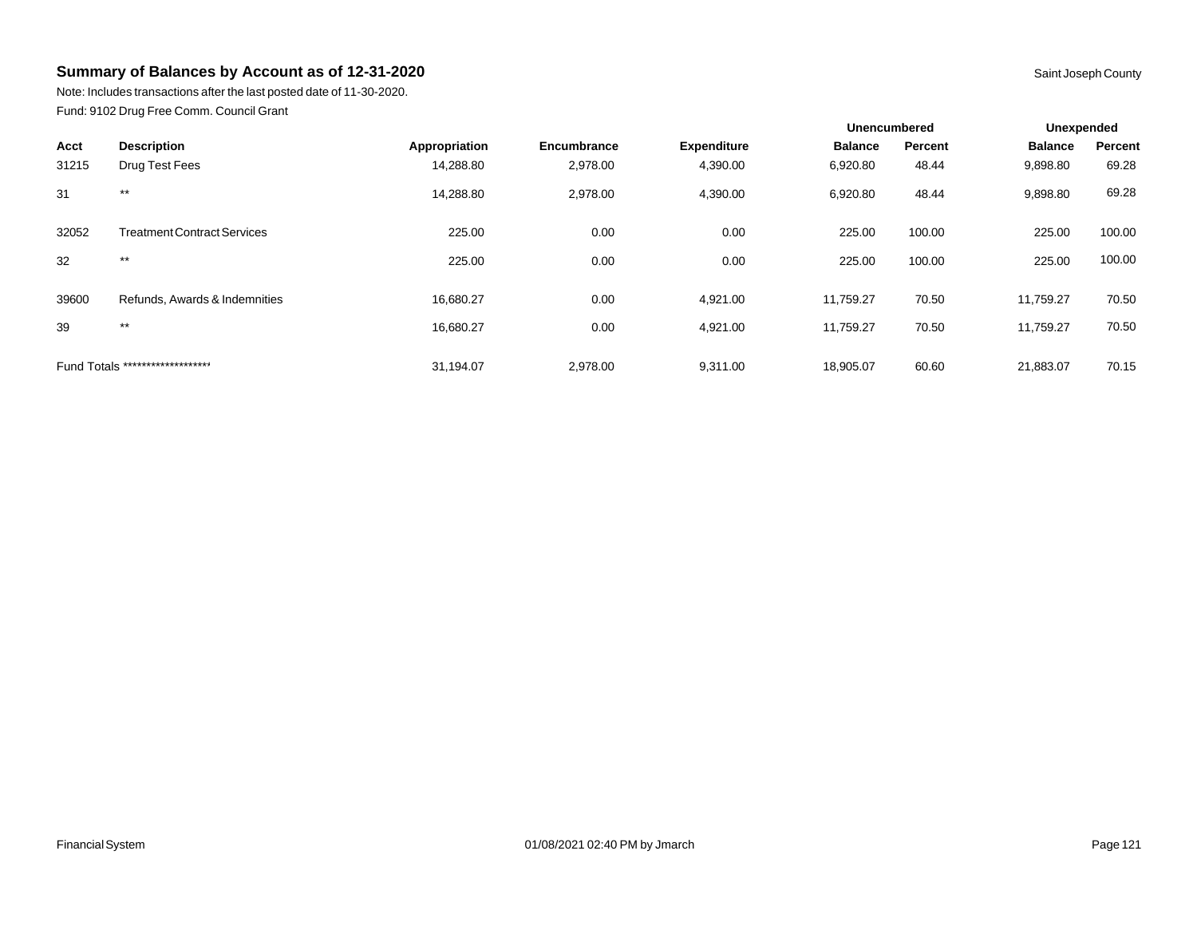## Summary of Balances by Account as of 12-31-2020

Saint Joseph County

Note: Includes transactions after the last posted date of 11-30-2020.

Fund: 9102 Drug Free Comm. Council Grant

| Acct | Description | Appropriation | Encumbrance | Expenditure | Unencumbered Balance | Unencumbered Percent | Unexpended Balance | Unexpended Percent |
|---|---|---|---|---|---|---|---|---|
| 31215 | Drug Test Fees | 14,288.80 | 2,978.00 | 4,390.00 | 6,920.80 | 48.44 | 9,898.80 | 69.28 |
| 31 | ** | 14,288.80 | 2,978.00 | 4,390.00 | 6,920.80 | 48.44 | 9,898.80 | 69.28 |
| 32052 | Treatment Contract Services | 225.00 | 0.00 | 0.00 | 225.00 | 100.00 | 225.00 | 100.00 |
| 32 | ** | 225.00 | 0.00 | 0.00 | 225.00 | 100.00 | 225.00 | 100.00 |
| 39600 | Refunds, Awards & Indemnities | 16,680.27 | 0.00 | 4,921.00 | 11,759.27 | 70.50 | 11,759.27 | 70.50 |
| 39 | ** | 16,680.27 | 0.00 | 4,921.00 | 11,759.27 | 70.50 | 11,759.27 | 70.50 |
| Fund Totals ******************* | | 31,194.07 | 2,978.00 | 9,311.00 | 18,905.07 | 60.60 | 21,883.07 | 70.15 |

Financial System

01/08/2021 02:40 PM by Jmarch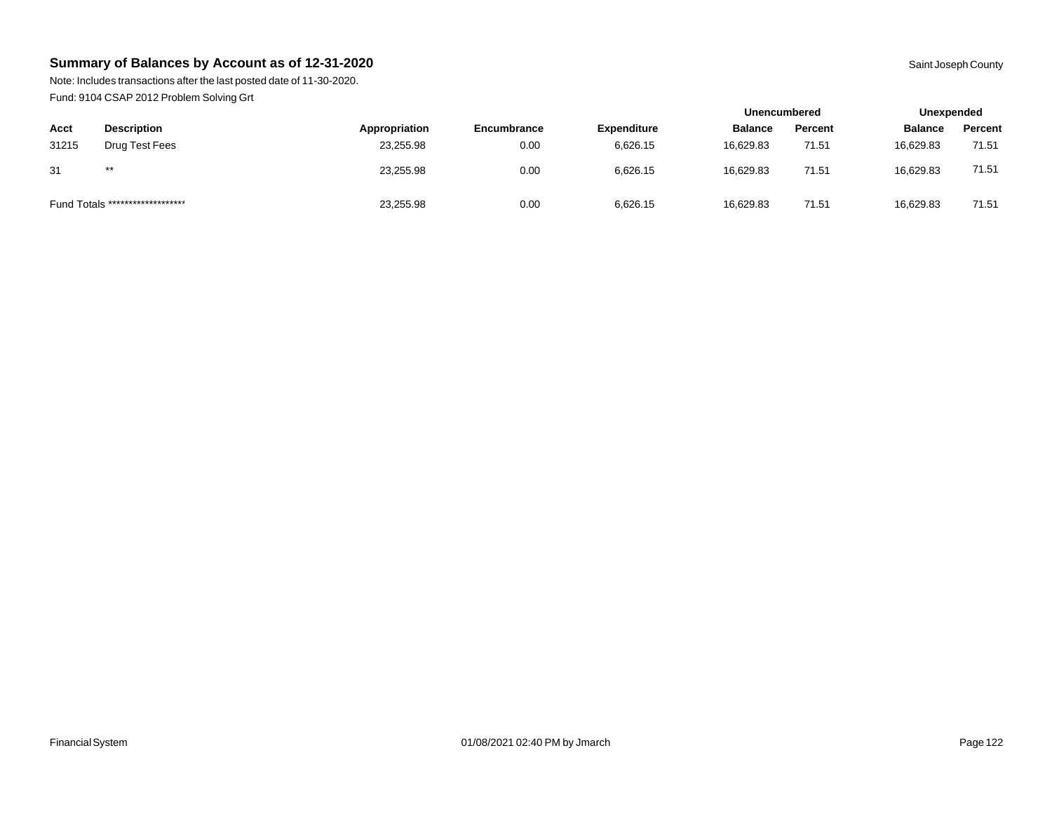## Summary of Balances by Account as of 12-31-2020

Saint Joseph County

Note: Includes transactions after the last posted date of 11-30-2020.

Fund: 9104 CSAP 2012 Problem Solving Grt

| | | | | | Unencumbered | | Unexpended | |
|---|---|---|---|---|---|---|---|---|
| Acct | Description | Appropriation | Encumbrance | Expenditure | Balance | Percent | Balance | Percent |
| 31215 | Drug Test Fees | 23,255.98 | 0.00 | 6,626.15 | 16,629.83 | 71.51 | 16,629.83 | 71.51 |
| 31 | ** | 23,255.98 | 0.00 | 6,626.15 | 16,629.83 | 71.51 | 16,629.83 | 71.51 |
| Fund Totals ******************* | | 23,255.98 | 0.00 | 6,626.15 | 16,629.83 | 71.51 | 16,629.83 | 71.51 |

Financial System 01/08/2021 02:40 PM by Jmarch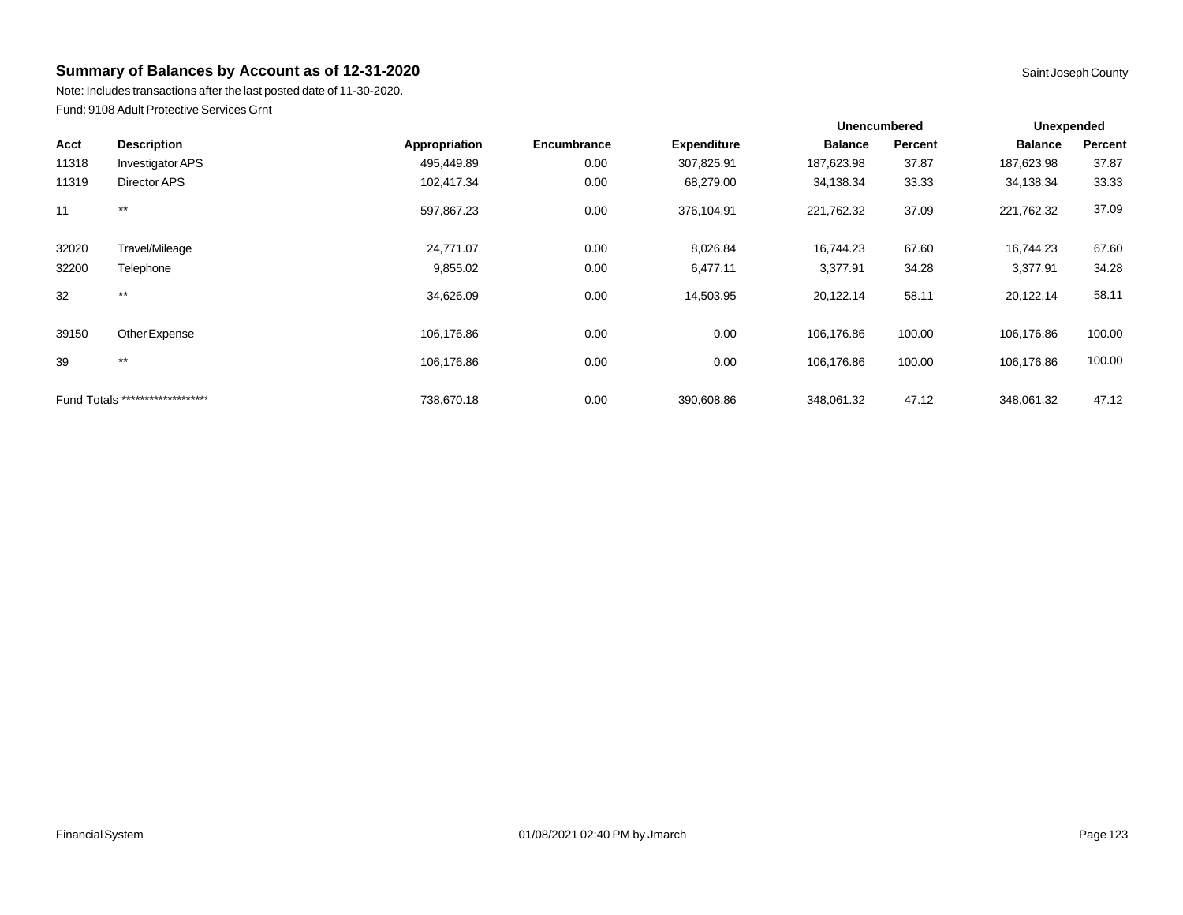## Summary of Balances by Account as of 12-31-2020

Saint Joseph County

Note: Includes transactions after the last posted date of 11-30-2020.

Fund: 9108 Adult Protective Services Grnt

| | | | | | Unencumbered | | Unexpended | |
|---|---|---|---|---|---|---|---|---|
| Acct | Description | Appropriation | Encumbrance | Expenditure | Balance | Percent | Balance | Percent |
| 11318 | Investigator APS | 495,449.89 | 0.00 | 307,825.91 | 187,623.98 | 37.87 | 187,623.98 | 37.87 |
| 11319 | Director APS | 102,417.34 | 0.00 | 68,279.00 | 34,138.34 | 33.33 | 34,138.34 | 33.33 |
| 11 | ** | 597,867.23 | 0.00 | 376,104.91 | 221,762.32 | 37.09 | 221,762.32 | 37.09 |
| 32020 | Travel/Mileage | 24,771.07 | 0.00 | 8,026.84 | 16,744.23 | 67.60 | 16,744.23 | 67.60 |
| 32200 | Telephone | 9,855.02 | 0.00 | 6,477.11 | 3,377.91 | 34.28 | 3,377.91 | 34.28 |
| 32 | ** | 34,626.09 | 0.00 | 14,503.95 | 20,122.14 | 58.11 | 20,122.14 | 58.11 |
| 39150 | Other Expense | 106,176.86 | 0.00 | 0.00 | 106,176.86 | 100.00 | 106,176.86 | 100.00 |
| 39 | ** | 106,176.86 | 0.00 | 0.00 | 106,176.86 | 100.00 | 106,176.86 | 100.00 |
| Fund Totals ******************* | | 738,670.18 | 0.00 | 390,608.86 | 348,061.32 | 47.12 | 348,061.32 | 47.12 |

Financial System 01/08/2021 02:40 PM by Jmarch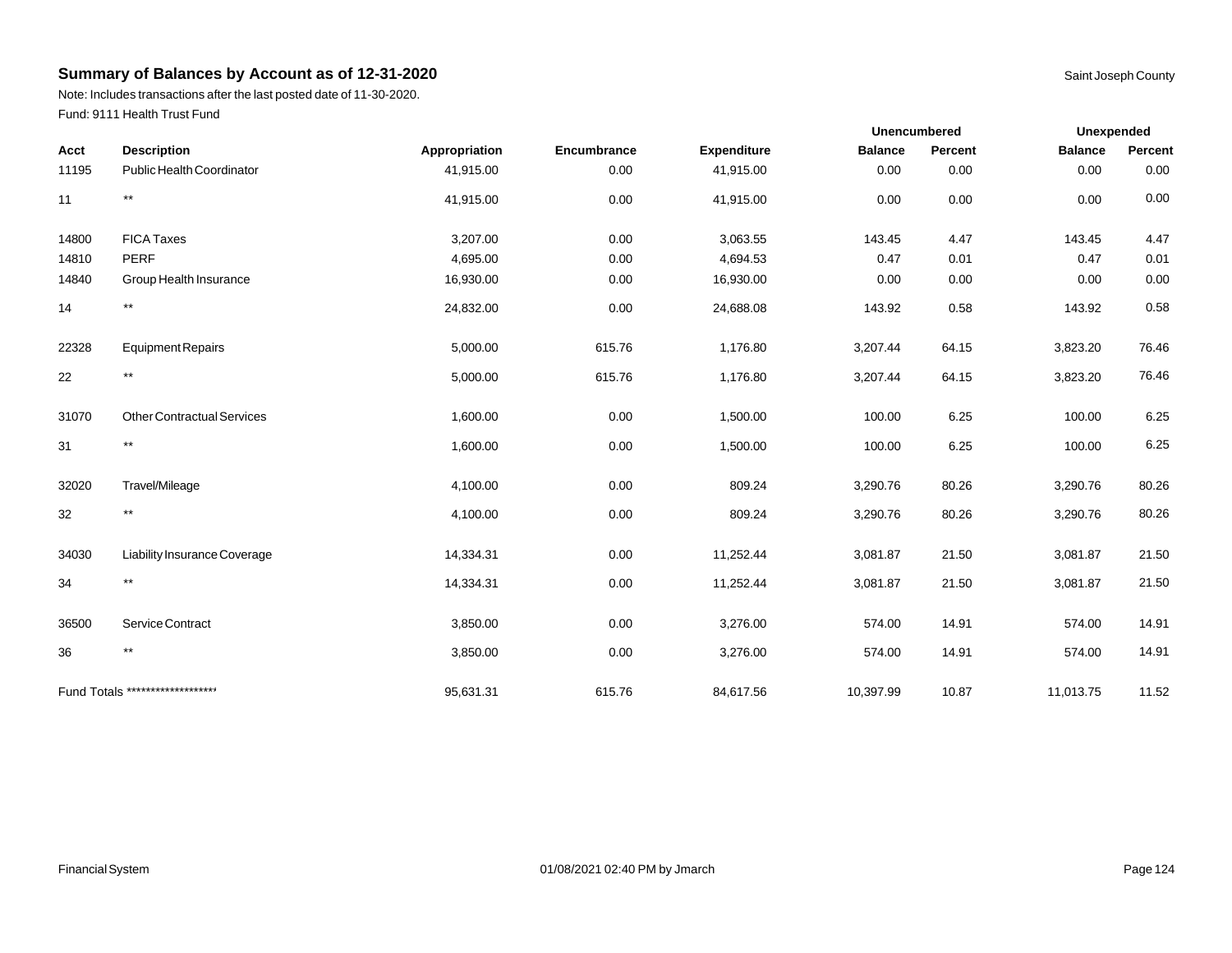## Summary of Balances by Account as of 12-31-2020

Saint Joseph County

Note: Includes transactions after the last posted date of 11-30-2020.

Fund: 9111 Health Trust Fund

| | | | | | Unencumbered | | Unexpended | |
|---|---|---|---|---|---|---|---|---|
| Acct | Description | Appropriation | Encumbrance | Expenditure | Balance | Percent | Balance | Percent |
| 11195 | Public Health Coordinator | 41,915.00 | 0.00 | 41,915.00 | 0.00 | 0.00 | 0.00 | 0.00 |
| 11 | ** | 41,915.00 | 0.00 | 41,915.00 | 0.00 | 0.00 | 0.00 | 0.00 |
| 14800 | FICA Taxes | 3,207.00 | 0.00 | 3,063.55 | 143.45 | 4.47 | 143.45 | 4.47 |
| 14810 | PERF | 4,695.00 | 0.00 | 4,694.53 | 0.47 | 0.01 | 0.47 | 0.01 |
| 14840 | Group Health Insurance | 16,930.00 | 0.00 | 16,930.00 | 0.00 | 0.00 | 0.00 | 0.00 |
| 14 | ** | 24,832.00 | 0.00 | 24,688.08 | 143.92 | 0.58 | 143.92 | 0.58 |
| 22328 | Equipment Repairs | 5,000.00 | 615.76 | 1,176.80 | 3,207.44 | 64.15 | 3,823.20 | 76.46 |
| 22 | ** | 5,000.00 | 615.76 | 1,176.80 | 3,207.44 | 64.15 | 3,823.20 | 76.46 |
| 31070 | Other Contractual Services | 1,600.00 | 0.00 | 1,500.00 | 100.00 | 6.25 | 100.00 | 6.25 |
| 31 | ** | 1,600.00 | 0.00 | 1,500.00 | 100.00 | 6.25 | 100.00 | 6.25 |
| 32020 | Travel/Mileage | 4,100.00 | 0.00 | 809.24 | 3,290.76 | 80.26 | 3,290.76 | 80.26 |
| 32 | ** | 4,100.00 | 0.00 | 809.24 | 3,290.76 | 80.26 | 3,290.76 | 80.26 |
| 34030 | Liability Insurance Coverage | 14,334.31 | 0.00 | 11,252.44 | 3,081.87 | 21.50 | 3,081.87 | 21.50 |
| 34 | ** | 14,334.31 | 0.00 | 11,252.44 | 3,081.87 | 21.50 | 3,081.87 | 21.50 |
| 36500 | Service Contract | 3,850.00 | 0.00 | 3,276.00 | 574.00 | 14.91 | 574.00 | 14.91 |
| 36 | ** | 3,850.00 | 0.00 | 3,276.00 | 574.00 | 14.91 | 574.00 | 14.91 |
| Fund Totals ******************* | | 95,631.31 | 615.76 | 84,617.56 | 10,397.99 | 10.87 | 11,013.75 | 11.52 |

Financial System 01/08/2021 02:40 PM by Jmarch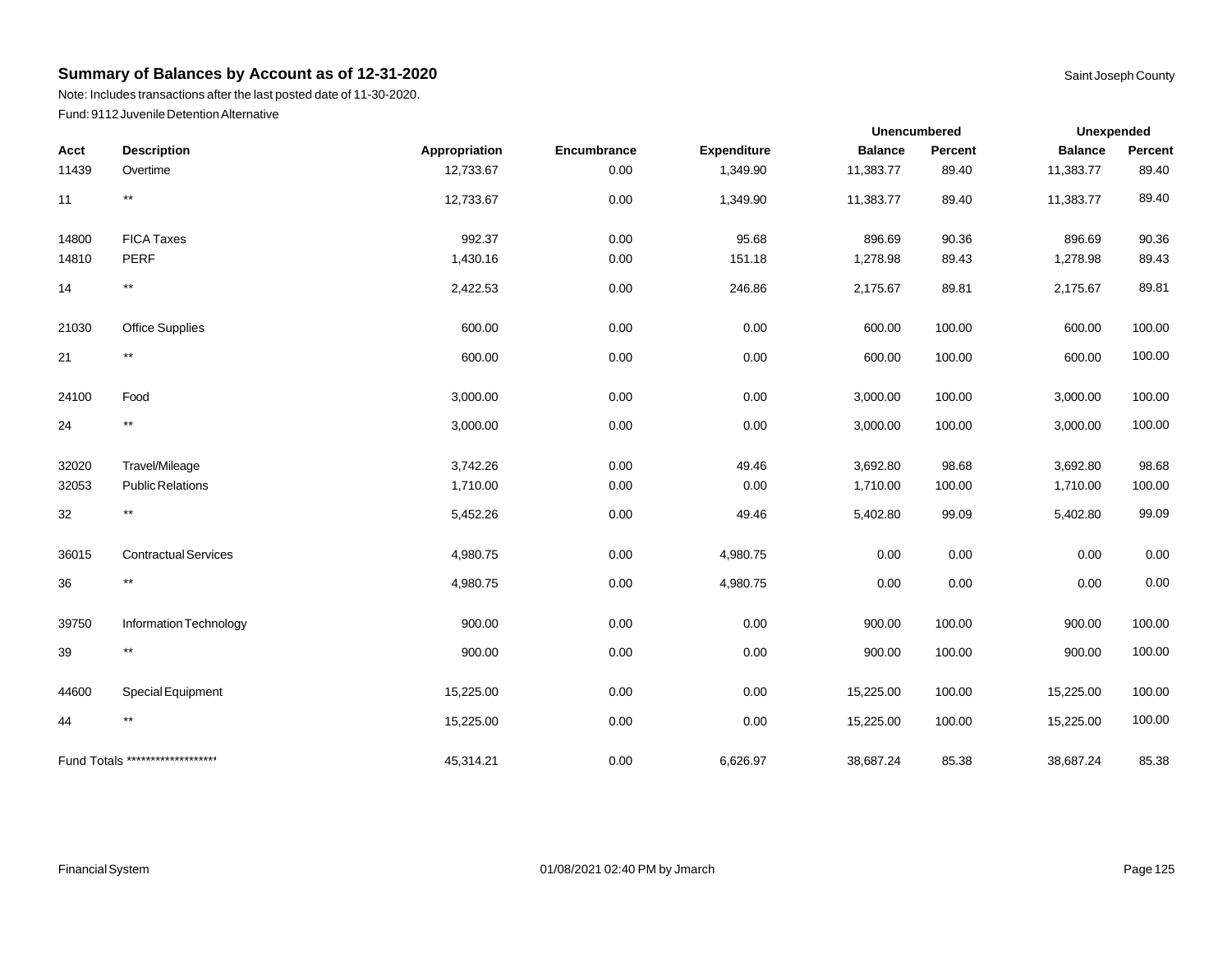## Summary of Balances by Account as of 12-31-2020

Saint Joseph County

Note: Includes transactions after the last posted date of 11-30-2020.

Fund: 9112 Juvenile Detention Alternative

| Acct | Description | Appropriation | Encumbrance | Expenditure | Unencumbered | | Unexpended | |
|---|---|---|---|---|---|---|---|---|
| | | | | | Balance | Percent | Balance | Percent |
| 11439 | Overtime | 12,733.67 | 0.00 | 1,349.90 | 11,383.77 | 89.40 | 11,383.77 | 89.40 |
| 11 | ** | 12,733.67 | 0.00 | 1,349.90 | 11,383.77 | 89.40 | 11,383.77 | 89.40 |
| 14800 | FICA Taxes | 992.37 | 0.00 | 95.68 | 896.69 | 90.36 | 896.69 | 90.36 |
| 14810 | PERF | 1,430.16 | 0.00 | 151.18 | 1,278.98 | 89.43 | 1,278.98 | 89.43 |
| 14 | ** | 2,422.53 | 0.00 | 246.86 | 2,175.67 | 89.81 | 2,175.67 | 89.81 |
| 21030 | Office Supplies | 600.00 | 0.00 | 0.00 | 600.00 | 100.00 | 600.00 | 100.00 |
| 21 | ** | 600.00 | 0.00 | 0.00 | 600.00 | 100.00 | 600.00 | 100.00 |
| 24100 | Food | 3,000.00 | 0.00 | 0.00 | 3,000.00 | 100.00 | 3,000.00 | 100.00 |
| 24 | ** | 3,000.00 | 0.00 | 0.00 | 3,000.00 | 100.00 | 3,000.00 | 100.00 |
| 32020 | Travel/Mileage | 3,742.26 | 0.00 | 49.46 | 3,692.80 | 98.68 | 3,692.80 | 98.68 |
| 32053 | Public Relations | 1,710.00 | 0.00 | 0.00 | 1,710.00 | 100.00 | 1,710.00 | 100.00 |
| 32 | ** | 5,452.26 | 0.00 | 49.46 | 5,402.80 | 99.09 | 5,402.80 | 99.09 |
| 36015 | Contractual Services | 4,980.75 | 0.00 | 4,980.75 | 0.00 | 0.00 | 0.00 | 0.00 |
| 36 | ** | 4,980.75 | 0.00 | 4,980.75 | 0.00 | 0.00 | 0.00 | 0.00 |
| 39750 | Information Technology | 900.00 | 0.00 | 0.00 | 900.00 | 100.00 | 900.00 | 100.00 |
| 39 | ** | 900.00 | 0.00 | 0.00 | 900.00 | 100.00 | 900.00 | 100.00 |
| 44600 | Special Equipment | 15,225.00 | 0.00 | 0.00 | 15,225.00 | 100.00 | 15,225.00 | 100.00 |
| 44 | ** | 15,225.00 | 0.00 | 0.00 | 15,225.00 | 100.00 | 15,225.00 | 100.00 |
| Fund Totals ******************* | | 45,314.21 | 0.00 | 6,626.97 | 38,687.24 | 85.38 | 38,687.24 | 85.38 |

Financial System 01/08/2021 02:40 PM by Jmarch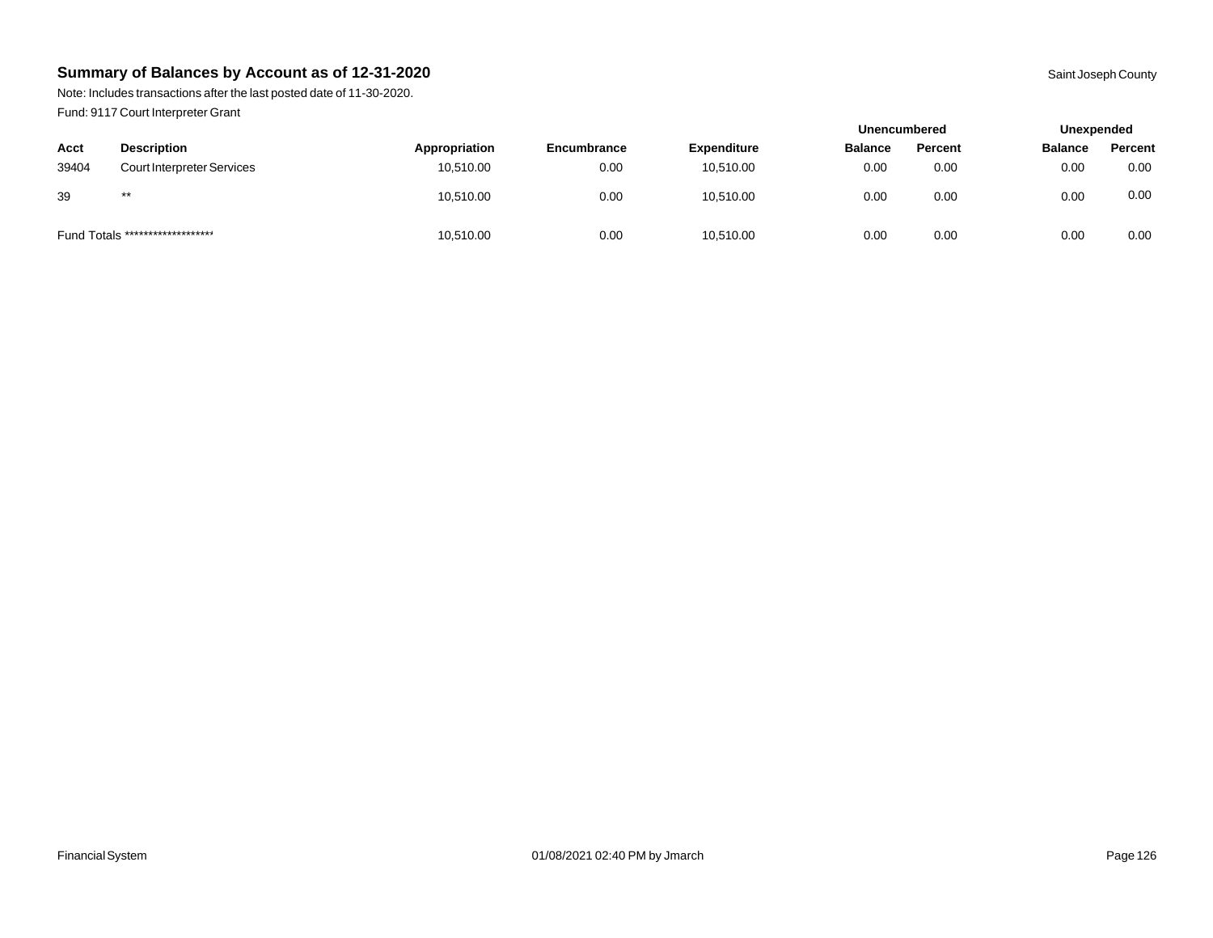## Summary of Balances by Account as of 12-31-2020

Saint Joseph County

Note: Includes transactions after the last posted date of 11-30-2020.

Fund: 9117 Court Interpreter Grant

| | | | | | Unencumbered | | Unexpended | |
|---|---|---|---|---|---|---|---|---|
| Acct | Description | Appropriation | Encumbrance | Expenditure | Balance | Percent | Balance | Percent |
| 39404 | Court Interpreter Services | 10,510.00 | 0.00 | 10,510.00 | 0.00 | 0.00 | 0.00 | 0.00 |
| 39 | ** | 10,510.00 | 0.00 | 10,510.00 | 0.00 | 0.00 | 0.00 | 0.00 |
| Fund Totals ******************* | | 10,510.00 | 0.00 | 10,510.00 | 0.00 | 0.00 | 0.00 | 0.00 |

Financial System

01/08/2021 02:40 PM by Jmarch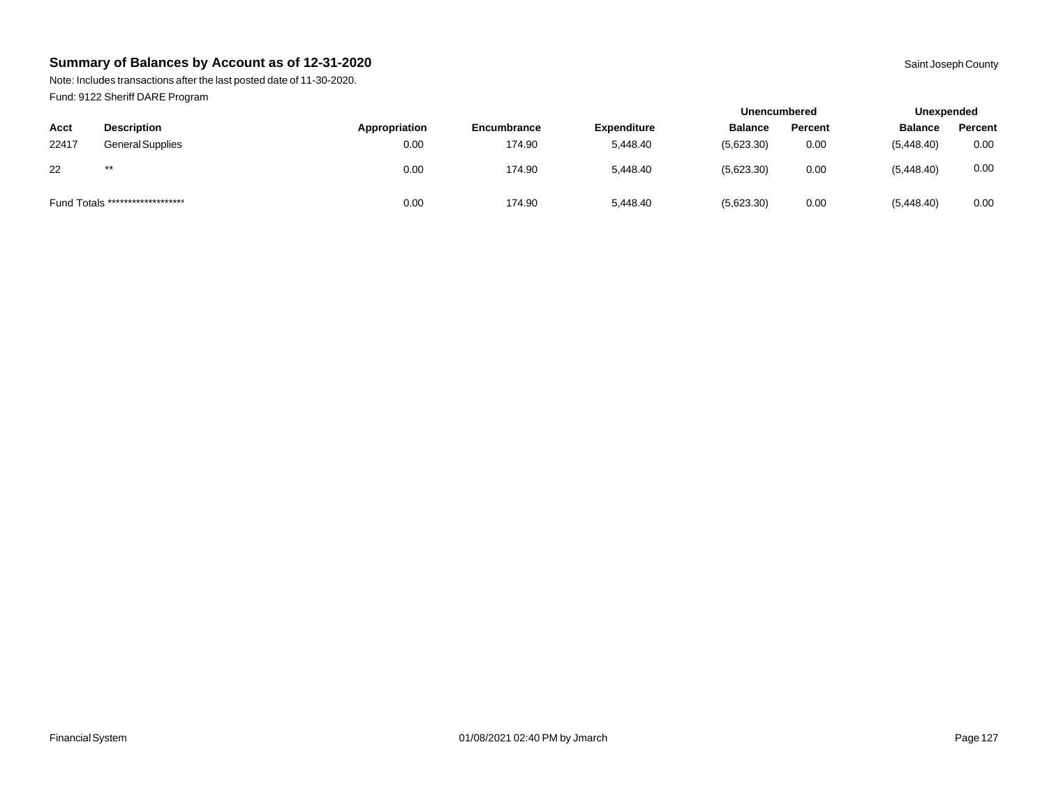## Summary of Balances by Account as of 12-31-2020

Saint Joseph County

Note: Includes transactions after the last posted date of 11-30-2020.

Fund: 9122 Sheriff DARE Program

| | | | | | Unencumbered | | Unexpended | |
|---|---|---|---|---|---|---|---|---|
| Acct | Description | Appropriation | Encumbrance | Expenditure | Balance | Percent | Balance | Percent |
| 22417 | General Supplies | 0.00 | 174.90 | 5,448.40 | (5,623.30) | 0.00 | (5,448.40) | 0.00 |
| 22 | ** | 0.00 | 174.90 | 5,448.40 | (5,623.30) | 0.00 | (5,448.40) | 0.00 |
| Fund Totals ******************* | | 0.00 | 174.90 | 5,448.40 | (5,623.30) | 0.00 | (5,448.40) | 0.00 |

Financial System 01/08/2021 02:40 PM by Jmarch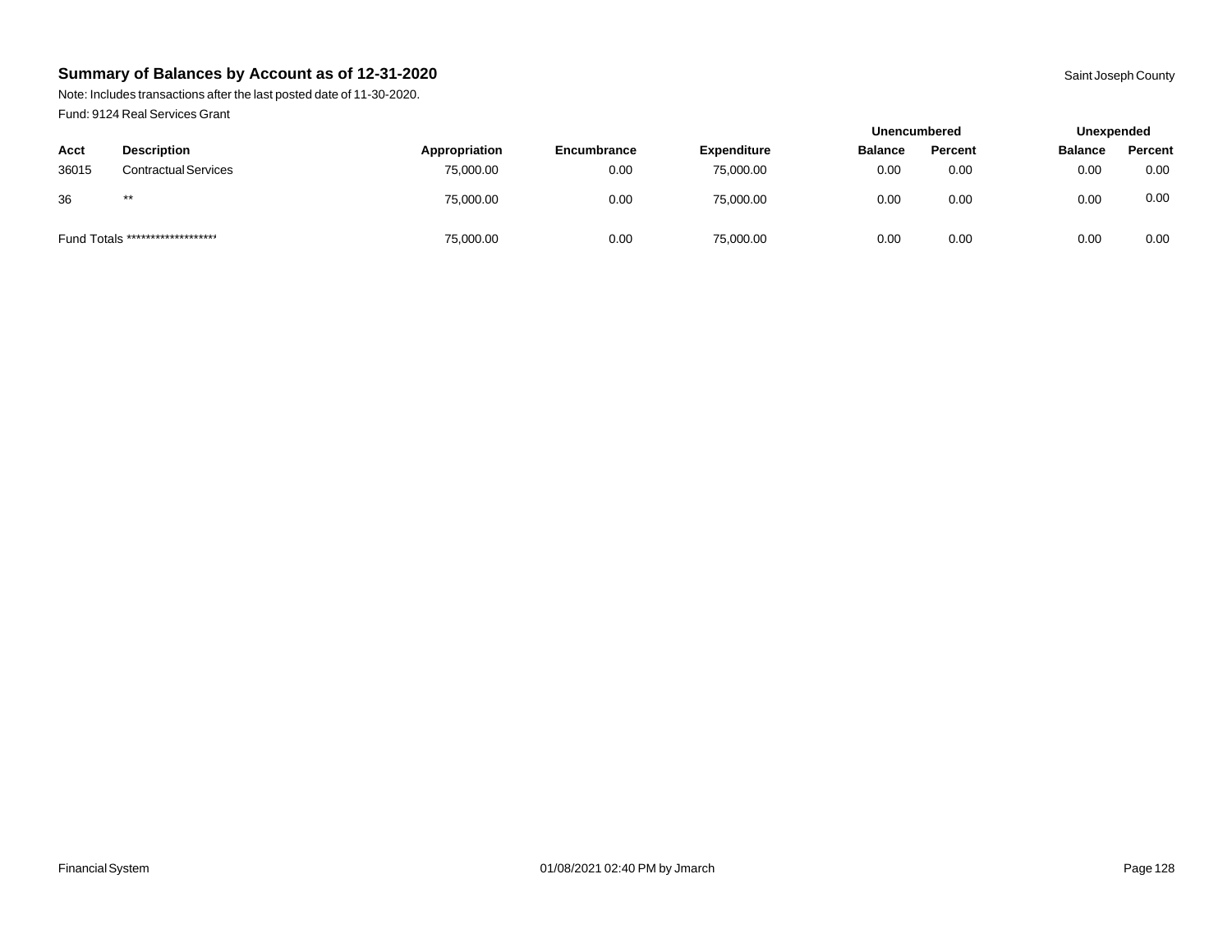## Summary of Balances by Account as of 12-31-2020

Saint Joseph County

Note: Includes transactions after the last posted date of 11-30-2020.

Fund: 9124 Real Services Grant

| | | | | | Unencumbered | | Unexpended | |
|---|---|---|---|---|---|---|---|---|
| **Acct** | **Description** | **Appropriation** | **Encumbrance** | **Expenditure** | **Balance** | **Percent** | **Balance** | **Percent** |
| 36015 | Contractual Services | 75,000.00 | 0.00 | 75,000.00 | 0.00 | 0.00 | 0.00 | 0.00 |
| 36 | ** | 75,000.00 | 0.00 | 75,000.00 | 0.00 | 0.00 | 0.00 | 0.00 |
| Fund Totals ******************* | | 75,000.00 | 0.00 | 75,000.00 | 0.00 | 0.00 | 0.00 | 0.00 |

Financial System 01/08/2021 02:40 PM by Jmarch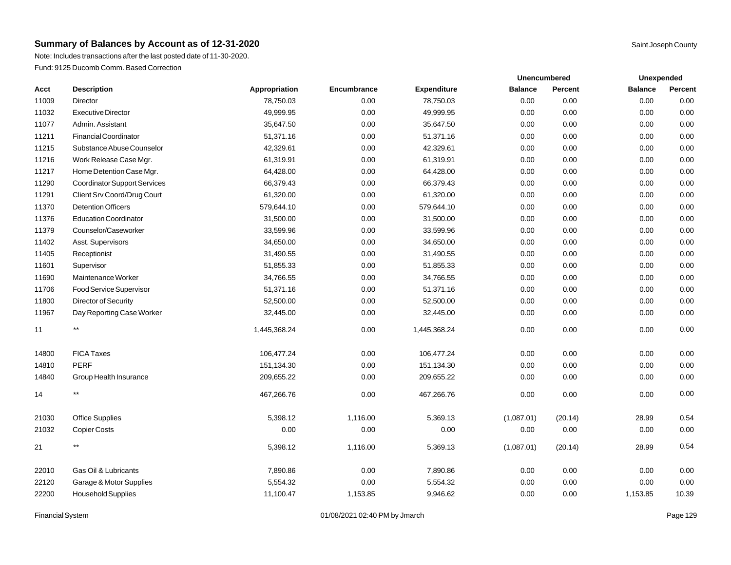# Summary of Balances by Account as of 12-31-2020

Saint Joseph County

Note: Includes transactions after the last posted date of 11-30-2020.

Fund: 9125 Ducomb Comm. Based Correction

| | | | | | Unencumbered | | Unexpended | |
|---|---|---|---|---|---|---|---|---|
| Acct | Description | Appropriation | Encumbrance | Expenditure | Balance | Percent | Balance | Percent |
| 11009 | Director | 78,750.03 | 0.00 | 78,750.03 | 0.00 | 0.00 | 0.00 | 0.00 |
| 11032 | Executive Director | 49,999.95 | 0.00 | 49,999.95 | 0.00 | 0.00 | 0.00 | 0.00 |
| 11077 | Admin. Assistant | 35,647.50 | 0.00 | 35,647.50 | 0.00 | 0.00 | 0.00 | 0.00 |
| 11211 | Financial Coordinator | 51,371.16 | 0.00 | 51,371.16 | 0.00 | 0.00 | 0.00 | 0.00 |
| 11215 | Substance Abuse Counselor | 42,329.61 | 0.00 | 42,329.61 | 0.00 | 0.00 | 0.00 | 0.00 |
| 11216 | Work Release Case Mgr. | 61,319.91 | 0.00 | 61,319.91 | 0.00 | 0.00 | 0.00 | 0.00 |
| 11217 | Home Detention Case Mgr. | 64,428.00 | 0.00 | 64,428.00 | 0.00 | 0.00 | 0.00 | 0.00 |
| 11290 | Coordinator Support Services | 66,379.43 | 0.00 | 66,379.43 | 0.00 | 0.00 | 0.00 | 0.00 |
| 11291 | Client Srv Coord/Drug Court | 61,320.00 | 0.00 | 61,320.00 | 0.00 | 0.00 | 0.00 | 0.00 |
| 11370 | Detention Officers | 579,644.10 | 0.00 | 579,644.10 | 0.00 | 0.00 | 0.00 | 0.00 |
| 11376 | Education Coordinator | 31,500.00 | 0.00 | 31,500.00 | 0.00 | 0.00 | 0.00 | 0.00 |
| 11379 | Counselor/Caseworker | 33,599.96 | 0.00 | 33,599.96 | 0.00 | 0.00 | 0.00 | 0.00 |
| 11402 | Asst. Supervisors | 34,650.00 | 0.00 | 34,650.00 | 0.00 | 0.00 | 0.00 | 0.00 |
| 11405 | Receptionist | 31,490.55 | 0.00 | 31,490.55 | 0.00 | 0.00 | 0.00 | 0.00 |
| 11601 | Supervisor | 51,855.33 | 0.00 | 51,855.33 | 0.00 | 0.00 | 0.00 | 0.00 |
| 11690 | Maintenance Worker | 34,766.55 | 0.00 | 34,766.55 | 0.00 | 0.00 | 0.00 | 0.00 |
| 11706 | Food Service Supervisor | 51,371.16 | 0.00 | 51,371.16 | 0.00 | 0.00 | 0.00 | 0.00 |
| 11800 | Director of Security | 52,500.00 | 0.00 | 52,500.00 | 0.00 | 0.00 | 0.00 | 0.00 |
| 11967 | Day Reporting Case Worker | 32,445.00 | 0.00 | 32,445.00 | 0.00 | 0.00 | 0.00 | 0.00 |
| 11 | ** | 1,445,368.24 | 0.00 | 1,445,368.24 | 0.00 | 0.00 | 0.00 | 0.00 |
| 14800 | FICA Taxes | 106,477.24 | 0.00 | 106,477.24 | 0.00 | 0.00 | 0.00 | 0.00 |
| 14810 | PERF | 151,134.30 | 0.00 | 151,134.30 | 0.00 | 0.00 | 0.00 | 0.00 |
| 14840 | Group Health Insurance | 209,655.22 | 0.00 | 209,655.22 | 0.00 | 0.00 | 0.00 | 0.00 |
| 14 | ** | 467,266.76 | 0.00 | 467,266.76 | 0.00 | 0.00 | 0.00 | 0.00 |
| 21030 | Office Supplies | 5,398.12 | 1,116.00 | 5,369.13 | (1,087.01) | (20.14) | 28.99 | 0.54 |
| 21032 | Copier Costs | 0.00 | 0.00 | 0.00 | 0.00 | 0.00 | 0.00 | 0.00 |
| 21 | ** | 5,398.12 | 1,116.00 | 5,369.13 | (1,087.01) | (20.14) | 28.99 | 0.54 |
| 22010 | Gas Oil & Lubricants | 7,890.86 | 0.00 | 7,890.86 | 0.00 | 0.00 | 0.00 | 0.00 |
| 22120 | Garage & Motor Supplies | 5,554.32 | 0.00 | 5,554.32 | 0.00 | 0.00 | 0.00 | 0.00 |
| 22200 | Household Supplies | 11,100.47 | 1,153.85 | 9,946.62 | 0.00 | 0.00 | 1,153.85 | 10.39 |

Financial System 01/08/2021 02:40 PM by Jmarch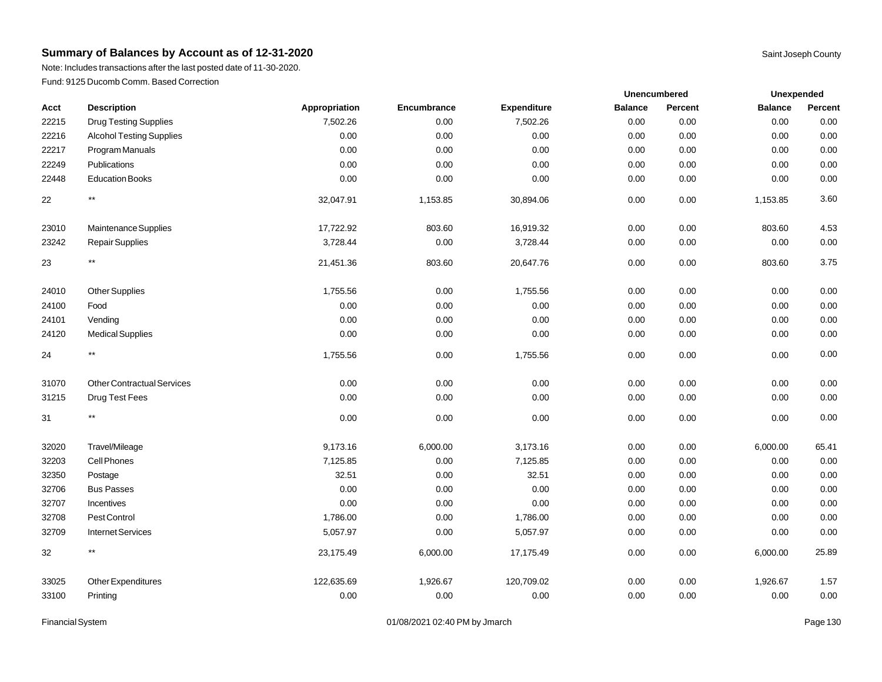## Summary of Balances by Account as of 12-31-2020

Saint Joseph County

Note: Includes transactions after the last posted date of 11-30-2020.

Fund: 9125 Ducomb Comm. Based Correction

| Acct | Description | Appropriation | Encumbrance | Expenditure | Unencumbered | | Unexpended | |
|---|---|---|---|---|---|---|---|---|
| | | | | | Balance | Percent | Balance | Percent |
| 22215 | Drug Testing Supplies | 7,502.26 | 0.00 | 7,502.26 | 0.00 | 0.00 | 0.00 | 0.00 |
| 22216 | Alcohol Testing Supplies | 0.00 | 0.00 | 0.00 | 0.00 | 0.00 | 0.00 | 0.00 |
| 22217 | Program Manuals | 0.00 | 0.00 | 0.00 | 0.00 | 0.00 | 0.00 | 0.00 |
| 22249 | Publications | 0.00 | 0.00 | 0.00 | 0.00 | 0.00 | 0.00 | 0.00 |
| 22448 | Education Books | 0.00 | 0.00 | 0.00 | 0.00 | 0.00 | 0.00 | 0.00 |
| 22 | ** | 32,047.91 | 1,153.85 | 30,894.06 | 0.00 | 0.00 | 1,153.85 | 3.60 |
| 23010 | Maintenance Supplies | 17,722.92 | 803.60 | 16,919.32 | 0.00 | 0.00 | 803.60 | 4.53 |
| 23242 | Repair Supplies | 3,728.44 | 0.00 | 3,728.44 | 0.00 | 0.00 | 0.00 | 0.00 |
| 23 | ** | 21,451.36 | 803.60 | 20,647.76 | 0.00 | 0.00 | 803.60 | 3.75 |
| 24010 | Other Supplies | 1,755.56 | 0.00 | 1,755.56 | 0.00 | 0.00 | 0.00 | 0.00 |
| 24100 | Food | 0.00 | 0.00 | 0.00 | 0.00 | 0.00 | 0.00 | 0.00 |
| 24101 | Vending | 0.00 | 0.00 | 0.00 | 0.00 | 0.00 | 0.00 | 0.00 |
| 24120 | Medical Supplies | 0.00 | 0.00 | 0.00 | 0.00 | 0.00 | 0.00 | 0.00 |
| 24 | ** | 1,755.56 | 0.00 | 1,755.56 | 0.00 | 0.00 | 0.00 | 0.00 |
| 31070 | Other Contractual Services | 0.00 | 0.00 | 0.00 | 0.00 | 0.00 | 0.00 | 0.00 |
| 31215 | Drug Test Fees | 0.00 | 0.00 | 0.00 | 0.00 | 0.00 | 0.00 | 0.00 |
| 31 | ** | 0.00 | 0.00 | 0.00 | 0.00 | 0.00 | 0.00 | 0.00 |
| 32020 | Travel/Mileage | 9,173.16 | 6,000.00 | 3,173.16 | 0.00 | 0.00 | 6,000.00 | 65.41 |
| 32203 | Cell Phones | 7,125.85 | 0.00 | 7,125.85 | 0.00 | 0.00 | 0.00 | 0.00 |
| 32350 | Postage | 32.51 | 0.00 | 32.51 | 0.00 | 0.00 | 0.00 | 0.00 |
| 32706 | Bus Passes | 0.00 | 0.00 | 0.00 | 0.00 | 0.00 | 0.00 | 0.00 |
| 32707 | Incentives | 0.00 | 0.00 | 0.00 | 0.00 | 0.00 | 0.00 | 0.00 |
| 32708 | Pest Control | 1,786.00 | 0.00 | 1,786.00 | 0.00 | 0.00 | 0.00 | 0.00 |
| 32709 | Internet Services | 5,057.97 | 0.00 | 5,057.97 | 0.00 | 0.00 | 0.00 | 0.00 |
| 32 | ** | 23,175.49 | 6,000.00 | 17,175.49 | 0.00 | 0.00 | 6,000.00 | 25.89 |
| 33025 | Other Expenditures | 122,635.69 | 1,926.67 | 120,709.02 | 0.00 | 0.00 | 1,926.67 | 1.57 |
| 33100 | Printing | 0.00 | 0.00 | 0.00 | 0.00 | 0.00 | 0.00 | 0.00 |

Financial System 01/08/2021 02:40 PM by Jmarch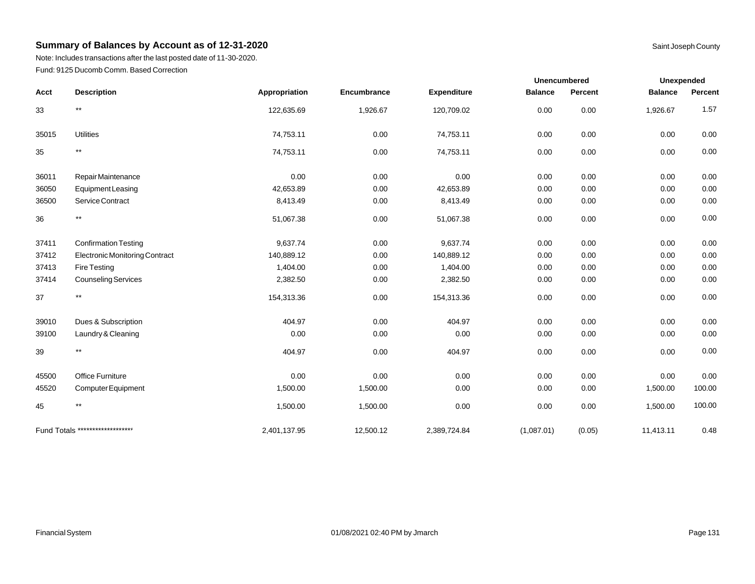## Summary of Balances by Account as of 12-31-2020

Saint Joseph County

Note: Includes transactions after the last posted date of 11-30-2020.

Fund: 9125 Ducomb Comm. Based Correction

| Acct | Description | Appropriation | Encumbrance | Expenditure | Unencumbered | | Unexpended | |
|---|---|---|---|---|---|---|---|---|
| | | | | | Balance | Percent | Balance | Percent |
| 33 | ** | 122,635.69 | 1,926.67 | 120,709.02 | 0.00 | 0.00 | 1,926.67 | 1.57 |
| 35015 | Utilities | 74,753.11 | 0.00 | 74,753.11 | 0.00 | 0.00 | 0.00 | 0.00 |
| 35 | ** | 74,753.11 | 0.00 | 74,753.11 | 0.00 | 0.00 | 0.00 | 0.00 |
| 36011 | Repair Maintenance | 0.00 | 0.00 | 0.00 | 0.00 | 0.00 | 0.00 | 0.00 |
| 36050 | Equipment Leasing | 42,653.89 | 0.00 | 42,653.89 | 0.00 | 0.00 | 0.00 | 0.00 |
| 36500 | Service Contract | 8,413.49 | 0.00 | 8,413.49 | 0.00 | 0.00 | 0.00 | 0.00 |
| 36 | ** | 51,067.38 | 0.00 | 51,067.38 | 0.00 | 0.00 | 0.00 | 0.00 |
| 37411 | Confirmation Testing | 9,637.74 | 0.00 | 9,637.74 | 0.00 | 0.00 | 0.00 | 0.00 |
| 37412 | Electronic Monitoring Contract | 140,889.12 | 0.00 | 140,889.12 | 0.00 | 0.00 | 0.00 | 0.00 |
| 37413 | Fire Testing | 1,404.00 | 0.00 | 1,404.00 | 0.00 | 0.00 | 0.00 | 0.00 |
| 37414 | Counseling Services | 2,382.50 | 0.00 | 2,382.50 | 0.00 | 0.00 | 0.00 | 0.00 |
| 37 | ** | 154,313.36 | 0.00 | 154,313.36 | 0.00 | 0.00 | 0.00 | 0.00 |
| 39010 | Dues & Subscription | 404.97 | 0.00 | 404.97 | 0.00 | 0.00 | 0.00 | 0.00 |
| 39100 | Laundry & Cleaning | 0.00 | 0.00 | 0.00 | 0.00 | 0.00 | 0.00 | 0.00 |
| 39 | ** | 404.97 | 0.00 | 404.97 | 0.00 | 0.00 | 0.00 | 0.00 |
| 45500 | Office Furniture | 0.00 | 0.00 | 0.00 | 0.00 | 0.00 | 0.00 | 0.00 |
| 45520 | Computer Equipment | 1,500.00 | 1,500.00 | 0.00 | 0.00 | 0.00 | 1,500.00 | 100.00 |
| 45 | ** | 1,500.00 | 1,500.00 | 0.00 | 0.00 | 0.00 | 1,500.00 | 100.00 |
| Fund Totals ******************* | | 2,401,137.95 | 12,500.12 | 2,389,724.84 | (1,087.01) | (0.05) | 11,413.11 | 0.48 |

Financial System 01/08/2021 02:40 PM by Jmarch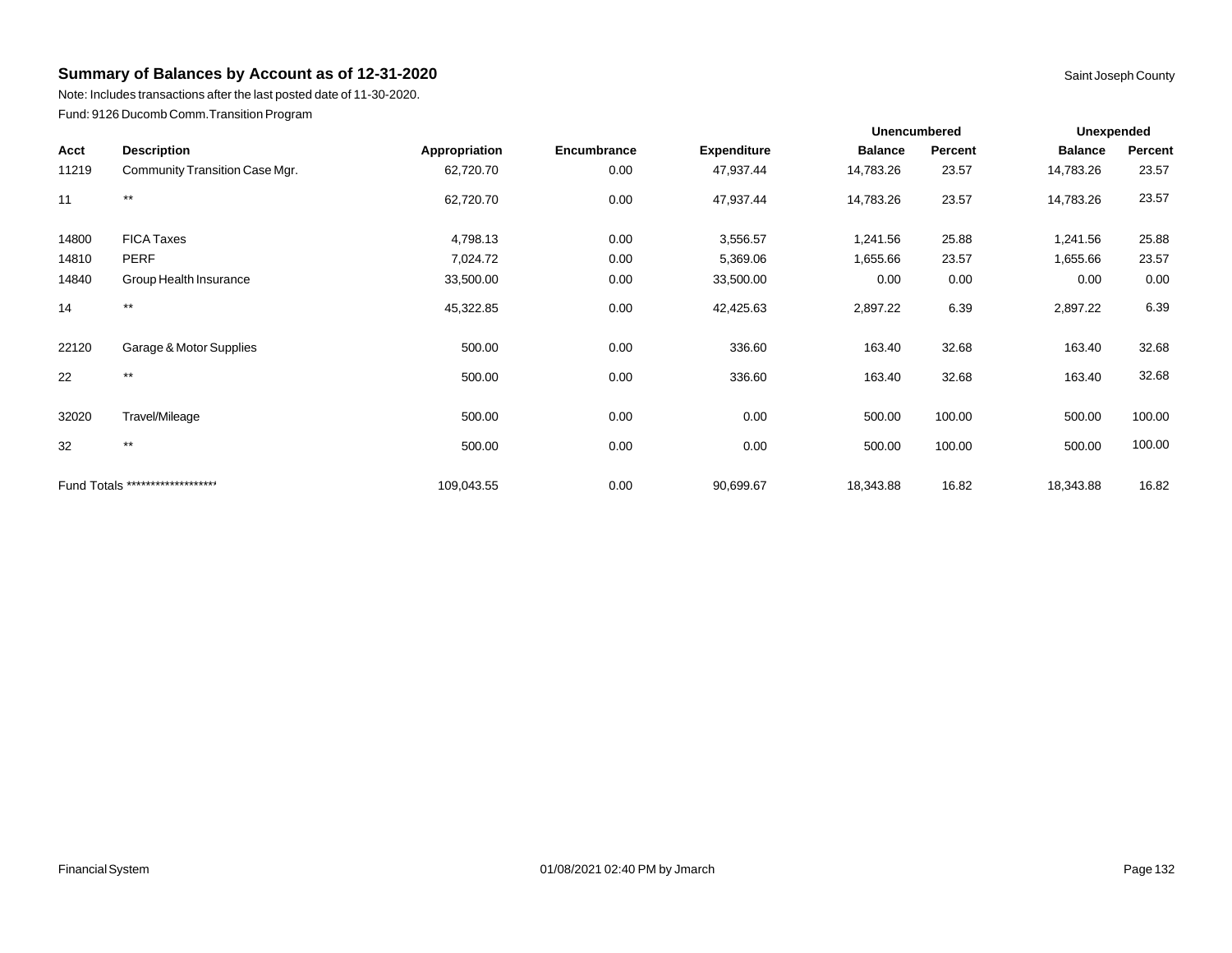## Summary of Balances by Account as of 12-31-2020

Saint Joseph County

Note: Includes transactions after the last posted date of 11-30-2020.

Fund: 9126 Ducomb Comm.Transition Program

| | | | | | Unencumbered | | Unexpended | |
|---|---|---|---|---|---|---|---|---|
| Acct | Description | Appropriation | Encumbrance | Expenditure | Balance | Percent | Balance | Percent |
| 11219 | Community Transition Case Mgr. | 62,720.70 | 0.00 | 47,937.44 | 14,783.26 | 23.57 | 14,783.26 | 23.57 |
| 11 | ** | 62,720.70 | 0.00 | 47,937.44 | 14,783.26 | 23.57 | 14,783.26 | 23.57 |
| 14800 | FICA Taxes | 4,798.13 | 0.00 | 3,556.57 | 1,241.56 | 25.88 | 1,241.56 | 25.88 |
| 14810 | PERF | 7,024.72 | 0.00 | 5,369.06 | 1,655.66 | 23.57 | 1,655.66 | 23.57 |
| 14840 | Group Health Insurance | 33,500.00 | 0.00 | 33,500.00 | 0.00 | 0.00 | 0.00 | 0.00 |
| 14 | ** | 45,322.85 | 0.00 | 42,425.63 | 2,897.22 | 6.39 | 2,897.22 | 6.39 |
| 22120 | Garage & Motor Supplies | 500.00 | 0.00 | 336.60 | 163.40 | 32.68 | 163.40 | 32.68 |
| 22 | ** | 500.00 | 0.00 | 336.60 | 163.40 | 32.68 | 163.40 | 32.68 |
| 32020 | Travel/Mileage | 500.00 | 0.00 | 0.00 | 500.00 | 100.00 | 500.00 | 100.00 |
| 32 | ** | 500.00 | 0.00 | 0.00 | 500.00 | 100.00 | 500.00 | 100.00 |
| Fund Totals ******************* | | 109,043.55 | 0.00 | 90,699.67 | 18,343.88 | 16.82 | 18,343.88 | 16.82 |

Financial System 01/08/2021 02:40 PM by Jmarch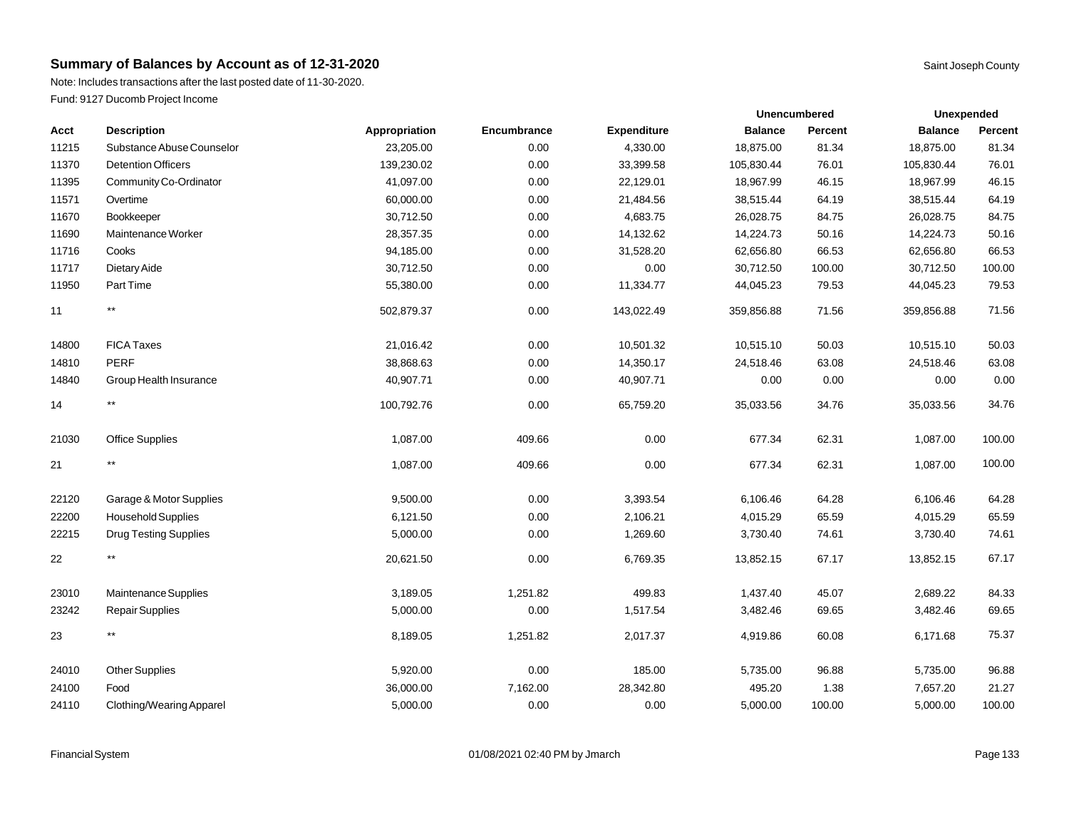## Summary of Balances by Account as of 12-31-2020

Saint Joseph County

Note: Includes transactions after the last posted date of 11-30-2020.

Fund: 9127 Ducomb Project Income

| | | | | | Unencumbered | | Unexpended | |
|---|---|---|---|---|---|---|---|---|
| Acct | Description | Appropriation | Encumbrance | Expenditure | Balance | Percent | Balance | Percent |
| 11215 | Substance Abuse Counselor | 23,205.00 | 0.00 | 4,330.00 | 18,875.00 | 81.34 | 18,875.00 | 81.34 |
| 11370 | Detention Officers | 139,230.02 | 0.00 | 33,399.58 | 105,830.44 | 76.01 | 105,830.44 | 76.01 |
| 11395 | Community Co-Ordinator | 41,097.00 | 0.00 | 22,129.01 | 18,967.99 | 46.15 | 18,967.99 | 46.15 |
| 11571 | Overtime | 60,000.00 | 0.00 | 21,484.56 | 38,515.44 | 64.19 | 38,515.44 | 64.19 |
| 11670 | Bookkeeper | 30,712.50 | 0.00 | 4,683.75 | 26,028.75 | 84.75 | 26,028.75 | 84.75 |
| 11690 | Maintenance Worker | 28,357.35 | 0.00 | 14,132.62 | 14,224.73 | 50.16 | 14,224.73 | 50.16 |
| 11716 | Cooks | 94,185.00 | 0.00 | 31,528.20 | 62,656.80 | 66.53 | 62,656.80 | 66.53 |
| 11717 | Dietary Aide | 30,712.50 | 0.00 | 0.00 | 30,712.50 | 100.00 | 30,712.50 | 100.00 |
| 11950 | Part Time | 55,380.00 | 0.00 | 11,334.77 | 44,045.23 | 79.53 | 44,045.23 | 79.53 |
| 11 | ** | 502,879.37 | 0.00 | 143,022.49 | 359,856.88 | 71.56 | 359,856.88 | 71.56 |
| 14800 | FICA Taxes | 21,016.42 | 0.00 | 10,501.32 | 10,515.10 | 50.03 | 10,515.10 | 50.03 |
| 14810 | PERF | 38,868.63 | 0.00 | 14,350.17 | 24,518.46 | 63.08 | 24,518.46 | 63.08 |
| 14840 | Group Health Insurance | 40,907.71 | 0.00 | 40,907.71 | 0.00 | 0.00 | 0.00 | 0.00 |
| 14 | ** | 100,792.76 | 0.00 | 65,759.20 | 35,033.56 | 34.76 | 35,033.56 | 34.76 |
| 21030 | Office Supplies | 1,087.00 | 409.66 | 0.00 | 677.34 | 62.31 | 1,087.00 | 100.00 |
| 21 | ** | 1,087.00 | 409.66 | 0.00 | 677.34 | 62.31 | 1,087.00 | 100.00 |
| 22120 | Garage & Motor Supplies | 9,500.00 | 0.00 | 3,393.54 | 6,106.46 | 64.28 | 6,106.46 | 64.28 |
| 22200 | Household Supplies | 6,121.50 | 0.00 | 2,106.21 | 4,015.29 | 65.59 | 4,015.29 | 65.59 |
| 22215 | Drug Testing Supplies | 5,000.00 | 0.00 | 1,269.60 | 3,730.40 | 74.61 | 3,730.40 | 74.61 |
| 22 | ** | 20,621.50 | 0.00 | 6,769.35 | 13,852.15 | 67.17 | 13,852.15 | 67.17 |
| 23010 | Maintenance Supplies | 3,189.05 | 1,251.82 | 499.83 | 1,437.40 | 45.07 | 2,689.22 | 84.33 |
| 23242 | Repair Supplies | 5,000.00 | 0.00 | 1,517.54 | 3,482.46 | 69.65 | 3,482.46 | 69.65 |
| 23 | ** | 8,189.05 | 1,251.82 | 2,017.37 | 4,919.86 | 60.08 | 6,171.68 | 75.37 |
| 24010 | Other Supplies | 5,920.00 | 0.00 | 185.00 | 5,735.00 | 96.88 | 5,735.00 | 96.88 |
| 24100 | Food | 36,000.00 | 7,162.00 | 28,342.80 | 495.20 | 1.38 | 7,657.20 | 21.27 |
| 24110 | Clothing/Wearing Apparel | 5,000.00 | 0.00 | 0.00 | 5,000.00 | 100.00 | 5,000.00 | 100.00 |

Financial System 01/08/2021 02:40 PM by Jmarch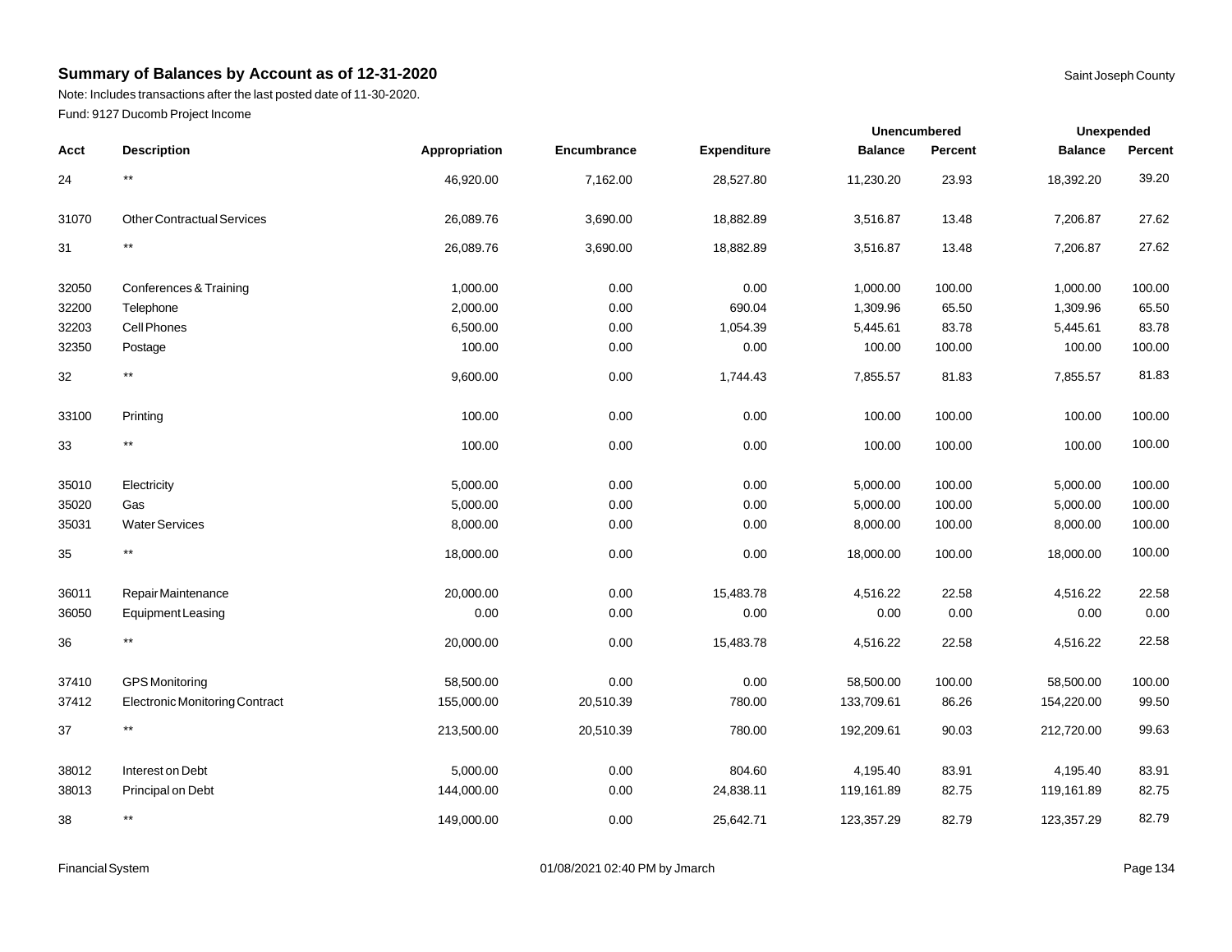## Summary of Balances by Account as of 12-31-2020

Saint Joseph County

Note: Includes transactions after the last posted date of 11-30-2020.

Fund: 9127 Ducomb Project Income

| | | | | | Unencumbered | | Unexpended | |
|---|---|---|---|---|---|---|---|---|
| Acct | Description | Appropriation | Encumbrance | Expenditure | Balance | Percent | Balance | Percent |
| 24 | ** | 46,920.00 | 7,162.00 | 28,527.80 | 11,230.20 | 23.93 | 18,392.20 | 39.20 |
| 31070 | Other Contractual Services | 26,089.76 | 3,690.00 | 18,882.89 | 3,516.87 | 13.48 | 7,206.87 | 27.62 |
| 31 | ** | 26,089.76 | 3,690.00 | 18,882.89 | 3,516.87 | 13.48 | 7,206.87 | 27.62 |
| 32050 | Conferences & Training | 1,000.00 | 0.00 | 0.00 | 1,000.00 | 100.00 | 1,000.00 | 100.00 |
| 32200 | Telephone | 2,000.00 | 0.00 | 690.04 | 1,309.96 | 65.50 | 1,309.96 | 65.50 |
| 32203 | Cell Phones | 6,500.00 | 0.00 | 1,054.39 | 5,445.61 | 83.78 | 5,445.61 | 83.78 |
| 32350 | Postage | 100.00 | 0.00 | 0.00 | 100.00 | 100.00 | 100.00 | 100.00 |
| 32 | ** | 9,600.00 | 0.00 | 1,744.43 | 7,855.57 | 81.83 | 7,855.57 | 81.83 |
| 33100 | Printing | 100.00 | 0.00 | 0.00 | 100.00 | 100.00 | 100.00 | 100.00 |
| 33 | ** | 100.00 | 0.00 | 0.00 | 100.00 | 100.00 | 100.00 | 100.00 |
| 35010 | Electricity | 5,000.00 | 0.00 | 0.00 | 5,000.00 | 100.00 | 5,000.00 | 100.00 |
| 35020 | Gas | 5,000.00 | 0.00 | 0.00 | 5,000.00 | 100.00 | 5,000.00 | 100.00 |
| 35031 | Water Services | 8,000.00 | 0.00 | 0.00 | 8,000.00 | 100.00 | 8,000.00 | 100.00 |
| 35 | ** | 18,000.00 | 0.00 | 0.00 | 18,000.00 | 100.00 | 18,000.00 | 100.00 |
| 36011 | Repair Maintenance | 20,000.00 | 0.00 | 15,483.78 | 4,516.22 | 22.58 | 4,516.22 | 22.58 |
| 36050 | Equipment Leasing | 0.00 | 0.00 | 0.00 | 0.00 | 0.00 | 0.00 | 0.00 |
| 36 | ** | 20,000.00 | 0.00 | 15,483.78 | 4,516.22 | 22.58 | 4,516.22 | 22.58 |
| 37410 | GPS Monitoring | 58,500.00 | 0.00 | 0.00 | 58,500.00 | 100.00 | 58,500.00 | 100.00 |
| 37412 | Electronic Monitoring Contract | 155,000.00 | 20,510.39 | 780.00 | 133,709.61 | 86.26 | 154,220.00 | 99.50 |
| 37 | ** | 213,500.00 | 20,510.39 | 780.00 | 192,209.61 | 90.03 | 212,720.00 | 99.63 |
| 38012 | Interest on Debt | 5,000.00 | 0.00 | 804.60 | 4,195.40 | 83.91 | 4,195.40 | 83.91 |
| 38013 | Principal on Debt | 144,000.00 | 0.00 | 24,838.11 | 119,161.89 | 82.75 | 119,161.89 | 82.75 |
| 38 | ** | 149,000.00 | 0.00 | 25,642.71 | 123,357.29 | 82.79 | 123,357.29 | 82.79 |

Financial System 01/08/2021 02:40 PM by Jmarch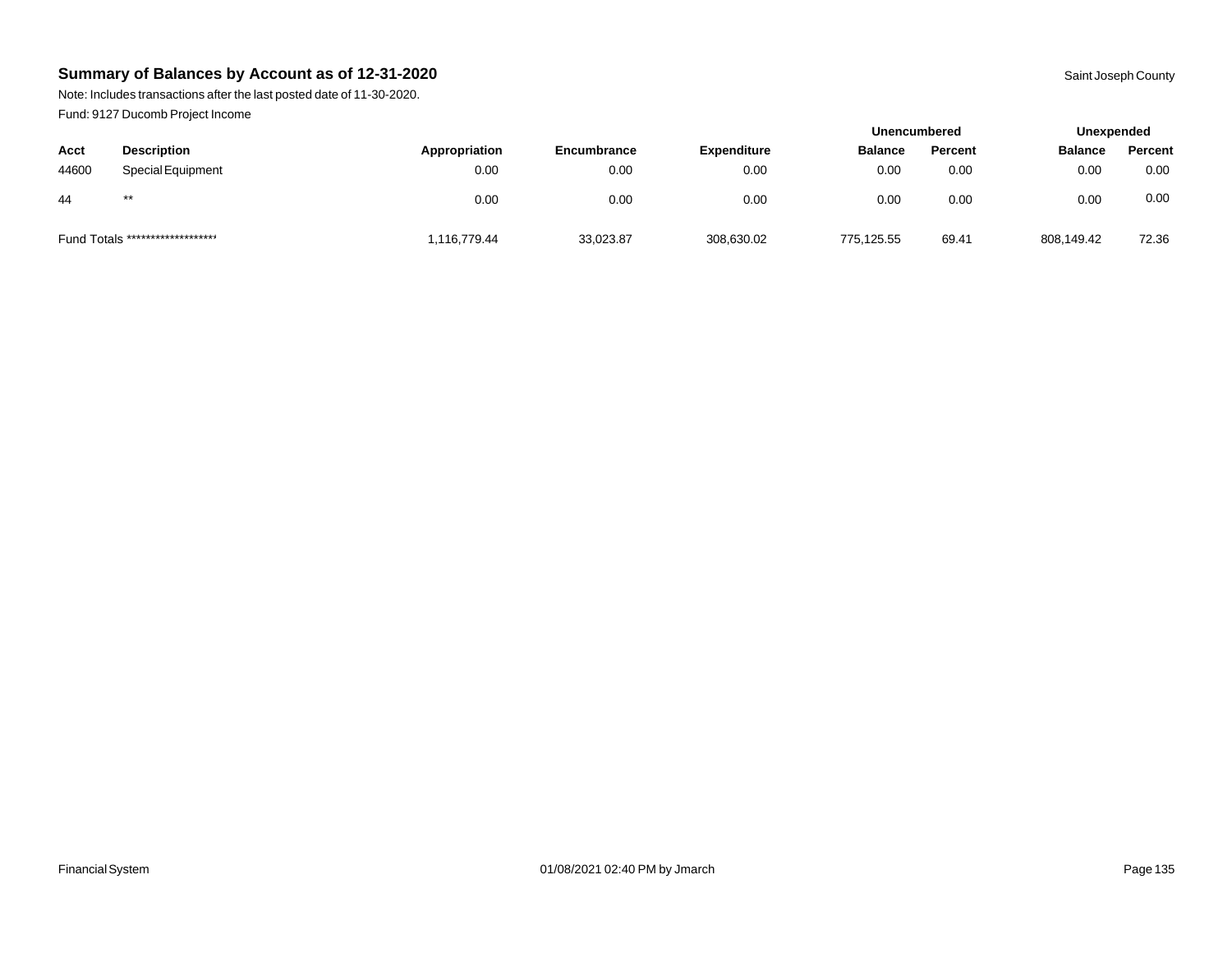## Summary of Balances by Account as of 12-31-2020

Saint Joseph County

Note: Includes transactions after the last posted date of 11-30-2020.

Fund: 9127 Ducomb Project Income

| | | | | | Unencumbered | | Unexpended | |
|---|---|---|---|---|---|---|---|---|
| **Acct** | **Description** | **Appropriation** | **Encumbrance** | **Expenditure** | **Balance** | **Percent** | **Balance** | **Percent** |
| 44600 | Special Equipment | 0.00 | 0.00 | 0.00 | 0.00 | 0.00 | 0.00 | 0.00 |
| 44 | ** | 0.00 | 0.00 | 0.00 | 0.00 | 0.00 | 0.00 | 0.00 |
| Fund Totals ******************* | | 1,116,779.44 | 33,023.87 | 308,630.02 | 775,125.55 | 69.41 | 808,149.42 | 72.36 |

Financial System 01/08/2021 02:40 PM by Jmarch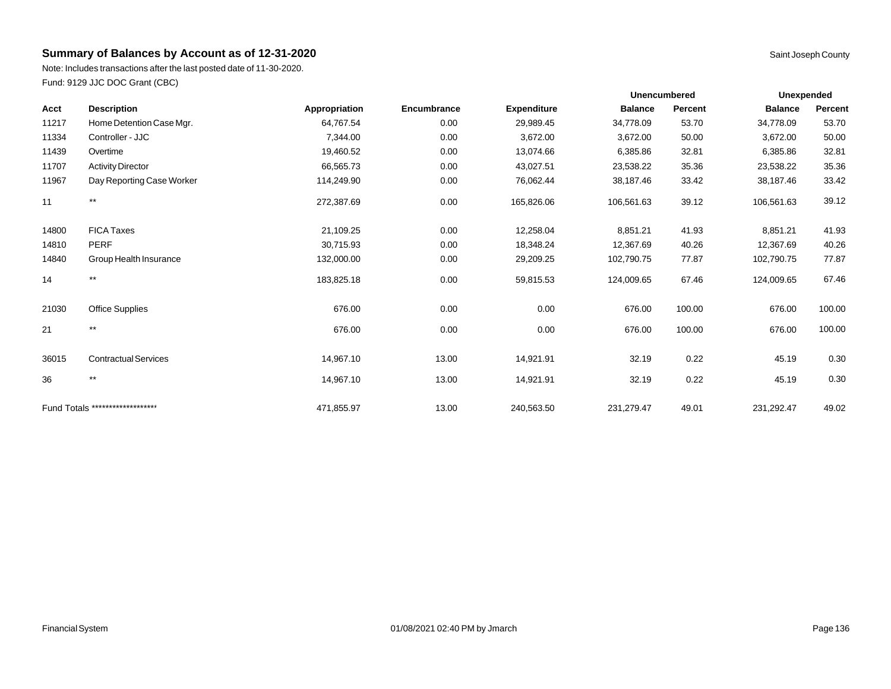## Summary of Balances by Account as of 12-31-2020

Saint Joseph County

Note: Includes transactions after the last posted date of 11-30-2020.

Fund: 9129 JJC DOC Grant (CBC)

| | | | | | Unencumbered | | Unexpended | |
|---|---|---|---|---|---|---|---|---|
| Acct | Description | Appropriation | Encumbrance | Expenditure | Balance | Percent | Balance | Percent |
| 11217 | Home Detention Case Mgr. | 64,767.54 | 0.00 | 29,989.45 | 34,778.09 | 53.70 | 34,778.09 | 53.70 |
| 11334 | Controller - JJC | 7,344.00 | 0.00 | 3,672.00 | 3,672.00 | 50.00 | 3,672.00 | 50.00 |
| 11439 | Overtime | 19,460.52 | 0.00 | 13,074.66 | 6,385.86 | 32.81 | 6,385.86 | 32.81 |
| 11707 | Activity Director | 66,565.73 | 0.00 | 43,027.51 | 23,538.22 | 35.36 | 23,538.22 | 35.36 |
| 11967 | Day Reporting Case Worker | 114,249.90 | 0.00 | 76,062.44 | 38,187.46 | 33.42 | 38,187.46 | 33.42 |
| 11 | ** | 272,387.69 | 0.00 | 165,826.06 | 106,561.63 | 39.12 | 106,561.63 | 39.12 |
| 14800 | FICA Taxes | 21,109.25 | 0.00 | 12,258.04 | 8,851.21 | 41.93 | 8,851.21 | 41.93 |
| 14810 | PERF | 30,715.93 | 0.00 | 18,348.24 | 12,367.69 | 40.26 | 12,367.69 | 40.26 |
| 14840 | Group Health Insurance | 132,000.00 | 0.00 | 29,209.25 | 102,790.75 | 77.87 | 102,790.75 | 77.87 |
| 14 | ** | 183,825.18 | 0.00 | 59,815.53 | 124,009.65 | 67.46 | 124,009.65 | 67.46 |
| 21030 | Office Supplies | 676.00 | 0.00 | 0.00 | 676.00 | 100.00 | 676.00 | 100.00 |
| 21 | ** | 676.00 | 0.00 | 0.00 | 676.00 | 100.00 | 676.00 | 100.00 |
| 36015 | Contractual Services | 14,967.10 | 13.00 | 14,921.91 | 32.19 | 0.22 | 45.19 | 0.30 |
| 36 | ** | 14,967.10 | 13.00 | 14,921.91 | 32.19 | 0.22 | 45.19 | 0.30 |
| Fund Totals ******************* | | 471,855.97 | 13.00 | 240,563.50 | 231,279.47 | 49.01 | 231,292.47 | 49.02 |

Financial System 01/08/2021 02:40 PM by Jmarch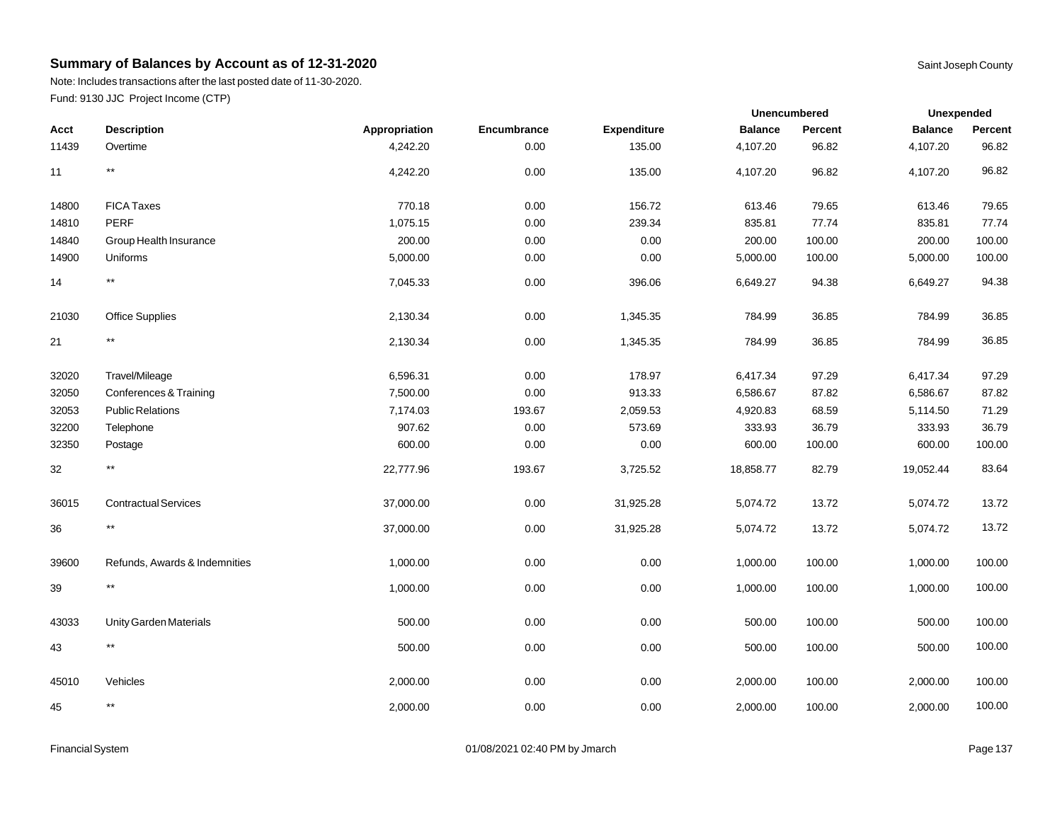## Summary of Balances by Account as of 12-31-2020

Saint Joseph County

Note: Includes transactions after the last posted date of 11-30-2020.
Fund: 9130 JJC Project Income (CTP)

| | | | | | Unencumbered | | Unexpended | |
|---|---|---|---|---|---|---|---|---|
| Acct | Description | Appropriation | Encumbrance | Expenditure | Balance | Percent | Balance | Percent |
| 11439 | Overtime | 4,242.20 | 0.00 | 135.00 | 4,107.20 | 96.82 | 4,107.20 | 96.82 |
| 11 | ** | 4,242.20 | 0.00 | 135.00 | 4,107.20 | 96.82 | 4,107.20 | 96.82 |
| 14800 | FICA Taxes | 770.18 | 0.00 | 156.72 | 613.46 | 79.65 | 613.46 | 79.65 |
| 14810 | PERF | 1,075.15 | 0.00 | 239.34 | 835.81 | 77.74 | 835.81 | 77.74 |
| 14840 | Group Health Insurance | 200.00 | 0.00 | 0.00 | 200.00 | 100.00 | 200.00 | 100.00 |
| 14900 | Uniforms | 5,000.00 | 0.00 | 0.00 | 5,000.00 | 100.00 | 5,000.00 | 100.00 |
| 14 | ** | 7,045.33 | 0.00 | 396.06 | 6,649.27 | 94.38 | 6,649.27 | 94.38 |
| 21030 | Office Supplies | 2,130.34 | 0.00 | 1,345.35 | 784.99 | 36.85 | 784.99 | 36.85 |
| 21 | ** | 2,130.34 | 0.00 | 1,345.35 | 784.99 | 36.85 | 784.99 | 36.85 |
| 32020 | Travel/Mileage | 6,596.31 | 0.00 | 178.97 | 6,417.34 | 97.29 | 6,417.34 | 97.29 |
| 32050 | Conferences & Training | 7,500.00 | 0.00 | 913.33 | 6,586.67 | 87.82 | 6,586.67 | 87.82 |
| 32053 | Public Relations | 7,174.03 | 193.67 | 2,059.53 | 4,920.83 | 68.59 | 5,114.50 | 71.29 |
| 32200 | Telephone | 907.62 | 0.00 | 573.69 | 333.93 | 36.79 | 333.93 | 36.79 |
| 32350 | Postage | 600.00 | 0.00 | 0.00 | 600.00 | 100.00 | 600.00 | 100.00 |
| 32 | ** | 22,777.96 | 193.67 | 3,725.52 | 18,858.77 | 82.79 | 19,052.44 | 83.64 |
| 36015 | Contractual Services | 37,000.00 | 0.00 | 31,925.28 | 5,074.72 | 13.72 | 5,074.72 | 13.72 |
| 36 | ** | 37,000.00 | 0.00 | 31,925.28 | 5,074.72 | 13.72 | 5,074.72 | 13.72 |
| 39600 | Refunds, Awards & Indemnities | 1,000.00 | 0.00 | 0.00 | 1,000.00 | 100.00 | 1,000.00 | 100.00 |
| 39 | ** | 1,000.00 | 0.00 | 0.00 | 1,000.00 | 100.00 | 1,000.00 | 100.00 |
| 43033 | Unity Garden Materials | 500.00 | 0.00 | 0.00 | 500.00 | 100.00 | 500.00 | 100.00 |
| 43 | ** | 500.00 | 0.00 | 0.00 | 500.00 | 100.00 | 500.00 | 100.00 |
| 45010 | Vehicles | 2,000.00 | 0.00 | 0.00 | 2,000.00 | 100.00 | 2,000.00 | 100.00 |
| 45 | ** | 2,000.00 | 0.00 | 0.00 | 2,000.00 | 100.00 | 2,000.00 | 100.00 |

Financial System 01/08/2021 02:40 PM by Jmarch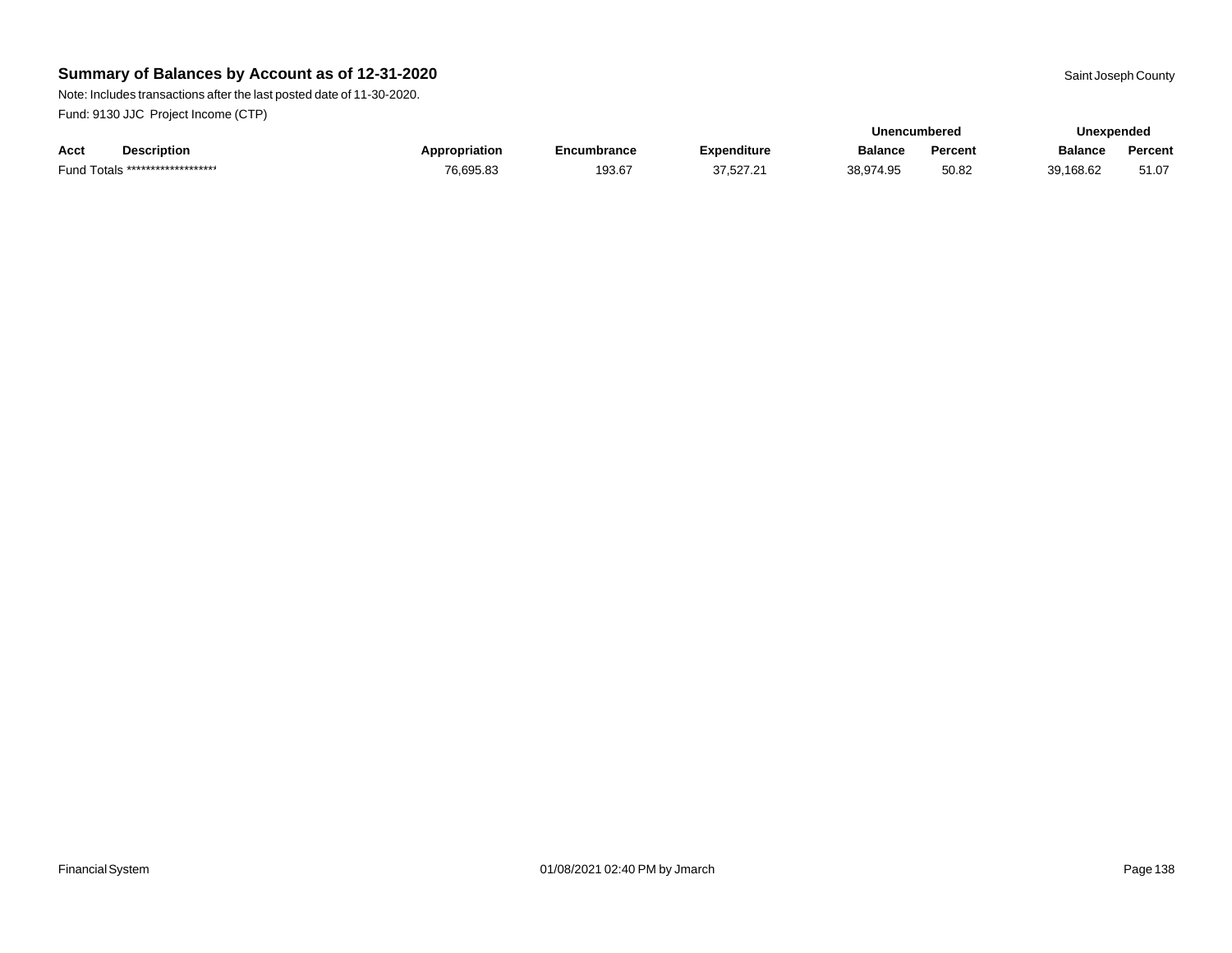## Summary of Balances by Account as of 12-31-2020

Saint Joseph County

Note: Includes transactions after the last posted date of 11-30-2020.

Fund: 9130 JJC Project Income (CTP)

| Acct | Description | Appropriation | Encumbrance | Expenditure | Unencumbered | | Unexpended | |
|---|---|---|---|---|---|---|---|---|
| | | | | | Balance | Percent | Balance | Percent |
| Fund Totals | ******************* | 76,695.83 | 193.67 | 37,527.21 | 38,974.95 | 50.82 | 39,168.62 | 51.07 |

Financial System

01/08/2021 02:40 PM by Jmarch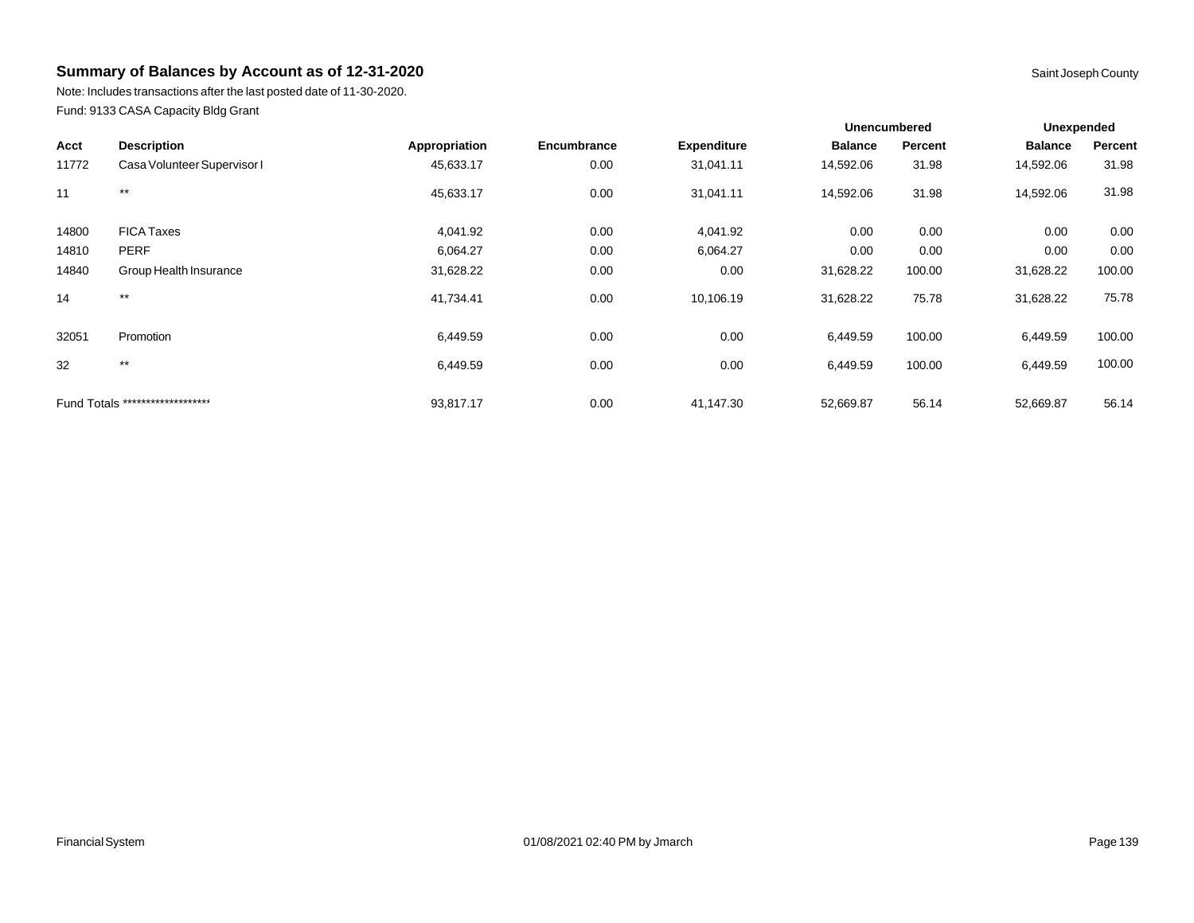## Summary of Balances by Account as of 12-31-2020

Saint Joseph County

Note: Includes transactions after the last posted date of 11-30-2020.

Fund: 9133 CASA Capacity Bldg Grant

| | | | | | Unencumbered | | Unexpended | |
|---|---|---|---|---|---|---|---|---|
| Acct | Description | Appropriation | Encumbrance | Expenditure | Balance | Percent | Balance | Percent |
| 11772 | Casa Volunteer Supervisor I | 45,633.17 | 0.00 | 31,041.11 | 14,592.06 | 31.98 | 14,592.06 | 31.98 |
| 11 | ** | 45,633.17 | 0.00 | 31,041.11 | 14,592.06 | 31.98 | 14,592.06 | 31.98 |
| 14800 | FICA Taxes | 4,041.92 | 0.00 | 4,041.92 | 0.00 | 0.00 | 0.00 | 0.00 |
| 14810 | PERF | 6,064.27 | 0.00 | 6,064.27 | 0.00 | 0.00 | 0.00 | 0.00 |
| 14840 | Group Health Insurance | 31,628.22 | 0.00 | 0.00 | 31,628.22 | 100.00 | 31,628.22 | 100.00 |
| 14 | ** | 41,734.41 | 0.00 | 10,106.19 | 31,628.22 | 75.78 | 31,628.22 | 75.78 |
| 32051 | Promotion | 6,449.59 | 0.00 | 0.00 | 6,449.59 | 100.00 | 6,449.59 | 100.00 |
| 32 | ** | 6,449.59 | 0.00 | 0.00 | 6,449.59 | 100.00 | 6,449.59 | 100.00 |
| Fund Totals ******************* | | 93,817.17 | 0.00 | 41,147.30 | 52,669.87 | 56.14 | 52,669.87 | 56.14 |

Financial System 01/08/2021 02:40 PM by Jmarch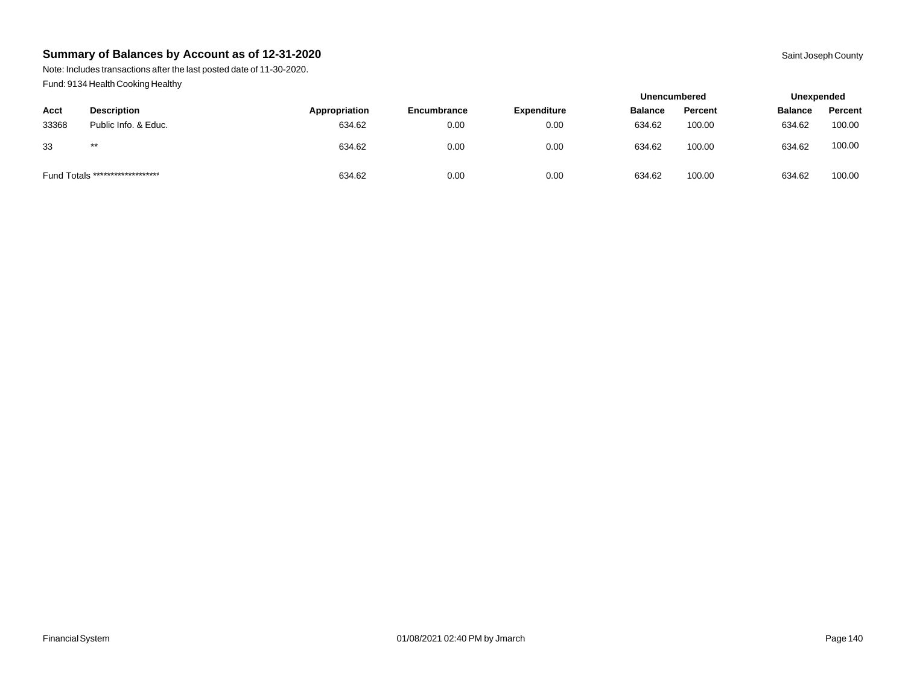## Summary of Balances by Account as of 12-31-2020

Saint Joseph County

Note: Includes transactions after the last posted date of 11-30-2020.

Fund: 9134 Health Cooking Healthy

| | | | | | Unencumbered | | Unexpended | |
|---|---|---|---|---|---|---|---|---|
| Acct | Description | Appropriation | Encumbrance | Expenditure | Balance | Percent | Balance | Percent |
| 33368 | Public Info. & Educ. | 634.62 | 0.00 | 0.00 | 634.62 | 100.00 | 634.62 | 100.00 |
| 33 | ** | 634.62 | 0.00 | 0.00 | 634.62 | 100.00 | 634.62 | 100.00 |
| Fund Totals ******************** | | 634.62 | 0.00 | 0.00 | 634.62 | 100.00 | 634.62 | 100.00 |

Financial System 01/08/2021 02:40 PM by Jmarch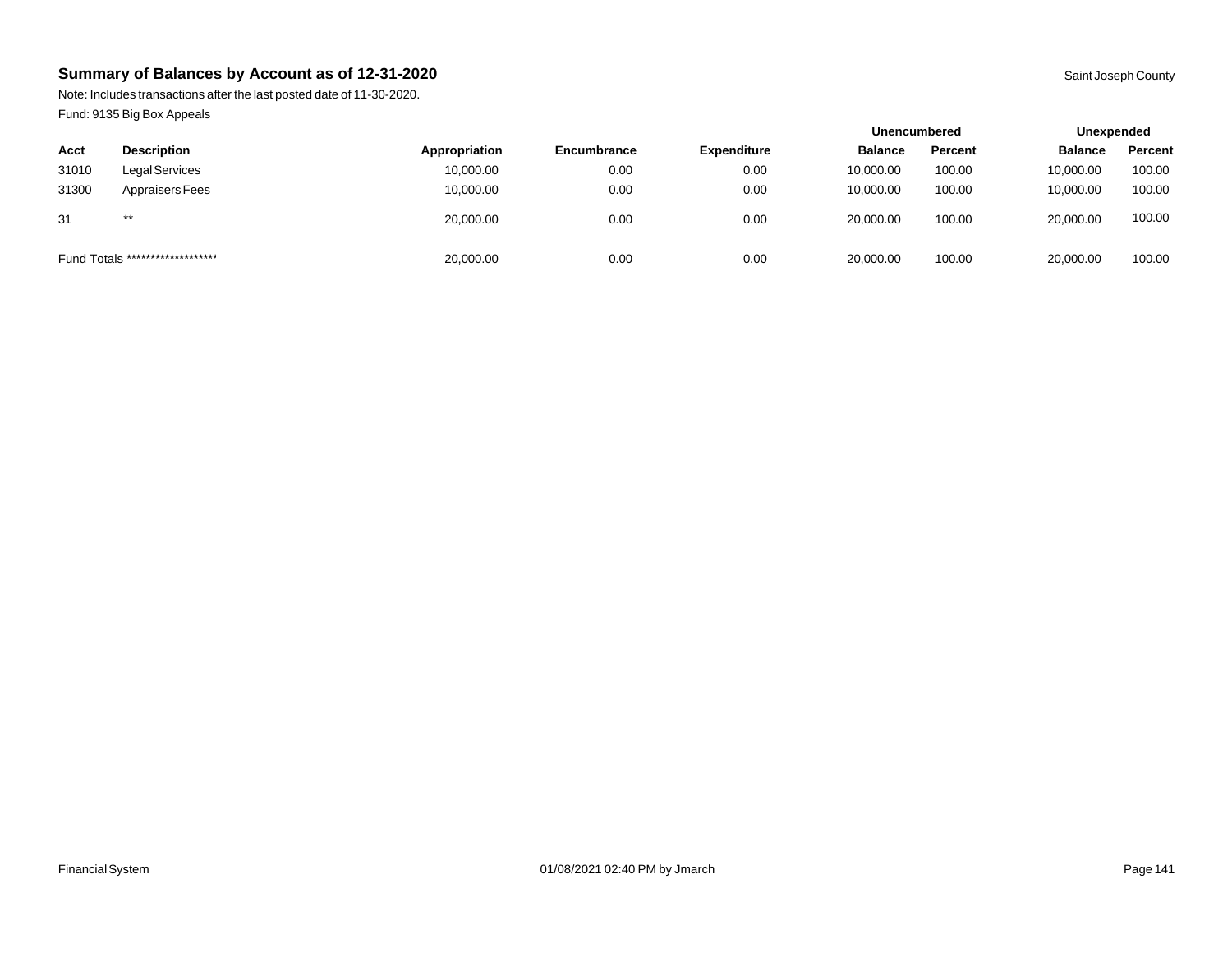## Summary of Balances by Account as of 12-31-2020

Saint Joseph County

Note: Includes transactions after the last posted date of 11-30-2020.

Fund: 9135 Big Box Appeals

| | | | | | Unencumbered | | Unexpended | |
|---|---|---|---|---|---|---|---|---|
| Acct | Description | Appropriation | Encumbrance | Expenditure | Balance | Percent | Balance | Percent |
| 31010 | Legal Services | 10,000.00 | 0.00 | 0.00 | 10,000.00 | 100.00 | 10,000.00 | 100.00 |
| 31300 | Appraisers Fees | 10,000.00 | 0.00 | 0.00 | 10,000.00 | 100.00 | 10,000.00 | 100.00 |
| 31 | ** | 20,000.00 | 0.00 | 0.00 | 20,000.00 | 100.00 | 20,000.00 | 100.00 |
| Fund Totals ******************* | | 20,000.00 | 0.00 | 0.00 | 20,000.00 | 100.00 | 20,000.00 | 100.00 |

Financial System 01/08/2021 02:40 PM by Jmarch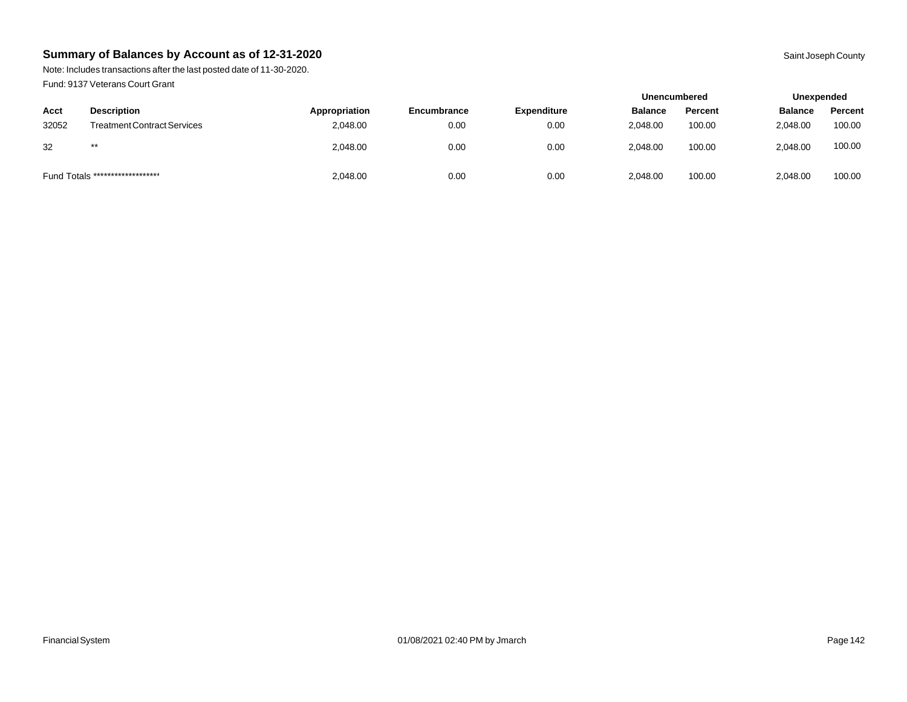## Summary of Balances by Account as of 12-31-2020

Saint Joseph County

Note: Includes transactions after the last posted date of 11-30-2020.

Fund: 9137 Veterans Court Grant

| | | | | | Unencumbered | | Unexpended | |
|---|---|---|---|---|---|---|---|---|
| Acct | Description | Appropriation | Encumbrance | Expenditure | Balance | Percent | Balance | Percent |
| 32052 | Treatment Contract Services | 2,048.00 | 0.00 | 0.00 | 2,048.00 | 100.00 | 2,048.00 | 100.00 |
| 32 | ** | 2,048.00 | 0.00 | 0.00 | 2,048.00 | 100.00 | 2,048.00 | 100.00 |
| Fund Totals ******************* | | 2,048.00 | 0.00 | 0.00 | 2,048.00 | 100.00 | 2,048.00 | 100.00 |

Financial System

01/08/2021 02:40 PM by Jmarch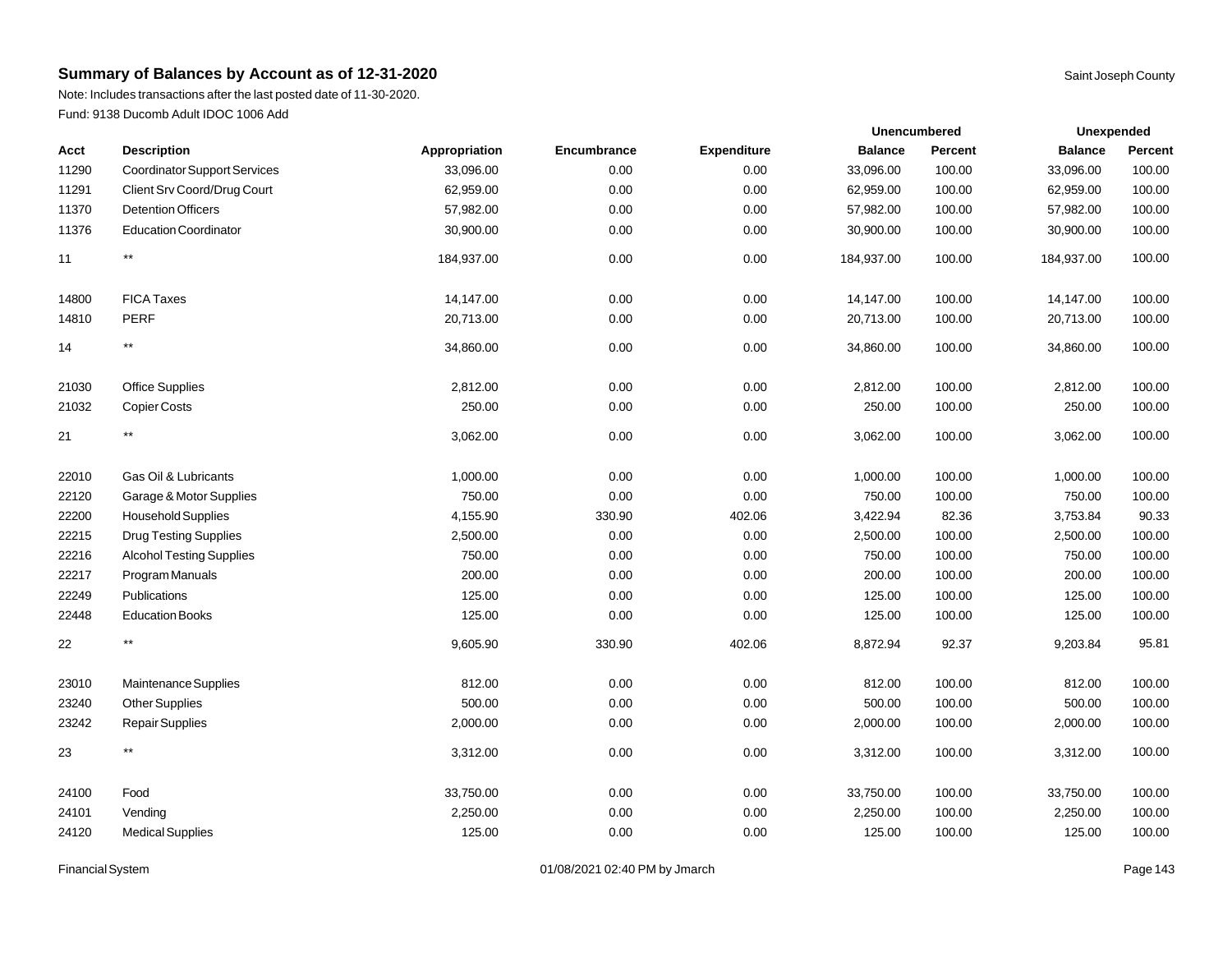# Summary of Balances by Account as of 12-31-2020

Saint Joseph County

Note: Includes transactions after the last posted date of 11-30-2020.

Fund: 9138 Ducomb Adult IDOC 1006 Add

| Acct | Description | Appropriation | Encumbrance | Expenditure | Unencumbered Balance | Unencumbered Percent | Unexpended Balance | Unexpended Percent |
|---|---|---|---|---|---|---|---|---|
| 11290 | Coordinator Support Services | 33,096.00 | 0.00 | 0.00 | 33,096.00 | 100.00 | 33,096.00 | 100.00 |
| 11291 | Client Srv Coord/Drug Court | 62,959.00 | 0.00 | 0.00 | 62,959.00 | 100.00 | 62,959.00 | 100.00 |
| 11370 | Detention Officers | 57,982.00 | 0.00 | 0.00 | 57,982.00 | 100.00 | 57,982.00 | 100.00 |
| 11376 | Education Coordinator | 30,900.00 | 0.00 | 0.00 | 30,900.00 | 100.00 | 30,900.00 | 100.00 |
| 11 | ** | 184,937.00 | 0.00 | 0.00 | 184,937.00 | 100.00 | 184,937.00 | 100.00 |
| 14800 | FICA Taxes | 14,147.00 | 0.00 | 0.00 | 14,147.00 | 100.00 | 14,147.00 | 100.00 |
| 14810 | PERF | 20,713.00 | 0.00 | 0.00 | 20,713.00 | 100.00 | 20,713.00 | 100.00 |
| 14 | ** | 34,860.00 | 0.00 | 0.00 | 34,860.00 | 100.00 | 34,860.00 | 100.00 |
| 21030 | Office Supplies | 2,812.00 | 0.00 | 0.00 | 2,812.00 | 100.00 | 2,812.00 | 100.00 |
| 21032 | Copier Costs | 250.00 | 0.00 | 0.00 | 250.00 | 100.00 | 250.00 | 100.00 |
| 21 | ** | 3,062.00 | 0.00 | 0.00 | 3,062.00 | 100.00 | 3,062.00 | 100.00 |
| 22010 | Gas Oil & Lubricants | 1,000.00 | 0.00 | 0.00 | 1,000.00 | 100.00 | 1,000.00 | 100.00 |
| 22120 | Garage & Motor Supplies | 750.00 | 0.00 | 0.00 | 750.00 | 100.00 | 750.00 | 100.00 |
| 22200 | Household Supplies | 4,155.90 | 330.90 | 402.06 | 3,422.94 | 82.36 | 3,753.84 | 90.33 |
| 22215 | Drug Testing Supplies | 2,500.00 | 0.00 | 0.00 | 2,500.00 | 100.00 | 2,500.00 | 100.00 |
| 22216 | Alcohol Testing Supplies | 750.00 | 0.00 | 0.00 | 750.00 | 100.00 | 750.00 | 100.00 |
| 22217 | Program Manuals | 200.00 | 0.00 | 0.00 | 200.00 | 100.00 | 200.00 | 100.00 |
| 22249 | Publications | 125.00 | 0.00 | 0.00 | 125.00 | 100.00 | 125.00 | 100.00 |
| 22448 | Education Books | 125.00 | 0.00 | 0.00 | 125.00 | 100.00 | 125.00 | 100.00 |
| 22 | ** | 9,605.90 | 330.90 | 402.06 | 8,872.94 | 92.37 | 9,203.84 | 95.81 |
| 23010 | Maintenance Supplies | 812.00 | 0.00 | 0.00 | 812.00 | 100.00 | 812.00 | 100.00 |
| 23240 | Other Supplies | 500.00 | 0.00 | 0.00 | 500.00 | 100.00 | 500.00 | 100.00 |
| 23242 | Repair Supplies | 2,000.00 | 0.00 | 0.00 | 2,000.00 | 100.00 | 2,000.00 | 100.00 |
| 23 | ** | 3,312.00 | 0.00 | 0.00 | 3,312.00 | 100.00 | 3,312.00 | 100.00 |
| 24100 | Food | 33,750.00 | 0.00 | 0.00 | 33,750.00 | 100.00 | 33,750.00 | 100.00 |
| 24101 | Vending | 2,250.00 | 0.00 | 0.00 | 2,250.00 | 100.00 | 2,250.00 | 100.00 |
| 24120 | Medical Supplies | 125.00 | 0.00 | 0.00 | 125.00 | 100.00 | 125.00 | 100.00 |

Financial System 01/08/2021 02:40 PM by Jmarch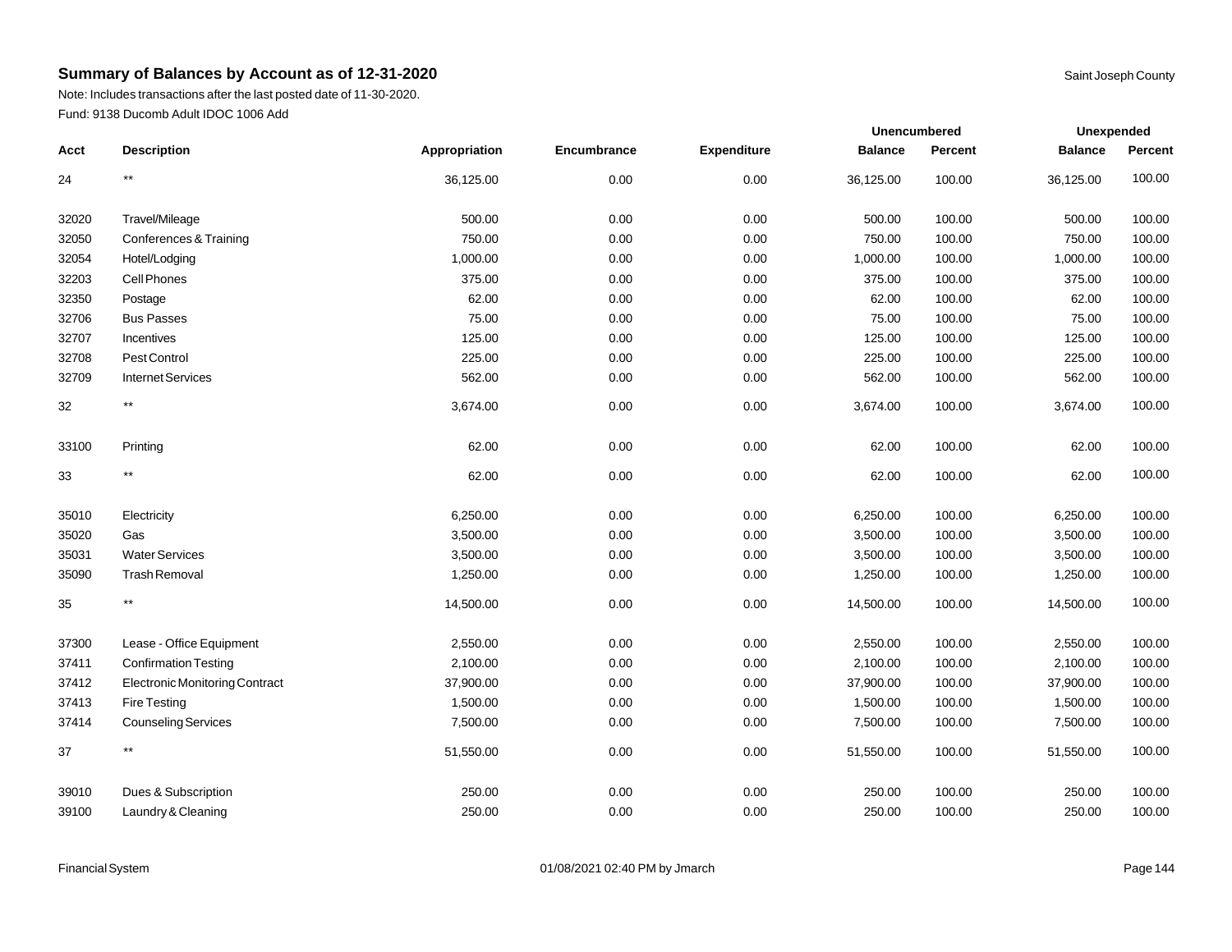## Summary of Balances by Account as of 12-31-2020

Saint Joseph County

Note: Includes transactions after the last posted date of 11-30-2020.

Fund: 9138 Ducomb Adult IDOC 1006 Add

| Acct | Description | Appropriation | Encumbrance | Expenditure | Unencumbered Balance | Unencumbered Percent | Unexpended Balance | Unexpended Percent |
|---|---|---|---|---|---|---|---|---|
| 24 | ** | 36,125.00 | 0.00 | 0.00 | 36,125.00 | 100.00 | 36,125.00 | 100.00 |
| 32020 | Travel/Mileage | 500.00 | 0.00 | 0.00 | 500.00 | 100.00 | 500.00 | 100.00 |
| 32050 | Conferences & Training | 750.00 | 0.00 | 0.00 | 750.00 | 100.00 | 750.00 | 100.00 |
| 32054 | Hotel/Lodging | 1,000.00 | 0.00 | 0.00 | 1,000.00 | 100.00 | 1,000.00 | 100.00 |
| 32203 | Cell Phones | 375.00 | 0.00 | 0.00 | 375.00 | 100.00 | 375.00 | 100.00 |
| 32350 | Postage | 62.00 | 0.00 | 0.00 | 62.00 | 100.00 | 62.00 | 100.00 |
| 32706 | Bus Passes | 75.00 | 0.00 | 0.00 | 75.00 | 100.00 | 75.00 | 100.00 |
| 32707 | Incentives | 125.00 | 0.00 | 0.00 | 125.00 | 100.00 | 125.00 | 100.00 |
| 32708 | Pest Control | 225.00 | 0.00 | 0.00 | 225.00 | 100.00 | 225.00 | 100.00 |
| 32709 | Internet Services | 562.00 | 0.00 | 0.00 | 562.00 | 100.00 | 562.00 | 100.00 |
| 32 | ** | 3,674.00 | 0.00 | 0.00 | 3,674.00 | 100.00 | 3,674.00 | 100.00 |
| 33100 | Printing | 62.00 | 0.00 | 0.00 | 62.00 | 100.00 | 62.00 | 100.00 |
| 33 | ** | 62.00 | 0.00 | 0.00 | 62.00 | 100.00 | 62.00 | 100.00 |
| 35010 | Electricity | 6,250.00 | 0.00 | 0.00 | 6,250.00 | 100.00 | 6,250.00 | 100.00 |
| 35020 | Gas | 3,500.00 | 0.00 | 0.00 | 3,500.00 | 100.00 | 3,500.00 | 100.00 |
| 35031 | Water Services | 3,500.00 | 0.00 | 0.00 | 3,500.00 | 100.00 | 3,500.00 | 100.00 |
| 35090 | Trash Removal | 1,250.00 | 0.00 | 0.00 | 1,250.00 | 100.00 | 1,250.00 | 100.00 |
| 35 | ** | 14,500.00 | 0.00 | 0.00 | 14,500.00 | 100.00 | 14,500.00 | 100.00 |
| 37300 | Lease - Office Equipment | 2,550.00 | 0.00 | 0.00 | 2,550.00 | 100.00 | 2,550.00 | 100.00 |
| 37411 | Confirmation Testing | 2,100.00 | 0.00 | 0.00 | 2,100.00 | 100.00 | 2,100.00 | 100.00 |
| 37412 | Electronic Monitoring Contract | 37,900.00 | 0.00 | 0.00 | 37,900.00 | 100.00 | 37,900.00 | 100.00 |
| 37413 | Fire Testing | 1,500.00 | 0.00 | 0.00 | 1,500.00 | 100.00 | 1,500.00 | 100.00 |
| 37414 | Counseling Services | 7,500.00 | 0.00 | 0.00 | 7,500.00 | 100.00 | 7,500.00 | 100.00 |
| 37 | ** | 51,550.00 | 0.00 | 0.00 | 51,550.00 | 100.00 | 51,550.00 | 100.00 |
| 39010 | Dues & Subscription | 250.00 | 0.00 | 0.00 | 250.00 | 100.00 | 250.00 | 100.00 |
| 39100 | Laundry & Cleaning | 250.00 | 0.00 | 0.00 | 250.00 | 100.00 | 250.00 | 100.00 |

Financial System 01/08/2021 02:40 PM by Jmarch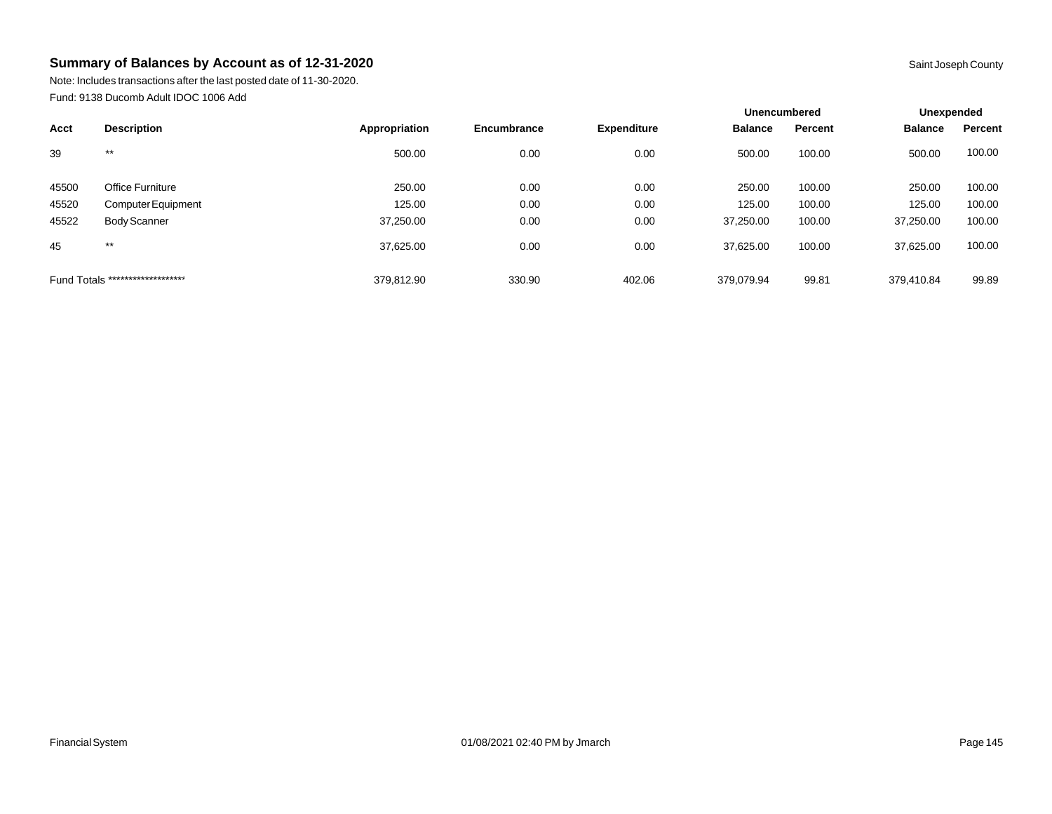## Summary of Balances by Account as of 12-31-2020

Saint Joseph County

Note: Includes transactions after the last posted date of 11-30-2020.

Fund: 9138 Ducomb Adult IDOC 1006 Add

| Acct | Description | Appropriation | Encumbrance | Expenditure | Unencumbered Balance | Unencumbered Percent | Unexpended Balance | Unexpended Percent |
|---|---|---|---|---|---|---|---|---|
| 39 | ** | 500.00 | 0.00 | 0.00 | 500.00 | 100.00 | 500.00 | 100.00 |
| 45500 | Office Furniture | 250.00 | 0.00 | 0.00 | 250.00 | 100.00 | 250.00 | 100.00 |
| 45520 | Computer Equipment | 125.00 | 0.00 | 0.00 | 125.00 | 100.00 | 125.00 | 100.00 |
| 45522 | Body Scanner | 37,250.00 | 0.00 | 0.00 | 37,250.00 | 100.00 | 37,250.00 | 100.00 |
| 45 | ** | 37,625.00 | 0.00 | 0.00 | 37,625.00 | 100.00 | 37,625.00 | 100.00 |
| Fund Totals ******************* | | 379,812.90 | 330.90 | 402.06 | 379,079.94 | 99.81 | 379,410.84 | 99.89 |

Financial System 01/08/2021 02:40 PM by Jmarch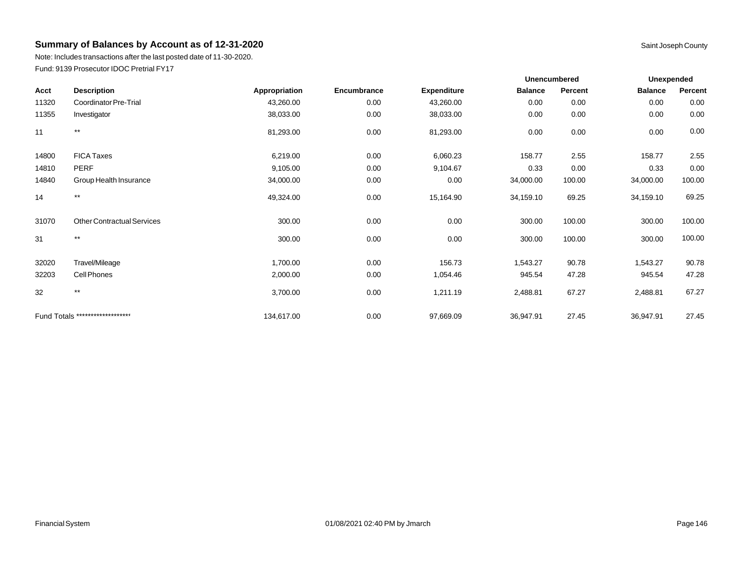## Summary of Balances by Account as of 12-31-2020

Saint Joseph County

Note: Includes transactions after the last posted date of 11-30-2020.

Fund: 9139 Prosecutor IDOC Pretrial FY17

| Acct | Description | Appropriation | Encumbrance | Expenditure | Unencumbered | | Unexpended | |
|---|---|---|---|---|---|---|---|---|
| | | | | | Balance | Percent | Balance | Percent |
| 11320 | Coordinator Pre-Trial | 43,260.00 | 0.00 | 43,260.00 | 0.00 | 0.00 | 0.00 | 0.00 |
| 11355 | Investigator | 38,033.00 | 0.00 | 38,033.00 | 0.00 | 0.00 | 0.00 | 0.00 |
| 11 | ** | 81,293.00 | 0.00 | 81,293.00 | 0.00 | 0.00 | 0.00 | 0.00 |
| 14800 | FICA Taxes | 6,219.00 | 0.00 | 6,060.23 | 158.77 | 2.55 | 158.77 | 2.55 |
| 14810 | PERF | 9,105.00 | 0.00 | 9,104.67 | 0.33 | 0.00 | 0.33 | 0.00 |
| 14840 | Group Health Insurance | 34,000.00 | 0.00 | 0.00 | 34,000.00 | 100.00 | 34,000.00 | 100.00 |
| 14 | ** | 49,324.00 | 0.00 | 15,164.90 | 34,159.10 | 69.25 | 34,159.10 | 69.25 |
| 31070 | Other Contractual Services | 300.00 | 0.00 | 0.00 | 300.00 | 100.00 | 300.00 | 100.00 |
| 31 | ** | 300.00 | 0.00 | 0.00 | 300.00 | 100.00 | 300.00 | 100.00 |
| 32020 | Travel/Mileage | 1,700.00 | 0.00 | 156.73 | 1,543.27 | 90.78 | 1,543.27 | 90.78 |
| 32203 | Cell Phones | 2,000.00 | 0.00 | 1,054.46 | 945.54 | 47.28 | 945.54 | 47.28 |
| 32 | ** | 3,700.00 | 0.00 | 1,211.19 | 2,488.81 | 67.27 | 2,488.81 | 67.27 |
| Fund Totals ******************* | | 134,617.00 | 0.00 | 97,669.09 | 36,947.91 | 27.45 | 36,947.91 | 27.45 |

Financial System 01/08/2021 02:40 PM by Jmarch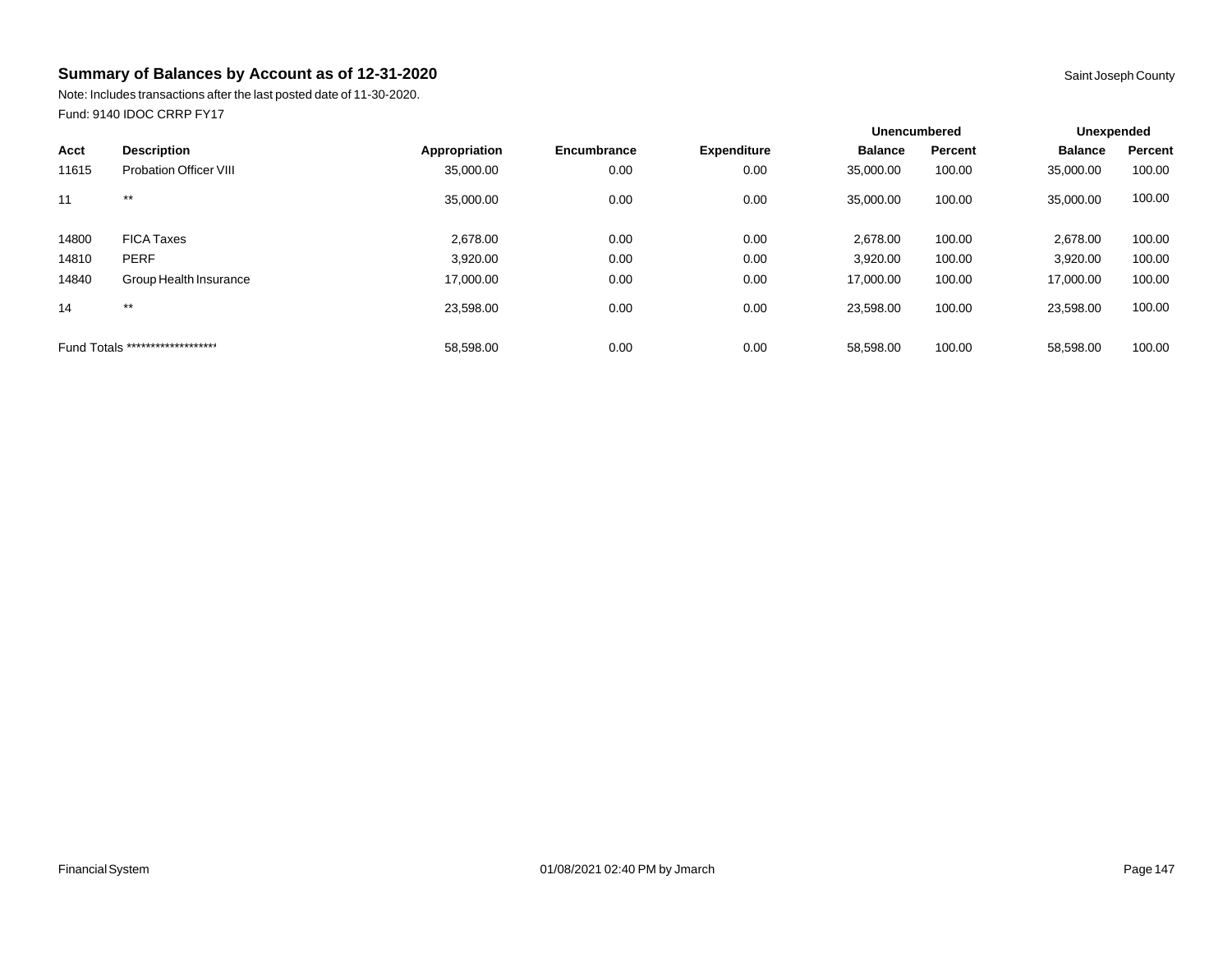## Summary of Balances by Account as of 12-31-2020

Saint Joseph County

Note: Includes transactions after the last posted date of 11-30-2020.

Fund: 9140 IDOC CRRP FY17

| | | | | | Unencumbered | | Unexpended | |
|---|---|---|---|---|---|---|---|---|
| **Acct** | **Description** | **Appropriation** | **Encumbrance** | **Expenditure** | **Balance** | **Percent** | **Balance** | **Percent** |
| 11615 | Probation Officer VIII | 35,000.00 | 0.00 | 0.00 | 35,000.00 | 100.00 | 35,000.00 | 100.00 |
| 11 | ** | 35,000.00 | 0.00 | 0.00 | 35,000.00 | 100.00 | 35,000.00 | 100.00 |
| 14800 | FICA Taxes | 2,678.00 | 0.00 | 0.00 | 2,678.00 | 100.00 | 2,678.00 | 100.00 |
| 14810 | PERF | 3,920.00 | 0.00 | 0.00 | 3,920.00 | 100.00 | 3,920.00 | 100.00 |
| 14840 | Group Health Insurance | 17,000.00 | 0.00 | 0.00 | 17,000.00 | 100.00 | 17,000.00 | 100.00 |
| 14 | ** | 23,598.00 | 0.00 | 0.00 | 23,598.00 | 100.00 | 23,598.00 | 100.00 |
| Fund Totals ******************* | | 58,598.00 | 0.00 | 0.00 | 58,598.00 | 100.00 | 58,598.00 | 100.00 |

Financial System 01/08/2021 02:40 PM by Jmarch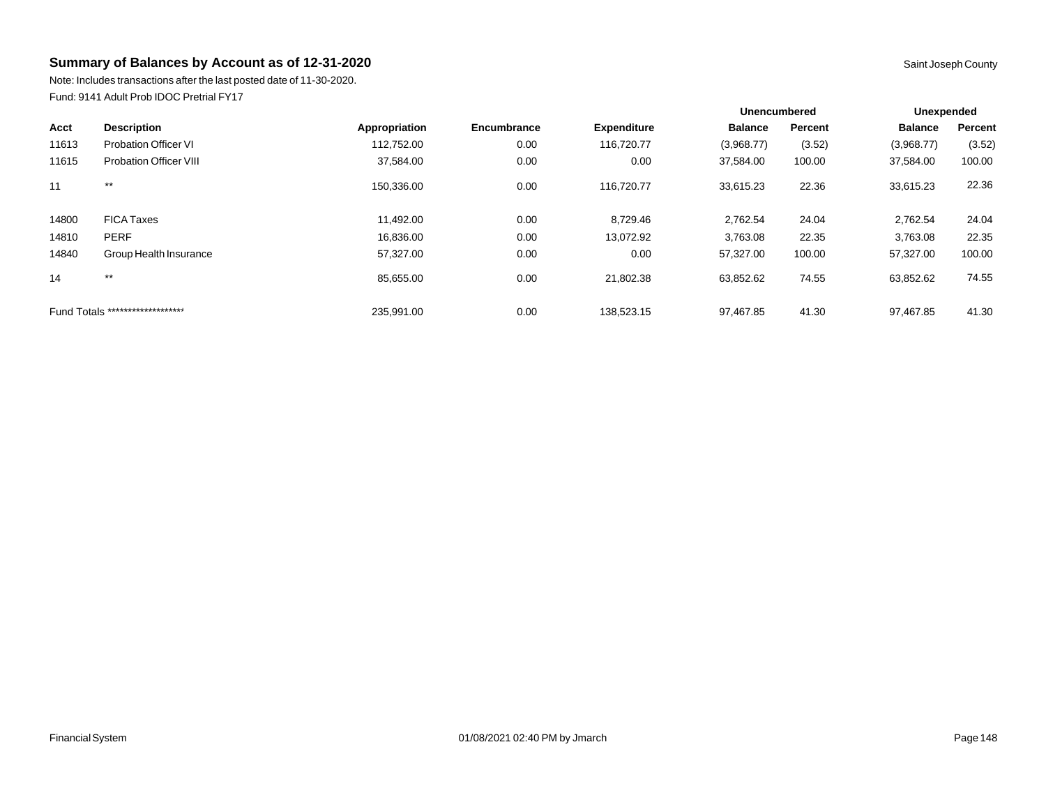## Summary of Balances by Account as of 12-31-2020

Saint Joseph County

Note: Includes transactions after the last posted date of 11-30-2020.

Fund: 9141 Adult Prob IDOC Pretrial FY17

| | | | | | Unencumbered | | Unexpended | |
|---|---|---|---|---|---|---|---|---|
| Acct | Description | Appropriation | Encumbrance | Expenditure | Balance | Percent | Balance | Percent |
| 11613 | Probation Officer VI | 112,752.00 | 0.00 | 116,720.77 | (3,968.77) | (3.52) | (3,968.77) | (3.52) |
| 11615 | Probation Officer VIII | 37,584.00 | 0.00 | 0.00 | 37,584.00 | 100.00 | 37,584.00 | 100.00 |
| 11 | ** | 150,336.00 | 0.00 | 116,720.77 | 33,615.23 | 22.36 | 33,615.23 | 22.36 |
| 14800 | FICA Taxes | 11,492.00 | 0.00 | 8,729.46 | 2,762.54 | 24.04 | 2,762.54 | 24.04 |
| 14810 | PERF | 16,836.00 | 0.00 | 13,072.92 | 3,763.08 | 22.35 | 3,763.08 | 22.35 |
| 14840 | Group Health Insurance | 57,327.00 | 0.00 | 0.00 | 57,327.00 | 100.00 | 57,327.00 | 100.00 |
| 14 | ** | 85,655.00 | 0.00 | 21,802.38 | 63,852.62 | 74.55 | 63,852.62 | 74.55 |
| Fund Totals ******************* | | 235,991.00 | 0.00 | 138,523.15 | 97,467.85 | 41.30 | 97,467.85 | 41.30 |

Financial System 01/08/2021 02:40 PM by Jmarch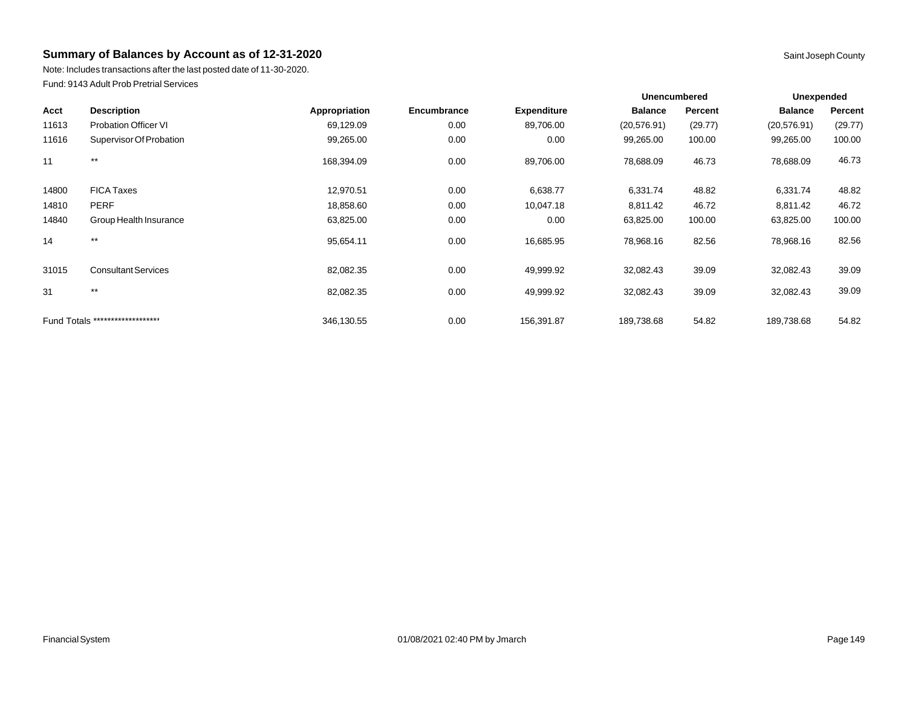## Summary of Balances by Account as of 12-31-2020

Saint Joseph County

Note: Includes transactions after the last posted date of 11-30-2020.

Fund: 9143 Adult Prob Pretrial Services

| | | | | | Unencumbered | | Unexpended | |
|---|---|---|---|---|---|---|---|---|
| Acct | Description | Appropriation | Encumbrance | Expenditure | Balance | Percent | Balance | Percent |
| 11613 | Probation Officer VI | 69,129.09 | 0.00 | 89,706.00 | (20,576.91) | (29.77) | (20,576.91) | (29.77) |
| 11616 | Supervisor Of Probation | 99,265.00 | 0.00 | 0.00 | 99,265.00 | 100.00 | 99,265.00 | 100.00 |
| 11 | ** | 168,394.09 | 0.00 | 89,706.00 | 78,688.09 | 46.73 | 78,688.09 | 46.73 |
| 14800 | FICA Taxes | 12,970.51 | 0.00 | 6,638.77 | 6,331.74 | 48.82 | 6,331.74 | 48.82 |
| 14810 | PERF | 18,858.60 | 0.00 | 10,047.18 | 8,811.42 | 46.72 | 8,811.42 | 46.72 |
| 14840 | Group Health Insurance | 63,825.00 | 0.00 | 0.00 | 63,825.00 | 100.00 | 63,825.00 | 100.00 |
| 14 | ** | 95,654.11 | 0.00 | 16,685.95 | 78,968.16 | 82.56 | 78,968.16 | 82.56 |
| 31015 | Consultant Services | 82,082.35 | 0.00 | 49,999.92 | 32,082.43 | 39.09 | 32,082.43 | 39.09 |
| 31 | ** | 82,082.35 | 0.00 | 49,999.92 | 32,082.43 | 39.09 | 32,082.43 | 39.09 |
| Fund Totals ******************* | | 346,130.55 | 0.00 | 156,391.87 | 189,738.68 | 54.82 | 189,738.68 | 54.82 |

Financial System 01/08/2021 02:40 PM by Jmarch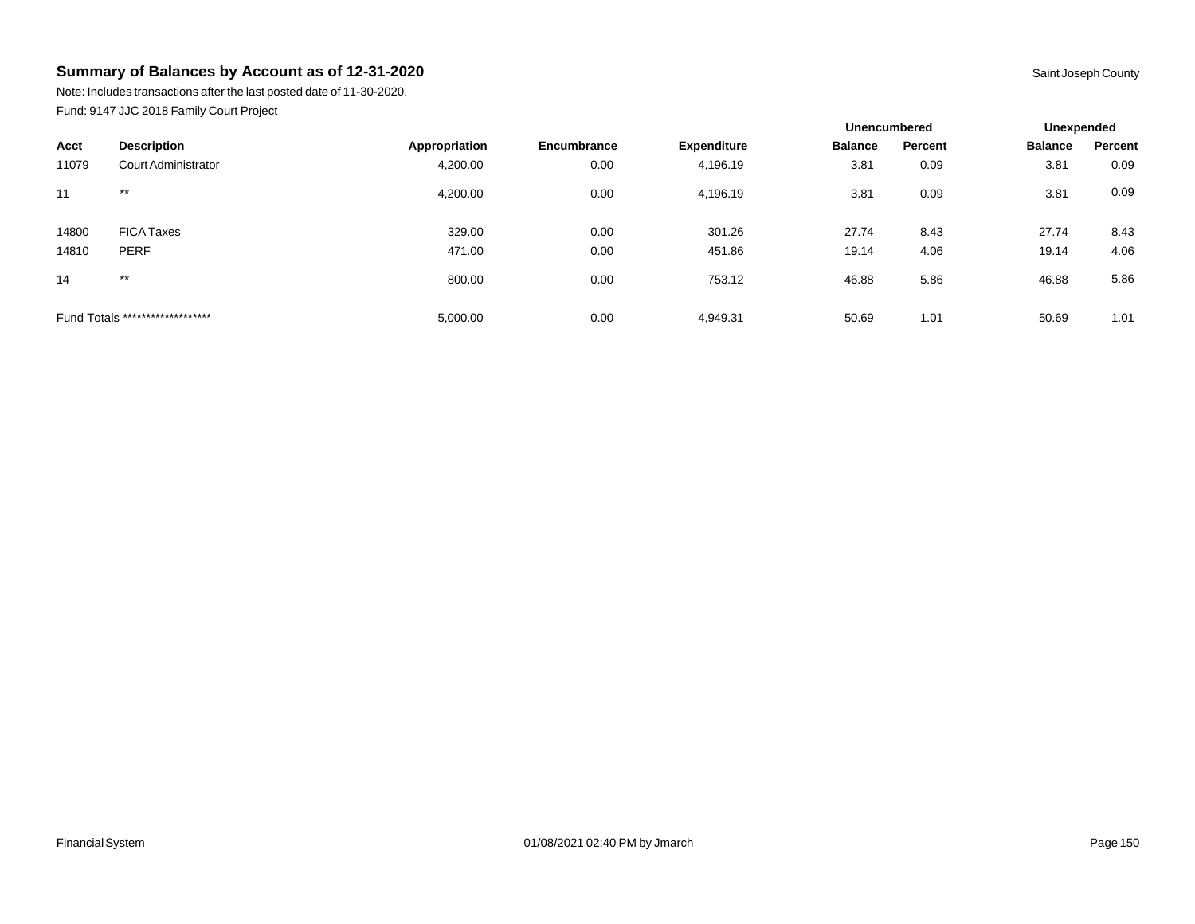## Summary of Balances by Account as of 12-31-2020

Saint Joseph County

Note: Includes transactions after the last posted date of 11-30-2020.

Fund: 9147 JJC 2018 Family Court Project

| | | | | | Unencumbered | | Unexpended | |
|---|---|---|---|---|---|---|---|---|
| **Acct** | **Description** | **Appropriation** | **Encumbrance** | **Expenditure** | **Balance** | **Percent** | **Balance** | **Percent** |
| 11079 | Court Administrator | 4,200.00 | 0.00 | 4,196.19 | 3.81 | 0.09 | 3.81 | 0.09 |
| 11 | ** | 4,200.00 | 0.00 | 4,196.19 | 3.81 | 0.09 | 3.81 | 0.09 |
| 14800 | FICA Taxes | 329.00 | 0.00 | 301.26 | 27.74 | 8.43 | 27.74 | 8.43 |
| 14810 | PERF | 471.00 | 0.00 | 451.86 | 19.14 | 4.06 | 19.14 | 4.06 |
| 14 | ** | 800.00 | 0.00 | 753.12 | 46.88 | 5.86 | 46.88 | 5.86 |
| Fund Totals ******************* | | 5,000.00 | 0.00 | 4,949.31 | 50.69 | 1.01 | 50.69 | 1.01 |

Financial System 01/08/2021 02:40 PM by Jmarch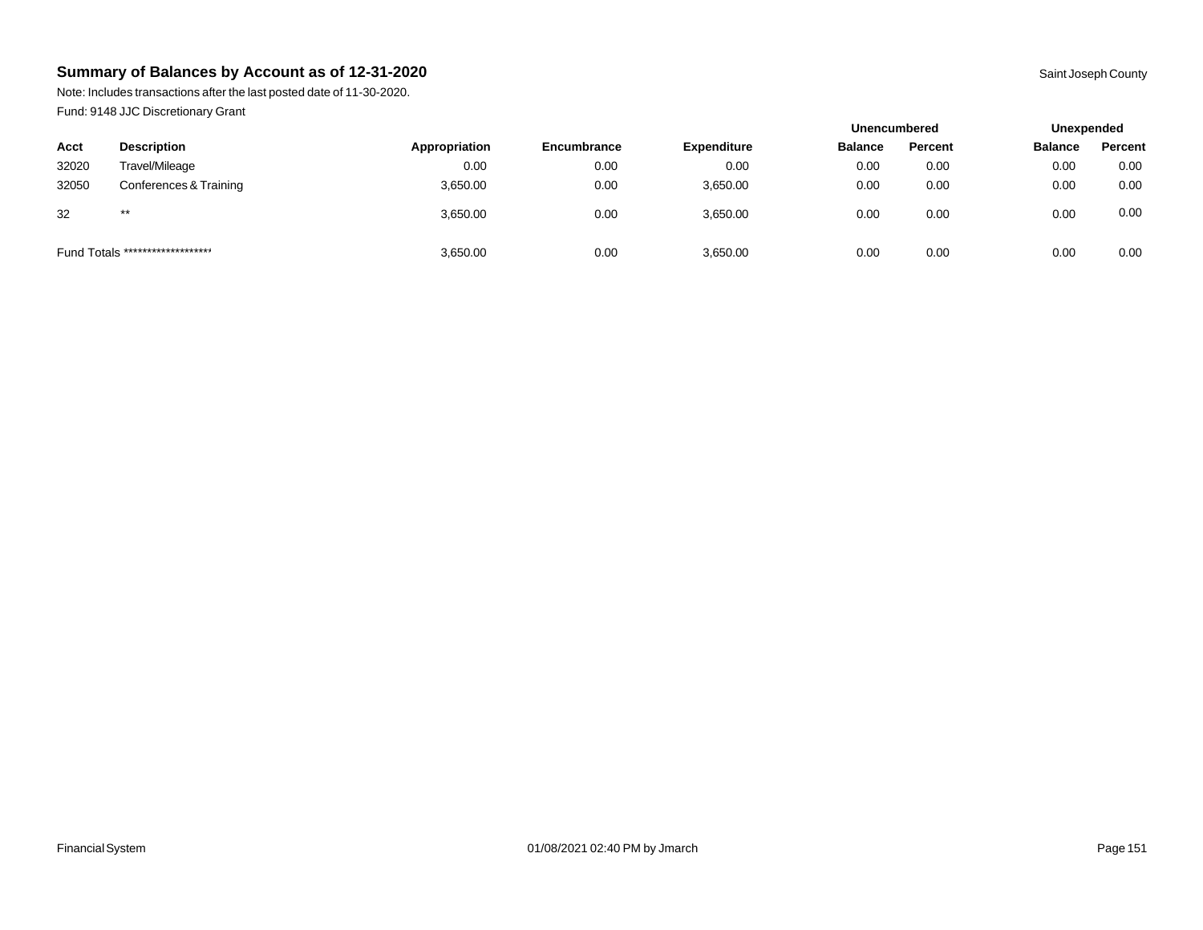## Summary of Balances by Account as of 12-31-2020

Saint Joseph County

Note: Includes transactions after the last posted date of 11-30-2020.

Fund: 9148 JJC Discretionary Grant

| | | | | | Unencumbered | | Unexpended | |
|---|---|---|---|---|---|---|---|---|
| **Acct** | **Description** | **Appropriation** | **Encumbrance** | **Expenditure** | **Balance** | **Percent** | **Balance** | **Percent** |
| 32020 | Travel/Mileage | 0.00 | 0.00 | 0.00 | 0.00 | 0.00 | 0.00 | 0.00 |
| 32050 | Conferences & Training | 3,650.00 | 0.00 | 3,650.00 | 0.00 | 0.00 | 0.00 | 0.00 |
| 32 | ** | 3,650.00 | 0.00 | 3,650.00 | 0.00 | 0.00 | 0.00 | 0.00 |
| Fund Totals ******************* | | 3,650.00 | 0.00 | 3,650.00 | 0.00 | 0.00 | 0.00 | 0.00 |

Financial System 01/08/2021 02:40 PM by Jmarch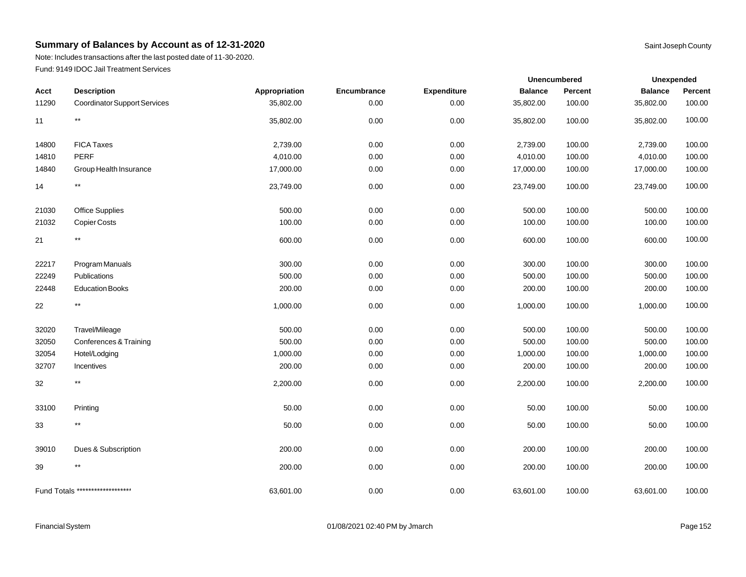## Summary of Balances by Account as of 12-31-2020

Saint Joseph County

Note: Includes transactions after the last posted date of 11-30-2020.

Fund: 9149 IDOC Jail Treatment Services

| | | | | | Unencumbered | | Unexpended | |
|---|---|---|---|---|---|---|---|---|
| Acct | Description | Appropriation | Encumbrance | Expenditure | Balance | Percent | Balance | Percent |
| 11290 | Coordinator Support Services | 35,802.00 | 0.00 | 0.00 | 35,802.00 | 100.00 | 35,802.00 | 100.00 |
| 11 | ** | 35,802.00 | 0.00 | 0.00 | 35,802.00 | 100.00 | 35,802.00 | 100.00 |
| 14800 | FICA Taxes | 2,739.00 | 0.00 | 0.00 | 2,739.00 | 100.00 | 2,739.00 | 100.00 |
| 14810 | PERF | 4,010.00 | 0.00 | 0.00 | 4,010.00 | 100.00 | 4,010.00 | 100.00 |
| 14840 | Group Health Insurance | 17,000.00 | 0.00 | 0.00 | 17,000.00 | 100.00 | 17,000.00 | 100.00 |
| 14 | ** | 23,749.00 | 0.00 | 0.00 | 23,749.00 | 100.00 | 23,749.00 | 100.00 |
| 21030 | Office Supplies | 500.00 | 0.00 | 0.00 | 500.00 | 100.00 | 500.00 | 100.00 |
| 21032 | Copier Costs | 100.00 | 0.00 | 0.00 | 100.00 | 100.00 | 100.00 | 100.00 |
| 21 | ** | 600.00 | 0.00 | 0.00 | 600.00 | 100.00 | 600.00 | 100.00 |
| 22217 | Program Manuals | 300.00 | 0.00 | 0.00 | 300.00 | 100.00 | 300.00 | 100.00 |
| 22249 | Publications | 500.00 | 0.00 | 0.00 | 500.00 | 100.00 | 500.00 | 100.00 |
| 22448 | Education Books | 200.00 | 0.00 | 0.00 | 200.00 | 100.00 | 200.00 | 100.00 |
| 22 | ** | 1,000.00 | 0.00 | 0.00 | 1,000.00 | 100.00 | 1,000.00 | 100.00 |
| 32020 | Travel/Mileage | 500.00 | 0.00 | 0.00 | 500.00 | 100.00 | 500.00 | 100.00 |
| 32050 | Conferences & Training | 500.00 | 0.00 | 0.00 | 500.00 | 100.00 | 500.00 | 100.00 |
| 32054 | Hotel/Lodging | 1,000.00 | 0.00 | 0.00 | 1,000.00 | 100.00 | 1,000.00 | 100.00 |
| 32707 | Incentives | 200.00 | 0.00 | 0.00 | 200.00 | 100.00 | 200.00 | 100.00 |
| 32 | ** | 2,200.00 | 0.00 | 0.00 | 2,200.00 | 100.00 | 2,200.00 | 100.00 |
| 33100 | Printing | 50.00 | 0.00 | 0.00 | 50.00 | 100.00 | 50.00 | 100.00 |
| 33 | ** | 50.00 | 0.00 | 0.00 | 50.00 | 100.00 | 50.00 | 100.00 |
| 39010 | Dues & Subscription | 200.00 | 0.00 | 0.00 | 200.00 | 100.00 | 200.00 | 100.00 |
| 39 | ** | 200.00 | 0.00 | 0.00 | 200.00 | 100.00 | 200.00 | 100.00 |
| Fund Totals ******************** | | 63,601.00 | 0.00 | 0.00 | 63,601.00 | 100.00 | 63,601.00 | 100.00 |

Financial System 01/08/2021 02:40 PM by Jmarch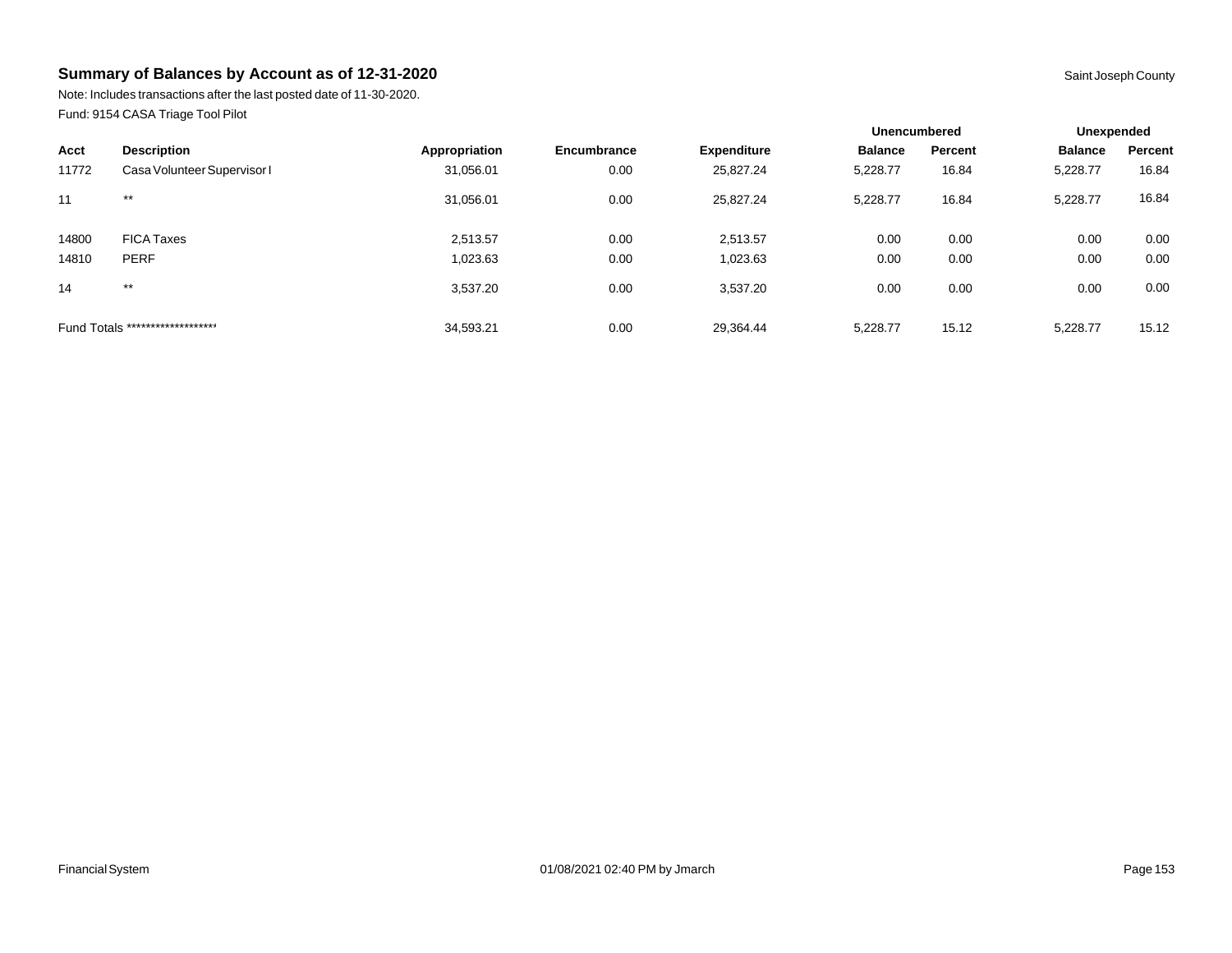## Summary of Balances by Account as of 12-31-2020

Saint Joseph County

Note: Includes transactions after the last posted date of 11-30-2020.

Fund: 9154 CASA Triage Tool Pilot

| | | | | | Unencumbered | | Unexpended | |
|---|---|---|---|---|---|---|---|---|
| Acct | Description | Appropriation | Encumbrance | Expenditure | Balance | Percent | Balance | Percent |
| 11772 | Casa Volunteer Supervisor I | 31,056.01 | 0.00 | 25,827.24 | 5,228.77 | 16.84 | 5,228.77 | 16.84 |
| 11 | ** | 31,056.01 | 0.00 | 25,827.24 | 5,228.77 | 16.84 | 5,228.77 | 16.84 |
| 14800 | FICA Taxes | 2,513.57 | 0.00 | 2,513.57 | 0.00 | 0.00 | 0.00 | 0.00 |
| 14810 | PERF | 1,023.63 | 0.00 | 1,023.63 | 0.00 | 0.00 | 0.00 | 0.00 |
| 14 | ** | 3,537.20 | 0.00 | 3,537.20 | 0.00 | 0.00 | 0.00 | 0.00 |
| Fund Totals ******************* | | 34,593.21 | 0.00 | 29,364.44 | 5,228.77 | 15.12 | 5,228.77 | 15.12 |

Financial System 01/08/2021 02:40 PM by Jmarch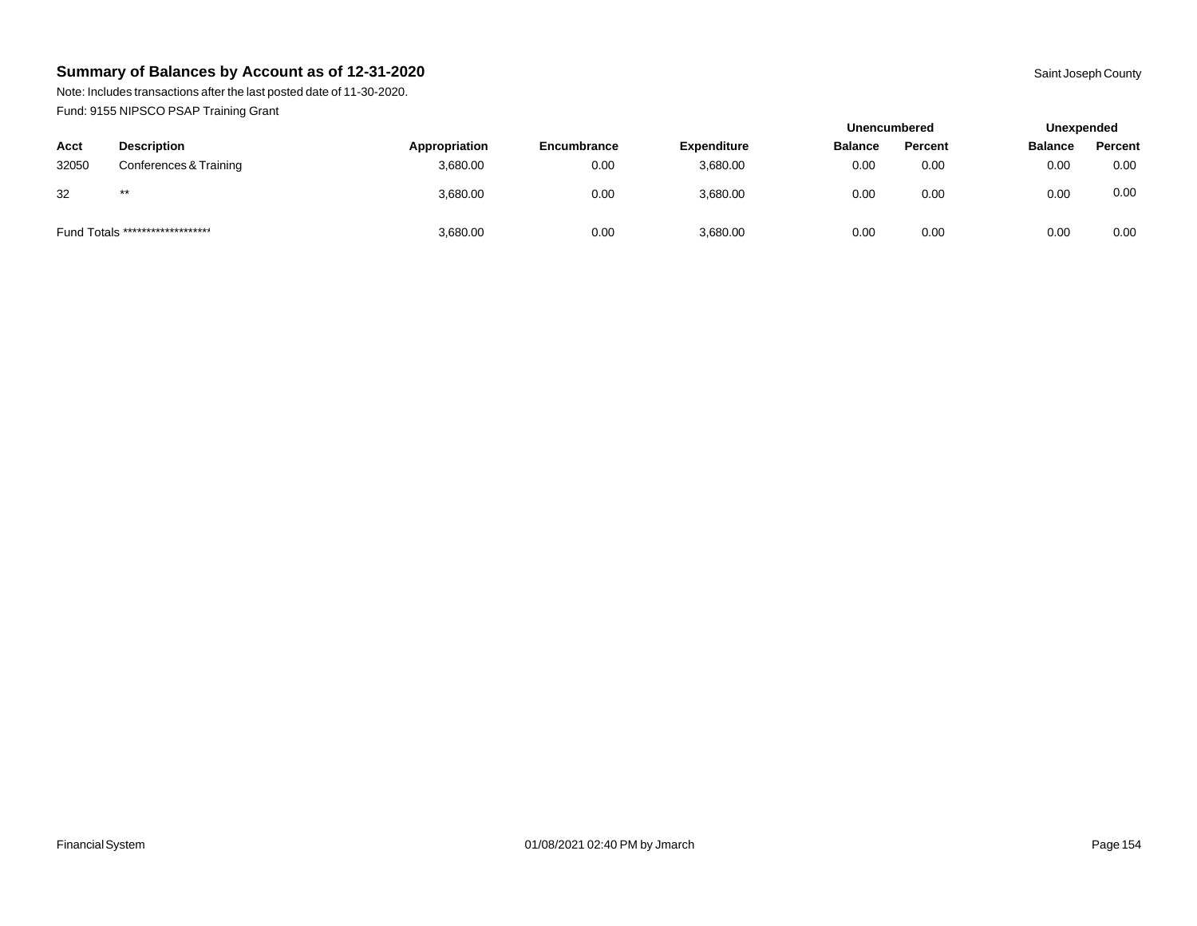## Summary of Balances by Account as of 12-31-2020

Saint Joseph County

Note: Includes transactions after the last posted date of 11-30-2020.

Fund: 9155 NIPSCO PSAP Training Grant

| | | | | | Unencumbered | | Unexpended | |
|---|---|---|---|---|---|---|---|---|
| **Acct** | **Description** | **Appropriation** | **Encumbrance** | **Expenditure** | **Balance** | **Percent** | **Balance** | **Percent** |
| 32050 | Conferences & Training | 3,680.00 | 0.00 | 3,680.00 | 0.00 | 0.00 | 0.00 | 0.00 |
| 32 | ** | 3,680.00 | 0.00 | 3,680.00 | 0.00 | 0.00 | 0.00 | 0.00 |
| Fund Totals ******************* | | 3,680.00 | 0.00 | 3,680.00 | 0.00 | 0.00 | 0.00 | 0.00 |

Financial System 01/08/2021 02:40 PM by Jmarch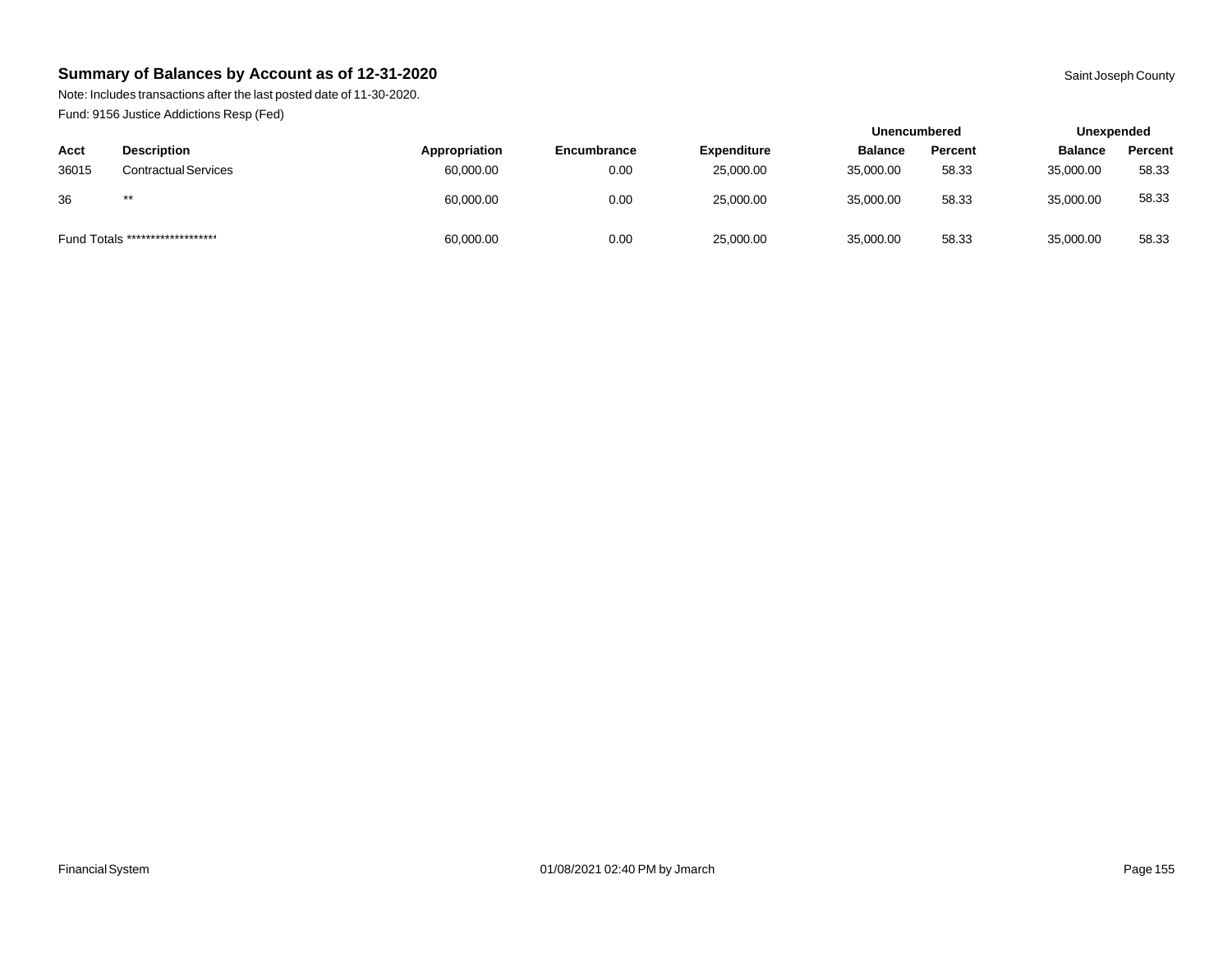# Summary of Balances by Account as of 12-31-2020

Saint Joseph County

Note: Includes transactions after the last posted date of 11-30-2020.

Fund: 9156 Justice Addictions Resp (Fed)

| | | | | | Unencumbered | | Unexpended | |
|---|---|---|---|---|---|---|---|---|
| Acct | Description | Appropriation | Encumbrance | Expenditure | Balance | Percent | Balance | Percent |
| 36015 | Contractual Services | 60,000.00 | 0.00 | 25,000.00 | 35,000.00 | 58.33 | 35,000.00 | 58.33 |
| 36 | ** | 60,000.00 | 0.00 | 25,000.00 | 35,000.00 | 58.33 | 35,000.00 | 58.33 |
| Fund Totals ******************* | | 60,000.00 | 0.00 | 25,000.00 | 35,000.00 | 58.33 | 35,000.00 | 58.33 |

Financial System

01/08/2021 02:40 PM by Jmarch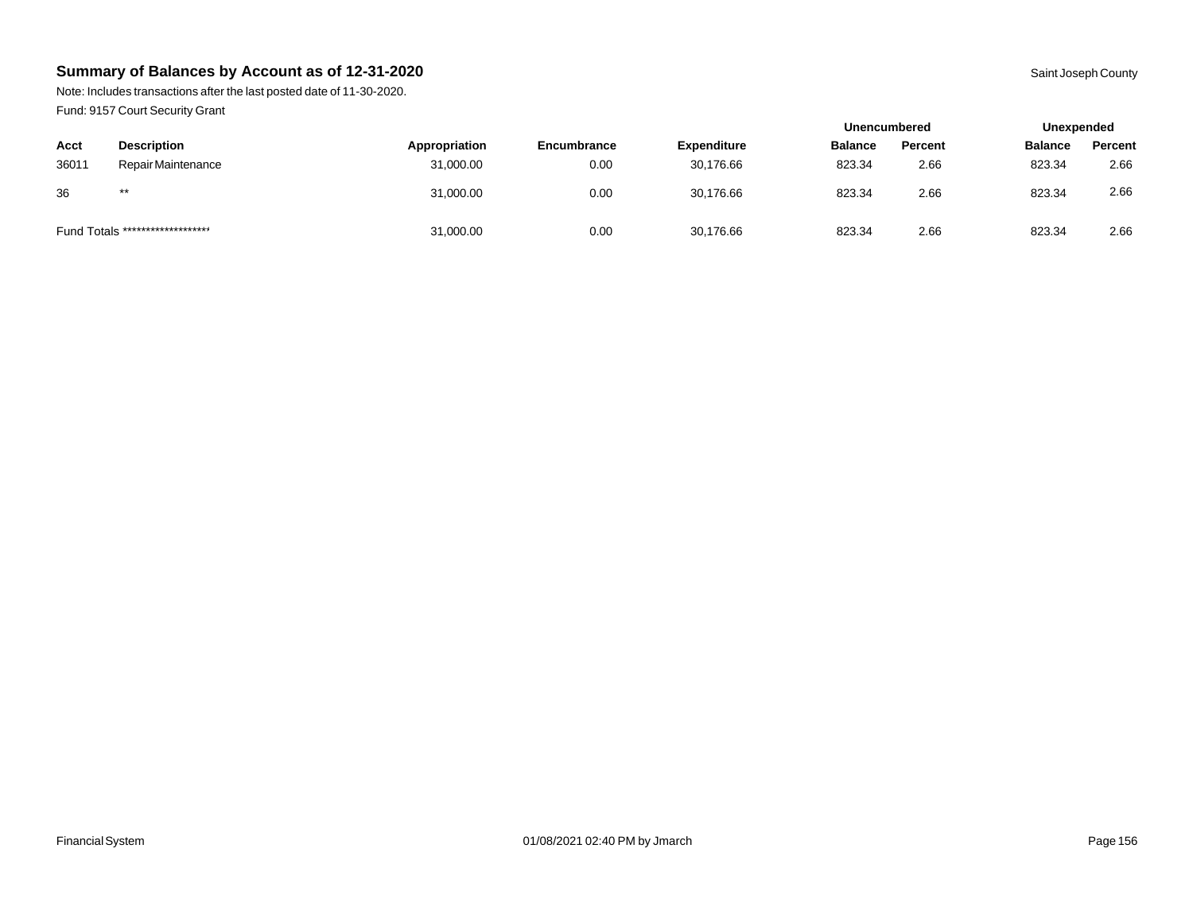## Summary of Balances by Account as of 12-31-2020

Saint Joseph County

Note: Includes transactions after the last posted date of 11-30-2020.

Fund: 9157 Court Security Grant

| | | | | | Unencumbered | | Unexpended | |
|---|---|---|---|---|---|---|---|---|
| Acct | Description | Appropriation | Encumbrance | Expenditure | Balance | Percent | Balance | Percent |
| 36011 | Repair Maintenance | 31,000.00 | 0.00 | 30,176.66 | 823.34 | 2.66 | 823.34 | 2.66 |
| 36 | ** | 31,000.00 | 0.00 | 30,176.66 | 823.34 | 2.66 | 823.34 | 2.66 |
| Fund Totals ******************* | | 31,000.00 | 0.00 | 30,176.66 | 823.34 | 2.66 | 823.34 | 2.66 |

Financial System 01/08/2021 02:40 PM by Jmarch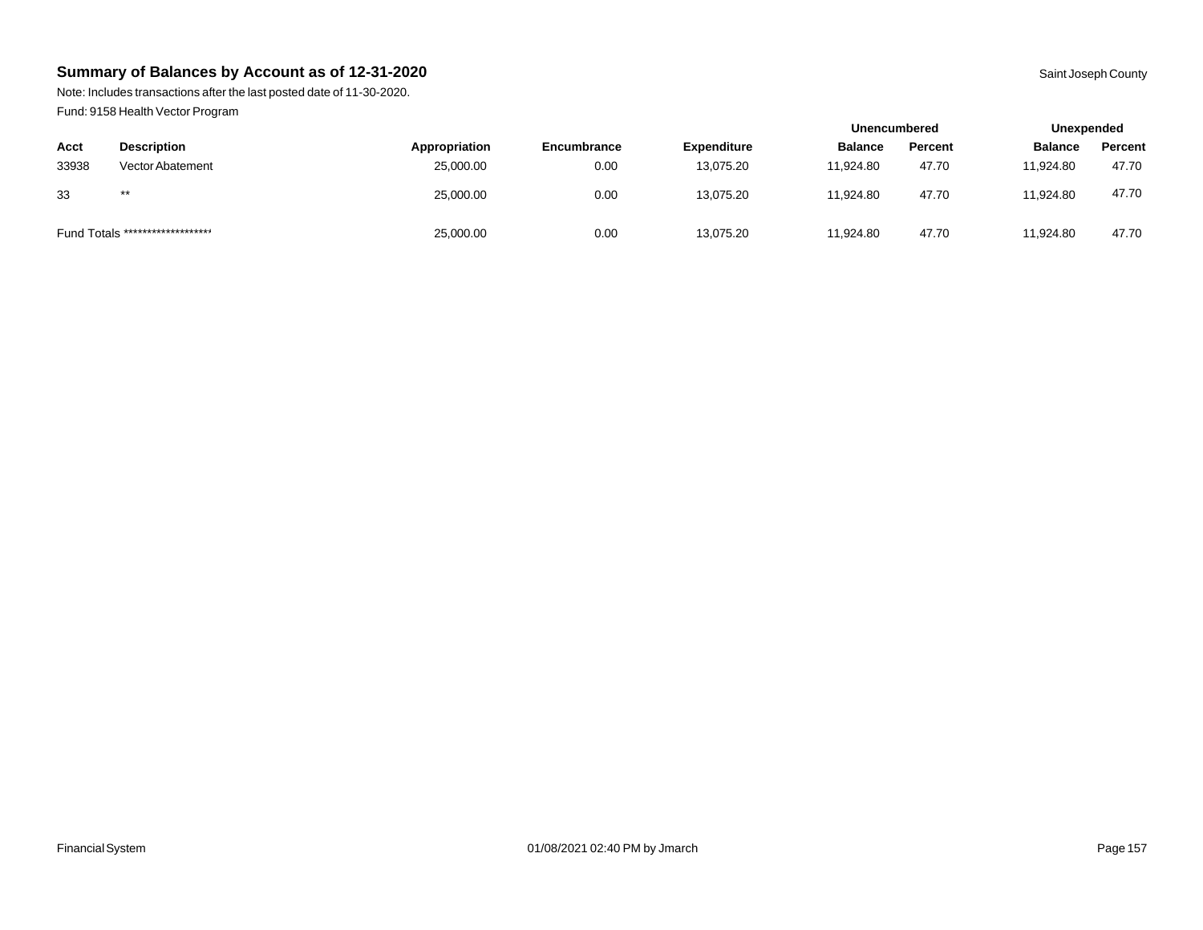## Summary of Balances by Account as of 12-31-2020

Saint Joseph County

Note: Includes transactions after the last posted date of 11-30-2020.

Fund: 9158 Health Vector Program

| | | | | | Unencumbered | | Unexpended | |
|---|---|---|---|---|---|---|---|---|
| Acct | Description | Appropriation | Encumbrance | Expenditure | Balance | Percent | Balance | Percent |
| 33938 | Vector Abatement | 25,000.00 | 0.00 | 13,075.20 | 11,924.80 | 47.70 | 11,924.80 | 47.70 |
| 33 | ** | 25,000.00 | 0.00 | 13,075.20 | 11,924.80 | 47.70 | 11,924.80 | 47.70 |
| Fund Totals ******************* | | 25,000.00 | 0.00 | 13,075.20 | 11,924.80 | 47.70 | 11,924.80 | 47.70 |

Financial System 01/08/2021 02:40 PM by Jmarch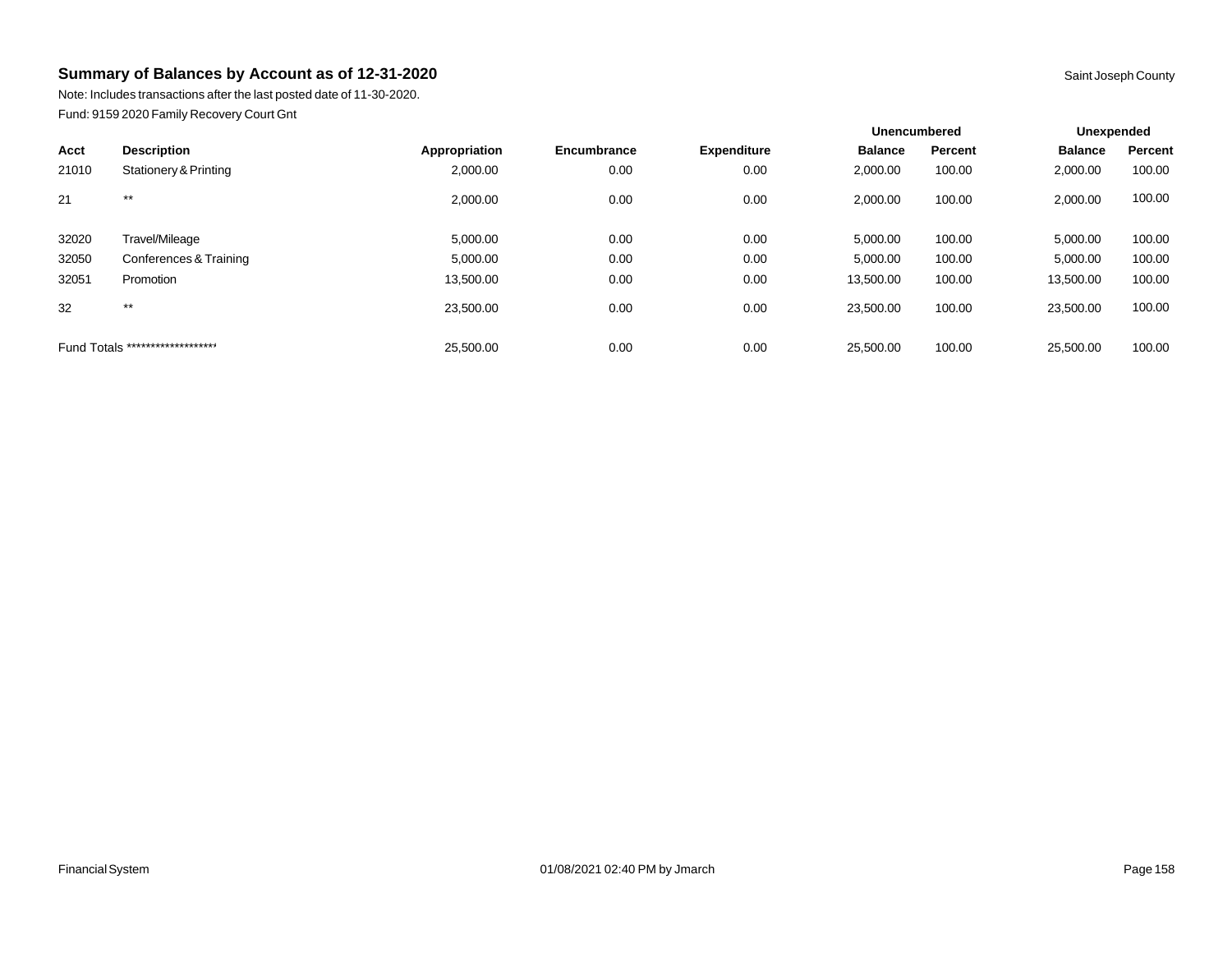## Summary of Balances by Account as of 12-31-2020

Saint Joseph County

Note: Includes transactions after the last posted date of 11-30-2020.

Fund: 9159 2020 Family Recovery Court Gnt

| | | | | | Unencumbered | | Unexpended | |
|---|---|---|---|---|---|---|---|---|
| Acct | Description | Appropriation | Encumbrance | Expenditure | Balance | Percent | Balance | Percent |
| 21010 | Stationery & Printing | 2,000.00 | 0.00 | 0.00 | 2,000.00 | 100.00 | 2,000.00 | 100.00 |
| 21 | ** | 2,000.00 | 0.00 | 0.00 | 2,000.00 | 100.00 | 2,000.00 | 100.00 |
| 32020 | Travel/Mileage | 5,000.00 | 0.00 | 0.00 | 5,000.00 | 100.00 | 5,000.00 | 100.00 |
| 32050 | Conferences & Training | 5,000.00 | 0.00 | 0.00 | 5,000.00 | 100.00 | 5,000.00 | 100.00 |
| 32051 | Promotion | 13,500.00 | 0.00 | 0.00 | 13,500.00 | 100.00 | 13,500.00 | 100.00 |
| 32 | ** | 23,500.00 | 0.00 | 0.00 | 23,500.00 | 100.00 | 23,500.00 | 100.00 |
| Fund Totals ******************* | | 25,500.00 | 0.00 | 0.00 | 25,500.00 | 100.00 | 25,500.00 | 100.00 |

Financial System 01/08/2021 02:40 PM by Jmarch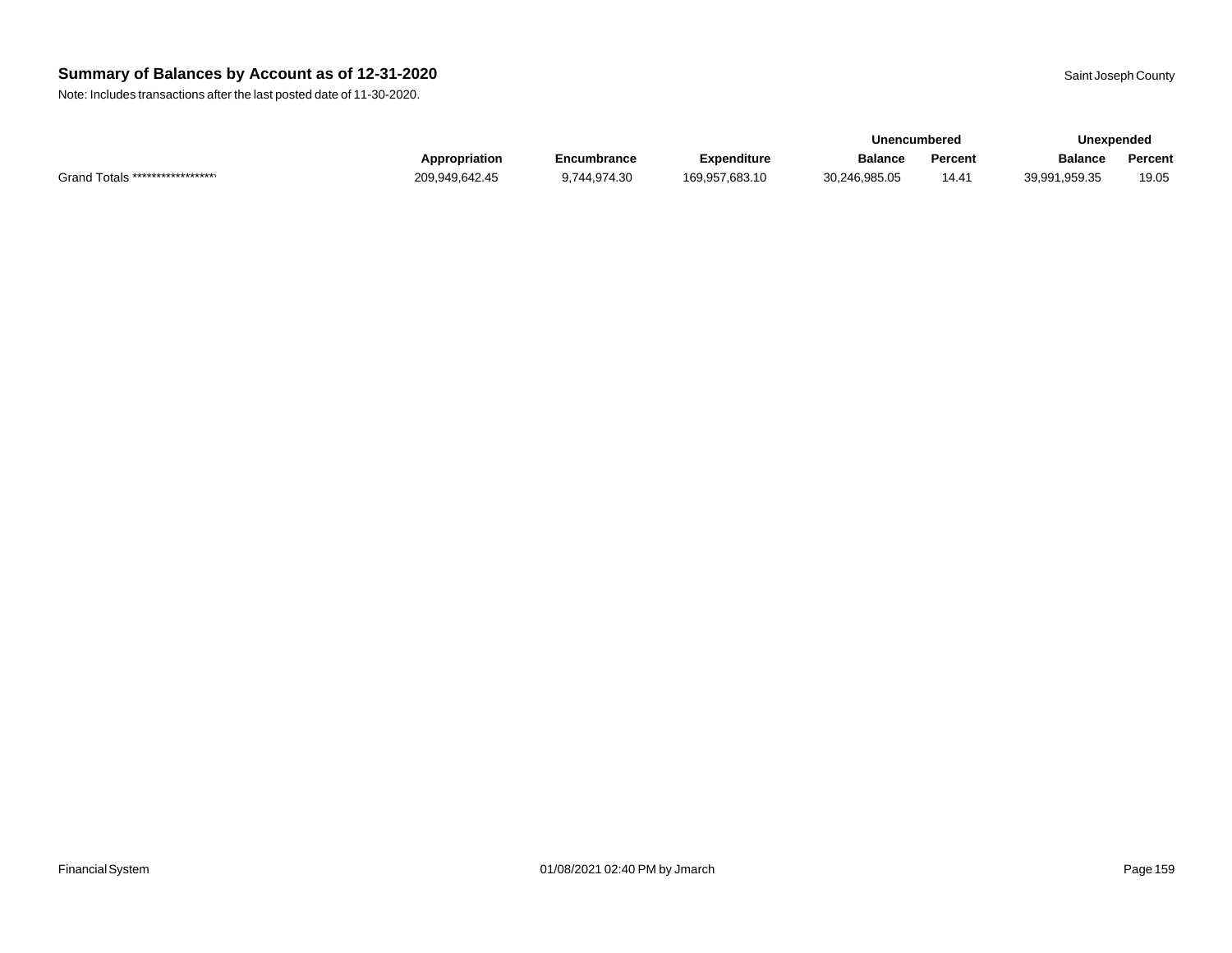# Summary of Balances by Account as of 12-31-2020

Saint Joseph County

Note: Includes transactions after the last posted date of 11-30-2020.

| | | | | Unencumbered | | Unexpended | |
|---|---|---|---|---|---|---|---|
| | Appropriation | Encumbrance | Expenditure | Balance | Percent | Balance | Percent |
| Grand Totals ****************** | 209,949,642.45 | 9,744,974.30 | 169,957,683.10 | 30,246,985.05 | 14.41 | 39,991,959.35 | 19.05 |

Financial System

01/08/2021 02:40 PM by Jmarch